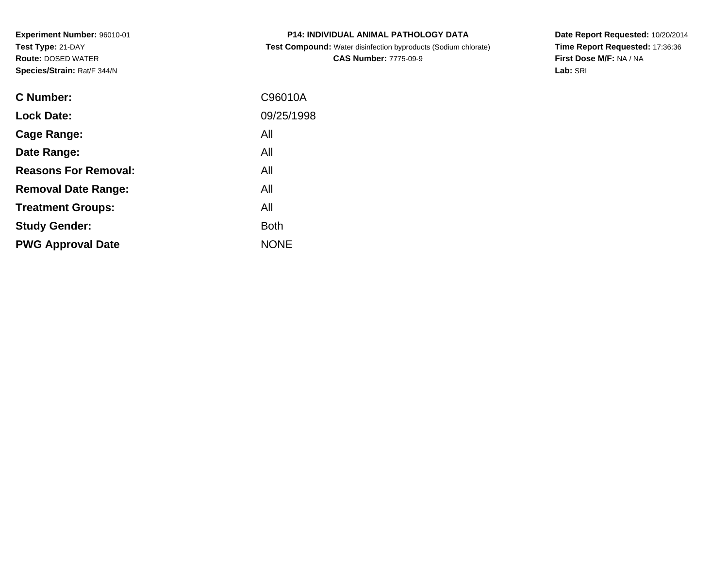**Experiment Number:** 96010-01
**Test Type:** 21-DAY
**Route:** DOSED WATER
**Species/Strain:** Rat/F 344/N

**P14: INDIVIDUAL ANIMAL PATHOLOGY DATA**
**Test Compound:** Water disinfection byproducts (Sodium chlorate)
**CAS Number:** 7775-09-9

**Date Report Requested:** 10/20/2014
**Time Report Requested:** 17:36:36
**First Dose M/F:** NA / NA
**Lab:** SRI

| | |
|---|---|
| **C Number:** | C96010A |
| **Lock Date:** | 09/25/1998 |
| **Cage Range:** | All |
| **Date Range:** | All |
| **Reasons For Removal:** | All |
| **Removal Date Range:** | All |
| **Treatment Groups:** | All |
| **Study Gender:** | Both |
| **PWG Approval Date** | NONE |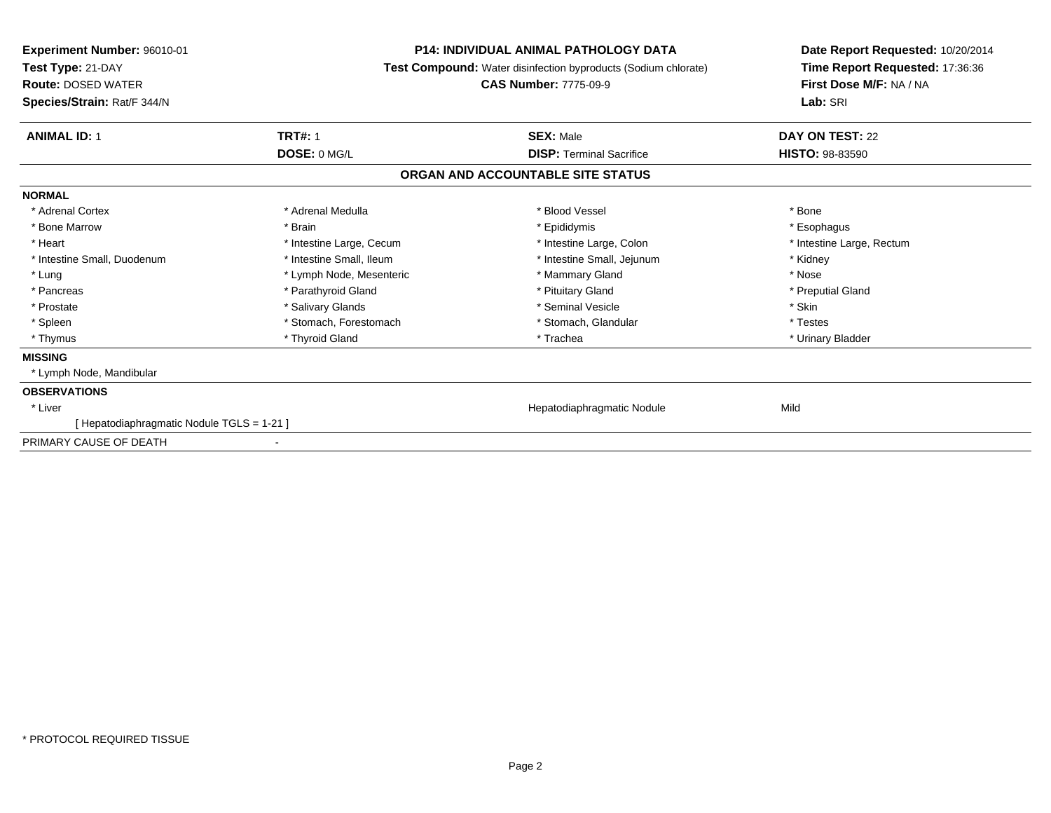**Experiment Number:** 96010-01
**Test Type:** 21-DAY
**Route:** DOSED WATER
**Species/Strain:** Rat/F 344/N

**P14: INDIVIDUAL ANIMAL PATHOLOGY DATA**
**Test Compound:** Water disinfection byproducts (Sodium chlorate)
**CAS Number:** 7775-09-9

**Date Report Requested:** 10/20/2014
**Time Report Requested:** 17:36:36
**First Dose M/F:** NA / NA
**Lab:** SRI

| **ANIMAL ID:** 1 | **TRT#:** 1 | **SEX:** Male | **DAY ON TEST:** 22 |
|---|---|---|---|
| | **DOSE:** 0 MG/L | **DISP:** Terminal Sacrifice | **HISTO:** 98-83590 |

## ORGAN AND ACCOUNTABLE SITE STATUS

**NORMAL**

| | | | |
|---|---|---|---|
| * Adrenal Cortex | * Adrenal Medulla | * Blood Vessel | * Bone |
| * Bone Marrow | * Brain | * Epididymis | * Esophagus |
| * Heart | * Intestine Large, Cecum | * Intestine Large, Colon | * Intestine Large, Rectum |
| * Intestine Small, Duodenum | * Intestine Small, Ileum | * Intestine Small, Jejunum | * Kidney |
| * Lung | * Lymph Node, Mesenteric | * Mammary Gland | * Nose |
| * Pancreas | * Parathyroid Gland | * Pituitary Gland | * Preputial Gland |
| * Prostate | * Salivary Glands | * Seminal Vesicle | * Skin |
| * Spleen | * Stomach, Forestomach | * Stomach, Glandular | * Testes |
| * Thymus | * Thyroid Gland | * Trachea | * Urinary Bladder |

**MISSING**

* Lymph Node, Mandibular

**OBSERVATIONS**

| | | | |
|---|---|---|---|
| * Liver | | Hepatodiaphragmatic Nodule | Mild |
| [ Hepatodiaphragmatic Nodule TGLS = 1-21 ] | | | |

PRIMARY CAUSE OF DEATH -

* PROTOCOL REQUIRED TISSUE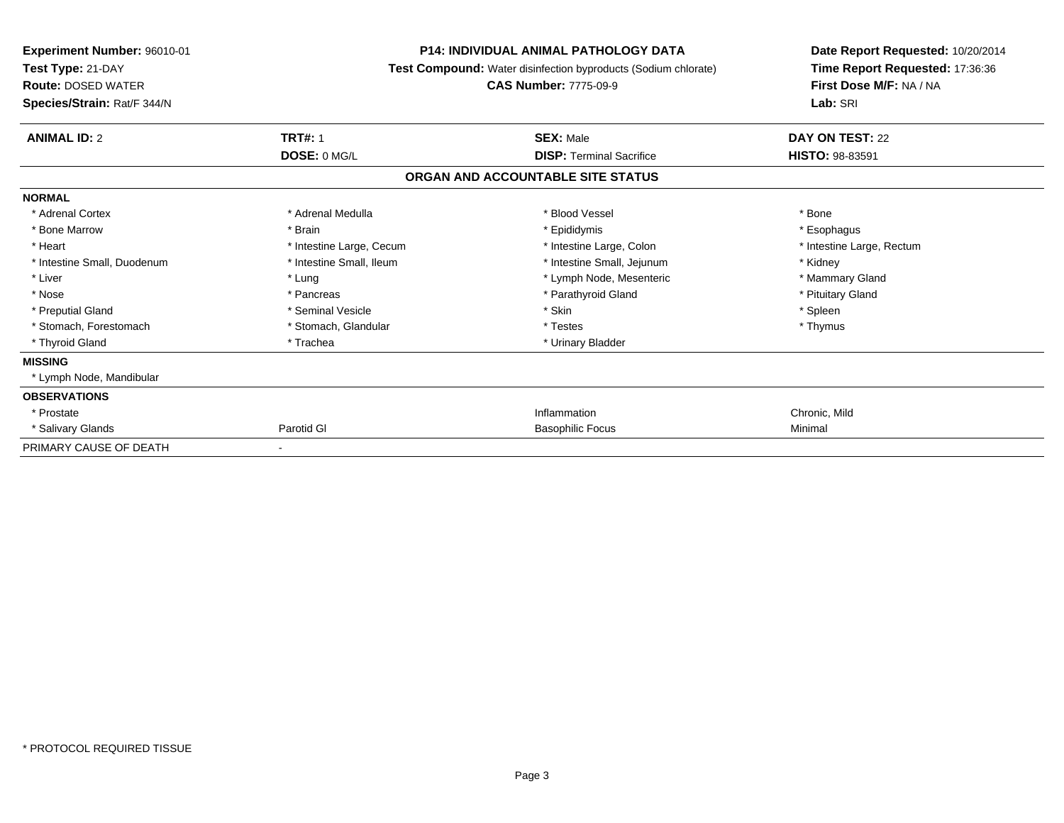**Experiment Number:** 96010-01
**Test Type:** 21-DAY
**Route:** DOSED WATER
**Species/Strain:** Rat/F 344/N

**P14: INDIVIDUAL ANIMAL PATHOLOGY DATA**
**Test Compound:** Water disinfection byproducts (Sodium chlorate)
**CAS Number:** 7775-09-9

**Date Report Requested:** 10/20/2014
**Time Report Requested:** 17:36:36
**First Dose M/F:** NA / NA
**Lab:** SRI

| **ANIMAL ID:** 2 | **TRT#:** 1 | **SEX:** Male | **DAY ON TEST:** 22 |
|---|---|---|---|
| | **DOSE:** 0 MG/L | **DISP:** Terminal Sacrifice | **HISTO:** 98-83591 |

## ORGAN AND ACCOUNTABLE SITE STATUS

| | | | |
|---|---|---|---|
| **NORMAL** | | | |
| * Adrenal Cortex | * Adrenal Medulla | * Blood Vessel | * Bone |
| * Bone Marrow | * Brain | * Epididymis | * Esophagus |
| * Heart | * Intestine Large, Cecum | * Intestine Large, Colon | * Intestine Large, Rectum |
| * Intestine Small, Duodenum | * Intestine Small, Ileum | * Intestine Small, Jejunum | * Kidney |
| * Liver | * Lung | * Lymph Node, Mesenteric | * Mammary Gland |
| * Nose | * Pancreas | * Parathyroid Gland | * Pituitary Gland |
| * Preputial Gland | * Seminal Vesicle | * Skin | * Spleen |
| * Stomach, Forestomach | * Stomach, Glandular | * Testes | * Thymus |
| * Thyroid Gland | * Trachea | * Urinary Bladder | |
| **MISSING** | | | |
| * Lymph Node, Mandibular | | | |
| **OBSERVATIONS** | | | |
| * Prostate | | Inflammation | Chronic, Mild |
| * Salivary Glands | Parotid Gl | Basophilic Focus | Minimal |
| PRIMARY CAUSE OF DEATH | - | | |

* PROTOCOL REQUIRED TISSUE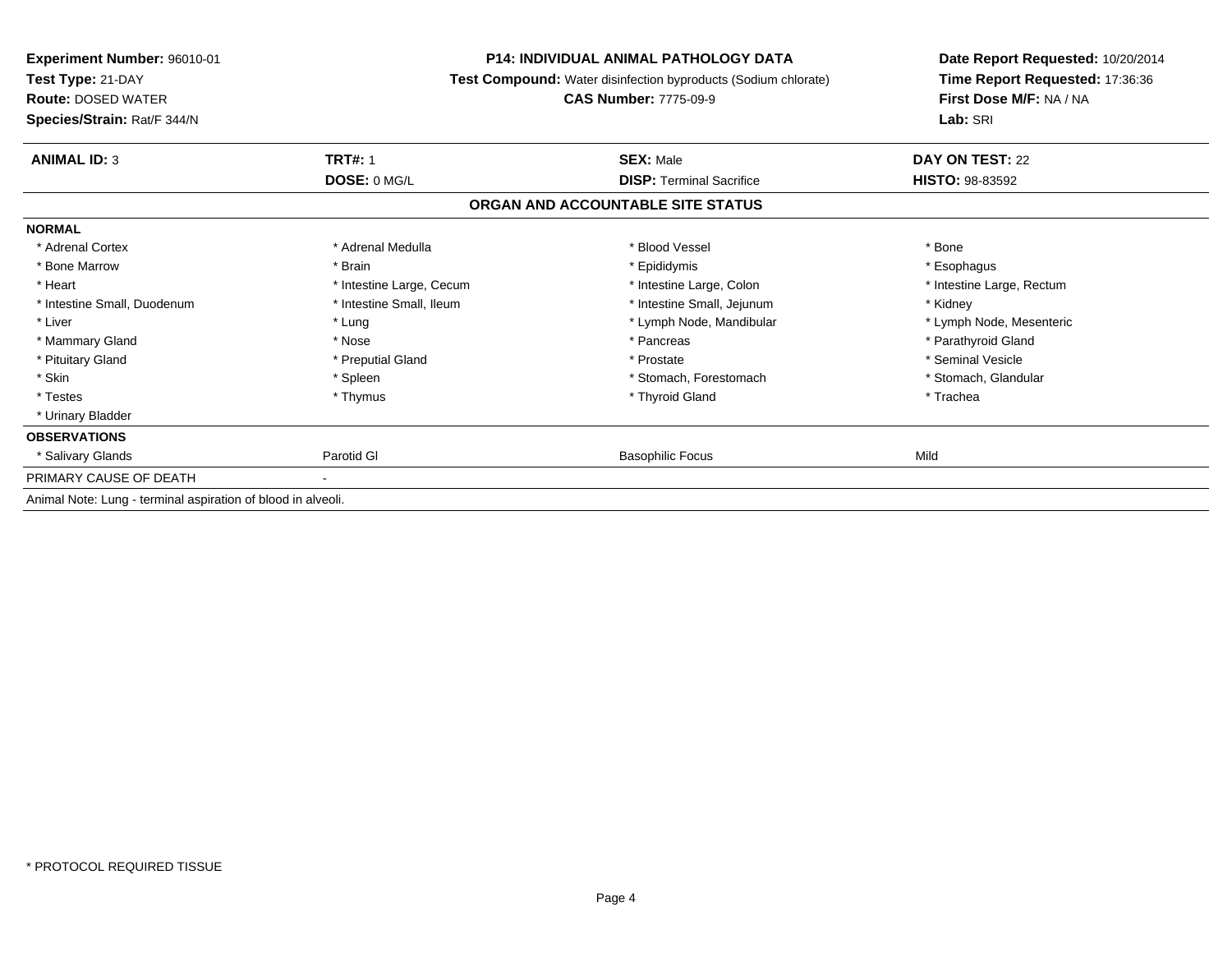**Experiment Number:** 96010-01
**Test Type:** 21-DAY
**Route:** DOSED WATER
**Species/Strain:** Rat/F 344/N

**P14: INDIVIDUAL ANIMAL PATHOLOGY DATA**
**Test Compound:** Water disinfection byproducts (Sodium chlorate)
**CAS Number:** 7775-09-9

**Date Report Requested:** 10/20/2014
**Time Report Requested:** 17:36:36
**First Dose M/F:** NA / NA
**Lab:** SRI

| **ANIMAL ID:** 3 | **TRT#:** 1 | **SEX:** Male | **DAY ON TEST:** 22 |
|---|---|---|---|
| | **DOSE:** 0 MG/L | **DISP:** Terminal Sacrifice | **HISTO:** 98-83592 |

## ORGAN AND ACCOUNTABLE SITE STATUS

| | | | |
|---|---|---|---|
| **NORMAL** | | | |
| * Adrenal Cortex | * Adrenal Medulla | * Blood Vessel | * Bone |
| * Bone Marrow | * Brain | * Epididymis | * Esophagus |
| * Heart | * Intestine Large, Cecum | * Intestine Large, Colon | * Intestine Large, Rectum |
| * Intestine Small, Duodenum | * Intestine Small, Ileum | * Intestine Small, Jejunum | * Kidney |
| * Liver | * Lung | * Lymph Node, Mandibular | * Lymph Node, Mesenteric |
| * Mammary Gland | * Nose | * Pancreas | * Parathyroid Gland |
| * Pituitary Gland | * Preputial Gland | * Prostate | * Seminal Vesicle |
| * Skin | * Spleen | * Stomach, Forestomach | * Stomach, Glandular |
| * Testes | * Thymus | * Thyroid Gland | * Trachea |
| * Urinary Bladder | | | |
| **OBSERVATIONS** | | | |
| * Salivary Glands | Parotid Gl | Basophilic Focus | Mild |
| PRIMARY CAUSE OF DEATH | - | | |

Animal Note: Lung - terminal aspiration of blood in alveoli.

* PROTOCOL REQUIRED TISSUE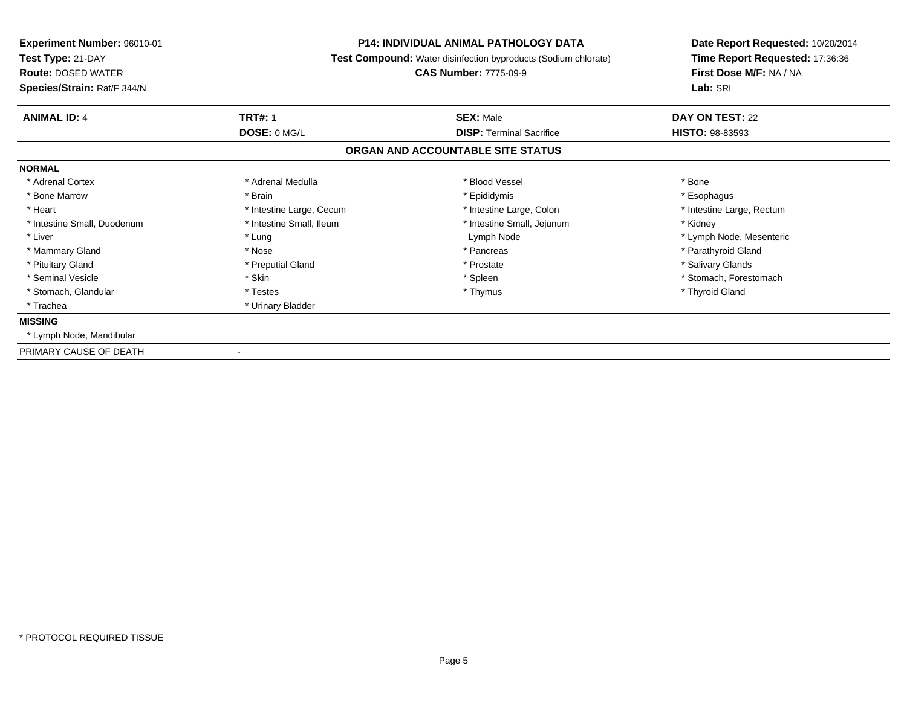**Experiment Number:** 96010-01
**Test Type:** 21-DAY
**Route:** DOSED WATER
**Species/Strain:** Rat/F 344/N

**P14: INDIVIDUAL ANIMAL PATHOLOGY DATA**
**Test Compound:** Water disinfection byproducts (Sodium chlorate)
**CAS Number:** 7775-09-9

**Date Report Requested:** 10/20/2014
**Time Report Requested:** 17:36:36
**First Dose M/F:** NA / NA
**Lab:** SRI

| **ANIMAL ID:** 4 | **TRT#:** 1 | **SEX:** Male | **DAY ON TEST:** 22 |
|---|---|---|---|
| | **DOSE:** 0 MG/L | **DISP:** Terminal Sacrifice | **HISTO:** 98-83593 |

## ORGAN AND ACCOUNTABLE SITE STATUS

**NORMAL**

| | | | |
|---|---|---|---|
| * Adrenal Cortex | * Adrenal Medulla | * Blood Vessel | * Bone |
| * Bone Marrow | * Brain | * Epididymis | * Esophagus |
| * Heart | * Intestine Large, Cecum | * Intestine Large, Colon | * Intestine Large, Rectum |
| * Intestine Small, Duodenum | * Intestine Small, Ileum | * Intestine Small, Jejunum | * Kidney |
| * Liver | * Lung | Lymph Node | * Lymph Node, Mesenteric |
| * Mammary Gland | * Nose | * Pancreas | * Parathyroid Gland |
| * Pituitary Gland | * Preputial Gland | * Prostate | * Salivary Glands |
| * Seminal Vesicle | * Skin | * Spleen | * Stomach, Forestomach |
| * Stomach, Glandular | * Testes | * Thymus | * Thyroid Gland |
| * Trachea | * Urinary Bladder | | |

**MISSING**

* Lymph Node, Mandibular

PRIMARY CAUSE OF DEATH -

* PROTOCOL REQUIRED TISSUE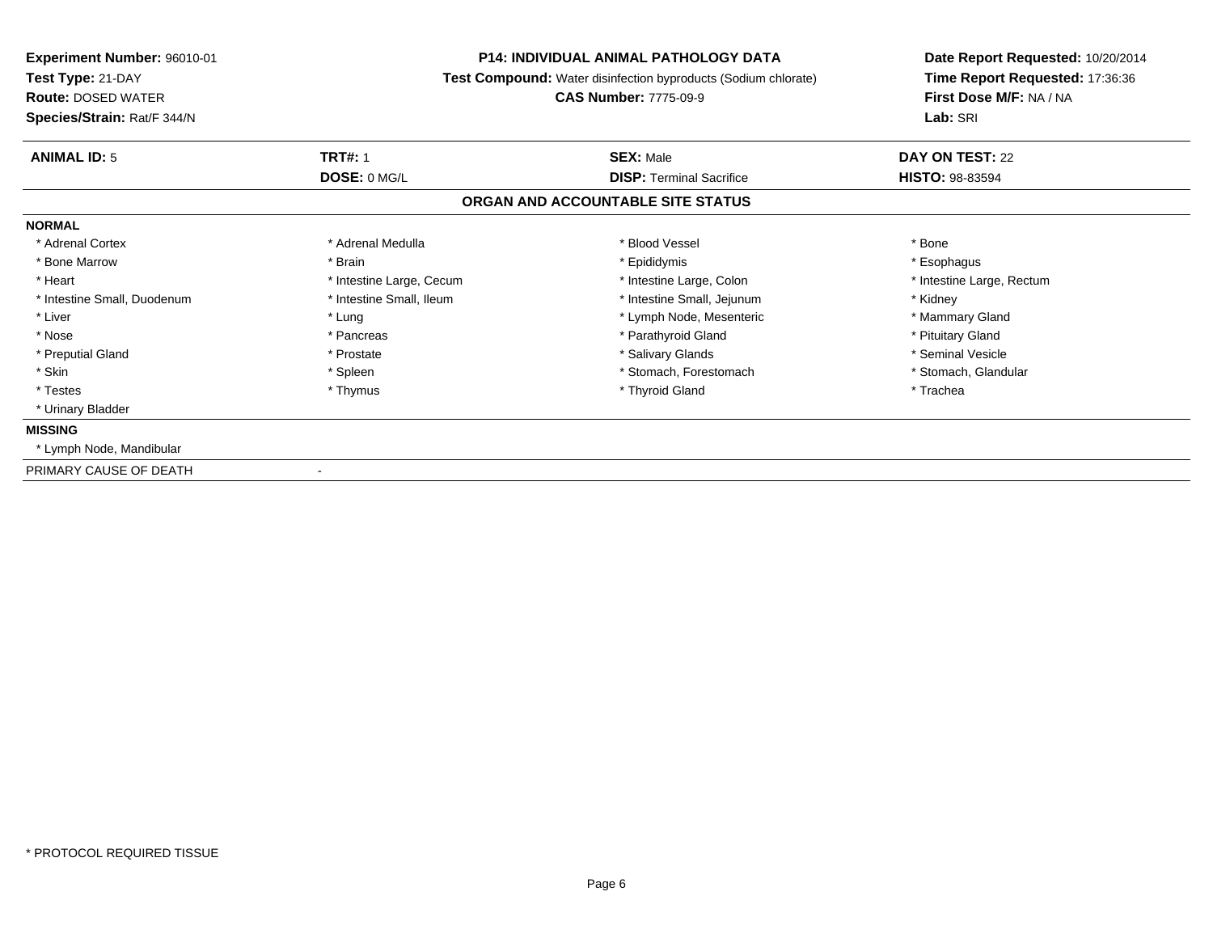**Experiment Number:** 96010-01
**Test Type:** 21-DAY
**Route:** DOSED WATER
**Species/Strain:** Rat/F 344/N

**P14: INDIVIDUAL ANIMAL PATHOLOGY DATA**
**Test Compound:** Water disinfection byproducts (Sodium chlorate)
**CAS Number:** 7775-09-9

**Date Report Requested:** 10/20/2014
**Time Report Requested:** 17:36:36
**First Dose M/F:** NA / NA
**Lab:** SRI

| **ANIMAL ID:** 5 | **TRT#:** 1 | **SEX:** Male | **DAY ON TEST:** 22 |
|---|---|---|---|
| | **DOSE:** 0 MG/L | **DISP:** Terminal Sacrifice | **HISTO:** 98-83594 |

## ORGAN AND ACCOUNTABLE SITE STATUS

**NORMAL**

| | | | |
|---|---|---|---|
| * Adrenal Cortex | * Adrenal Medulla | * Blood Vessel | * Bone |
| * Bone Marrow | * Brain | * Epididymis | * Esophagus |
| * Heart | * Intestine Large, Cecum | * Intestine Large, Colon | * Intestine Large, Rectum |
| * Intestine Small, Duodenum | * Intestine Small, Ileum | * Intestine Small, Jejunum | * Kidney |
| * Liver | * Lung | * Lymph Node, Mesenteric | * Mammary Gland |
| * Nose | * Pancreas | * Parathyroid Gland | * Pituitary Gland |
| * Preputial Gland | * Prostate | * Salivary Glands | * Seminal Vesicle |
| * Skin | * Spleen | * Stomach, Forestomach | * Stomach, Glandular |
| * Testes | * Thymus | * Thyroid Gland | * Trachea |
| * Urinary Bladder | | | |

**MISSING**

* Lymph Node, Mandibular

PRIMARY CAUSE OF DEATH -

* PROTOCOL REQUIRED TISSUE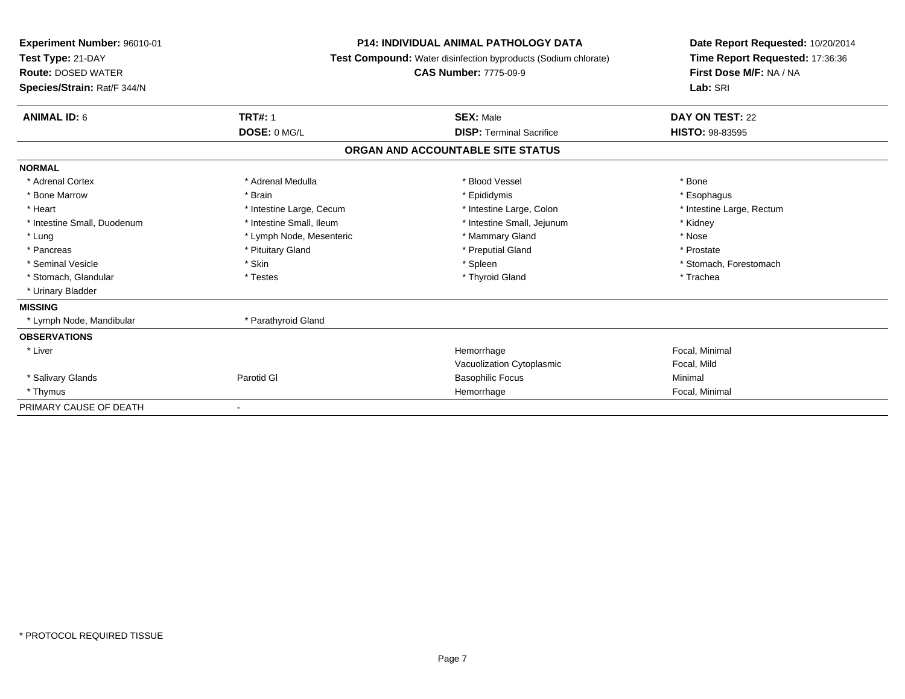**Experiment Number:** 96010-01
**Test Type:** 21-DAY
**Route:** DOSED WATER
**Species/Strain:** Rat/F 344/N

**P14: INDIVIDUAL ANIMAL PATHOLOGY DATA**
**Test Compound:** Water disinfection byproducts (Sodium chlorate)
**CAS Number:** 7775-09-9

**Date Report Requested:** 10/20/2014
**Time Report Requested:** 17:36:36
**First Dose M/F:** NA / NA
**Lab:** SRI

| **ANIMAL ID:** 6 | **TRT#:** 1 | **SEX:** Male | **DAY ON TEST:** 22 |
|---|---|---|---|
| | **DOSE:** 0 MG/L | **DISP:** Terminal Sacrifice | **HISTO:** 98-83595 |

**ORGAN AND ACCOUNTABLE SITE STATUS**

**NORMAL**

| | | | |
|---|---|---|---|
| * Adrenal Cortex | * Adrenal Medulla | * Blood Vessel | * Bone |
| * Bone Marrow | * Brain | * Epididymis | * Esophagus |
| * Heart | * Intestine Large, Cecum | * Intestine Large, Colon | * Intestine Large, Rectum |
| * Intestine Small, Duodenum | * Intestine Small, Ileum | * Intestine Small, Jejunum | * Kidney |
| * Lung | * Lymph Node, Mesenteric | * Mammary Gland | * Nose |
| * Pancreas | * Pituitary Gland | * Preputial Gland | * Prostate |
| * Seminal Vesicle | * Skin | * Spleen | * Stomach, Forestomach |
| * Stomach, Glandular | * Testes | * Thyroid Gland | * Trachea |
| * Urinary Bladder | | | |

**MISSING**

| | |
|---|---|
| * Lymph Node, Mandibular | * Parathyroid Gland |

**OBSERVATIONS**

| | | | |
|---|---|---|---|
| * Liver | | Hemorrhage | Focal, Minimal |
| | | Vacuolization Cytoplasmic | Focal, Mild |
| * Salivary Glands | Parotid Gl | Basophilic Focus | Minimal |
| * Thymus | | Hemorrhage | Focal, Minimal |

PRIMARY CAUSE OF DEATH -

* PROTOCOL REQUIRED TISSUE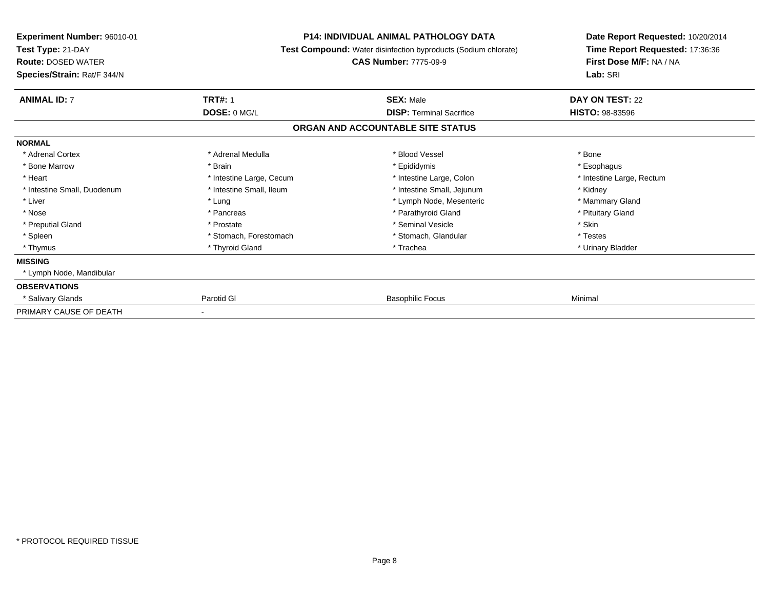**Experiment Number:** 96010-01
**Test Type:** 21-DAY
**Route:** DOSED WATER
**Species/Strain:** Rat/F 344/N

**P14: INDIVIDUAL ANIMAL PATHOLOGY DATA**
**Test Compound:** Water disinfection byproducts (Sodium chlorate)
**CAS Number:** 7775-09-9

**Date Report Requested:** 10/20/2014
**Time Report Requested:** 17:36:36
**First Dose M/F:** NA / NA
**Lab:** SRI

| **ANIMAL ID:** 7 | **TRT#:** 1 | **SEX:** Male | **DAY ON TEST:** 22 |
|---|---|---|---|
| | **DOSE:** 0 MG/L | **DISP:** Terminal Sacrifice | **HISTO:** 98-83596 |

## ORGAN AND ACCOUNTABLE SITE STATUS

| | | | |
|---|---|---|---|
| **NORMAL** | | | |
| * Adrenal Cortex | * Adrenal Medulla | * Blood Vessel | * Bone |
| * Bone Marrow | * Brain | * Epididymis | * Esophagus |
| * Heart | * Intestine Large, Cecum | * Intestine Large, Colon | * Intestine Large, Rectum |
| * Intestine Small, Duodenum | * Intestine Small, Ileum | * Intestine Small, Jejunum | * Kidney |
| * Liver | * Lung | * Lymph Node, Mesenteric | * Mammary Gland |
| * Nose | * Pancreas | * Parathyroid Gland | * Pituitary Gland |
| * Preputial Gland | * Prostate | * Seminal Vesicle | * Skin |
| * Spleen | * Stomach, Forestomach | * Stomach, Glandular | * Testes |
| * Thymus | * Thyroid Gland | * Trachea | * Urinary Bladder |
| **MISSING** | | | |
| * Lymph Node, Mandibular | | | |
| **OBSERVATIONS** | | | |
| * Salivary Glands | Parotid Gl | Basophilic Focus | Minimal |
| PRIMARY CAUSE OF DEATH | - | | |

* PROTOCOL REQUIRED TISSUE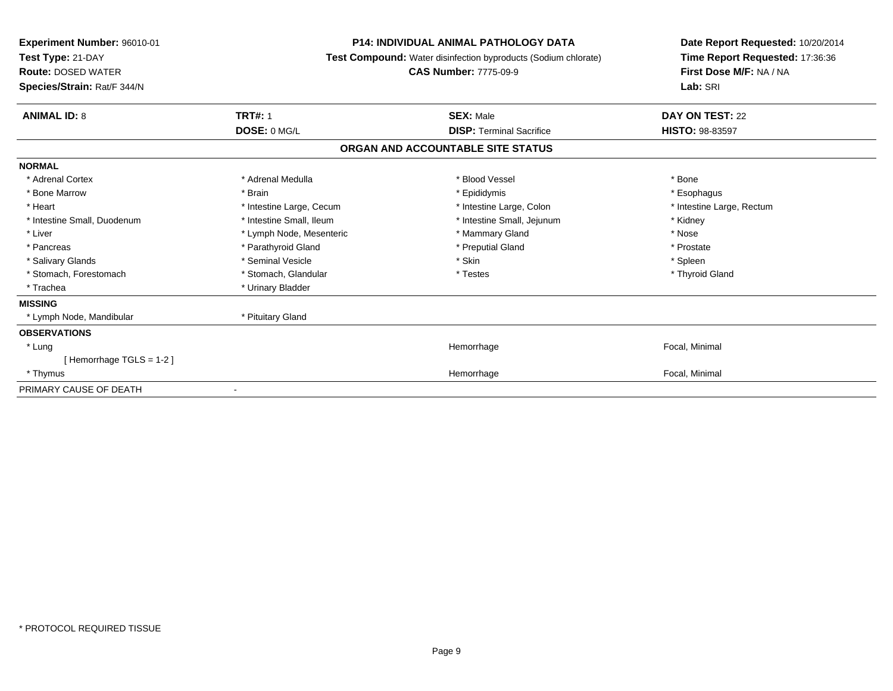**Experiment Number:** 96010-01
**Test Type:** 21-DAY
**Route:** DOSED WATER
**Species/Strain:** Rat/F 344/N

**P14: INDIVIDUAL ANIMAL PATHOLOGY DATA**
**Test Compound:** Water disinfection byproducts (Sodium chlorate)
**CAS Number:** 7775-09-9

**Date Report Requested:** 10/20/2014
**Time Report Requested:** 17:36:36
**First Dose M/F:** NA / NA
**Lab:** SRI

| **ANIMAL ID:** 8 | **TRT#:** 1 | **SEX:** Male | **DAY ON TEST:** 22 |
|---|---|---|---|
| | **DOSE:** 0 MG/L | **DISP:** Terminal Sacrifice | **HISTO:** 98-83597 |

## ORGAN AND ACCOUNTABLE SITE STATUS

| | | | |
|---|---|---|---|
| **NORMAL** | | | |
| * Adrenal Cortex | * Adrenal Medulla | * Blood Vessel | * Bone |
| * Bone Marrow | * Brain | * Epididymis | * Esophagus |
| * Heart | * Intestine Large, Cecum | * Intestine Large, Colon | * Intestine Large, Rectum |
| * Intestine Small, Duodenum | * Intestine Small, Ileum | * Intestine Small, Jejunum | * Kidney |
| * Liver | * Lymph Node, Mesenteric | * Mammary Gland | * Nose |
| * Pancreas | * Parathyroid Gland | * Preputial Gland | * Prostate |
| * Salivary Glands | * Seminal Vesicle | * Skin | * Spleen |
| * Stomach, Forestomach | * Stomach, Glandular | * Testes | * Thyroid Gland |
| * Trachea | * Urinary Bladder | | |
| **MISSING** | | | |
| * Lymph Node, Mandibular | * Pituitary Gland | | |
| **OBSERVATIONS** | | | |
| * Lung | | Hemorrhage | Focal, Minimal |
| [ Hemorrhage TGLS = 1-2 ] | | | |
| * Thymus | | Hemorrhage | Focal, Minimal |
| PRIMARY CAUSE OF DEATH | - | | |

* PROTOCOL REQUIRED TISSUE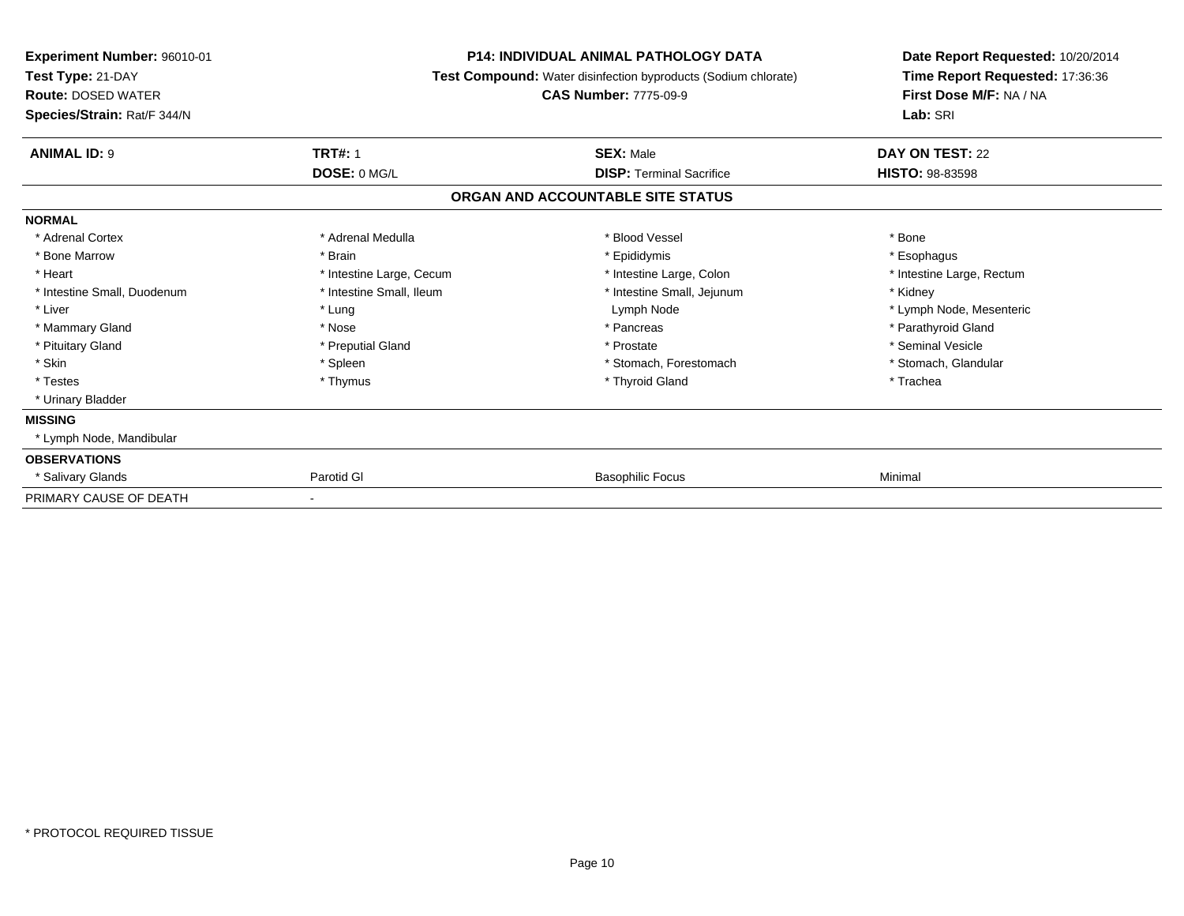**Experiment Number:** 96010-01
**Test Type:** 21-DAY
**Route:** DOSED WATER
**Species/Strain:** Rat/F 344/N

**P14: INDIVIDUAL ANIMAL PATHOLOGY DATA**
**Test Compound:** Water disinfection byproducts (Sodium chlorate)
**CAS Number:** 7775-09-9

**Date Report Requested:** 10/20/2014
**Time Report Requested:** 17:36:36
**First Dose M/F:** NA / NA
**Lab:** SRI

| **ANIMAL ID:** 9 | **TRT#:** 1 | **SEX:** Male | **DAY ON TEST:** 22 |
|---|---|---|---|
| | **DOSE:** 0 MG/L | **DISP:** Terminal Sacrifice | **HISTO:** 98-83598 |

## ORGAN AND ACCOUNTABLE SITE STATUS

| | | | |
|---|---|---|---|
| **NORMAL** | | | |
| * Adrenal Cortex | * Adrenal Medulla | * Blood Vessel | * Bone |
| * Bone Marrow | * Brain | * Epididymis | * Esophagus |
| * Heart | * Intestine Large, Cecum | * Intestine Large, Colon | * Intestine Large, Rectum |
| * Intestine Small, Duodenum | * Intestine Small, Ileum | * Intestine Small, Jejunum | * Kidney |
| * Liver | * Lung | Lymph Node | * Lymph Node, Mesenteric |
| * Mammary Gland | * Nose | * Pancreas | * Parathyroid Gland |
| * Pituitary Gland | * Preputial Gland | * Prostate | * Seminal Vesicle |
| * Skin | * Spleen | * Stomach, Forestomach | * Stomach, Glandular |
| * Testes | * Thymus | * Thyroid Gland | * Trachea |
| * Urinary Bladder | | | |
| **MISSING** | | | |
| * Lymph Node, Mandibular | | | |
| **OBSERVATIONS** | | | |
| * Salivary Glands | Parotid Gl | Basophilic Focus | Minimal |
| PRIMARY CAUSE OF DEATH | - | | |

\* PROTOCOL REQUIRED TISSUE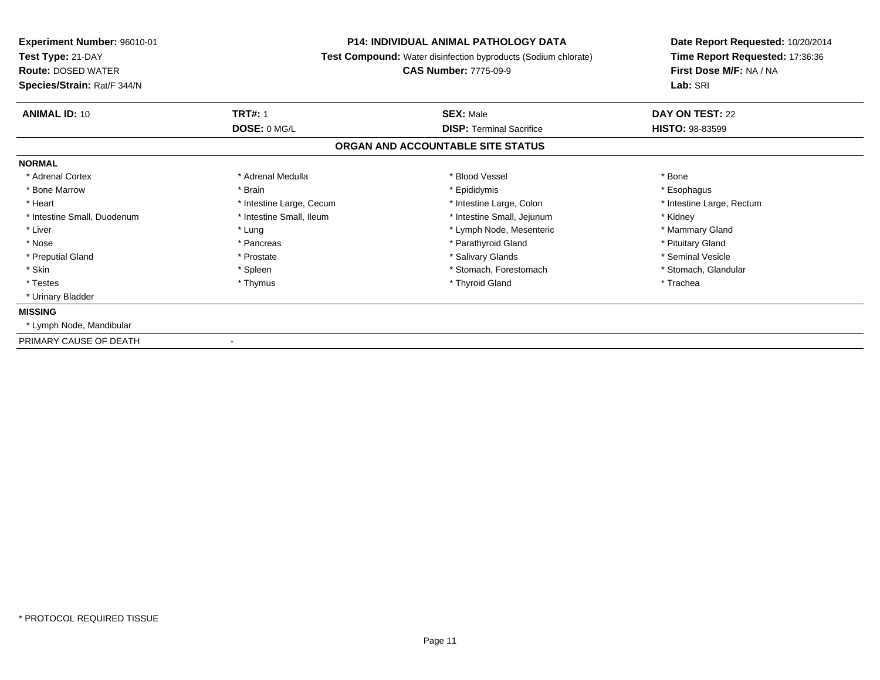**Experiment Number:** 96010-01
**Test Type:** 21-DAY
**Route:** DOSED WATER
**Species/Strain:** Rat/F 344/N

**P14: INDIVIDUAL ANIMAL PATHOLOGY DATA**
**Test Compound:** Water disinfection byproducts (Sodium chlorate)
**CAS Number:** 7775-09-9

**Date Report Requested:** 10/20/2014
**Time Report Requested:** 17:36:36
**First Dose M/F:** NA / NA
**Lab:** SRI

| **ANIMAL ID:** 10 | **TRT#:** 1 | **SEX:** Male | **DAY ON TEST:** 22 |
|---|---|---|---|
| | **DOSE:** 0 MG/L | **DISP:** Terminal Sacrifice | **HISTO:** 98-83599 |

## ORGAN AND ACCOUNTABLE SITE STATUS

**NORMAL**

| | | | |
|---|---|---|---|
| * Adrenal Cortex | * Adrenal Medulla | * Blood Vessel | * Bone |
| * Bone Marrow | * Brain | * Epididymis | * Esophagus |
| * Heart | * Intestine Large, Cecum | * Intestine Large, Colon | * Intestine Large, Rectum |
| * Intestine Small, Duodenum | * Intestine Small, Ileum | * Intestine Small, Jejunum | * Kidney |
| * Liver | * Lung | * Lymph Node, Mesenteric | * Mammary Gland |
| * Nose | * Pancreas | * Parathyroid Gland | * Pituitary Gland |
| * Preputial Gland | * Prostate | * Salivary Glands | * Seminal Vesicle |
| * Skin | * Spleen | * Stomach, Forestomach | * Stomach, Glandular |
| * Testes | * Thymus | * Thyroid Gland | * Trachea |
| * Urinary Bladder | | | |

**MISSING**

* Lymph Node, Mandibular

PRIMARY CAUSE OF DEATH -

* PROTOCOL REQUIRED TISSUE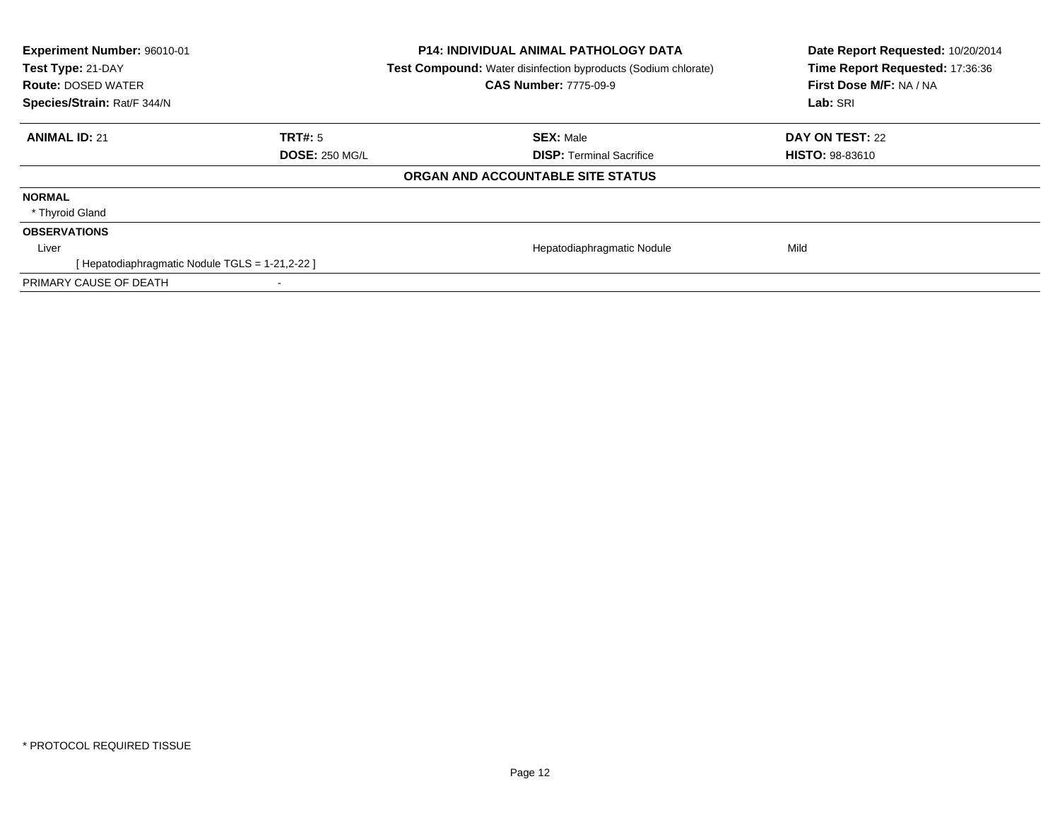**Experiment Number:** 96010-01
**Test Type:** 21-DAY
**Route:** DOSED WATER
**Species/Strain:** Rat/F 344/N

**P14: INDIVIDUAL ANIMAL PATHOLOGY DATA**
**Test Compound:** Water disinfection byproducts (Sodium chlorate)
**CAS Number:** 7775-09-9

**Date Report Requested:** 10/20/2014
**Time Report Requested:** 17:36:36
**First Dose M/F:** NA / NA
**Lab:** SRI

| **ANIMAL ID:** 21 | **TRT#:** 5 | **SEX:** Male | **DAY ON TEST:** 22 |
|---|---|---|---|
| | **DOSE:** 250 MG/L | **DISP:** Terminal Sacrifice | **HISTO:** 98-83610 |

**ORGAN AND ACCOUNTABLE SITE STATUS**

**NORMAL**

* Thyroid Gland

**OBSERVATIONS**

| | | | |
|---|---|---|---|
| Liver | | Hepatodiaphragmatic Nodule | Mild |
| [ Hepatodiaphragmatic Nodule TGLS = 1-21,2-22 ] | | | |

PRIMARY CAUSE OF DEATH -

* PROTOCOL REQUIRED TISSUE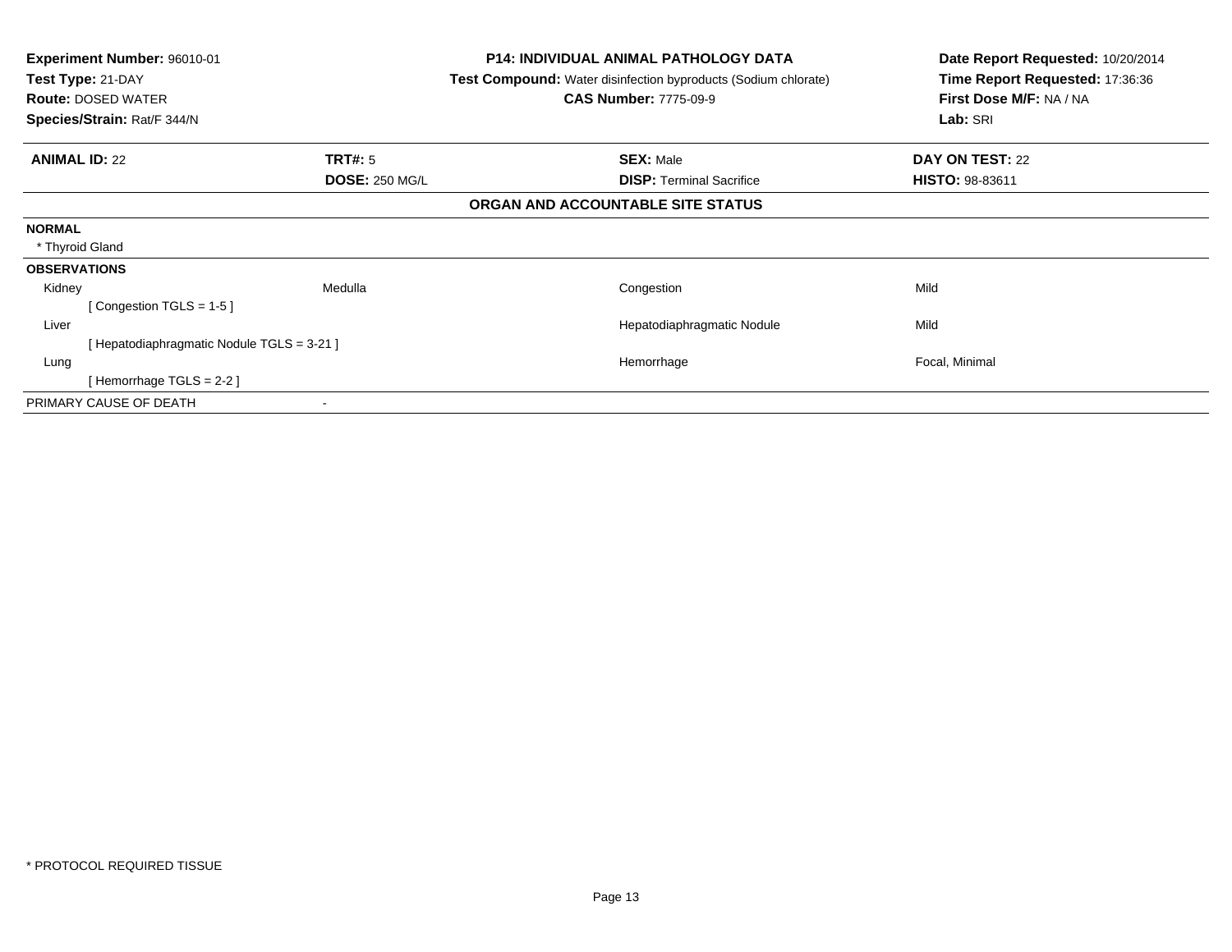**Experiment Number:** 96010-01
**Test Type:** 21-DAY
**Route:** DOSED WATER
**Species/Strain:** Rat/F 344/N

**P14: INDIVIDUAL ANIMAL PATHOLOGY DATA**
**Test Compound:** Water disinfection byproducts (Sodium chlorate)
**CAS Number:** 7775-09-9

**Date Report Requested:** 10/20/2014
**Time Report Requested:** 17:36:36
**First Dose M/F:** NA / NA
**Lab:** SRI

| **ANIMAL ID:** 22 | **TRT#:** 5 | **SEX:** Male | **DAY ON TEST:** 22 |
|---|---|---|---|
| | **DOSE:** 250 MG/L | **DISP:** Terminal Sacrifice | **HISTO:** 98-83611 |

**ORGAN AND ACCOUNTABLE SITE STATUS**

**NORMAL**

* Thyroid Gland

**OBSERVATIONS**

| Organ | Site | Observation | Severity |
|---|---|---|---|
| Kidney | Medulla | Congestion | Mild |
| [ Congestion TGLS = 1-5 ] | | | |
| Liver | | Hepatodiaphragmatic Nodule | Mild |
| [ Hepatodiaphragmatic Nodule TGLS = 3-21 ] | | | |
| Lung | | Hemorrhage | Focal, Minimal |
| [ Hemorrhage TGLS = 2-2 ] | | | |

PRIMARY CAUSE OF DEATH -

* PROTOCOL REQUIRED TISSUE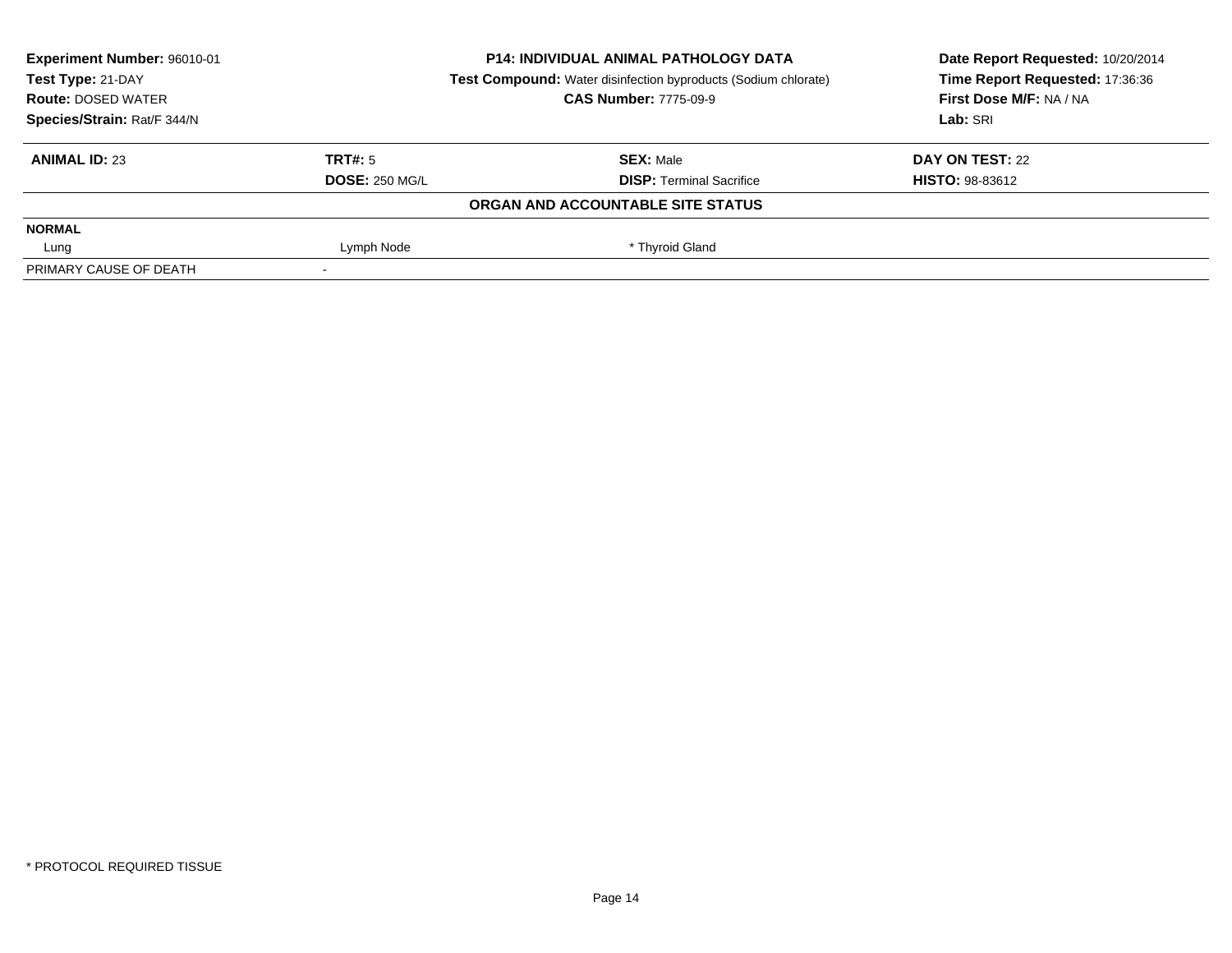**Experiment Number:** 96010-01
**Test Type:** 21-DAY
**Route:** DOSED WATER
**Species/Strain:** Rat/F 344/N

**P14: INDIVIDUAL ANIMAL PATHOLOGY DATA**
**Test Compound:** Water disinfection byproducts (Sodium chlorate)
**CAS Number:** 7775-09-9

**Date Report Requested:** 10/20/2014
**Time Report Requested:** 17:36:36
**First Dose M/F:** NA / NA
**Lab:** SRI

| **ANIMAL ID:** 23 | **TRT#:** 5 | **SEX:** Male | **DAY ON TEST:** 22 |
|---|---|---|---|
| | **DOSE:** 250 MG/L | **DISP:** Terminal Sacrifice | **HISTO:** 98-83612 |

**ORGAN AND ACCOUNTABLE SITE STATUS**

| | | | |
|---|---|---|---|
| **NORMAL** | | | |
| Lung | Lymph Node | * Thyroid Gland | |
| PRIMARY CAUSE OF DEATH | - | | |

* PROTOCOL REQUIRED TISSUE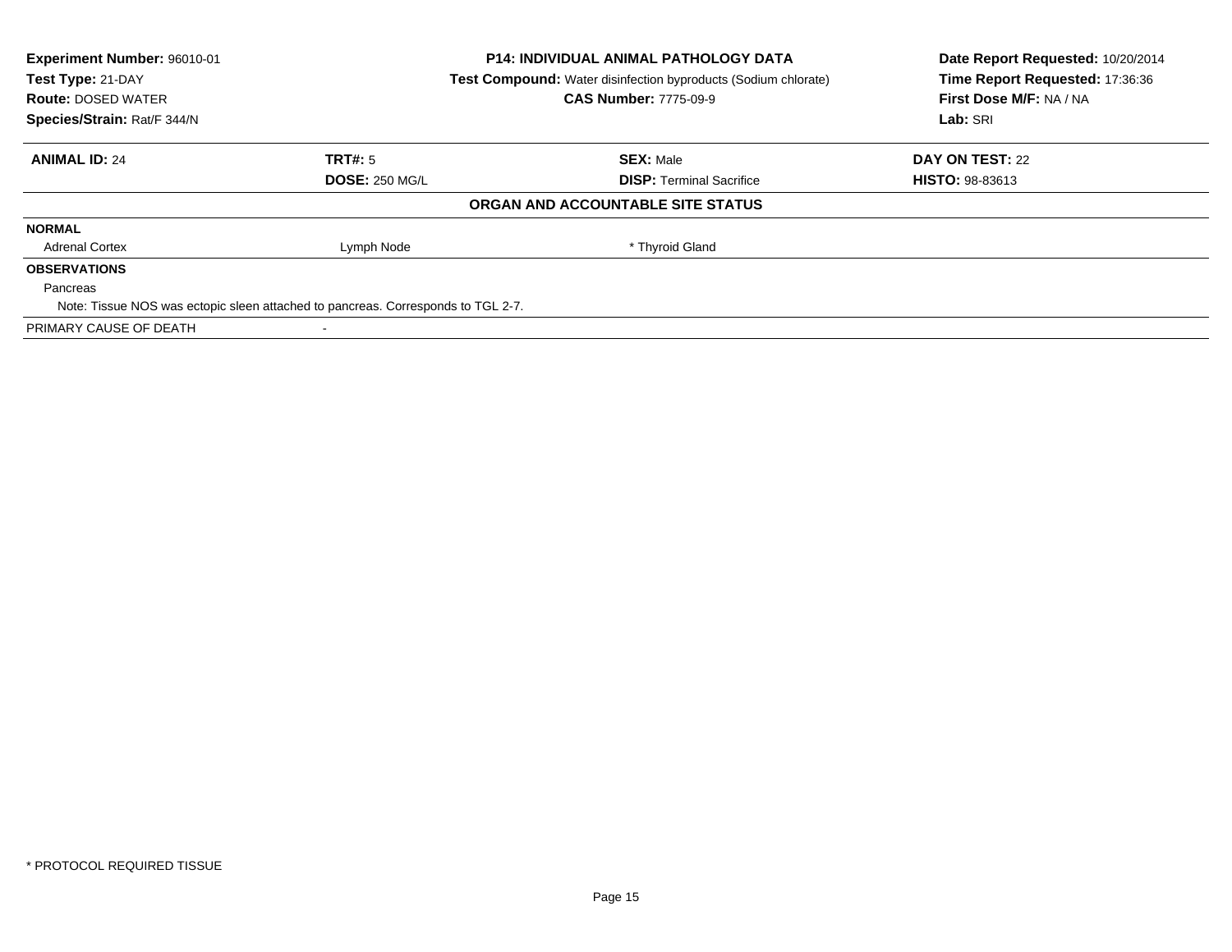**Experiment Number:** 96010-01
**Test Type:** 21-DAY
**Route:** DOSED WATER
**Species/Strain:** Rat/F 344/N

**P14: INDIVIDUAL ANIMAL PATHOLOGY DATA**
**Test Compound:** Water disinfection byproducts (Sodium chlorate)
**CAS Number:** 7775-09-9

**Date Report Requested:** 10/20/2014
**Time Report Requested:** 17:36:36
**First Dose M/F:** NA / NA
**Lab:** SRI

| **ANIMAL ID:** 24 | **TRT#:** 5 | **SEX:** Male | **DAY ON TEST:** 22 |
|---|---|---|---|
| | **DOSE:** 250 MG/L | **DISP:** Terminal Sacrifice | **HISTO:** 98-83613 |

**ORGAN AND ACCOUNTABLE SITE STATUS**

**NORMAL**

| Adrenal Cortex | Lymph Node | * Thyroid Gland |
|---|---|---|

**OBSERVATIONS**

Pancreas

Note: Tissue NOS was ectopic sleen attached to pancreas. Corresponds to TGL 2-7.

PRIMARY CAUSE OF DEATH -

* PROTOCOL REQUIRED TISSUE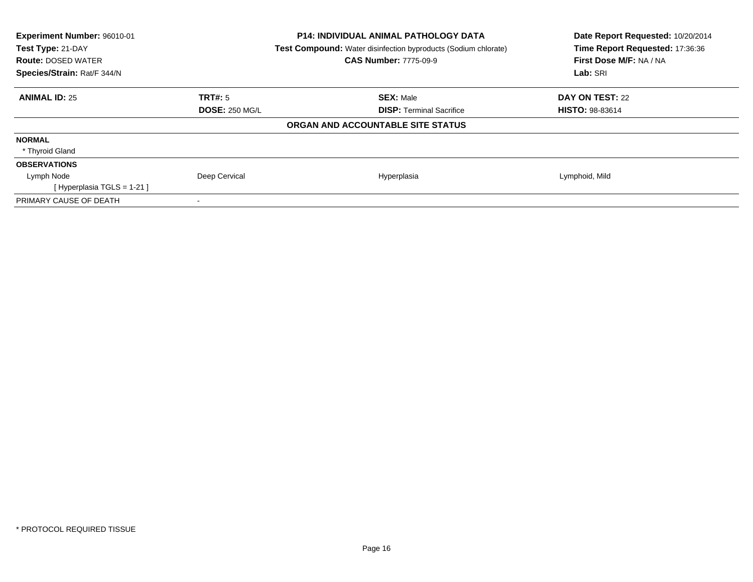**Experiment Number:** 96010-01
**Test Type:** 21-DAY
**Route:** DOSED WATER
**Species/Strain:** Rat/F 344/N

**P14: INDIVIDUAL ANIMAL PATHOLOGY DATA**
**Test Compound:** Water disinfection byproducts (Sodium chlorate)
**CAS Number:** 7775-09-9

**Date Report Requested:** 10/20/2014
**Time Report Requested:** 17:36:36
**First Dose M/F:** NA / NA
**Lab:** SRI

| **ANIMAL ID:** 25 | **TRT#:** 5 | **SEX:** Male | **DAY ON TEST:** 22 |
|---|---|---|---|
| | **DOSE:** 250 MG/L | **DISP:** Terminal Sacrifice | **HISTO:** 98-83614 |

**ORGAN AND ACCOUNTABLE SITE STATUS**

| | | | |
|---|---|---|---|
| **NORMAL** | | | |
| * Thyroid Gland | | | |
| **OBSERVATIONS** | | | |
| Lymph Node | Deep Cervical | Hyperplasia | Lymphoid, Mild |
| [ Hyperplasia TGLS = 1-21 ] | | | |
| PRIMARY CAUSE OF DEATH | - | | |

* PROTOCOL REQUIRED TISSUE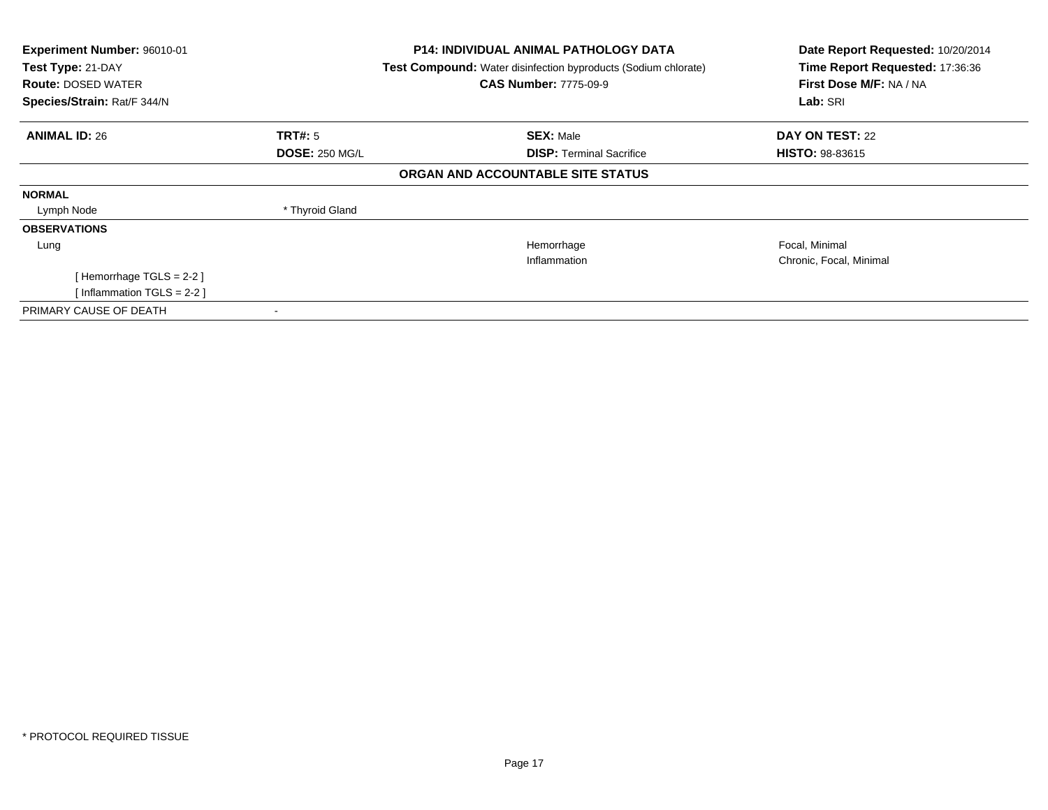**Experiment Number:** 96010-01
**Test Type:** 21-DAY
**Route:** DOSED WATER
**Species/Strain:** Rat/F 344/N

**P14: INDIVIDUAL ANIMAL PATHOLOGY DATA**
**Test Compound:** Water disinfection byproducts (Sodium chlorate)
**CAS Number:** 7775-09-9

**Date Report Requested:** 10/20/2014
**Time Report Requested:** 17:36:36
**First Dose M/F:** NA / NA
**Lab:** SRI

| **ANIMAL ID:** 26 | **TRT#:** 5 | **SEX:** Male | **DAY ON TEST:** 22 |
|---|---|---|---|
| | **DOSE:** 250 MG/L | **DISP:** Terminal Sacrifice | **HISTO:** 98-83615 |

**ORGAN AND ACCOUNTABLE SITE STATUS**

| | | | |
|---|---|---|---|
| **NORMAL** | | | |
| Lymph Node | * Thyroid Gland | | |
| **OBSERVATIONS** | | | |
| Lung | | Hemorrhage | Focal, Minimal |
| | | Inflammation | Chronic, Focal, Minimal |
| [ Hemorrhage TGLS = 2-2 ] | | | |
| [ Inflammation TGLS = 2-2 ] | | | |
| PRIMARY CAUSE OF DEATH | - | | |

* PROTOCOL REQUIRED TISSUE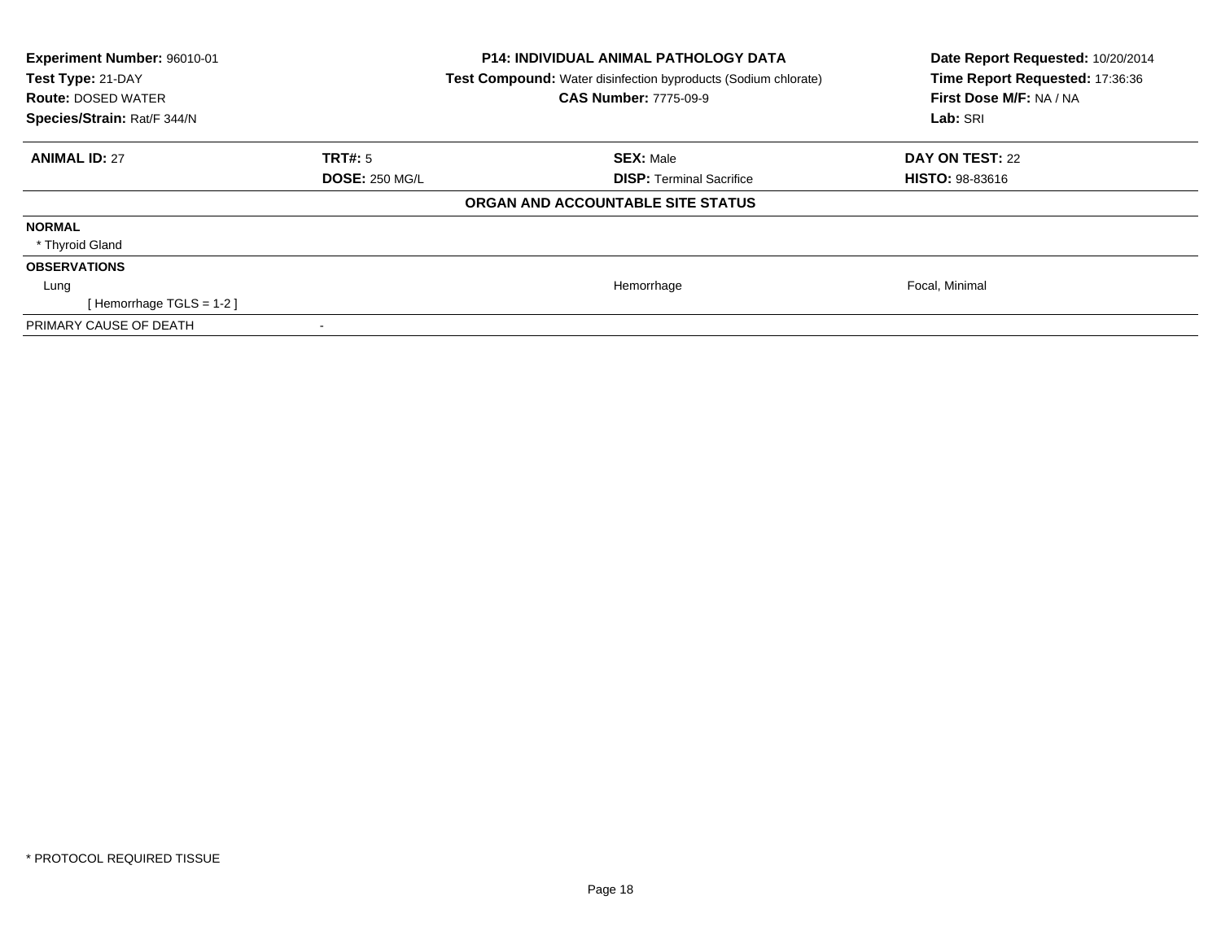**Experiment Number:** 96010-01
**Test Type:** 21-DAY
**Route:** DOSED WATER
**Species/Strain:** Rat/F 344/N

**P14: INDIVIDUAL ANIMAL PATHOLOGY DATA**
**Test Compound:** Water disinfection byproducts (Sodium chlorate)
**CAS Number:** 7775-09-9

**Date Report Requested:** 10/20/2014
**Time Report Requested:** 17:36:36
**First Dose M/F:** NA / NA
**Lab:** SRI

| **ANIMAL ID:** 27 | **TRT#:** 5 | **SEX:** Male | **DAY ON TEST:** 22 |
|---|---|---|---|
| | **DOSE:** 250 MG/L | **DISP:** Terminal Sacrifice | **HISTO:** 98-83616 |

**ORGAN AND ACCOUNTABLE SITE STATUS**

| | | | |
|---|---|---|---|
| **NORMAL** | | | |
| * Thyroid Gland | | | |
| **OBSERVATIONS** | | | |
| Lung | | Hemorrhage | Focal, Minimal |
| [ Hemorrhage TGLS = 1-2 ] | | | |
| PRIMARY CAUSE OF DEATH | - | | |

* PROTOCOL REQUIRED TISSUE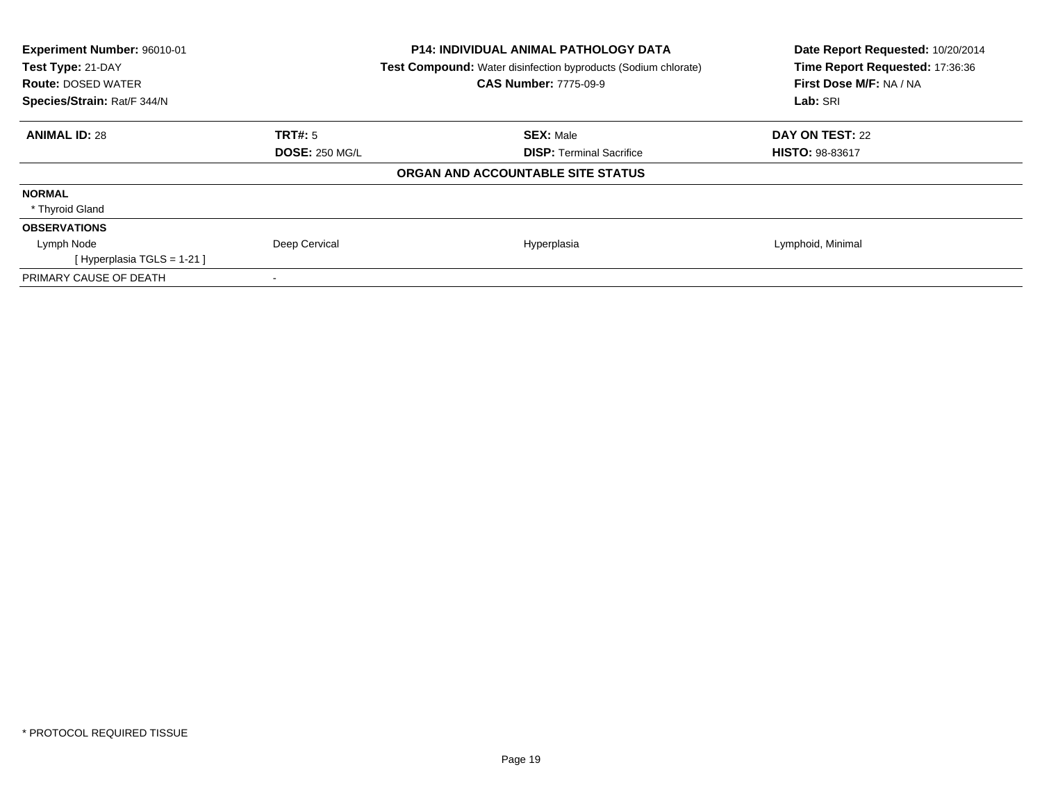**Experiment Number:** 96010-01
**Test Type:** 21-DAY
**Route:** DOSED WATER
**Species/Strain:** Rat/F 344/N

**P14: INDIVIDUAL ANIMAL PATHOLOGY DATA**
**Test Compound:** Water disinfection byproducts (Sodium chlorate)
**CAS Number:** 7775-09-9

**Date Report Requested:** 10/20/2014
**Time Report Requested:** 17:36:36
**First Dose M/F:** NA / NA
**Lab:** SRI

| **ANIMAL ID:** 28 | **TRT#:** 5 | **SEX:** Male | **DAY ON TEST:** 22 |
|---|---|---|---|
| | **DOSE:** 250 MG/L | **DISP:** Terminal Sacrifice | **HISTO:** 98-83617 |

**ORGAN AND ACCOUNTABLE SITE STATUS**

| | | | |
|---|---|---|---|
| **NORMAL** | | | |
| * Thyroid Gland | | | |
| **OBSERVATIONS** | | | |
| Lymph Node | Deep Cervical | Hyperplasia | Lymphoid, Minimal |
| [ Hyperplasia TGLS = 1-21 ] | | | |
| PRIMARY CAUSE OF DEATH | - | | |

* PROTOCOL REQUIRED TISSUE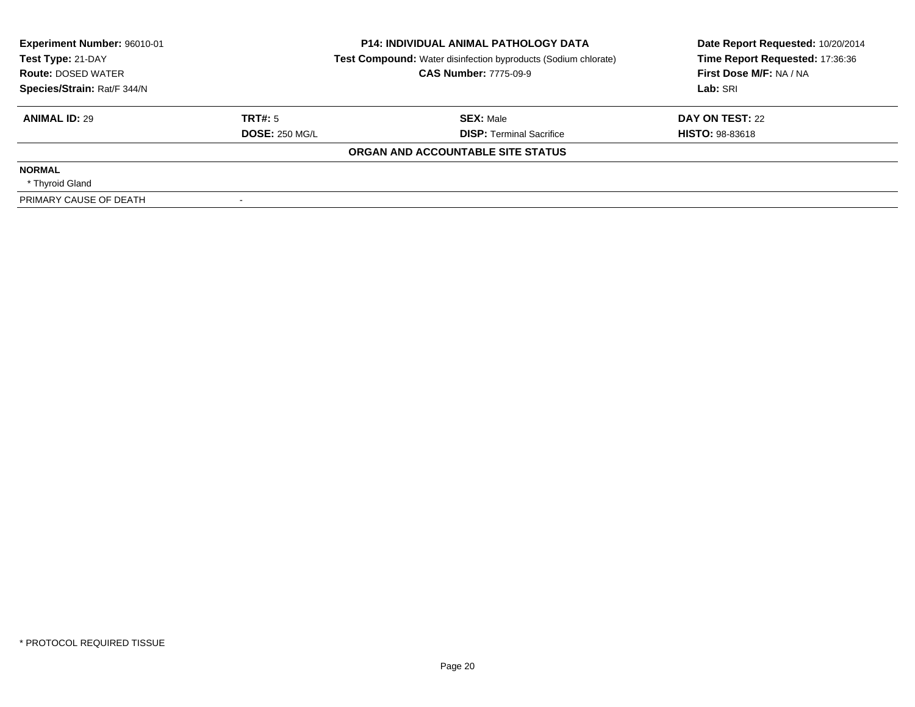**Experiment Number:** 96010-01
**Test Type:** 21-DAY
**Route:** DOSED WATER
**Species/Strain:** Rat/F 344/N

**P14: INDIVIDUAL ANIMAL PATHOLOGY DATA**
**Test Compound:** Water disinfection byproducts (Sodium chlorate)
**CAS Number:** 7775-09-9

**Date Report Requested:** 10/20/2014
**Time Report Requested:** 17:36:36
**First Dose M/F:** NA / NA
**Lab:** SRI

| **ANIMAL ID:** 29 | **TRT#:** 5 | **SEX:** Male | **DAY ON TEST:** 22 |
|---|---|---|---|
| | **DOSE:** 250 MG/L | **DISP:** Terminal Sacrifice | **HISTO:** 98-83618 |

**ORGAN AND ACCOUNTABLE SITE STATUS**

**NORMAL**
* Thyroid Gland

PRIMARY CAUSE OF DEATH -

* PROTOCOL REQUIRED TISSUE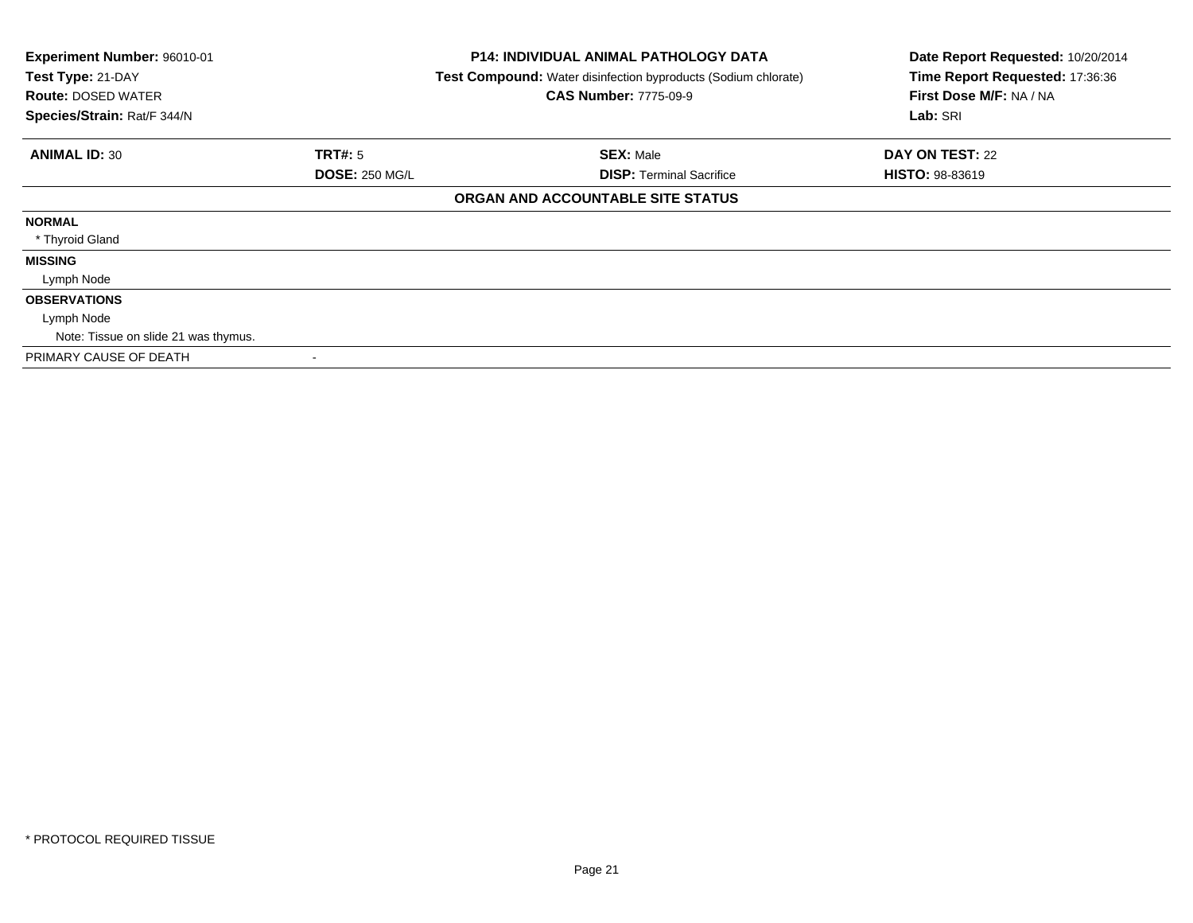| **Experiment Number:** 96010-01 | **P14: INDIVIDUAL ANIMAL PATHOLOGY DATA** | **Date Report Requested:** 10/20/2014 |
|---|---|---|
| **Test Type:** 21-DAY | **Test Compound:** Water disinfection byproducts (Sodium chlorate) | **Time Report Requested:** 17:36:36 |
| **Route:** DOSED WATER | **CAS Number:** 7775-09-9 | **First Dose M/F:** NA / NA |
| **Species/Strain:** Rat/F 344/N | | **Lab:** SRI |

| **ANIMAL ID:** 30 | **TRT#:** 5 | **SEX:** Male | **DAY ON TEST:** 22 |
|---|---|---|---|
| | **DOSE:** 250 MG/L | **DISP:** Terminal Sacrifice | **HISTO:** 98-83619 |

## ORGAN AND ACCOUNTABLE SITE STATUS

**NORMAL**

* Thyroid Gland

**MISSING**

Lymph Node

**OBSERVATIONS**

Lymph Node

Note: Tissue on slide 21 was thymus.

PRIMARY CAUSE OF DEATH -

* PROTOCOL REQUIRED TISSUE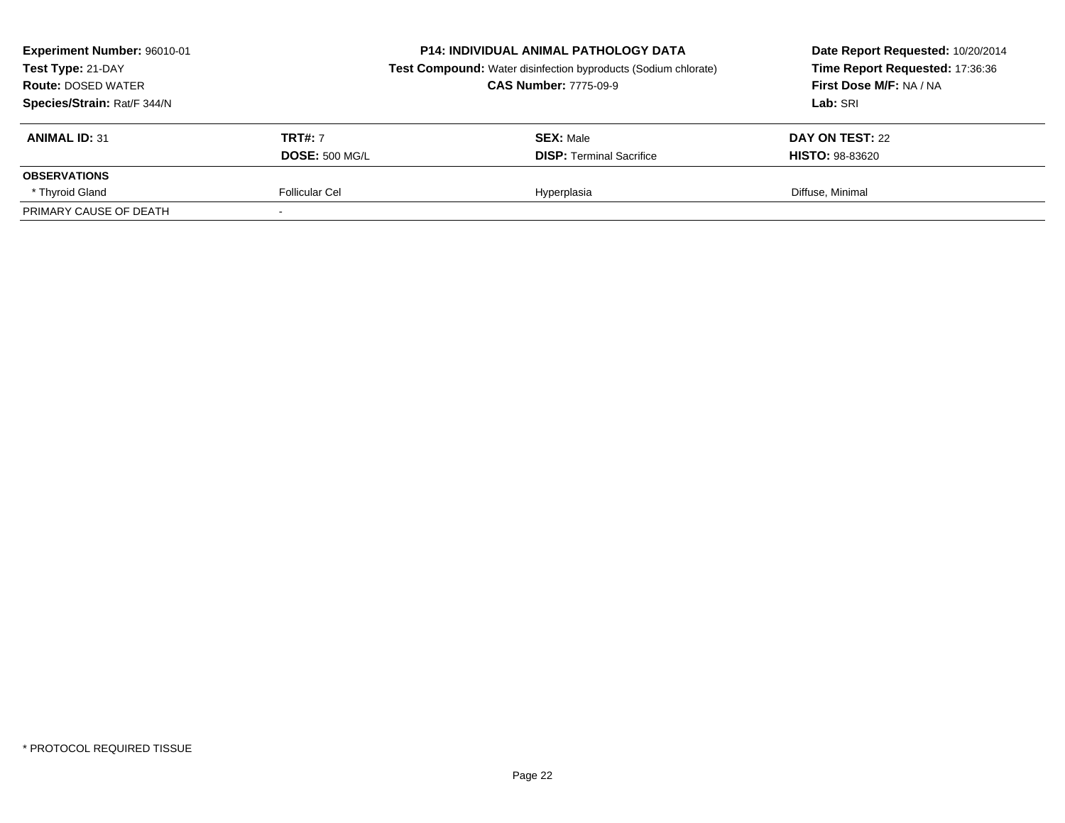**Experiment Number:** 96010-01
**Test Type:** 21-DAY
**Route:** DOSED WATER
**Species/Strain:** Rat/F 344/N

**P14: INDIVIDUAL ANIMAL PATHOLOGY DATA**
**Test Compound:** Water disinfection byproducts (Sodium chlorate)
**CAS Number:** 7775-09-9

**Date Report Requested:** 10/20/2014
**Time Report Requested:** 17:36:36
**First Dose M/F:** NA / NA
**Lab:** SRI

| **ANIMAL ID:** 31 | **TRT#:** 7 | **SEX:** Male | **DAY ON TEST:** 22 |
|---|---|---|---|
| | **DOSE:** 500 MG/L | **DISP:** Terminal Sacrifice | **HISTO:** 98-83620 |
| **OBSERVATIONS** | | | |
| * Thyroid Gland | Follicular Cel | Hyperplasia | Diffuse, Minimal |
| PRIMARY CAUSE OF DEATH | - | | |

* PROTOCOL REQUIRED TISSUE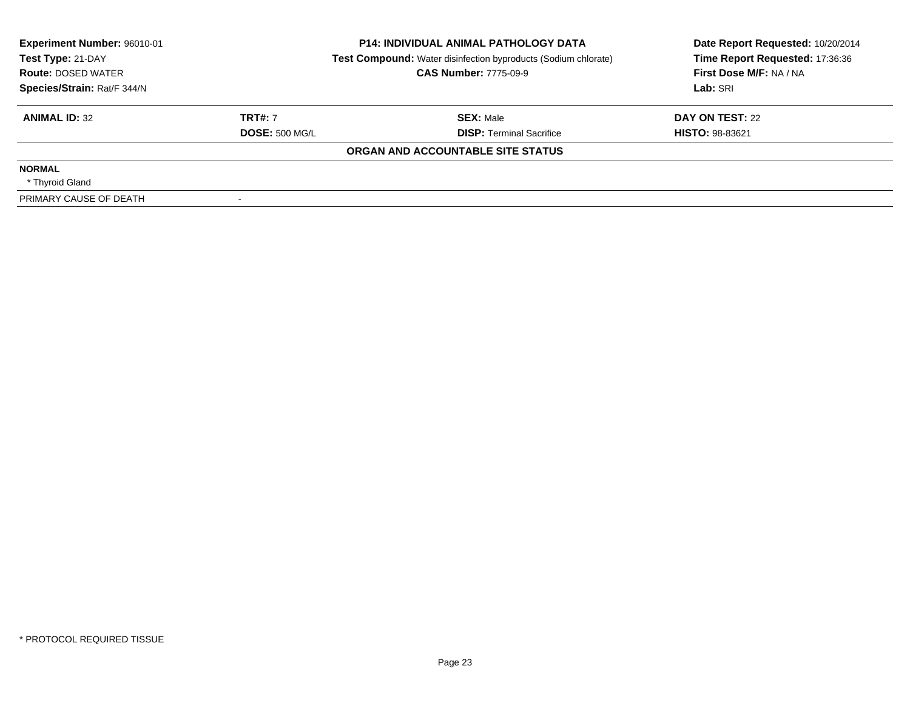| **Experiment Number:** 96010-01 | **P14: INDIVIDUAL ANIMAL PATHOLOGY DATA** | **Date Report Requested:** 10/20/2014 |
|---|---|---|
| **Test Type:** 21-DAY | **Test Compound:** Water disinfection byproducts (Sodium chlorate) | **Time Report Requested:** 17:36:36 |
| **Route:** DOSED WATER | **CAS Number:** 7775-09-9 | **First Dose M/F:** NA / NA |
| **Species/Strain:** Rat/F 344/N | | **Lab:** SRI |

| **ANIMAL ID:** 32 | **TRT#:** 7 | **SEX:** Male | **DAY ON TEST:** 22 |
|---|---|---|---|
| | **DOSE:** 500 MG/L | **DISP:** Terminal Sacrifice | **HISTO:** 98-83621 |

**ORGAN AND ACCOUNTABLE SITE STATUS**

| | |
|---|---|
| **NORMAL** | |
| * Thyroid Gland | |
| PRIMARY CAUSE OF DEATH | - |

* PROTOCOL REQUIRED TISSUE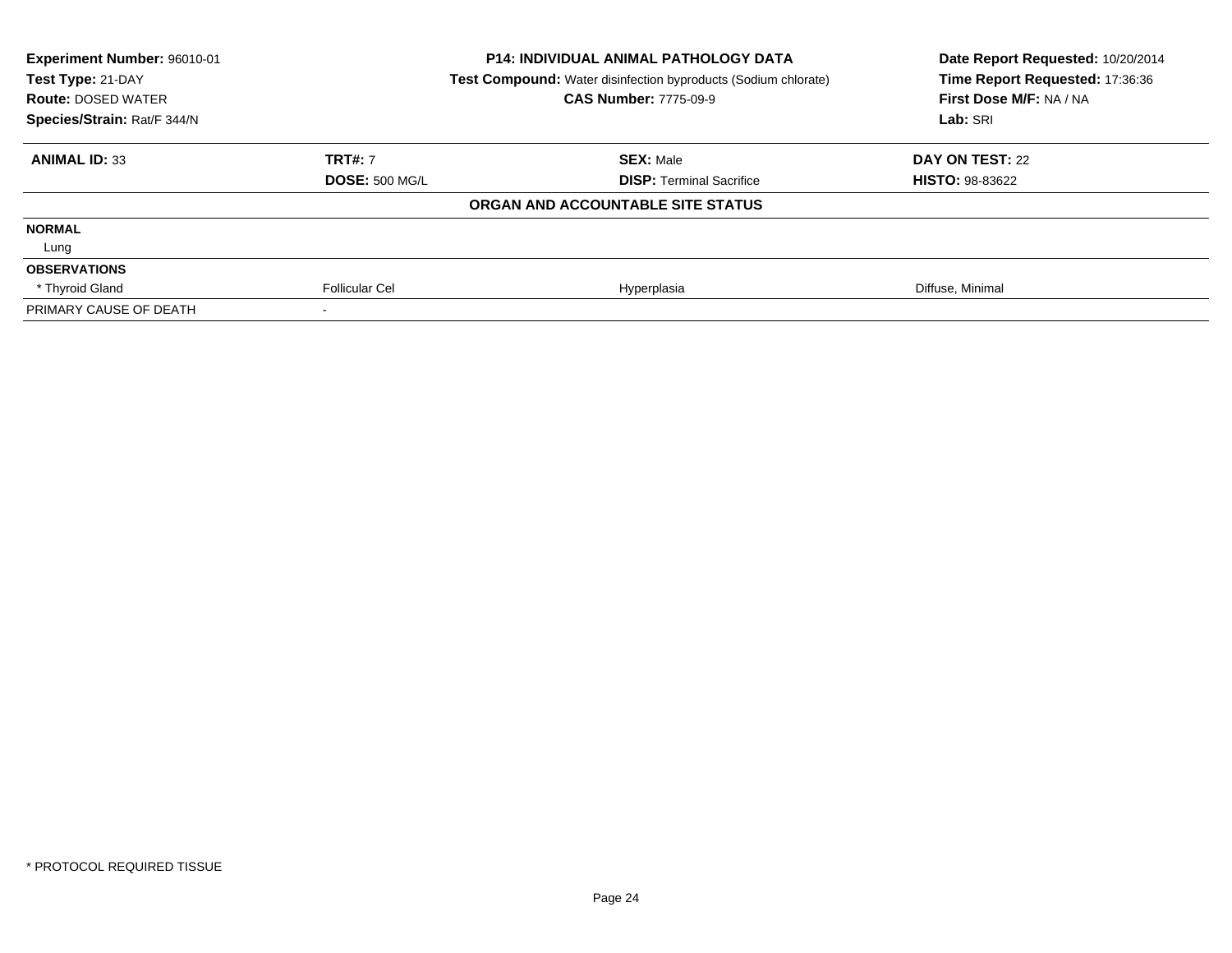| **Experiment Number:** 96010-01 | **P14: INDIVIDUAL ANIMAL PATHOLOGY DATA** | **Date Report Requested:** 10/20/2014 |
|---|---|---|
| **Test Type:** 21-DAY | **Test Compound:** Water disinfection byproducts (Sodium chlorate) | **Time Report Requested:** 17:36:36 |
| **Route:** DOSED WATER | **CAS Number:** 7775-09-9 | **First Dose M/F:** NA / NA |
| **Species/Strain:** Rat/F 344/N | | **Lab:** SRI |

| **ANIMAL ID:** 33 | **TRT#:** 7 | **SEX:** Male | **DAY ON TEST:** 22 |
|---|---|---|---|
| | **DOSE:** 500 MG/L | **DISP:** Terminal Sacrifice | **HISTO:** 98-83622 |
| | | **ORGAN AND ACCOUNTABLE SITE STATUS** | |
| **NORMAL** | | | |
| Lung | | | |
| **OBSERVATIONS** | | | |
| * Thyroid Gland | Follicular Cel | Hyperplasia | Diffuse, Minimal |
| PRIMARY CAUSE OF DEATH | - | | |

* PROTOCOL REQUIRED TISSUE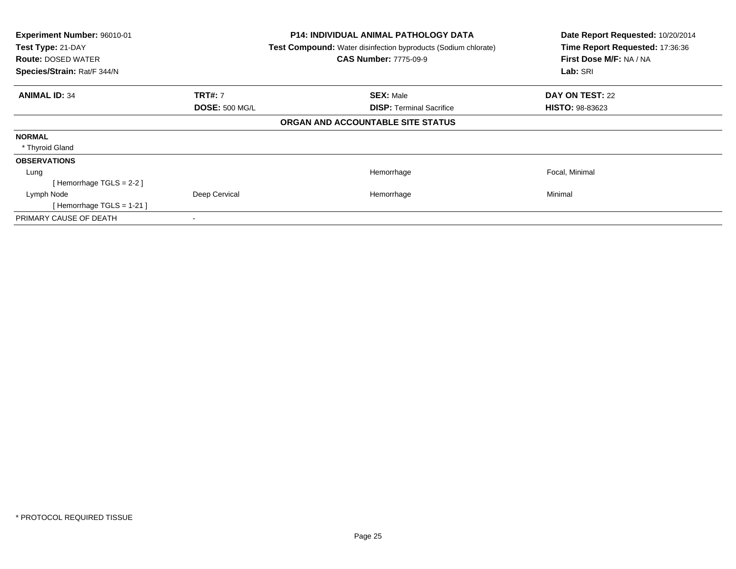**Experiment Number:** 96010-01
**Test Type:** 21-DAY
**Route:** DOSED WATER
**Species/Strain:** Rat/F 344/N

**P14: INDIVIDUAL ANIMAL PATHOLOGY DATA**
**Test Compound:** Water disinfection byproducts (Sodium chlorate)
**CAS Number:** 7775-09-9

**Date Report Requested:** 10/20/2014
**Time Report Requested:** 17:36:36
**First Dose M/F:** NA / NA
**Lab:** SRI

| **ANIMAL ID:** 34 | **TRT#:** 7 | **SEX:** Male | **DAY ON TEST:** 22 |
|---|---|---|---|
| | **DOSE:** 500 MG/L | **DISP:** Terminal Sacrifice | **HISTO:** 98-83623 |

**ORGAN AND ACCOUNTABLE SITE STATUS**

| | | | |
|---|---|---|---|
| **NORMAL** | | | |
| * Thyroid Gland | | | |
| **OBSERVATIONS** | | | |
| Lung | | Hemorrhage | Focal, Minimal |
| [ Hemorrhage TGLS = 2-2 ] | | | |
| Lymph Node | Deep Cervical | Hemorrhage | Minimal |
| [ Hemorrhage TGLS = 1-21 ] | | | |
| PRIMARY CAUSE OF DEATH | - | | |

* PROTOCOL REQUIRED TISSUE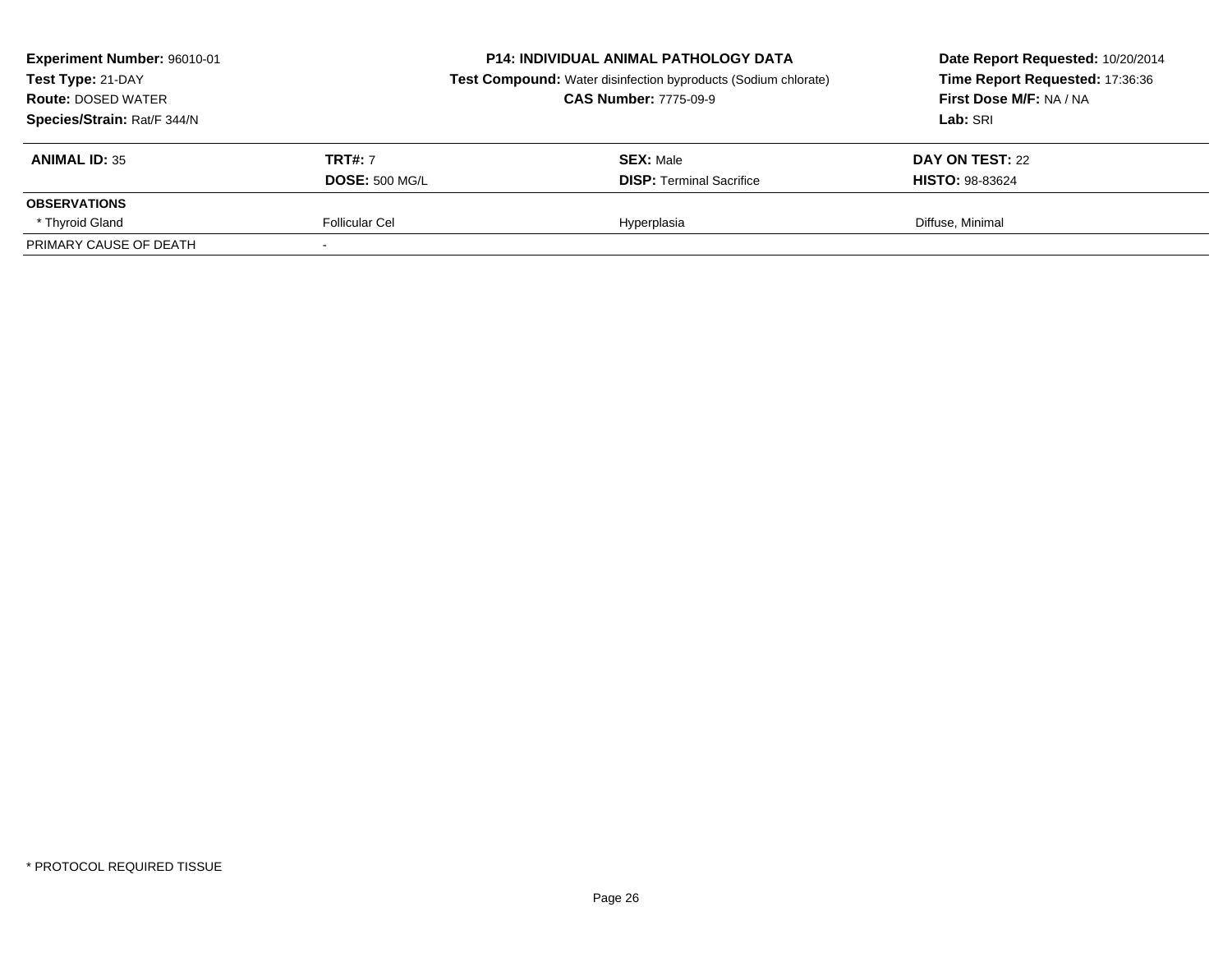**Experiment Number:** 96010-01
**Test Type:** 21-DAY
**Route:** DOSED WATER
**Species/Strain:** Rat/F 344/N

**P14: INDIVIDUAL ANIMAL PATHOLOGY DATA**
**Test Compound:** Water disinfection byproducts (Sodium chlorate)
**CAS Number:** 7775-09-9

**Date Report Requested:** 10/20/2014
**Time Report Requested:** 17:36:36
**First Dose M/F:** NA / NA
**Lab:** SRI

| **ANIMAL ID:** 35 | **TRT#:** 7 | **SEX:** Male | **DAY ON TEST:** 22 |
|---|---|---|---|
| | **DOSE:** 500 MG/L | **DISP:** Terminal Sacrifice | **HISTO:** 98-83624 |
| **OBSERVATIONS** | | | |
| * Thyroid Gland | Follicular Cel | Hyperplasia | Diffuse, Minimal |
| PRIMARY CAUSE OF DEATH | - | | |

* PROTOCOL REQUIRED TISSUE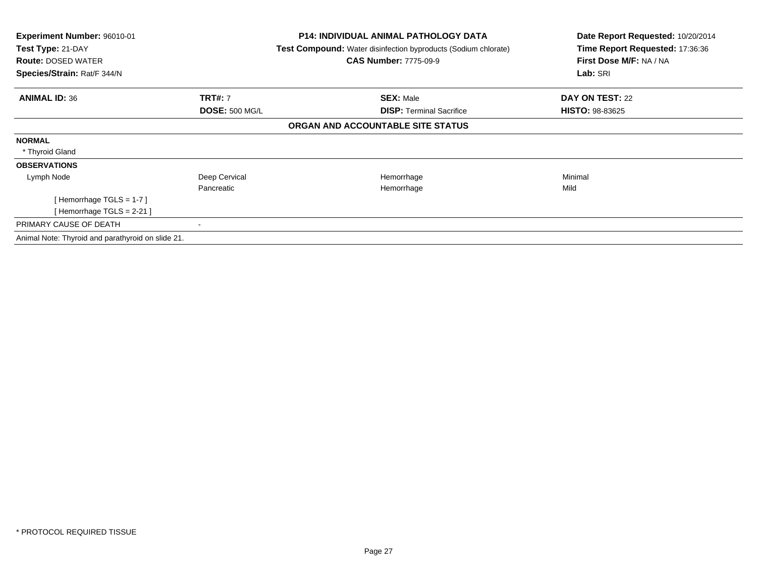**Experiment Number:** 96010-01
**Test Type:** 21-DAY
**Route:** DOSED WATER
**Species/Strain:** Rat/F 344/N

**P14: INDIVIDUAL ANIMAL PATHOLOGY DATA**
**Test Compound:** Water disinfection byproducts (Sodium chlorate)
**CAS Number:** 7775-09-9

**Date Report Requested:** 10/20/2014
**Time Report Requested:** 17:36:36
**First Dose M/F:** NA / NA
**Lab:** SRI

| **ANIMAL ID:** 36 | **TRT#:** 7 | **SEX:** Male | **DAY ON TEST:** 22 |
|---|---|---|---|
| | **DOSE:** 500 MG/L | **DISP:** Terminal Sacrifice | **HISTO:** 98-83625 |

**ORGAN AND ACCOUNTABLE SITE STATUS**

**NORMAL**

* Thyroid Gland

**OBSERVATIONS**

| | | | |
|---|---|---|---|
| Lymph Node | Deep Cervical | Hemorrhage | Minimal |
| | Pancreatic | Hemorrhage | Mild |
| [ Hemorrhage TGLS = 1-7 ] | | | |
| [ Hemorrhage TGLS = 2-21 ] | | | |

PRIMARY CAUSE OF DEATH -

Animal Note: Thyroid and parathyroid on slide 21.

* PROTOCOL REQUIRED TISSUE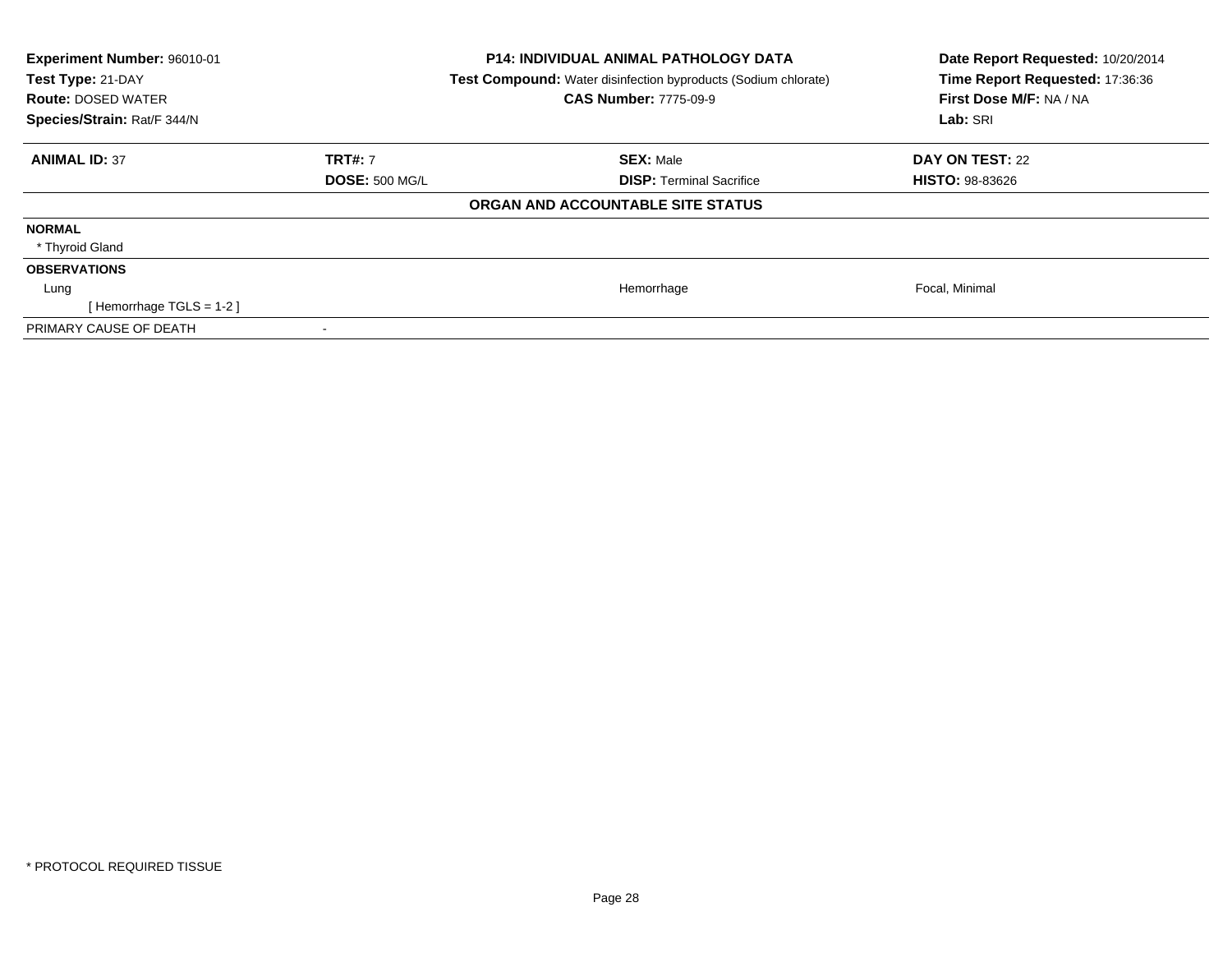| **Experiment Number:** 96010-01 | **P14: INDIVIDUAL ANIMAL PATHOLOGY DATA** | **Date Report Requested:** 10/20/2014 |
|---|---|---|
| **Test Type:** 21-DAY | **Test Compound:** Water disinfection byproducts (Sodium chlorate) | **Time Report Requested:** 17:36:36 |
| **Route:** DOSED WATER | **CAS Number:** 7775-09-9 | **First Dose M/F:** NA / NA |
| **Species/Strain:** Rat/F 344/N | | **Lab:** SRI |

| **ANIMAL ID:** 37 | **TRT#:** 7 | **SEX:** Male | **DAY ON TEST:** 22 |
|---|---|---|---|
| | **DOSE:** 500 MG/L | **DISP:** Terminal Sacrifice | **HISTO:** 98-83626 |

## ORGAN AND ACCOUNTABLE SITE STATUS

| | | | |
|---|---|---|---|
| **NORMAL** | | | |
| * Thyroid Gland | | | |
| **OBSERVATIONS** | | | |
| Lung | | Hemorrhage | Focal, Minimal |
| [ Hemorrhage TGLS = 1-2 ] | | | |
| PRIMARY CAUSE OF DEATH | - | | |

* PROTOCOL REQUIRED TISSUE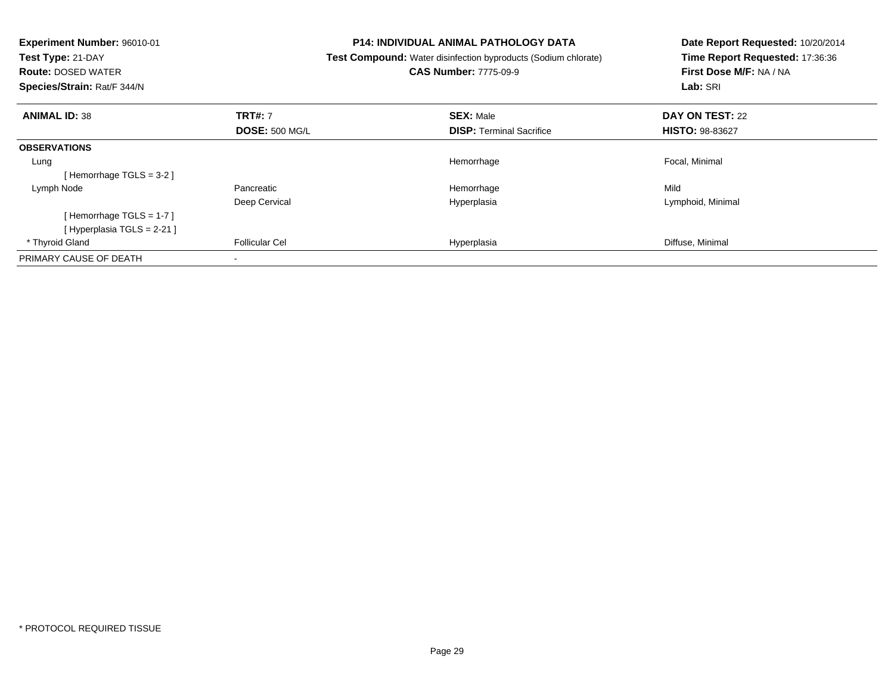**Experiment Number:** 96010-01
**Test Type:** 21-DAY
**Route:** DOSED WATER
**Species/Strain:** Rat/F 344/N

**P14: INDIVIDUAL ANIMAL PATHOLOGY DATA**
**Test Compound:** Water disinfection byproducts (Sodium chlorate)
**CAS Number:** 7775-09-9

**Date Report Requested:** 10/20/2014
**Time Report Requested:** 17:36:36
**First Dose M/F:** NA / NA
**Lab:** SRI

| **ANIMAL ID:** 38 | **TRT#:** 7 | **SEX:** Male | **DAY ON TEST:** 22 |
|---|---|---|---|
| | **DOSE:** 500 MG/L | **DISP:** Terminal Sacrifice | **HISTO:** 98-83627 |
| **OBSERVATIONS** | | | |
| Lung | | Hemorrhage | Focal, Minimal |
| [ Hemorrhage TGLS = 3-2 ] | | | |
| Lymph Node | Pancreatic | Hemorrhage | Mild |
| | Deep Cervical | Hyperplasia | Lymphoid, Minimal |
| [ Hemorrhage TGLS = 1-7 ] | | | |
| [ Hyperplasia TGLS = 2-21 ] | | | |
| * Thyroid Gland | Follicular Cel | Hyperplasia | Diffuse, Minimal |
| PRIMARY CAUSE OF DEATH | - | | |

* PROTOCOL REQUIRED TISSUE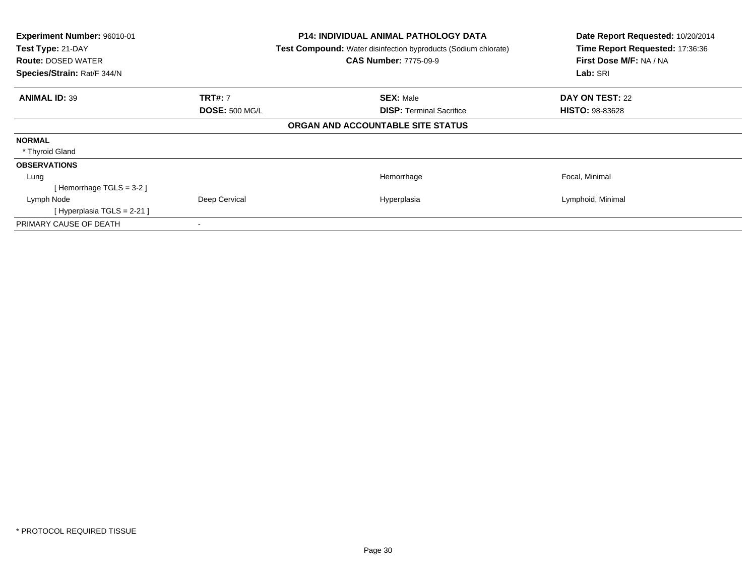**Experiment Number:** 96010-01
**Test Type:** 21-DAY
**Route:** DOSED WATER
**Species/Strain:** Rat/F 344/N

**P14: INDIVIDUAL ANIMAL PATHOLOGY DATA**
**Test Compound:** Water disinfection byproducts (Sodium chlorate)
**CAS Number:** 7775-09-9

**Date Report Requested:** 10/20/2014
**Time Report Requested:** 17:36:36
**First Dose M/F:** NA / NA
**Lab:** SRI

| **ANIMAL ID:** 39 | **TRT#:** 7 | **SEX:** Male | **DAY ON TEST:** 22 |
|---|---|---|---|
| | **DOSE:** 500 MG/L | **DISP:** Terminal Sacrifice | **HISTO:** 98-83628 |

**ORGAN AND ACCOUNTABLE SITE STATUS**

| | | | |
|---|---|---|---|
| **NORMAL** | | | |
| * Thyroid Gland | | | |
| **OBSERVATIONS** | | | |
| Lung | | Hemorrhage | Focal, Minimal |
| [ Hemorrhage TGLS = 3-2 ] | | | |
| Lymph Node | Deep Cervical | Hyperplasia | Lymphoid, Minimal |
| [ Hyperplasia TGLS = 2-21 ] | | | |
| PRIMARY CAUSE OF DEATH | - | | |

* PROTOCOL REQUIRED TISSUE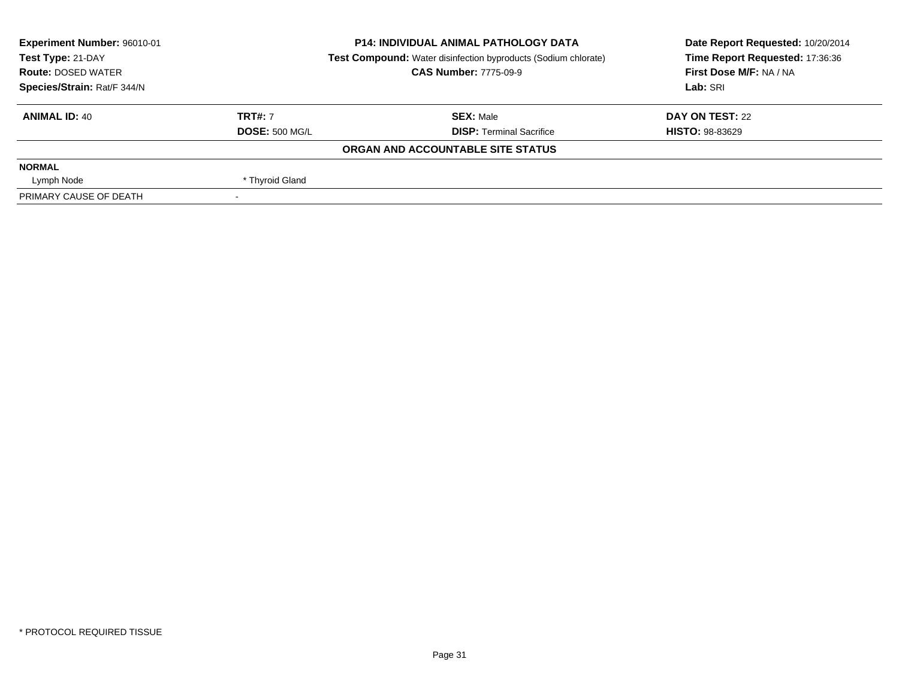**Experiment Number:** 96010-01
**Test Type:** 21-DAY
**Route:** DOSED WATER
**Species/Strain:** Rat/F 344/N

**P14: INDIVIDUAL ANIMAL PATHOLOGY DATA**
**Test Compound:** Water disinfection byproducts (Sodium chlorate)
**CAS Number:** 7775-09-9

**Date Report Requested:** 10/20/2014
**Time Report Requested:** 17:36:36
**First Dose M/F:** NA / NA
**Lab:** SRI

| **ANIMAL ID:** 40 | **TRT#:** 7 | **SEX:** Male | **DAY ON TEST:** 22 |
|---|---|---|---|
| | **DOSE:** 500 MG/L | **DISP:** Terminal Sacrifice | **HISTO:** 98-83629 |

**ORGAN AND ACCOUNTABLE SITE STATUS**

| | |
|---|---|
| **NORMAL** | |
| Lymph Node | * Thyroid Gland |
| PRIMARY CAUSE OF DEATH | - |

* PROTOCOL REQUIRED TISSUE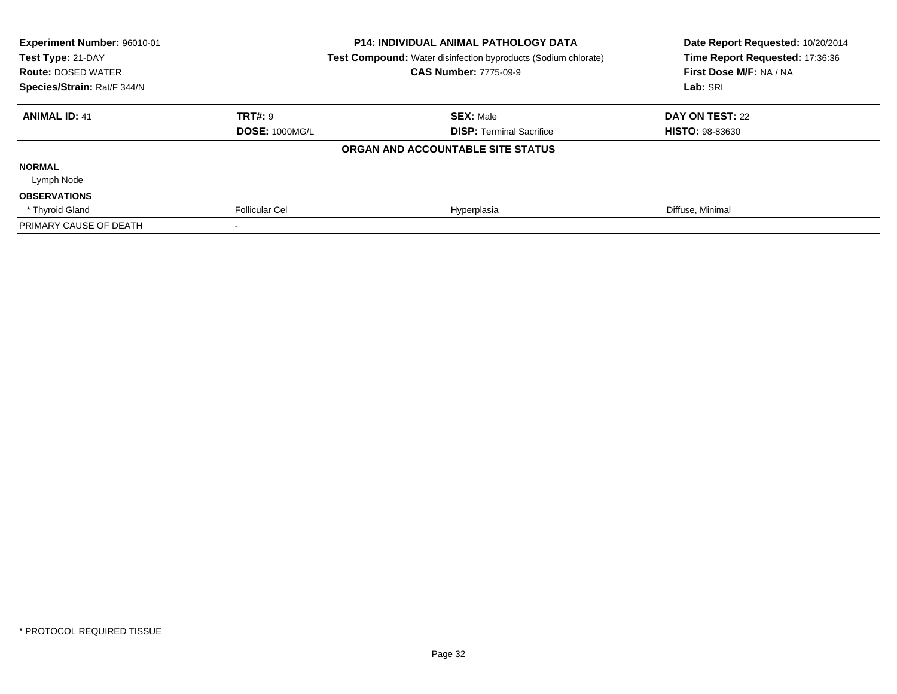**Experiment Number:** 96010-01
**Test Type:** 21-DAY
**Route:** DOSED WATER
**Species/Strain:** Rat/F 344/N

**P14: INDIVIDUAL ANIMAL PATHOLOGY DATA**
**Test Compound:** Water disinfection byproducts (Sodium chlorate)
**CAS Number:** 7775-09-9

**Date Report Requested:** 10/20/2014
**Time Report Requested:** 17:36:36
**First Dose M/F:** NA / NA
**Lab:** SRI

| **ANIMAL ID:** 41 | **TRT#:** 9 | **SEX:** Male | **DAY ON TEST:** 22 |
|---|---|---|---|
| | **DOSE:** 1000MG/L | **DISP:** Terminal Sacrifice | **HISTO:** 98-83630 |
| | | **ORGAN AND ACCOUNTABLE SITE STATUS** | |
| **NORMAL** | | | |
| Lymph Node | | | |
| **OBSERVATIONS** | | | |
| * Thyroid Gland | Follicular Cel | Hyperplasia | Diffuse, Minimal |
| PRIMARY CAUSE OF DEATH | - | | |

* PROTOCOL REQUIRED TISSUE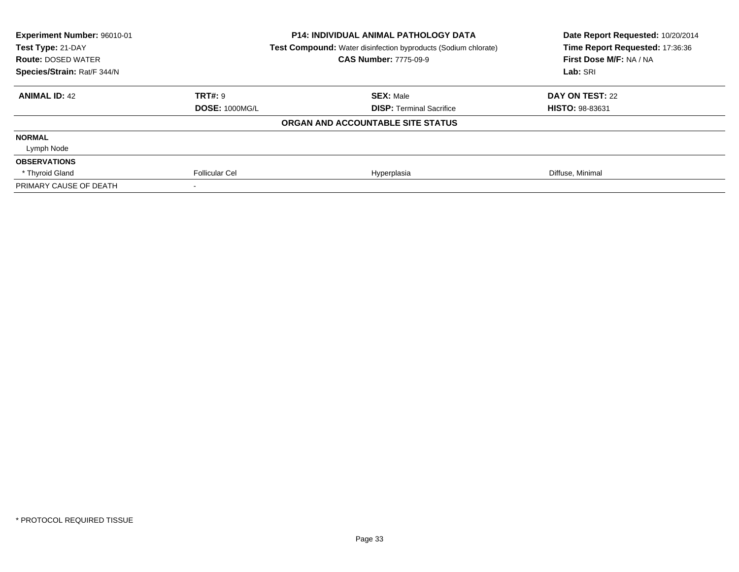**Experiment Number:** 96010-01
**Test Type:** 21-DAY
**Route:** DOSED WATER
**Species/Strain:** Rat/F 344/N

**P14: INDIVIDUAL ANIMAL PATHOLOGY DATA**
**Test Compound:** Water disinfection byproducts (Sodium chlorate)
**CAS Number:** 7775-09-9

**Date Report Requested:** 10/20/2014
**Time Report Requested:** 17:36:36
**First Dose M/F:** NA / NA
**Lab:** SRI

| **ANIMAL ID:** 42 | **TRT#:** 9 | **SEX:** Male | **DAY ON TEST:** 22 |
|---|---|---|---|
| | **DOSE:** 1000MG/L | **DISP:** Terminal Sacrifice | **HISTO:** 98-83631 |
| | | **ORGAN AND ACCOUNTABLE SITE STATUS** | |
| **NORMAL** | | | |
| Lymph Node | | | |
| **OBSERVATIONS** | | | |
| * Thyroid Gland | Follicular Cel | Hyperplasia | Diffuse, Minimal |
| PRIMARY CAUSE OF DEATH | - | | |

* PROTOCOL REQUIRED TISSUE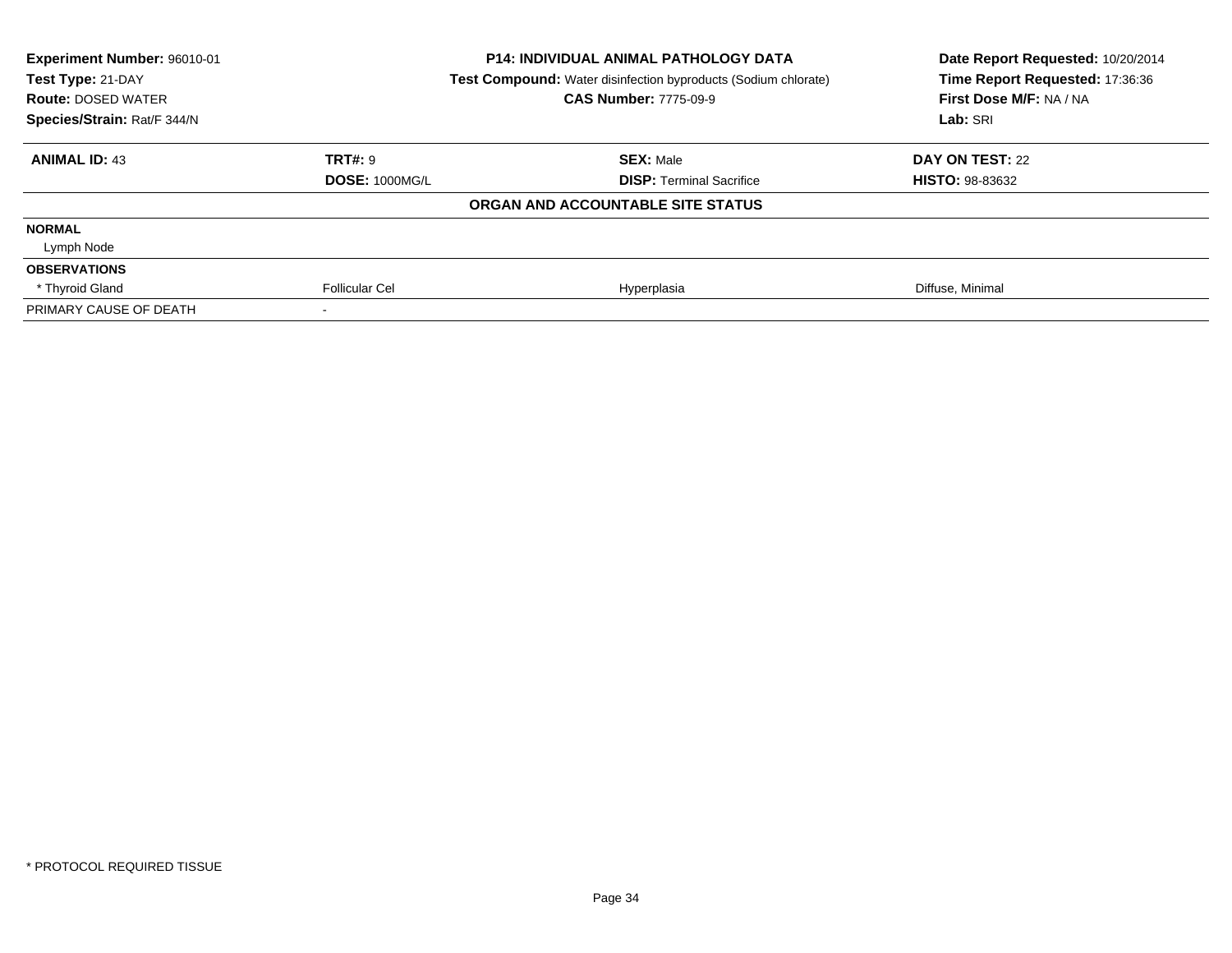**Experiment Number:** 96010-01
**Test Type:** 21-DAY
**Route:** DOSED WATER
**Species/Strain:** Rat/F 344/N

**P14: INDIVIDUAL ANIMAL PATHOLOGY DATA**
**Test Compound:** Water disinfection byproducts (Sodium chlorate)
**CAS Number:** 7775-09-9

**Date Report Requested:** 10/20/2014
**Time Report Requested:** 17:36:36
**First Dose M/F:** NA / NA
**Lab:** SRI

| **ANIMAL ID:** 43 | **TRT#:** 9 | **SEX:** Male | **DAY ON TEST:** 22 |
|---|---|---|---|
| | **DOSE:** 1000MG/L | **DISP:** Terminal Sacrifice | **HISTO:** 98-83632 |

**ORGAN AND ACCOUNTABLE SITE STATUS**

| | | | |
|---|---|---|---|
| **NORMAL** | | | |
| Lymph Node | | | |
| **OBSERVATIONS** | | | |
| * Thyroid Gland | Follicular Cel | Hyperplasia | Diffuse, Minimal |
| PRIMARY CAUSE OF DEATH | - | | |

* PROTOCOL REQUIRED TISSUE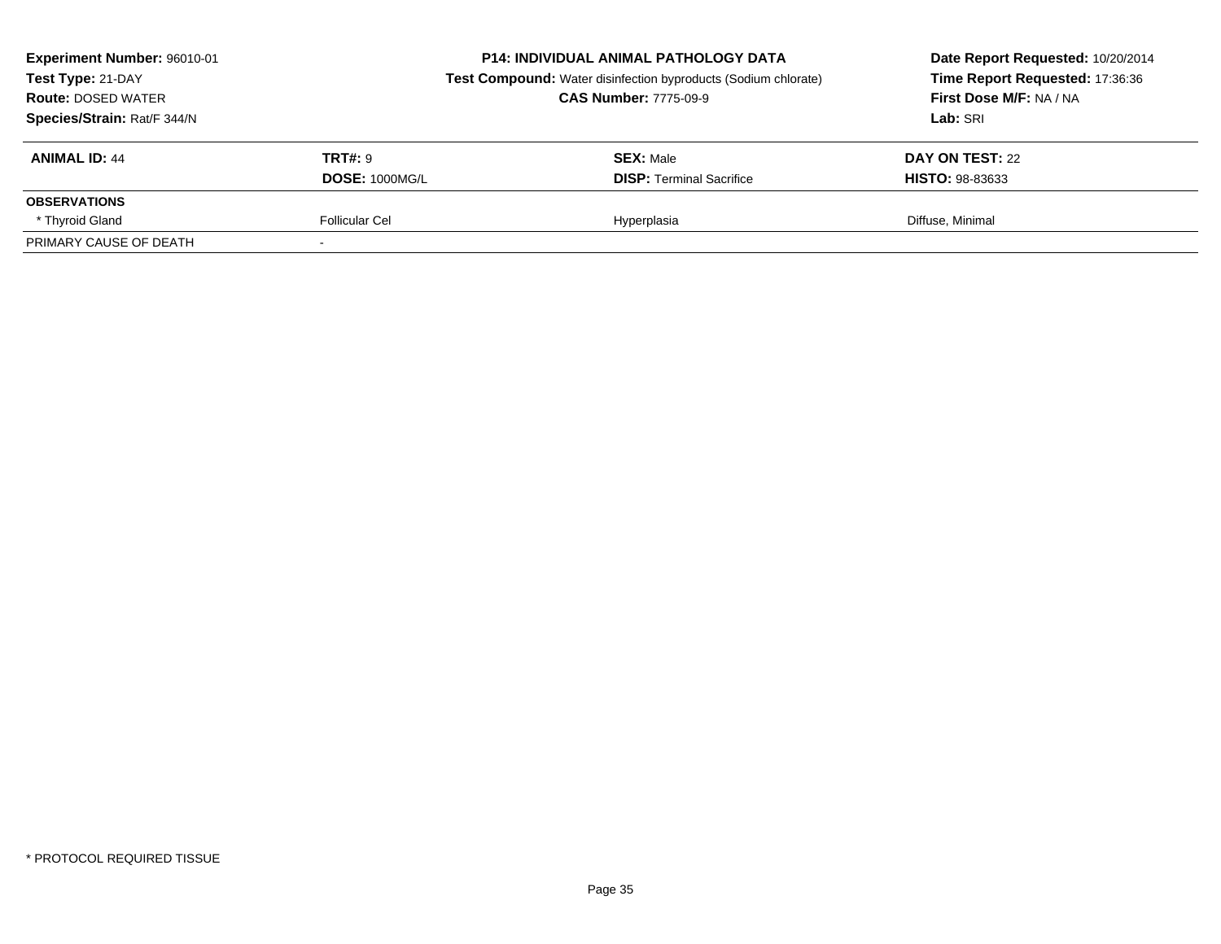**Experiment Number:** 96010-01
**Test Type:** 21-DAY
**Route:** DOSED WATER
**Species/Strain:** Rat/F 344/N

**P14: INDIVIDUAL ANIMAL PATHOLOGY DATA**
**Test Compound:** Water disinfection byproducts (Sodium chlorate)
**CAS Number:** 7775-09-9

**Date Report Requested:** 10/20/2014
**Time Report Requested:** 17:36:36
**First Dose M/F:** NA / NA
**Lab:** SRI

| **ANIMAL ID:** 44 | **TRT#:** 9<br>**DOSE:** 1000MG/L | **SEX:** Male<br>**DISP:** Terminal Sacrifice | **DAY ON TEST:** 22<br>**HISTO:** 98-83633 |
|---|---|---|---|
| **OBSERVATIONS** | | | |
| * Thyroid Gland | Follicular Cel | Hyperplasia | Diffuse, Minimal |
| PRIMARY CAUSE OF DEATH | - | | |

* PROTOCOL REQUIRED TISSUE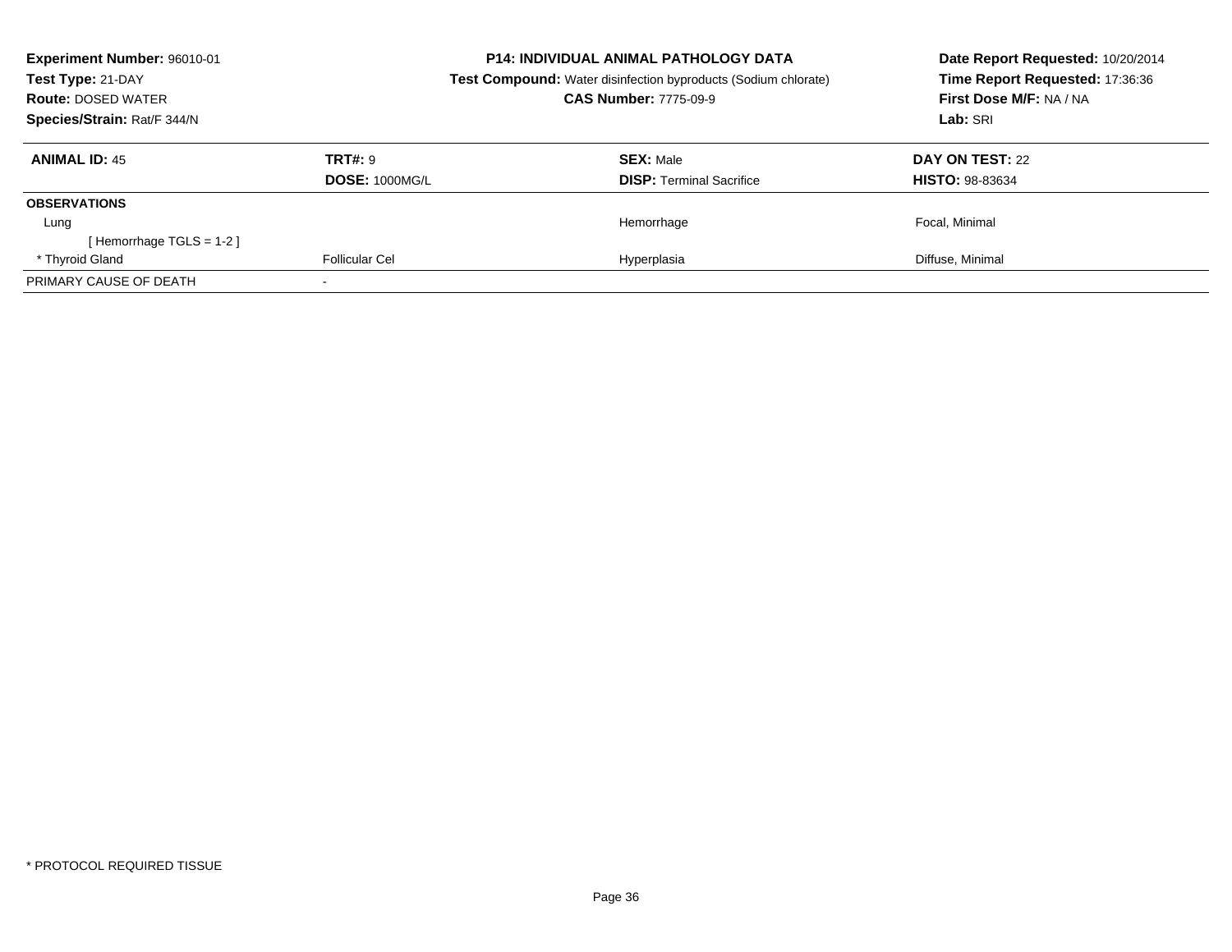**Experiment Number:** 96010-01
**Test Type:** 21-DAY
**Route:** DOSED WATER
**Species/Strain:** Rat/F 344/N

**P14: INDIVIDUAL ANIMAL PATHOLOGY DATA**
**Test Compound:** Water disinfection byproducts (Sodium chlorate)
**CAS Number:** 7775-09-9

**Date Report Requested:** 10/20/2014
**Time Report Requested:** 17:36:36
**First Dose M/F:** NA / NA
**Lab:** SRI

| **ANIMAL ID:** 45 | **TRT#:** 9 | **SEX:** Male | **DAY ON TEST:** 22 |
|---|---|---|---|
| | **DOSE:** 1000MG/L | **DISP:** Terminal Sacrifice | **HISTO:** 98-83634 |
| **OBSERVATIONS** | | | |
| Lung | | Hemorrhage | Focal, Minimal |
| [ Hemorrhage TGLS = 1-2 ] | | | |
| * Thyroid Gland | Follicular Cel | Hyperplasia | Diffuse, Minimal |
| PRIMARY CAUSE OF DEATH | - | | |

* PROTOCOL REQUIRED TISSUE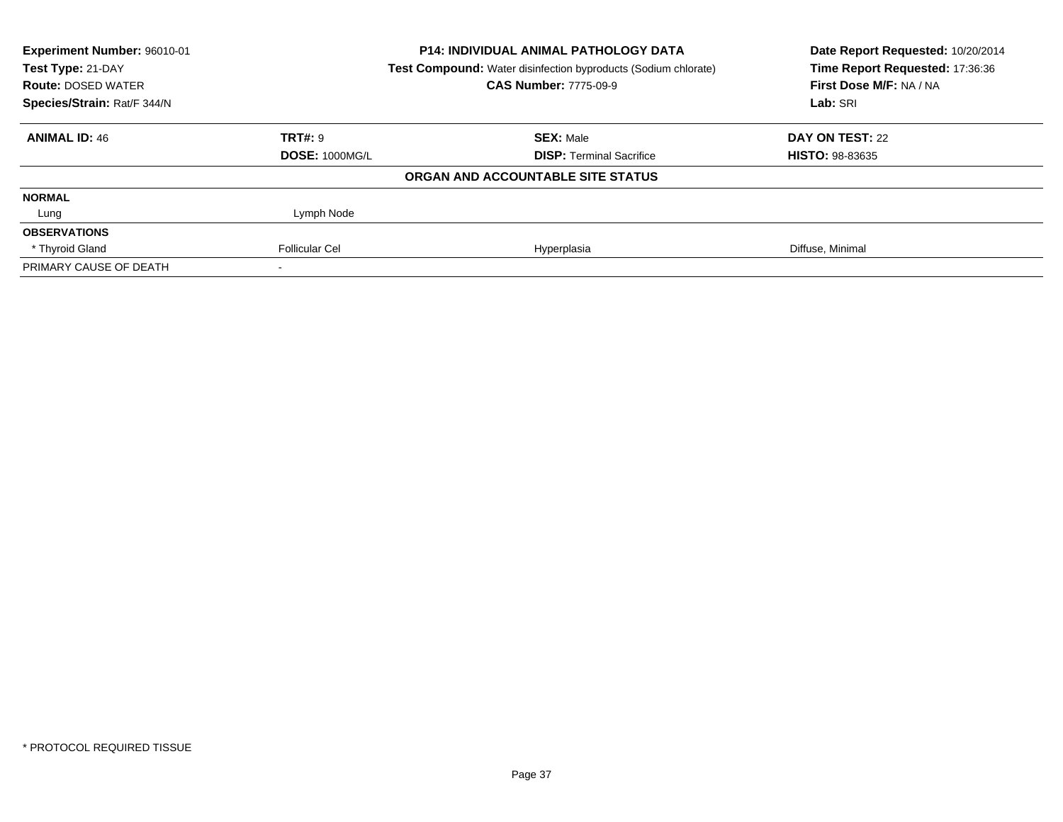| **Experiment Number:** 96010-01 | **P14: INDIVIDUAL ANIMAL PATHOLOGY DATA** | **Date Report Requested:** 10/20/2014 |
|---|---|---|
| **Test Type:** 21-DAY | **Test Compound:** Water disinfection byproducts (Sodium chlorate) | **Time Report Requested:** 17:36:36 |
| **Route:** DOSED WATER | **CAS Number:** 7775-09-9 | **First Dose M/F:** NA / NA |
| **Species/Strain:** Rat/F 344/N | | **Lab:** SRI |

| **ANIMAL ID:** 46 | **TRT#:** 9 | **SEX:** Male | **DAY ON TEST:** 22 |
|---|---|---|---|
| | **DOSE:** 1000MG/L | **DISP:** Terminal Sacrifice | **HISTO:** 98-83635 |
| | | **ORGAN AND ACCOUNTABLE SITE STATUS** | |
| **NORMAL** | | | |
| Lung | Lymph Node | | |
| **OBSERVATIONS** | | | |
| * Thyroid Gland | Follicular Cel | Hyperplasia | Diffuse, Minimal |
| PRIMARY CAUSE OF DEATH | - | | |

* PROTOCOL REQUIRED TISSUE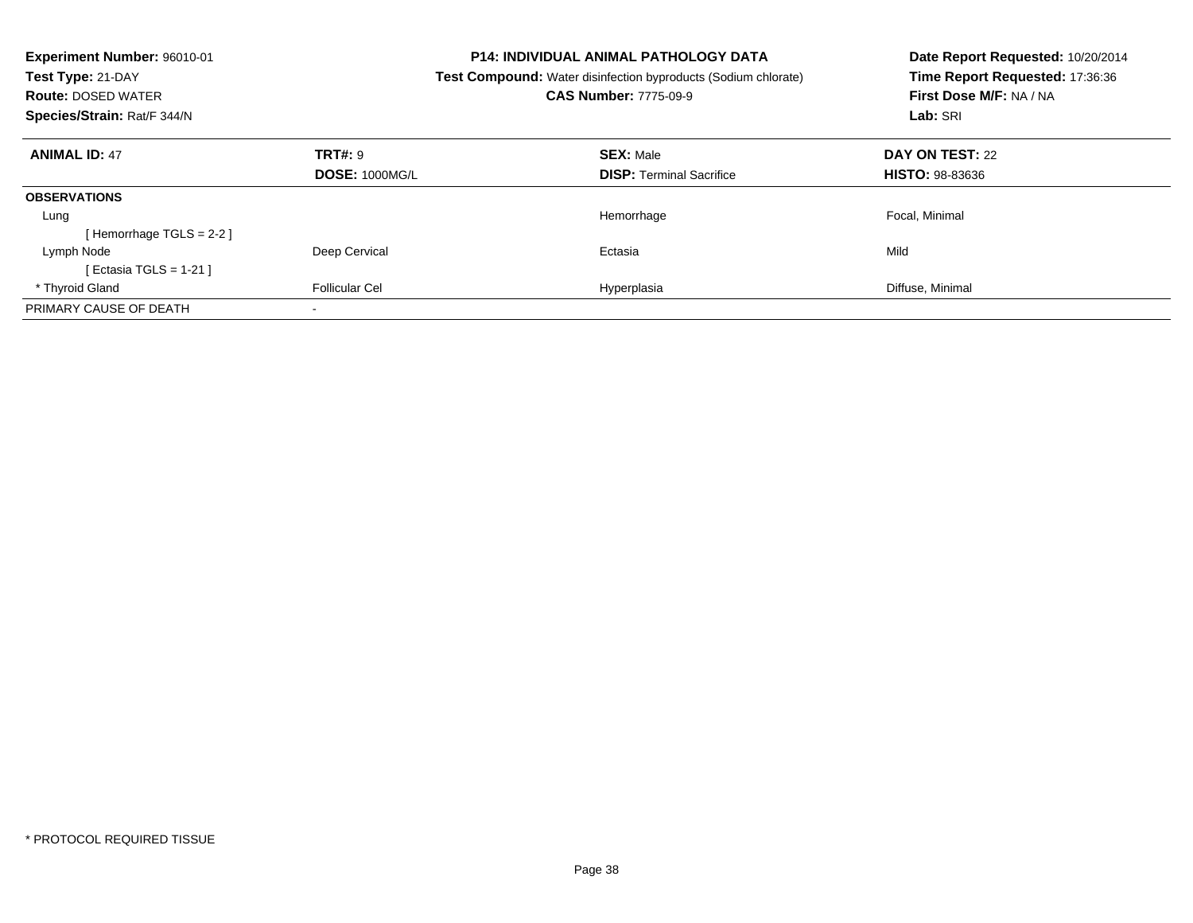**Experiment Number:** 96010-01
**Test Type:** 21-DAY
**Route:** DOSED WATER
**Species/Strain:** Rat/F 344/N

**P14: INDIVIDUAL ANIMAL PATHOLOGY DATA**
**Test Compound:** Water disinfection byproducts (Sodium chlorate)
**CAS Number:** 7775-09-9

**Date Report Requested:** 10/20/2014
**Time Report Requested:** 17:36:36
**First Dose M/F:** NA / NA
**Lab:** SRI

| **ANIMAL ID:** 47 | **TRT#:** 9 | **SEX:** Male | **DAY ON TEST:** 22 |
|---|---|---|---|
| | **DOSE:** 1000MG/L | **DISP:** Terminal Sacrifice | **HISTO:** 98-83636 |
| **OBSERVATIONS** | | | |
| Lung | | Hemorrhage | Focal, Minimal |
| [ Hemorrhage TGLS = 2-2 ] | | | |
| Lymph Node | Deep Cervical | Ectasia | Mild |
| [ Ectasia TGLS = 1-21 ] | | | |
| * Thyroid Gland | Follicular Cel | Hyperplasia | Diffuse, Minimal |
| PRIMARY CAUSE OF DEATH | - | | |

* PROTOCOL REQUIRED TISSUE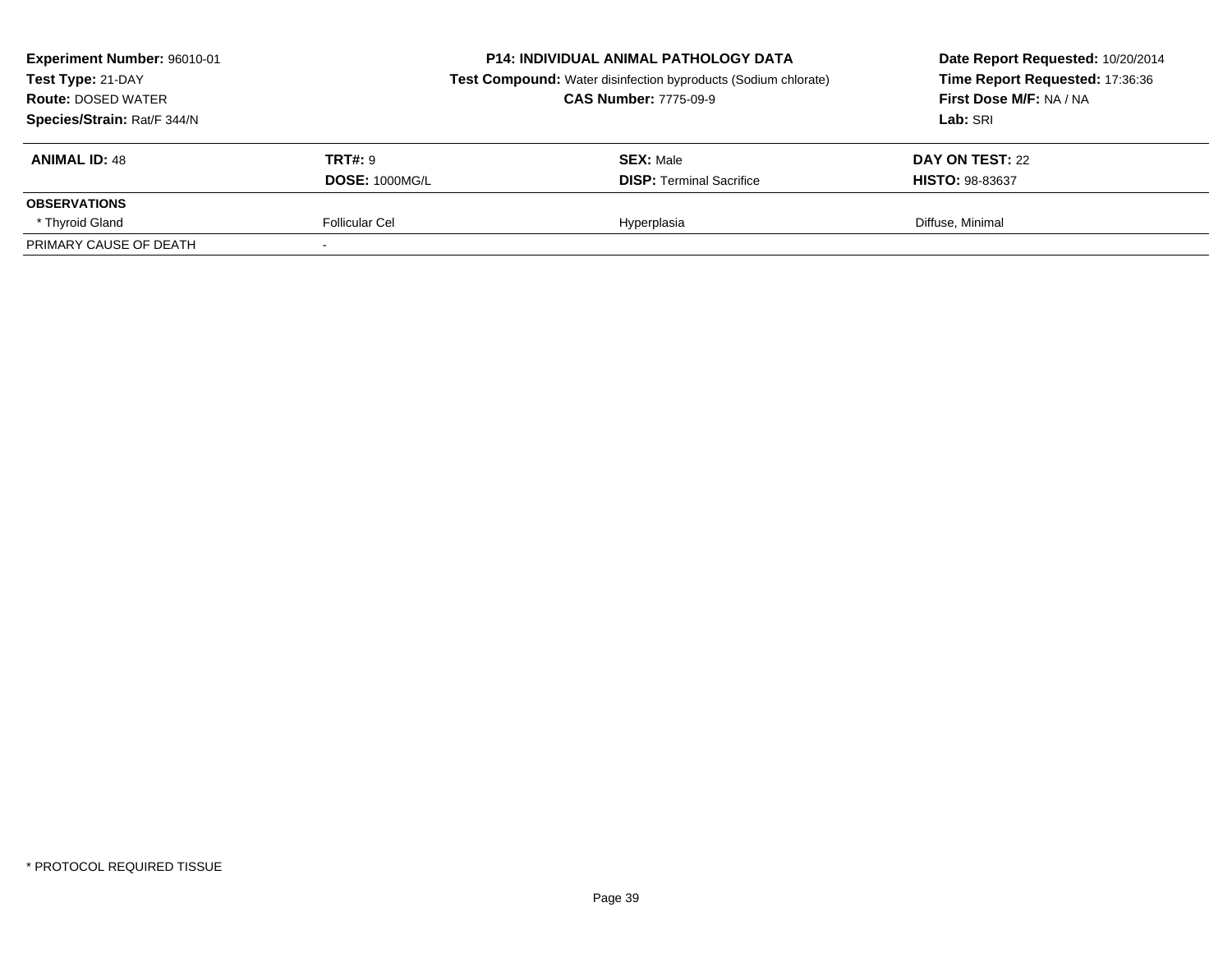**Experiment Number:** 96010-01
**Test Type:** 21-DAY
**Route:** DOSED WATER
**Species/Strain:** Rat/F 344/N

**P14: INDIVIDUAL ANIMAL PATHOLOGY DATA**
**Test Compound:** Water disinfection byproducts (Sodium chlorate)
**CAS Number:** 7775-09-9

**Date Report Requested:** 10/20/2014
**Time Report Requested:** 17:36:36
**First Dose M/F:** NA / NA
**Lab:** SRI

| **ANIMAL ID:** 48 | **TRT#:** 9 | **SEX:** Male | **DAY ON TEST:** 22 |
|---|---|---|---|
| | **DOSE:** 1000MG/L | **DISP:** Terminal Sacrifice | **HISTO:** 98-83637 |
| **OBSERVATIONS** | | | |
| * Thyroid Gland | Follicular Cel | Hyperplasia | Diffuse, Minimal |
| PRIMARY CAUSE OF DEATH | - | | |

* PROTOCOL REQUIRED TISSUE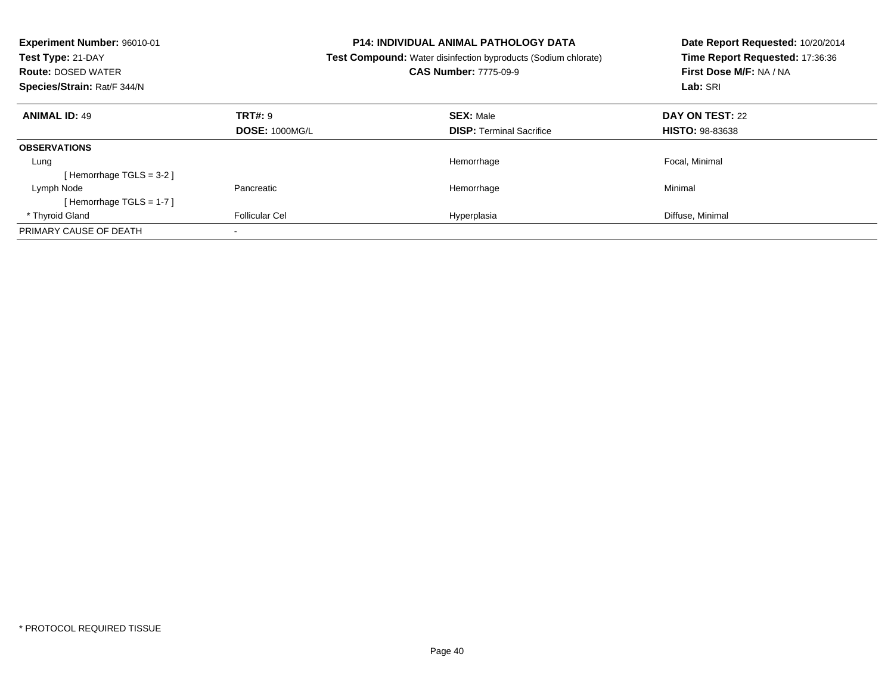**Experiment Number:** 96010-01
**Test Type:** 21-DAY
**Route:** DOSED WATER
**Species/Strain:** Rat/F 344/N

**P14: INDIVIDUAL ANIMAL PATHOLOGY DATA**
**Test Compound:** Water disinfection byproducts (Sodium chlorate)
**CAS Number:** 7775-09-9

**Date Report Requested:** 10/20/2014
**Time Report Requested:** 17:36:36
**First Dose M/F:** NA / NA
**Lab:** SRI

| **ANIMAL ID:** 49 | **TRT#:** 9 | **SEX:** Male | **DAY ON TEST:** 22 |
|---|---|---|---|
| | **DOSE:** 1000MG/L | **DISP:** Terminal Sacrifice | **HISTO:** 98-83638 |
| **OBSERVATIONS** | | | |
| Lung | | Hemorrhage | Focal, Minimal |
| [ Hemorrhage TGLS = 3-2 ] | | | |
| Lymph Node | Pancreatic | Hemorrhage | Minimal |
| [ Hemorrhage TGLS = 1-7 ] | | | |
| * Thyroid Gland | Follicular Cel | Hyperplasia | Diffuse, Minimal |
| PRIMARY CAUSE OF DEATH | - | | |

* PROTOCOL REQUIRED TISSUE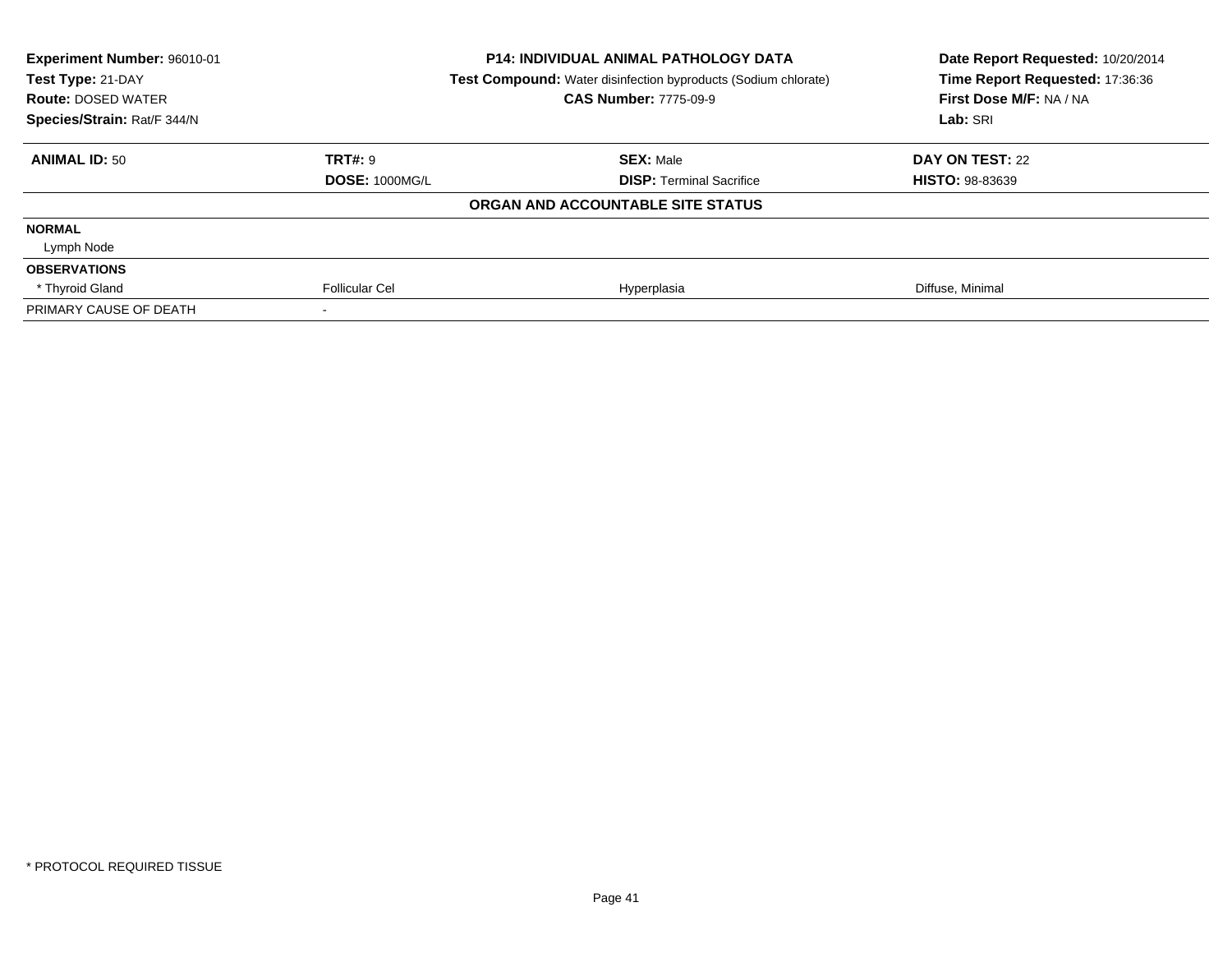| **Experiment Number:** 96010-01 | **P14: INDIVIDUAL ANIMAL PATHOLOGY DATA** | **Date Report Requested:** 10/20/2014 |
|---|---|---|
| **Test Type:** 21-DAY | **Test Compound:** Water disinfection byproducts (Sodium chlorate) | **Time Report Requested:** 17:36:36 |
| **Route:** DOSED WATER | **CAS Number:** 7775-09-9 | **First Dose M/F:** NA / NA |
| **Species/Strain:** Rat/F 344/N | | **Lab:** SRI |

| **ANIMAL ID:** 50 | **TRT#:** 9 | **SEX:** Male | **DAY ON TEST:** 22 |
|---|---|---|---|
| | **DOSE:** 1000MG/L | **DISP:** Terminal Sacrifice | **HISTO:** 98-83639 |
| | | **ORGAN AND ACCOUNTABLE SITE STATUS** | |
| **NORMAL** | | | |
| Lymph Node | | | |
| **OBSERVATIONS** | | | |
| * Thyroid Gland | Follicular Cel | Hyperplasia | Diffuse, Minimal |
| PRIMARY CAUSE OF DEATH | - | | |

* PROTOCOL REQUIRED TISSUE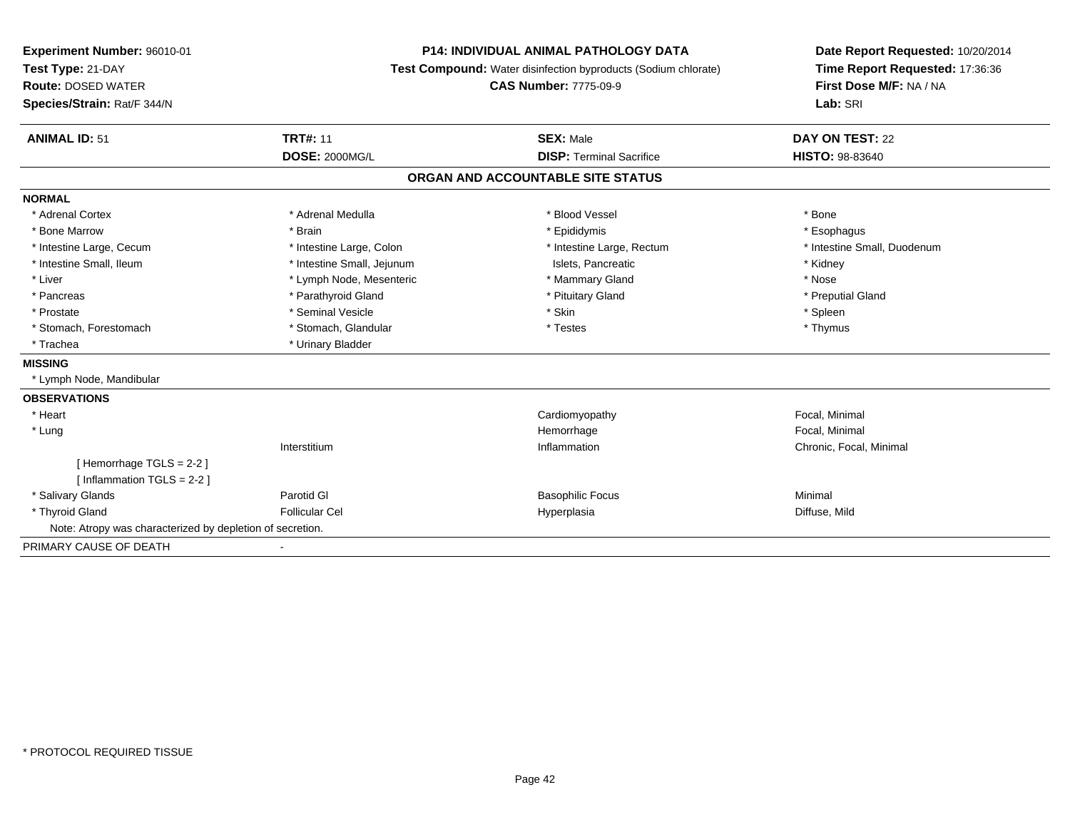**Experiment Number:** 96010-01
**Test Type:** 21-DAY
**Route:** DOSED WATER
**Species/Strain:** Rat/F 344/N

**P14: INDIVIDUAL ANIMAL PATHOLOGY DATA**
**Test Compound:** Water disinfection byproducts (Sodium chlorate)
**CAS Number:** 7775-09-9

**Date Report Requested:** 10/20/2014
**Time Report Requested:** 17:36:36
**First Dose M/F:** NA / NA
**Lab:** SRI

| **ANIMAL ID:** 51 | **TRT#:** 11 | **SEX:** Male | **DAY ON TEST:** 22 |
|---|---|---|---|
| | **DOSE:** 2000MG/L | **DISP:** Terminal Sacrifice | **HISTO:** 98-83640 |

## ORGAN AND ACCOUNTABLE SITE STATUS

| | | | |
|---|---|---|---|
| **NORMAL** | | | |
| * Adrenal Cortex | * Adrenal Medulla | * Blood Vessel | * Bone |
| * Bone Marrow | * Brain | * Epididymis | * Esophagus |
| * Intestine Large, Cecum | * Intestine Large, Colon | * Intestine Large, Rectum | * Intestine Small, Duodenum |
| * Intestine Small, Ileum | * Intestine Small, Jejunum | Islets, Pancreatic | * Kidney |
| * Liver | * Lymph Node, Mesenteric | * Mammary Gland | * Nose |
| * Pancreas | * Parathyroid Gland | * Pituitary Gland | * Preputial Gland |
| * Prostate | * Seminal Vesicle | * Skin | * Spleen |
| * Stomach, Forestomach | * Stomach, Glandular | * Testes | * Thymus |
| * Trachea | * Urinary Bladder | | |
| **MISSING** | | | |
| * Lymph Node, Mandibular | | | |
| **OBSERVATIONS** | | | |
| * Heart | | Cardiomyopathy | Focal, Minimal |
| * Lung | | Hemorrhage | Focal, Minimal |
| | Interstitium | Inflammation | Chronic, Focal, Minimal |
| [ Hemorrhage TGLS = 2-2 ] | | | |
| [ Inflammation TGLS = 2-2 ] | | | |
| * Salivary Glands | Parotid Gl | Basophilic Focus | Minimal |
| * Thyroid Gland | Follicular Cel | Hyperplasia | Diffuse, Mild |
| Note: Atropy was characterized by depletion of secretion. | | | |
| PRIMARY CAUSE OF DEATH | - | | |

\* PROTOCOL REQUIRED TISSUE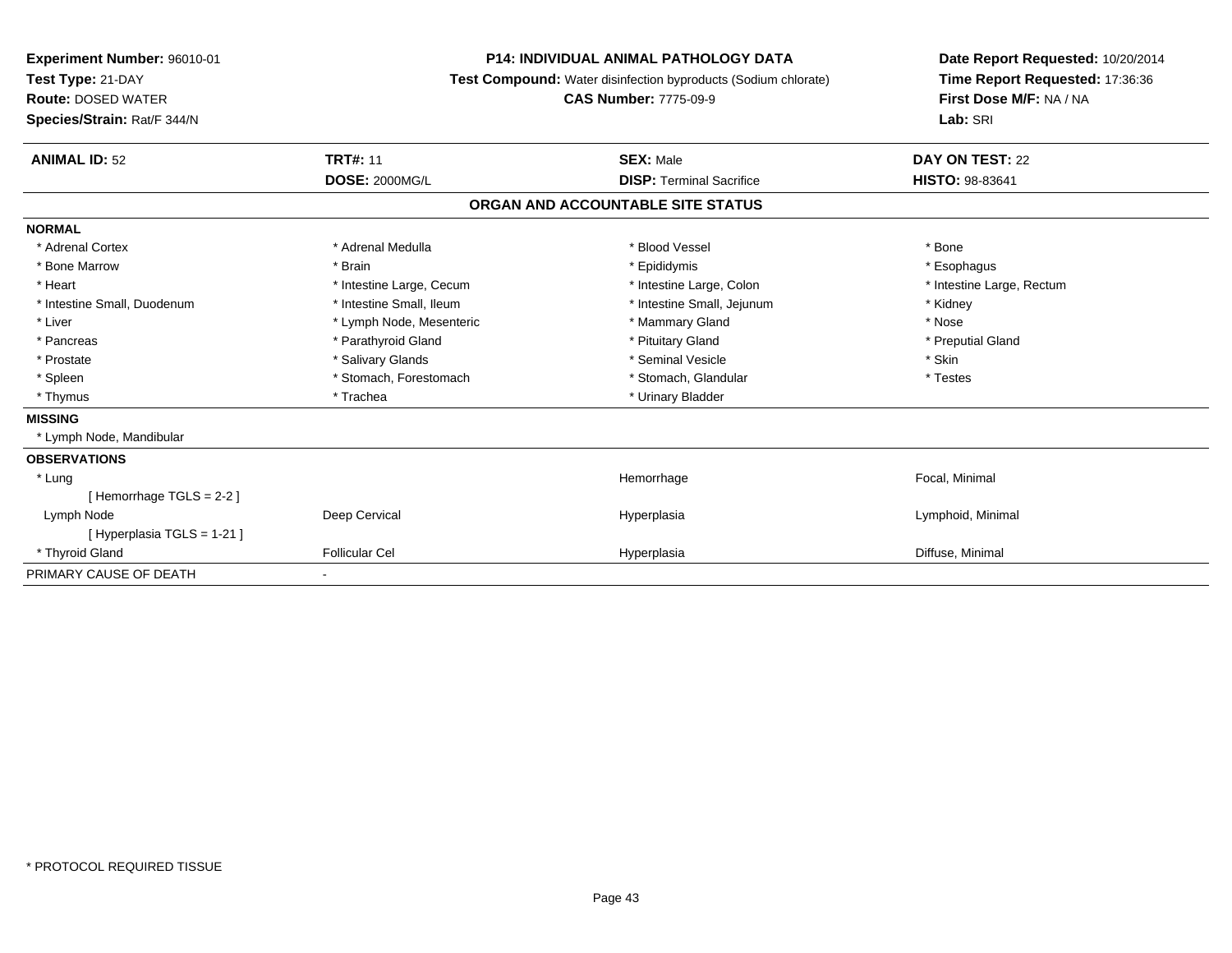**Experiment Number:** 96010-01
**Test Type:** 21-DAY
**Route:** DOSED WATER
**Species/Strain:** Rat/F 344/N

**P14: INDIVIDUAL ANIMAL PATHOLOGY DATA**
**Test Compound:** Water disinfection byproducts (Sodium chlorate)
**CAS Number:** 7775-09-9

**Date Report Requested:** 10/20/2014
**Time Report Requested:** 17:36:36
**First Dose M/F:** NA / NA
**Lab:** SRI

| **ANIMAL ID:** 52 | **TRT#:** 11 | **SEX:** Male | **DAY ON TEST:** 22 |
|---|---|---|---|
| | **DOSE:** 2000MG/L | **DISP:** Terminal Sacrifice | **HISTO:** 98-83641 |

**ORGAN AND ACCOUNTABLE SITE STATUS**

**NORMAL**

| | | | |
|---|---|---|---|
| * Adrenal Cortex | * Adrenal Medulla | * Blood Vessel | * Bone |
| * Bone Marrow | * Brain | * Epididymis | * Esophagus |
| * Heart | * Intestine Large, Cecum | * Intestine Large, Colon | * Intestine Large, Rectum |
| * Intestine Small, Duodenum | * Intestine Small, Ileum | * Intestine Small, Jejunum | * Kidney |
| * Liver | * Lymph Node, Mesenteric | * Mammary Gland | * Nose |
| * Pancreas | * Parathyroid Gland | * Pituitary Gland | * Preputial Gland |
| * Prostate | * Salivary Glands | * Seminal Vesicle | * Skin |
| * Spleen | * Stomach, Forestomach | * Stomach, Glandular | * Testes |
| * Thymus | * Trachea | * Urinary Bladder | |

**MISSING**

* Lymph Node, Mandibular

**OBSERVATIONS**

| | | | |
|---|---|---|---|
| * Lung | | Hemorrhage | Focal, Minimal |
| [ Hemorrhage TGLS = 2-2 ] | | | |
| Lymph Node | Deep Cervical | Hyperplasia | Lymphoid, Minimal |
| [ Hyperplasia TGLS = 1-21 ] | | | |
| * Thyroid Gland | Follicular Cel | Hyperplasia | Diffuse, Minimal |

PRIMARY CAUSE OF DEATH -

* PROTOCOL REQUIRED TISSUE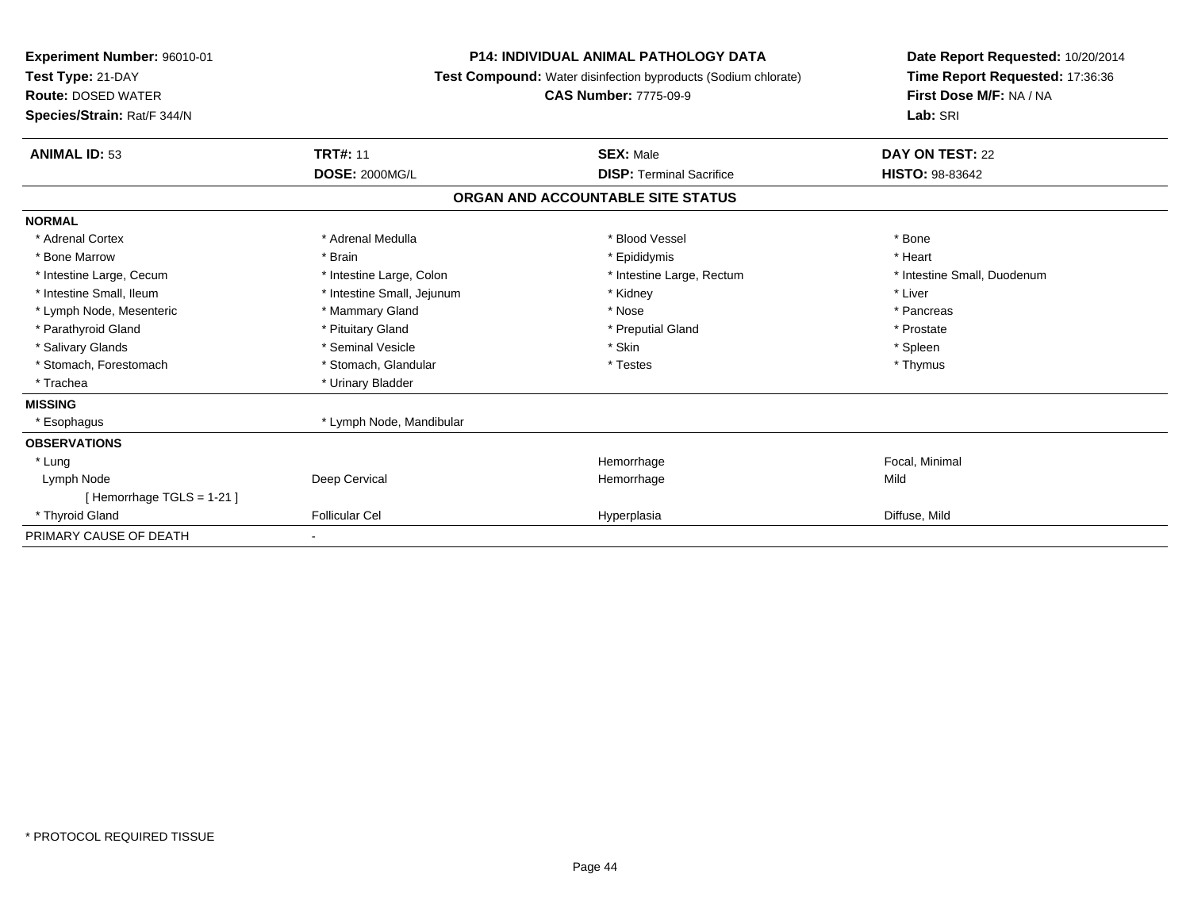**Experiment Number:** 96010-01
**Test Type:** 21-DAY
**Route:** DOSED WATER
**Species/Strain:** Rat/F 344/N

**P14: INDIVIDUAL ANIMAL PATHOLOGY DATA**
**Test Compound:** Water disinfection byproducts (Sodium chlorate)
**CAS Number:** 7775-09-9

**Date Report Requested:** 10/20/2014
**Time Report Requested:** 17:36:36
**First Dose M/F:** NA / NA
**Lab:** SRI

| **ANIMAL ID:** 53 | **TRT#:** 11 | **SEX:** Male | **DAY ON TEST:** 22 |
|---|---|---|---|
| | **DOSE:** 2000MG/L | **DISP:** Terminal Sacrifice | **HISTO:** 98-83642 |

**ORGAN AND ACCOUNTABLE SITE STATUS**

| | | | |
|---|---|---|---|
| **NORMAL** | | | |
| * Adrenal Cortex | * Adrenal Medulla | * Blood Vessel | * Bone |
| * Bone Marrow | * Brain | * Epididymis | * Heart |
| * Intestine Large, Cecum | * Intestine Large, Colon | * Intestine Large, Rectum | * Intestine Small, Duodenum |
| * Intestine Small, Ileum | * Intestine Small, Jejunum | * Kidney | * Liver |
| * Lymph Node, Mesenteric | * Mammary Gland | * Nose | * Pancreas |
| * Parathyroid Gland | * Pituitary Gland | * Preputial Gland | * Prostate |
| * Salivary Glands | * Seminal Vesicle | * Skin | * Spleen |
| * Stomach, Forestomach | * Stomach, Glandular | * Testes | * Thymus |
| * Trachea | * Urinary Bladder | | |
| **MISSING** | | | |
| * Esophagus | * Lymph Node, Mandibular | | |
| **OBSERVATIONS** | | | |
| * Lung | | Hemorrhage | Focal, Minimal |
| Lymph Node | Deep Cervical | Hemorrhage | Mild |
| [ Hemorrhage TGLS = 1-21 ] | | | |
| * Thyroid Gland | Follicular Cel | Hyperplasia | Diffuse, Mild |
| PRIMARY CAUSE OF DEATH | - | | |

* PROTOCOL REQUIRED TISSUE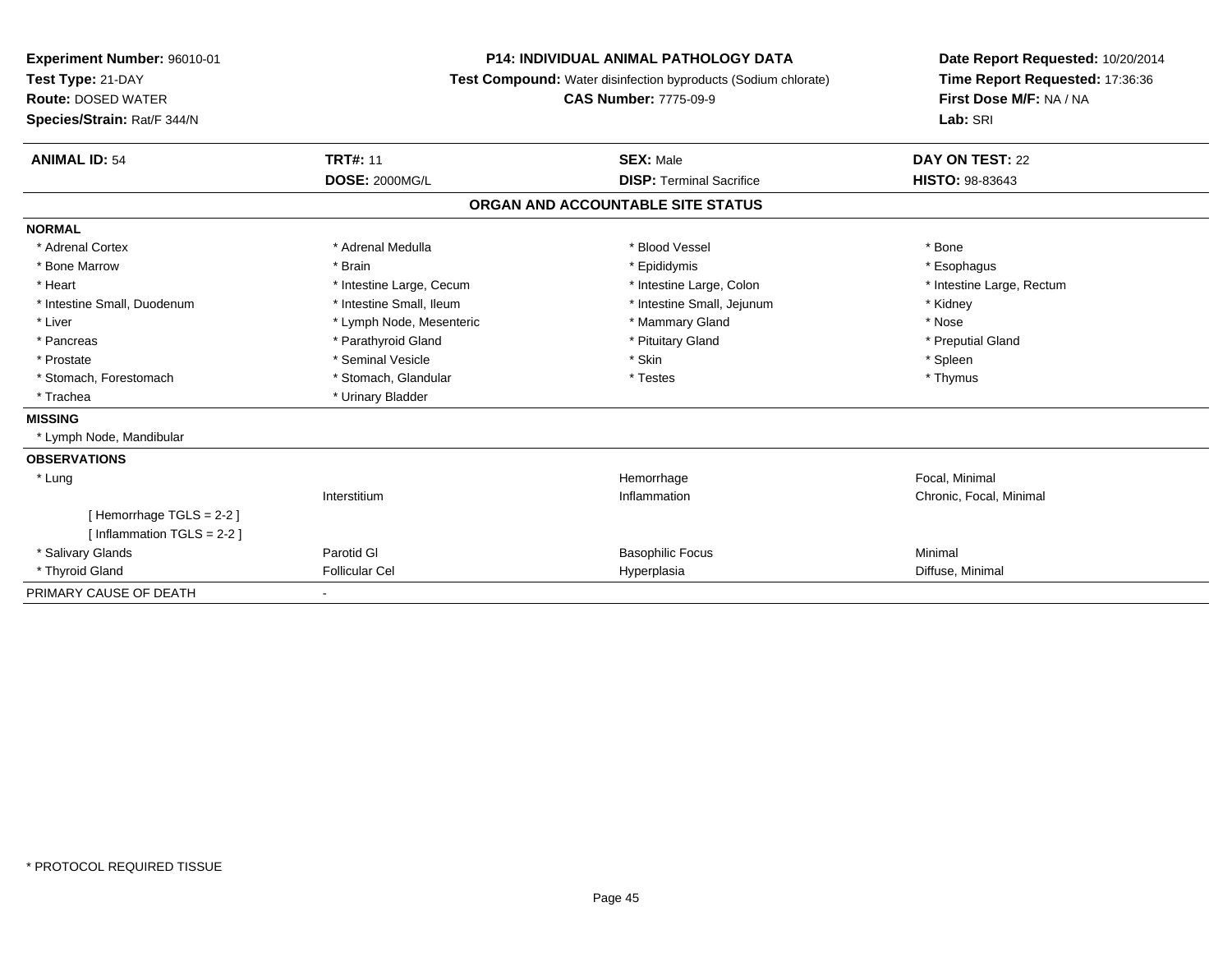**Experiment Number:** 96010-01
**Test Type:** 21-DAY
**Route:** DOSED WATER
**Species/Strain:** Rat/F 344/N

**P14: INDIVIDUAL ANIMAL PATHOLOGY DATA**
**Test Compound:** Water disinfection byproducts (Sodium chlorate)
**CAS Number:** 7775-09-9

**Date Report Requested:** 10/20/2014
**Time Report Requested:** 17:36:36
**First Dose M/F:** NA / NA
**Lab:** SRI

| **ANIMAL ID:** 54 | **TRT#:** 11 | **SEX:** Male | **DAY ON TEST:** 22 |
|---|---|---|---|
| | **DOSE:** 2000MG/L | **DISP:** Terminal Sacrifice | **HISTO:** 98-83643 |

## ORGAN AND ACCOUNTABLE SITE STATUS

| | | | |
|---|---|---|---|
| **NORMAL** | | | |
| * Adrenal Cortex | * Adrenal Medulla | * Blood Vessel | * Bone |
| * Bone Marrow | * Brain | * Epididymis | * Esophagus |
| * Heart | * Intestine Large, Cecum | * Intestine Large, Colon | * Intestine Large, Rectum |
| * Intestine Small, Duodenum | * Intestine Small, Ileum | * Intestine Small, Jejunum | * Kidney |
| * Liver | * Lymph Node, Mesenteric | * Mammary Gland | * Nose |
| * Pancreas | * Parathyroid Gland | * Pituitary Gland | * Preputial Gland |
| * Prostate | * Seminal Vesicle | * Skin | * Spleen |
| * Stomach, Forestomach | * Stomach, Glandular | * Testes | * Thymus |
| * Trachea | * Urinary Bladder | | |
| **MISSING** | | | |
| * Lymph Node, Mandibular | | | |
| **OBSERVATIONS** | | | |
| * Lung | | Hemorrhage | Focal, Minimal |
| | Interstitium | Inflammation | Chronic, Focal, Minimal |
| [ Hemorrhage TGLS = 2-2 ] | | | |
| [ Inflammation TGLS = 2-2 ] | | | |
| * Salivary Glands | Parotid Gl | Basophilic Focus | Minimal |
| * Thyroid Gland | Follicular Cel | Hyperplasia | Diffuse, Minimal |
| PRIMARY CAUSE OF DEATH | - | | |

\* PROTOCOL REQUIRED TISSUE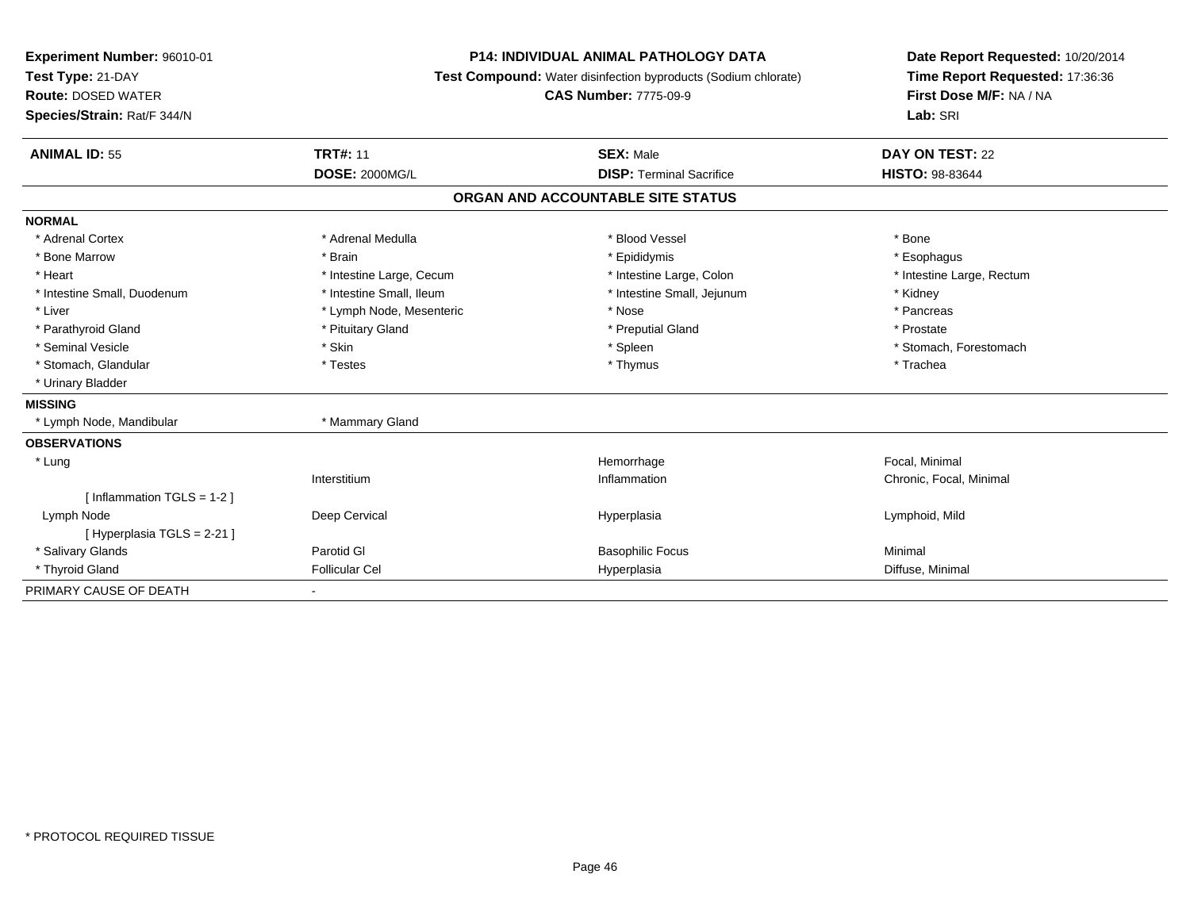**Experiment Number:** 96010-01
**Test Type:** 21-DAY
**Route:** DOSED WATER
**Species/Strain:** Rat/F 344/N

**P14: INDIVIDUAL ANIMAL PATHOLOGY DATA**
**Test Compound:** Water disinfection byproducts (Sodium chlorate)
**CAS Number:** 7775-09-9

**Date Report Requested:** 10/20/2014
**Time Report Requested:** 17:36:36
**First Dose M/F:** NA / NA
**Lab:** SRI

| **ANIMAL ID:** 55 | **TRT#:** 11 | **SEX:** Male | **DAY ON TEST:** 22 |
|---|---|---|---|
| | **DOSE:** 2000MG/L | **DISP:** Terminal Sacrifice | **HISTO:** 98-83644 |

**ORGAN AND ACCOUNTABLE SITE STATUS**

**NORMAL**

| | | | |
|---|---|---|---|
| * Adrenal Cortex | * Adrenal Medulla | * Blood Vessel | * Bone |
| * Bone Marrow | * Brain | * Epididymis | * Esophagus |
| * Heart | * Intestine Large, Cecum | * Intestine Large, Colon | * Intestine Large, Rectum |
| * Intestine Small, Duodenum | * Intestine Small, Ileum | * Intestine Small, Jejunum | * Kidney |
| * Liver | * Lymph Node, Mesenteric | * Nose | * Pancreas |
| * Parathyroid Gland | * Pituitary Gland | * Preputial Gland | * Prostate |
| * Seminal Vesicle | * Skin | * Spleen | * Stomach, Forestomach |
| * Stomach, Glandular | * Testes | * Thymus | * Trachea |
| * Urinary Bladder | | | |

**MISSING**

| | |
|---|---|
| * Lymph Node, Mandibular | * Mammary Gland |

**OBSERVATIONS**

| | | | |
|---|---|---|---|
| * Lung | | Hemorrhage | Focal, Minimal |
| | Interstitium | Inflammation | Chronic, Focal, Minimal |
| [ Inflammation TGLS = 1-2 ] | | | |
| Lymph Node | Deep Cervical | Hyperplasia | Lymphoid, Mild |
| [ Hyperplasia TGLS = 2-21 ] | | | |
| * Salivary Glands | Parotid Gl | Basophilic Focus | Minimal |
| * Thyroid Gland | Follicular Cel | Hyperplasia | Diffuse, Minimal |

PRIMARY CAUSE OF DEATH -

* PROTOCOL REQUIRED TISSUE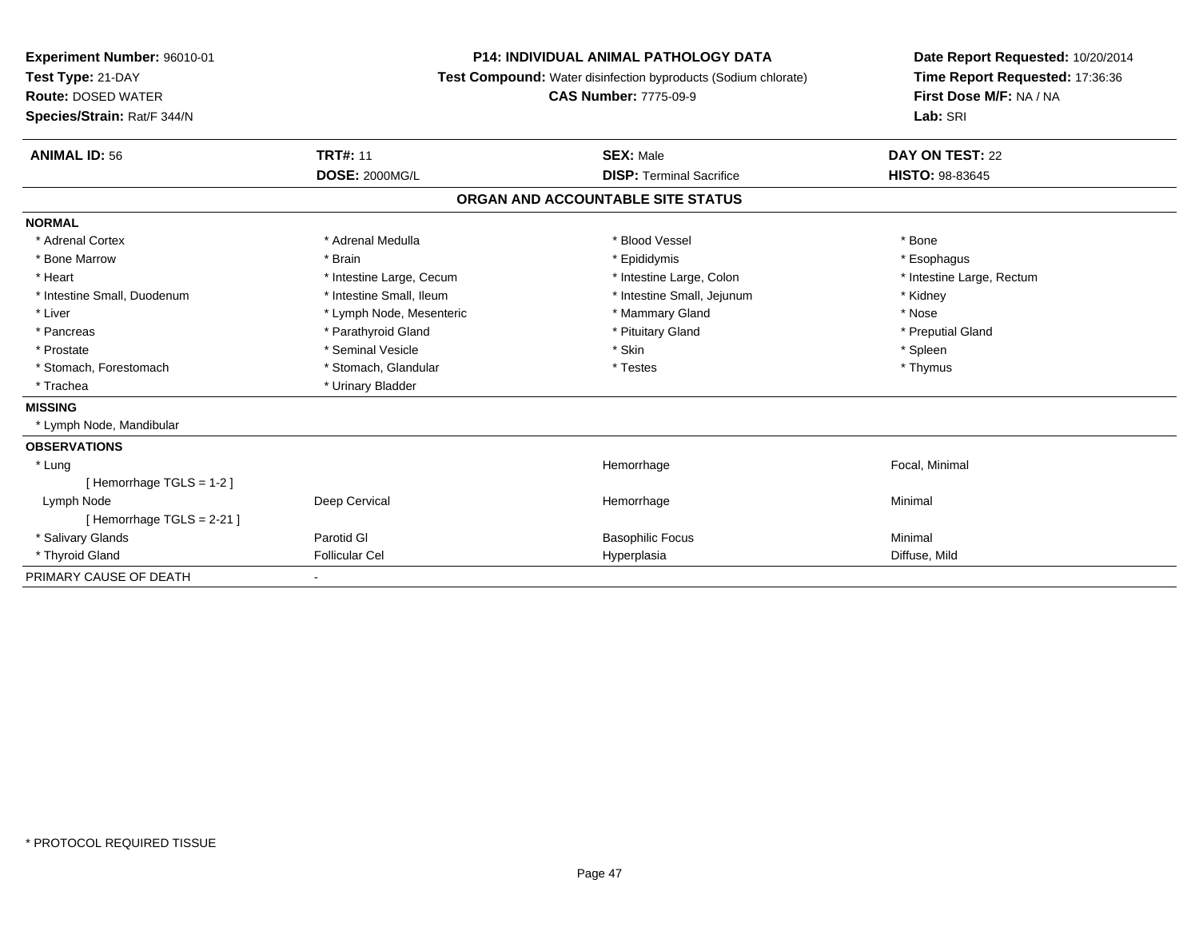**Experiment Number:** 96010-01
**Test Type:** 21-DAY
**Route:** DOSED WATER
**Species/Strain:** Rat/F 344/N

**P14: INDIVIDUAL ANIMAL PATHOLOGY DATA**
**Test Compound:** Water disinfection byproducts (Sodium chlorate)
**CAS Number:** 7775-09-9

**Date Report Requested:** 10/20/2014
**Time Report Requested:** 17:36:36
**First Dose M/F:** NA / NA
**Lab:** SRI

| **ANIMAL ID:** 56 | **TRT#:** 11 | **SEX:** Male | **DAY ON TEST:** 22 |
|---|---|---|---|
| | **DOSE:** 2000MG/L | **DISP:** Terminal Sacrifice | **HISTO:** 98-83645 |

## ORGAN AND ACCOUNTABLE SITE STATUS

**NORMAL**

| | | | |
|---|---|---|---|
| * Adrenal Cortex | * Adrenal Medulla | * Blood Vessel | * Bone |
| * Bone Marrow | * Brain | * Epididymis | * Esophagus |
| * Heart | * Intestine Large, Cecum | * Intestine Large, Colon | * Intestine Large, Rectum |
| * Intestine Small, Duodenum | * Intestine Small, Ileum | * Intestine Small, Jejunum | * Kidney |
| * Liver | * Lymph Node, Mesenteric | * Mammary Gland | * Nose |
| * Pancreas | * Parathyroid Gland | * Pituitary Gland | * Preputial Gland |
| * Prostate | * Seminal Vesicle | * Skin | * Spleen |
| * Stomach, Forestomach | * Stomach, Glandular | * Testes | * Thymus |
| * Trachea | * Urinary Bladder | | |

**MISSING**

* Lymph Node, Mandibular

**OBSERVATIONS**

| | | | |
|---|---|---|---|
| * Lung | | Hemorrhage | Focal, Minimal |
| [ Hemorrhage TGLS = 1-2 ] | | | |
| Lymph Node | Deep Cervical | Hemorrhage | Minimal |
| [ Hemorrhage TGLS = 2-21 ] | | | |
| * Salivary Glands | Parotid Gl | Basophilic Focus | Minimal |
| * Thyroid Gland | Follicular Cel | Hyperplasia | Diffuse, Mild |

PRIMARY CAUSE OF DEATH -

* PROTOCOL REQUIRED TISSUE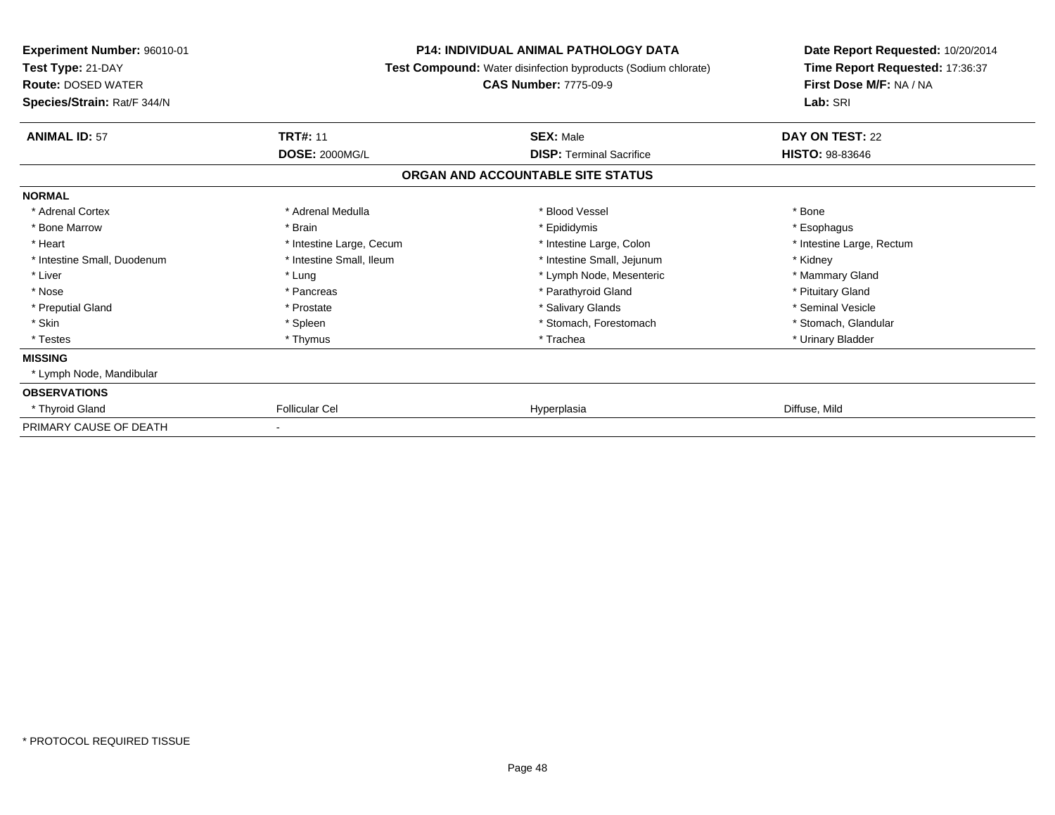**Experiment Number:** 96010-01
**Test Type:** 21-DAY
**Route:** DOSED WATER
**Species/Strain:** Rat/F 344/N

**P14: INDIVIDUAL ANIMAL PATHOLOGY DATA**
**Test Compound:** Water disinfection byproducts (Sodium chlorate)
**CAS Number:** 7775-09-9

**Date Report Requested:** 10/20/2014
**Time Report Requested:** 17:36:37
**First Dose M/F:** NA / NA
**Lab:** SRI

| **ANIMAL ID:** 57 | **TRT#:** 11 | **SEX:** Male | **DAY ON TEST:** 22 |
|---|---|---|---|
| | **DOSE:** 2000MG/L | **DISP:** Terminal Sacrifice | **HISTO:** 98-83646 |

**ORGAN AND ACCOUNTABLE SITE STATUS**

| | | | |
|---|---|---|---|
| **NORMAL** | | | |
| * Adrenal Cortex | * Adrenal Medulla | * Blood Vessel | * Bone |
| * Bone Marrow | * Brain | * Epididymis | * Esophagus |
| * Heart | * Intestine Large, Cecum | * Intestine Large, Colon | * Intestine Large, Rectum |
| * Intestine Small, Duodenum | * Intestine Small, Ileum | * Intestine Small, Jejunum | * Kidney |
| * Liver | * Lung | * Lymph Node, Mesenteric | * Mammary Gland |
| * Nose | * Pancreas | * Parathyroid Gland | * Pituitary Gland |
| * Preputial Gland | * Prostate | * Salivary Glands | * Seminal Vesicle |
| * Skin | * Spleen | * Stomach, Forestomach | * Stomach, Glandular |
| * Testes | * Thymus | * Trachea | * Urinary Bladder |
| **MISSING** | | | |
| * Lymph Node, Mandibular | | | |
| **OBSERVATIONS** | | | |
| * Thyroid Gland | Follicular Cel | Hyperplasia | Diffuse, Mild |
| PRIMARY CAUSE OF DEATH | - | | |

* PROTOCOL REQUIRED TISSUE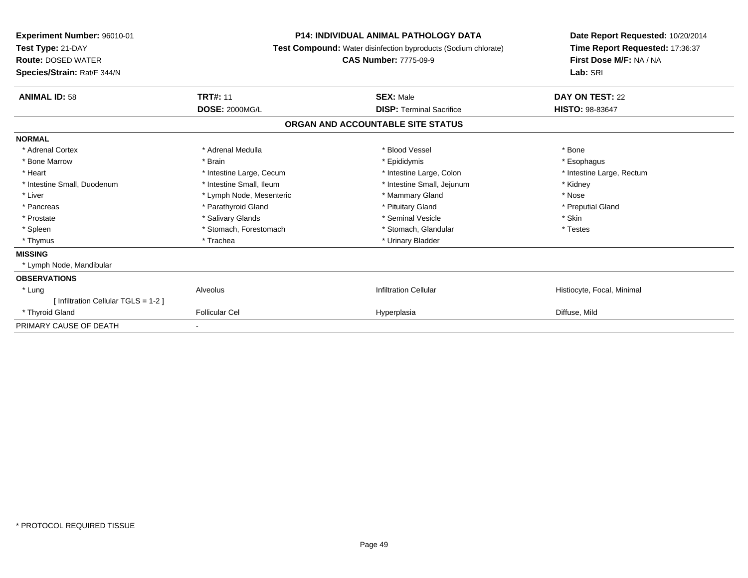**Experiment Number:** 96010-01
**Test Type:** 21-DAY
**Route:** DOSED WATER
**Species/Strain:** Rat/F 344/N

**P14: INDIVIDUAL ANIMAL PATHOLOGY DATA**
**Test Compound:** Water disinfection byproducts (Sodium chlorate)
**CAS Number:** 7775-09-9

**Date Report Requested:** 10/20/2014
**Time Report Requested:** 17:36:37
**First Dose M/F:** NA / NA
**Lab:** SRI

| **ANIMAL ID:** 58 | **TRT#:** 11 | **SEX:** Male | **DAY ON TEST:** 22 |
|---|---|---|---|
| | **DOSE:** 2000MG/L | **DISP:** Terminal Sacrifice | **HISTO:** 98-83647 |

**ORGAN AND ACCOUNTABLE SITE STATUS**

| | | | |
|---|---|---|---|
| **NORMAL** | | | |
| * Adrenal Cortex | * Adrenal Medulla | * Blood Vessel | * Bone |
| * Bone Marrow | * Brain | * Epididymis | * Esophagus |
| * Heart | * Intestine Large, Cecum | * Intestine Large, Colon | * Intestine Large, Rectum |
| * Intestine Small, Duodenum | * Intestine Small, Ileum | * Intestine Small, Jejunum | * Kidney |
| * Liver | * Lymph Node, Mesenteric | * Mammary Gland | * Nose |
| * Pancreas | * Parathyroid Gland | * Pituitary Gland | * Preputial Gland |
| * Prostate | * Salivary Glands | * Seminal Vesicle | * Skin |
| * Spleen | * Stomach, Forestomach | * Stomach, Glandular | * Testes |
| * Thymus | * Trachea | * Urinary Bladder | |
| **MISSING** | | | |
| * Lymph Node, Mandibular | | | |
| **OBSERVATIONS** | | | |
| * Lung | Alveolus | Infiltration Cellular | Histiocyte, Focal, Minimal |
| [ Infiltration Cellular TGLS = 1-2 ] | | | |
| * Thyroid Gland | Follicular Cel | Hyperplasia | Diffuse, Mild |
| PRIMARY CAUSE OF DEATH | - | | |

* PROTOCOL REQUIRED TISSUE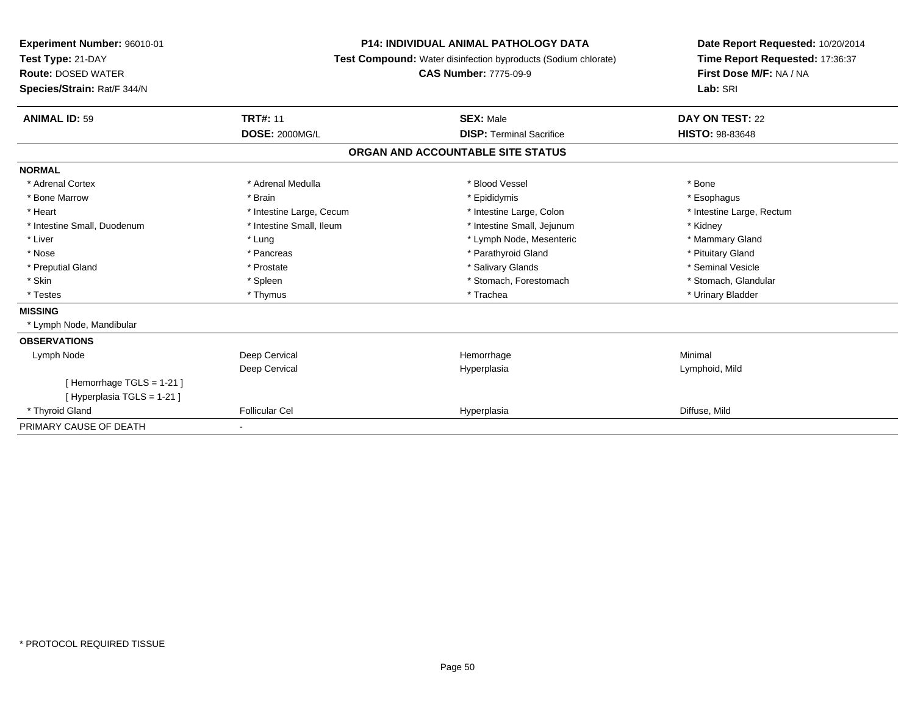**Experiment Number:** 96010-01
**Test Type:** 21-DAY
**Route:** DOSED WATER
**Species/Strain:** Rat/F 344/N

**P14: INDIVIDUAL ANIMAL PATHOLOGY DATA**
**Test Compound:** Water disinfection byproducts (Sodium chlorate)
**CAS Number:** 7775-09-9

**Date Report Requested:** 10/20/2014
**Time Report Requested:** 17:36:37
**First Dose M/F:** NA / NA
**Lab:** SRI

| **ANIMAL ID:** 59 | **TRT#:** 11 | **SEX:** Male | **DAY ON TEST:** 22 |
|---|---|---|---|
| | **DOSE:** 2000MG/L | **DISP:** Terminal Sacrifice | **HISTO:** 98-83648 |

### ORGAN AND ACCOUNTABLE SITE STATUS

| | | | |
|---|---|---|---|
| **NORMAL** | | | |
| * Adrenal Cortex | * Adrenal Medulla | * Blood Vessel | * Bone |
| * Bone Marrow | * Brain | * Epididymis | * Esophagus |
| * Heart | * Intestine Large, Cecum | * Intestine Large, Colon | * Intestine Large, Rectum |
| * Intestine Small, Duodenum | * Intestine Small, Ileum | * Intestine Small, Jejunum | * Kidney |
| * Liver | * Lung | * Lymph Node, Mesenteric | * Mammary Gland |
| * Nose | * Pancreas | * Parathyroid Gland | * Pituitary Gland |
| * Preputial Gland | * Prostate | * Salivary Glands | * Seminal Vesicle |
| * Skin | * Spleen | * Stomach, Forestomach | * Stomach, Glandular |
| * Testes | * Thymus | * Trachea | * Urinary Bladder |
| **MISSING** | | | |
| * Lymph Node, Mandibular | | | |
| **OBSERVATIONS** | | | |
| Lymph Node | Deep Cervical | Hemorrhage | Minimal |
| | Deep Cervical | Hyperplasia | Lymphoid, Mild |
| [ Hemorrhage TGLS = 1-21 ] | | | |
| [ Hyperplasia TGLS = 1-21 ] | | | |
| * Thyroid Gland | Follicular Cel | Hyperplasia | Diffuse, Mild |
| PRIMARY CAUSE OF DEATH | - | | |

\* PROTOCOL REQUIRED TISSUE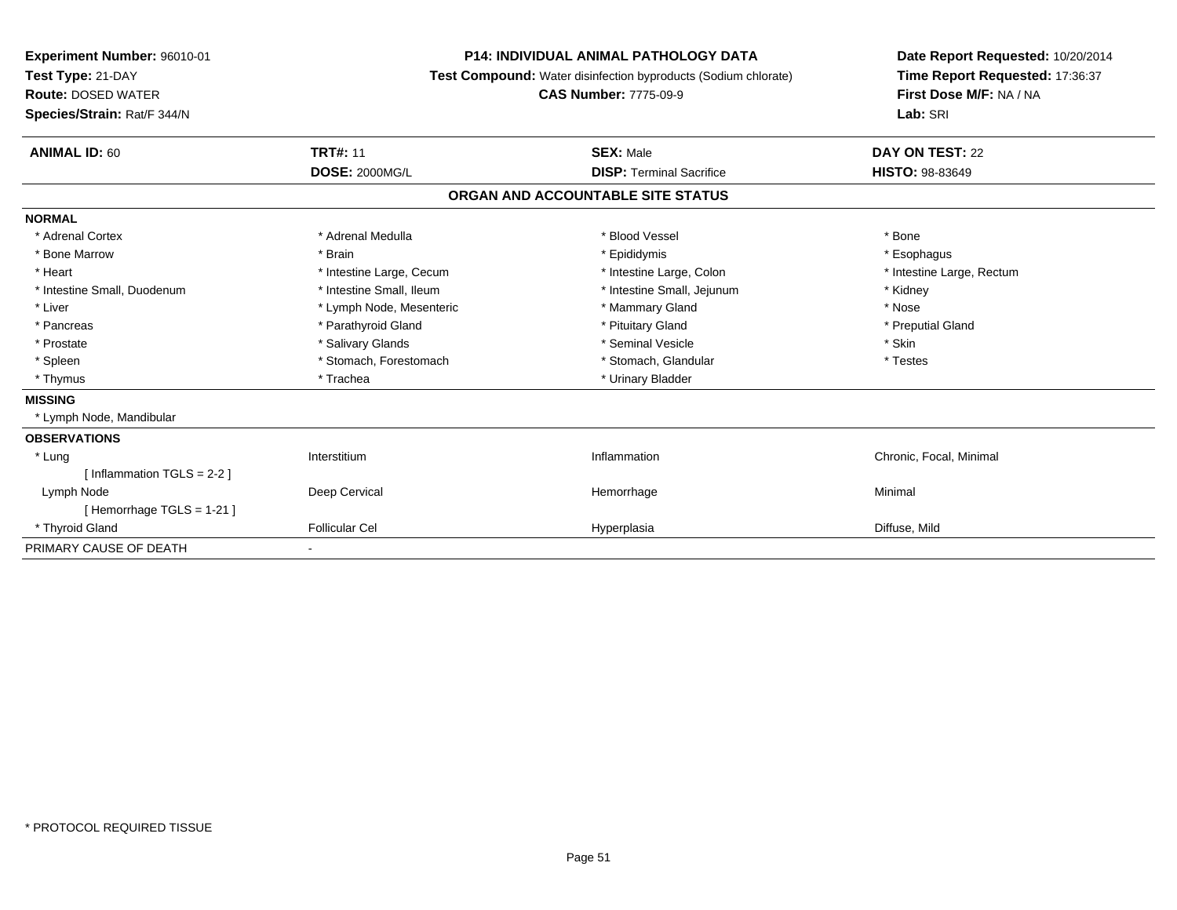**Experiment Number:** 96010-01
**Test Type:** 21-DAY
**Route:** DOSED WATER
**Species/Strain:** Rat/F 344/N

**P14: INDIVIDUAL ANIMAL PATHOLOGY DATA**
**Test Compound:** Water disinfection byproducts (Sodium chlorate)
**CAS Number:** 7775-09-9

**Date Report Requested:** 10/20/2014
**Time Report Requested:** 17:36:37
**First Dose M/F:** NA / NA
**Lab:** SRI

| **ANIMAL ID:** 60 | **TRT#:** 11 | **SEX:** Male | **DAY ON TEST:** 22 |
|---|---|---|---|
| | **DOSE:** 2000MG/L | **DISP:** Terminal Sacrifice | **HISTO:** 98-83649 |

## ORGAN AND ACCOUNTABLE SITE STATUS

| | | | |
|---|---|---|---|
| **NORMAL** | | | |
| * Adrenal Cortex | * Adrenal Medulla | * Blood Vessel | * Bone |
| * Bone Marrow | * Brain | * Epididymis | * Esophagus |
| * Heart | * Intestine Large, Cecum | * Intestine Large, Colon | * Intestine Large, Rectum |
| * Intestine Small, Duodenum | * Intestine Small, Ileum | * Intestine Small, Jejunum | * Kidney |
| * Liver | * Lymph Node, Mesenteric | * Mammary Gland | * Nose |
| * Pancreas | * Parathyroid Gland | * Pituitary Gland | * Preputial Gland |
| * Prostate | * Salivary Glands | * Seminal Vesicle | * Skin |
| * Spleen | * Stomach, Forestomach | * Stomach, Glandular | * Testes |
| * Thymus | * Trachea | * Urinary Bladder | |
| **MISSING** | | | |
| * Lymph Node, Mandibular | | | |
| **OBSERVATIONS** | | | |
| * Lung | Interstitium | Inflammation | Chronic, Focal, Minimal |
| [ Inflammation TGLS = 2-2 ] | | | |
| Lymph Node | Deep Cervical | Hemorrhage | Minimal |
| [ Hemorrhage TGLS = 1-21 ] | | | |
| * Thyroid Gland | Follicular Cel | Hyperplasia | Diffuse, Mild |
| PRIMARY CAUSE OF DEATH | - | | |

* PROTOCOL REQUIRED TISSUE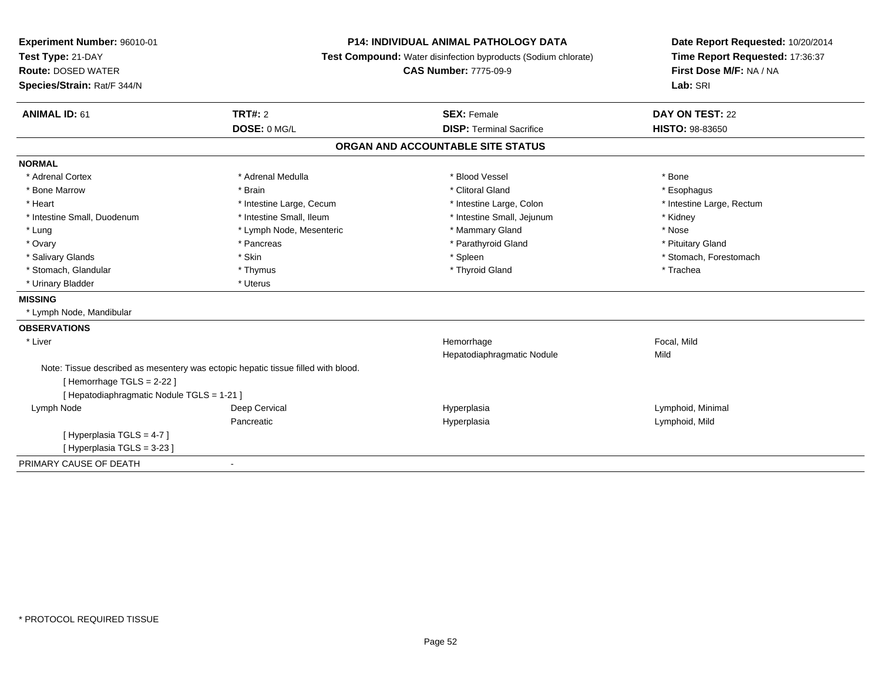**Experiment Number:** 96010-01
**Test Type:** 21-DAY
**Route:** DOSED WATER
**Species/Strain:** Rat/F 344/N

**P14: INDIVIDUAL ANIMAL PATHOLOGY DATA**
**Test Compound:** Water disinfection byproducts (Sodium chlorate)
**CAS Number:** 7775-09-9

**Date Report Requested:** 10/20/2014
**Time Report Requested:** 17:36:37
**First Dose M/F:** NA / NA
**Lab:** SRI

| **ANIMAL ID:** 61 | **TRT#:** 2 | **SEX:** Female | **DAY ON TEST:** 22 |
|---|---|---|---|
| | **DOSE:** 0 MG/L | **DISP:** Terminal Sacrifice | **HISTO:** 98-83650 |

## ORGAN AND ACCOUNTABLE SITE STATUS

**NORMAL**

| | | | |
|---|---|---|---|
| * Adrenal Cortex | * Adrenal Medulla | * Blood Vessel | * Bone |
| * Bone Marrow | * Brain | * Clitoral Gland | * Esophagus |
| * Heart | * Intestine Large, Cecum | * Intestine Large, Colon | * Intestine Large, Rectum |
| * Intestine Small, Duodenum | * Intestine Small, Ileum | * Intestine Small, Jejunum | * Kidney |
| * Lung | * Lymph Node, Mesenteric | * Mammary Gland | * Nose |
| * Ovary | * Pancreas | * Parathyroid Gland | * Pituitary Gland |
| * Salivary Glands | * Skin | * Spleen | * Stomach, Forestomach |
| * Stomach, Glandular | * Thymus | * Thyroid Gland | * Trachea |
| * Urinary Bladder | * Uterus | | |

**MISSING**

* Lymph Node, Mandibular

**OBSERVATIONS**

| | | | |
|---|---|---|---|
| * Liver | | Hemorrhage | Focal, Mild |
| | | Hepatodiaphragmatic Nodule | Mild |

Note: Tissue described as mesentery was ectopic hepatic tissue filled with blood.
[ Hemorrhage TGLS = 2-22 ]
[ Hepatodiaphragmatic Nodule TGLS = 1-21 ]

| | | | |
|---|---|---|---|
| Lymph Node | Deep Cervical | Hyperplasia | Lymphoid, Minimal |
| | Pancreatic | Hyperplasia | Lymphoid, Mild |

[ Hyperplasia TGLS = 4-7 ]
[ Hyperplasia TGLS = 3-23 ]

PRIMARY CAUSE OF DEATH -

* PROTOCOL REQUIRED TISSUE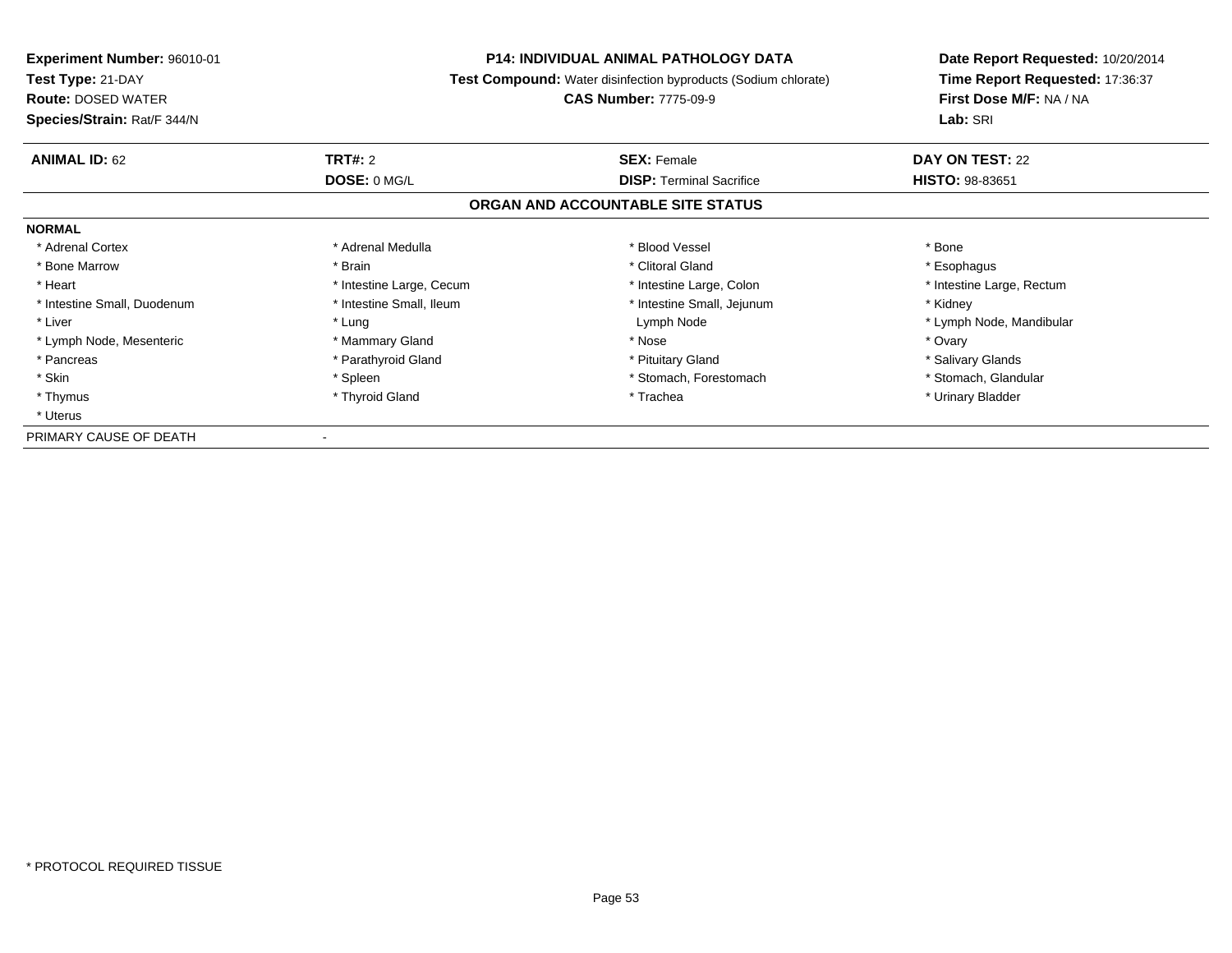**Experiment Number:** 96010-01
**Test Type:** 21-DAY
**Route:** DOSED WATER
**Species/Strain:** Rat/F 344/N

**P14: INDIVIDUAL ANIMAL PATHOLOGY DATA**
**Test Compound:** Water disinfection byproducts (Sodium chlorate)
**CAS Number:** 7775-09-9

**Date Report Requested:** 10/20/2014
**Time Report Requested:** 17:36:37
**First Dose M/F:** NA / NA
**Lab:** SRI

| **ANIMAL ID:** 62 | **TRT#:** 2 | **SEX:** Female | **DAY ON TEST:** 22 |
|---|---|---|---|
| | **DOSE:** 0 MG/L | **DISP:** Terminal Sacrifice | **HISTO:** 98-83651 |

## ORGAN AND ACCOUNTABLE SITE STATUS

**NORMAL**

| | | | |
|---|---|---|---|
| * Adrenal Cortex | * Adrenal Medulla | * Blood Vessel | * Bone |
| * Bone Marrow | * Brain | * Clitoral Gland | * Esophagus |
| * Heart | * Intestine Large, Cecum | * Intestine Large, Colon | * Intestine Large, Rectum |
| * Intestine Small, Duodenum | * Intestine Small, Ileum | * Intestine Small, Jejunum | * Kidney |
| * Liver | * Lung | Lymph Node | * Lymph Node, Mandibular |
| * Lymph Node, Mesenteric | * Mammary Gland | * Nose | * Ovary |
| * Pancreas | * Parathyroid Gland | * Pituitary Gland | * Salivary Glands |
| * Skin | * Spleen | * Stomach, Forestomach | * Stomach, Glandular |
| * Thymus | * Thyroid Gland | * Trachea | * Urinary Bladder |
| * Uterus | | | |

PRIMARY CAUSE OF DEATH -

* PROTOCOL REQUIRED TISSUE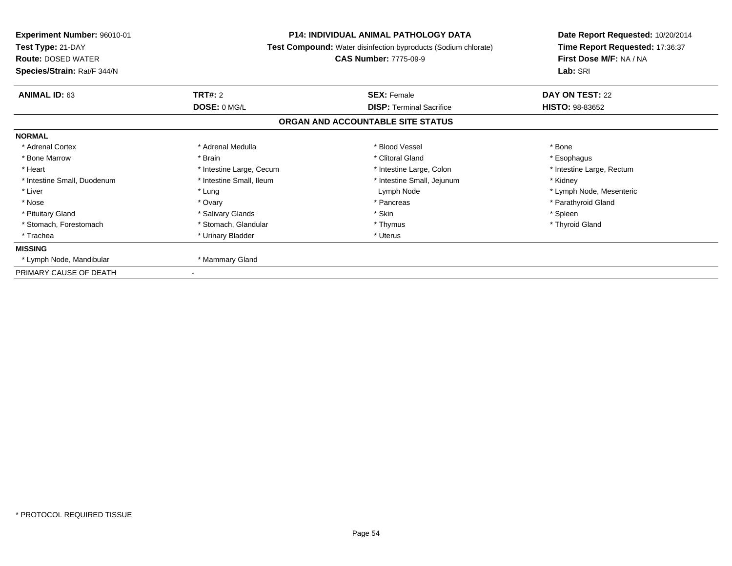**Experiment Number:** 96010-01
**Test Type:** 21-DAY
**Route:** DOSED WATER
**Species/Strain:** Rat/F 344/N

**P14: INDIVIDUAL ANIMAL PATHOLOGY DATA**
**Test Compound:** Water disinfection byproducts (Sodium chlorate)
**CAS Number:** 7775-09-9

**Date Report Requested:** 10/20/2014
**Time Report Requested:** 17:36:37
**First Dose M/F:** NA / NA
**Lab:** SRI

| **ANIMAL ID:** 63 | **TRT#:** 2 | **SEX:** Female | **DAY ON TEST:** 22 |
|---|---|---|---|
| | **DOSE:** 0 MG/L | **DISP:** Terminal Sacrifice | **HISTO:** 98-83652 |

## ORGAN AND ACCOUNTABLE SITE STATUS

| | | | |
|---|---|---|---|
| **NORMAL** | | | |
| * Adrenal Cortex | * Adrenal Medulla | * Blood Vessel | * Bone |
| * Bone Marrow | * Brain | * Clitoral Gland | * Esophagus |
| * Heart | * Intestine Large, Cecum | * Intestine Large, Colon | * Intestine Large, Rectum |
| * Intestine Small, Duodenum | * Intestine Small, Ileum | * Intestine Small, Jejunum | * Kidney |
| * Liver | * Lung | Lymph Node | * Lymph Node, Mesenteric |
| * Nose | * Ovary | * Pancreas | * Parathyroid Gland |
| * Pituitary Gland | * Salivary Glands | * Skin | * Spleen |
| * Stomach, Forestomach | * Stomach, Glandular | * Thymus | * Thyroid Gland |
| * Trachea | * Urinary Bladder | * Uterus | |
| **MISSING** | | | |
| * Lymph Node, Mandibular | * Mammary Gland | | |
| PRIMARY CAUSE OF DEATH | - | | |

* PROTOCOL REQUIRED TISSUE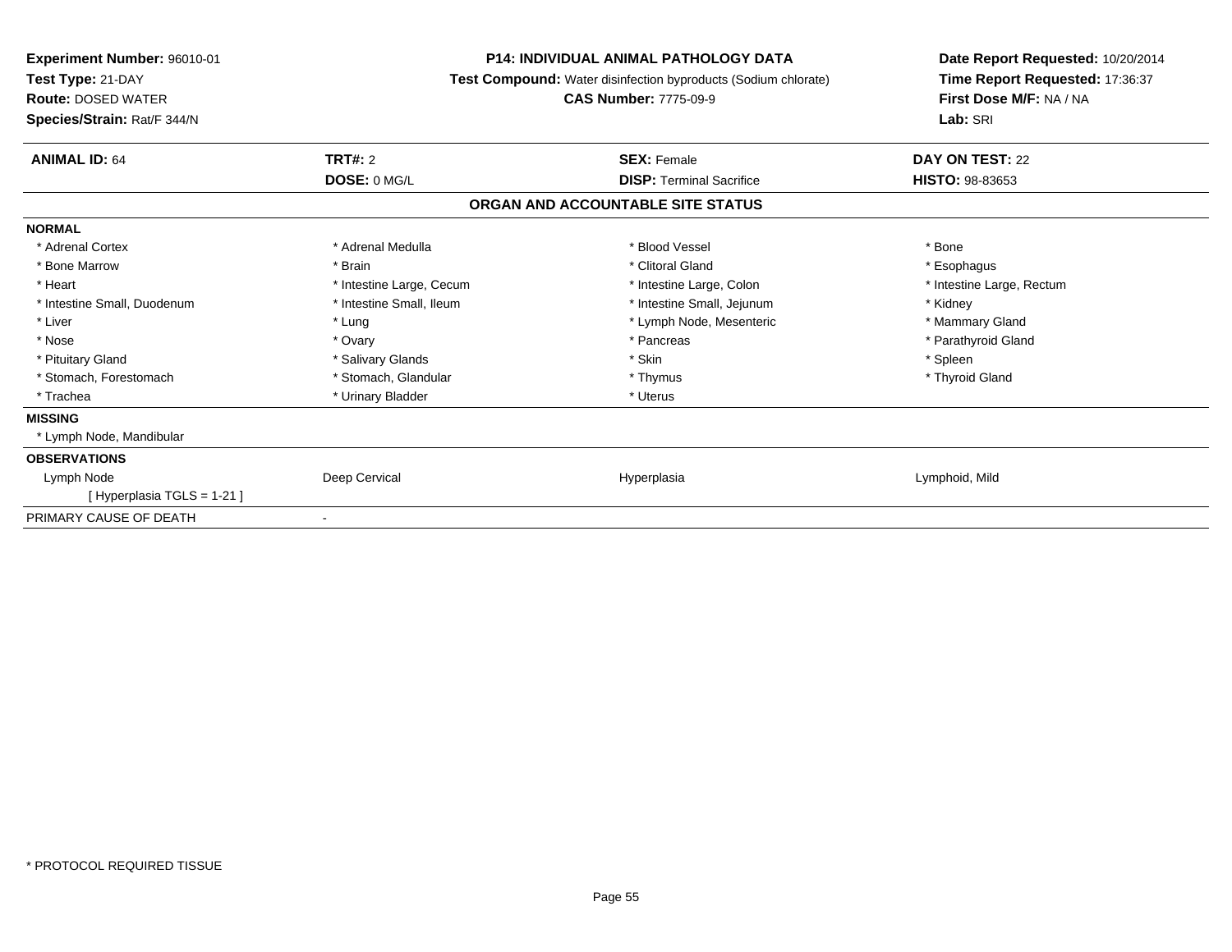**Experiment Number:** 96010-01
**Test Type:** 21-DAY
**Route:** DOSED WATER
**Species/Strain:** Rat/F 344/N

**P14: INDIVIDUAL ANIMAL PATHOLOGY DATA**
**Test Compound:** Water disinfection byproducts (Sodium chlorate)
**CAS Number:** 7775-09-9

**Date Report Requested:** 10/20/2014
**Time Report Requested:** 17:36:37
**First Dose M/F:** NA / NA
**Lab:** SRI

| **ANIMAL ID:** 64 | **TRT#:** 2 | **SEX:** Female | **DAY ON TEST:** 22 |
|---|---|---|---|
| | **DOSE:** 0 MG/L | **DISP:** Terminal Sacrifice | **HISTO:** 98-83653 |

## ORGAN AND ACCOUNTABLE SITE STATUS

**NORMAL**

| | | | |
|---|---|---|---|
| * Adrenal Cortex | * Adrenal Medulla | * Blood Vessel | * Bone |
| * Bone Marrow | * Brain | * Clitoral Gland | * Esophagus |
| * Heart | * Intestine Large, Cecum | * Intestine Large, Colon | * Intestine Large, Rectum |
| * Intestine Small, Duodenum | * Intestine Small, Ileum | * Intestine Small, Jejunum | * Kidney |
| * Liver | * Lung | * Lymph Node, Mesenteric | * Mammary Gland |
| * Nose | * Ovary | * Pancreas | * Parathyroid Gland |
| * Pituitary Gland | * Salivary Glands | * Skin | * Spleen |
| * Stomach, Forestomach | * Stomach, Glandular | * Thymus | * Thyroid Gland |
| * Trachea | * Urinary Bladder | * Uterus | |

**MISSING**

* Lymph Node, Mandibular

**OBSERVATIONS**

| | | | |
|---|---|---|---|
| Lymph Node | Deep Cervical | Hyperplasia | Lymphoid, Mild |
| [ Hyperplasia TGLS = 1-21 ] | | | |

PRIMARY CAUSE OF DEATH -

* PROTOCOL REQUIRED TISSUE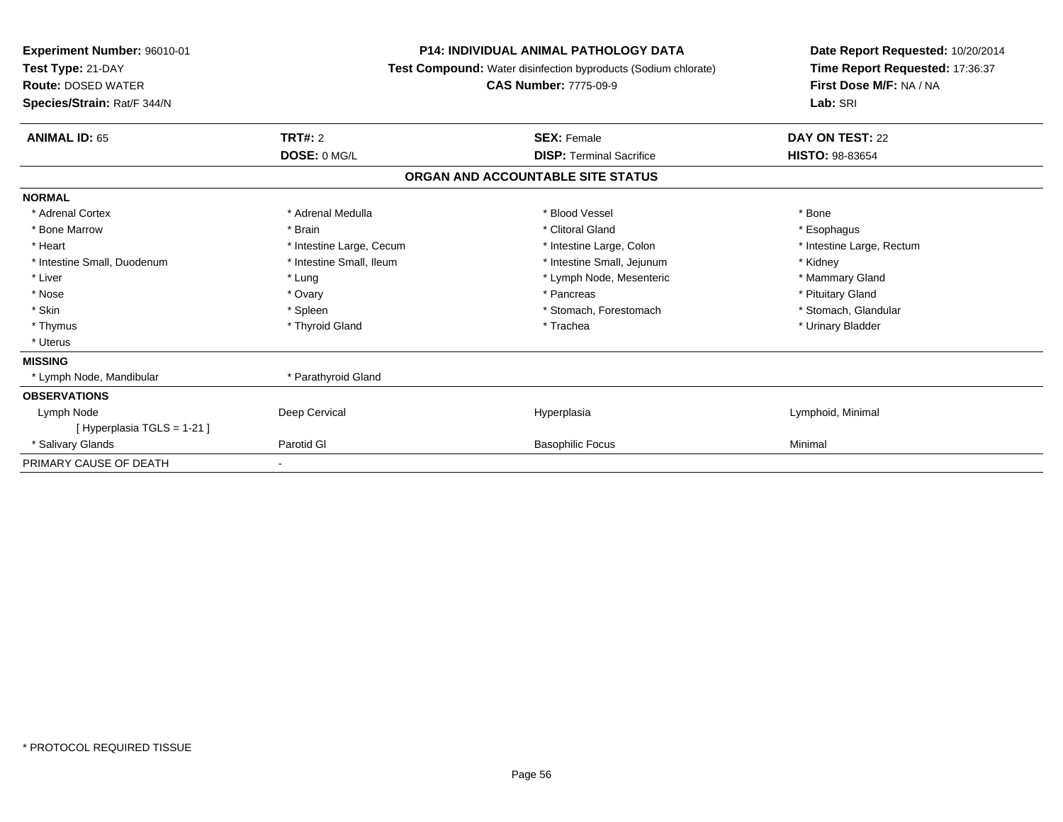**Experiment Number:** 96010-01
**Test Type:** 21-DAY
**Route:** DOSED WATER
**Species/Strain:** Rat/F 344/N

**P14: INDIVIDUAL ANIMAL PATHOLOGY DATA**
**Test Compound:** Water disinfection byproducts (Sodium chlorate)
**CAS Number:** 7775-09-9

**Date Report Requested:** 10/20/2014
**Time Report Requested:** 17:36:37
**First Dose M/F:** NA / NA
**Lab:** SRI

| **ANIMAL ID:** 65 | **TRT#:** 2 | **SEX:** Female | **DAY ON TEST:** 22 |
|---|---|---|---|
| | **DOSE:** 0 MG/L | **DISP:** Terminal Sacrifice | **HISTO:** 98-83654 |

## ORGAN AND ACCOUNTABLE SITE STATUS

| | | | |
|---|---|---|---|
| **NORMAL** | | | |
| * Adrenal Cortex | * Adrenal Medulla | * Blood Vessel | * Bone |
| * Bone Marrow | * Brain | * Clitoral Gland | * Esophagus |
| * Heart | * Intestine Large, Cecum | * Intestine Large, Colon | * Intestine Large, Rectum |
| * Intestine Small, Duodenum | * Intestine Small, Ileum | * Intestine Small, Jejunum | * Kidney |
| * Liver | * Lung | * Lymph Node, Mesenteric | * Mammary Gland |
| * Nose | * Ovary | * Pancreas | * Pituitary Gland |
| * Skin | * Spleen | * Stomach, Forestomach | * Stomach, Glandular |
| * Thymus | * Thyroid Gland | * Trachea | * Urinary Bladder |
| * Uterus | | | |
| **MISSING** | | | |
| * Lymph Node, Mandibular | * Parathyroid Gland | | |
| **OBSERVATIONS** | | | |
| Lymph Node | Deep Cervical | Hyperplasia | Lymphoid, Minimal |
| [ Hyperplasia TGLS = 1-21 ] | | | |
| * Salivary Glands | Parotid Gl | Basophilic Focus | Minimal |
| PRIMARY CAUSE OF DEATH | - | | |

* PROTOCOL REQUIRED TISSUE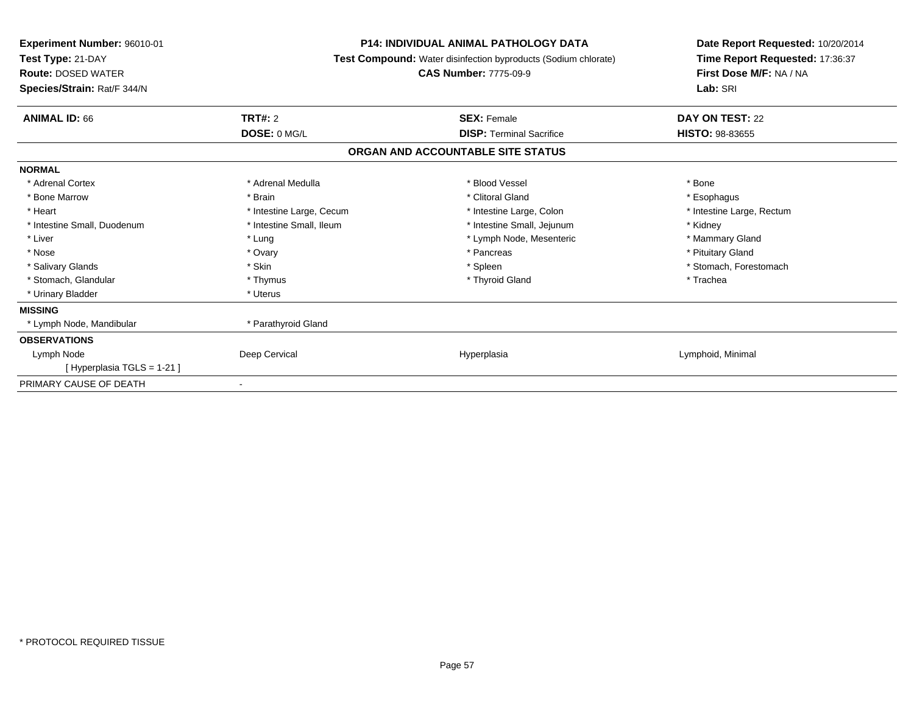**Experiment Number:** 96010-01
**Test Type:** 21-DAY
**Route:** DOSED WATER
**Species/Strain:** Rat/F 344/N

**P14: INDIVIDUAL ANIMAL PATHOLOGY DATA**
**Test Compound:** Water disinfection byproducts (Sodium chlorate)
**CAS Number:** 7775-09-9

**Date Report Requested:** 10/20/2014
**Time Report Requested:** 17:36:37
**First Dose M/F:** NA / NA
**Lab:** SRI

| **ANIMAL ID:** 66 | **TRT#:** 2 | **SEX:** Female | **DAY ON TEST:** 22 |
|---|---|---|---|
| | **DOSE:** 0 MG/L | **DISP:** Terminal Sacrifice | **HISTO:** 98-83655 |

## ORGAN AND ACCOUNTABLE SITE STATUS

**NORMAL**

| | | | |
|---|---|---|---|
| * Adrenal Cortex | * Adrenal Medulla | * Blood Vessel | * Bone |
| * Bone Marrow | * Brain | * Clitoral Gland | * Esophagus |
| * Heart | * Intestine Large, Cecum | * Intestine Large, Colon | * Intestine Large, Rectum |
| * Intestine Small, Duodenum | * Intestine Small, Ileum | * Intestine Small, Jejunum | * Kidney |
| * Liver | * Lung | * Lymph Node, Mesenteric | * Mammary Gland |
| * Nose | * Ovary | * Pancreas | * Pituitary Gland |
| * Salivary Glands | * Skin | * Spleen | * Stomach, Forestomach |
| * Stomach, Glandular | * Thymus | * Thyroid Gland | * Trachea |
| * Urinary Bladder | * Uterus | | |

**MISSING**

| | |
|---|---|
| * Lymph Node, Mandibular | * Parathyroid Gland |

**OBSERVATIONS**

| | | | |
|---|---|---|---|
| Lymph Node | Deep Cervical | Hyperplasia | Lymphoid, Minimal |
| [ Hyperplasia TGLS = 1-21 ] | | | |

PRIMARY CAUSE OF DEATH -

* PROTOCOL REQUIRED TISSUE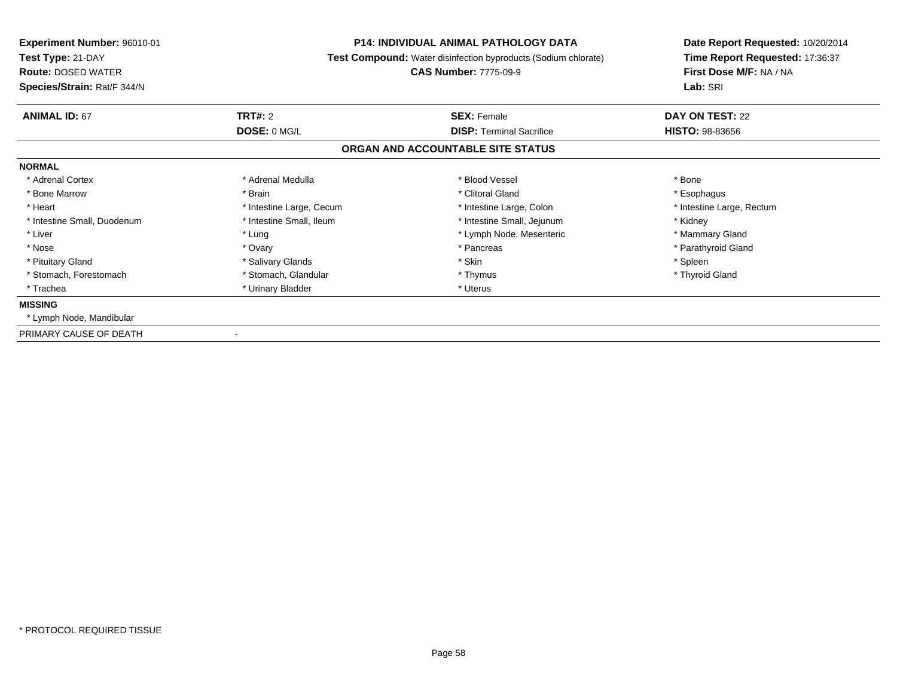**Experiment Number:** 96010-01
**Test Type:** 21-DAY
**Route:** DOSED WATER
**Species/Strain:** Rat/F 344/N

**P14: INDIVIDUAL ANIMAL PATHOLOGY DATA**
**Test Compound:** Water disinfection byproducts (Sodium chlorate)
**CAS Number:** 7775-09-9

**Date Report Requested:** 10/20/2014
**Time Report Requested:** 17:36:37
**First Dose M/F:** NA / NA
**Lab:** SRI

| **ANIMAL ID:** 67 | **TRT#:** 2 | **SEX:** Female | **DAY ON TEST:** 22 |
|---|---|---|---|
| | **DOSE:** 0 MG/L | **DISP:** Terminal Sacrifice | **HISTO:** 98-83656 |

**ORGAN AND ACCOUNTABLE SITE STATUS**

**NORMAL**

| | | | |
|---|---|---|---|
| * Adrenal Cortex | * Adrenal Medulla | * Blood Vessel | * Bone |
| * Bone Marrow | * Brain | * Clitoral Gland | * Esophagus |
| * Heart | * Intestine Large, Cecum | * Intestine Large, Colon | * Intestine Large, Rectum |
| * Intestine Small, Duodenum | * Intestine Small, Ileum | * Intestine Small, Jejunum | * Kidney |
| * Liver | * Lung | * Lymph Node, Mesenteric | * Mammary Gland |
| * Nose | * Ovary | * Pancreas | * Parathyroid Gland |
| * Pituitary Gland | * Salivary Glands | * Skin | * Spleen |
| * Stomach, Forestomach | * Stomach, Glandular | * Thymus | * Thyroid Gland |
| * Trachea | * Urinary Bladder | * Uterus | |

**MISSING**

* Lymph Node, Mandibular

PRIMARY CAUSE OF DEATH -

* PROTOCOL REQUIRED TISSUE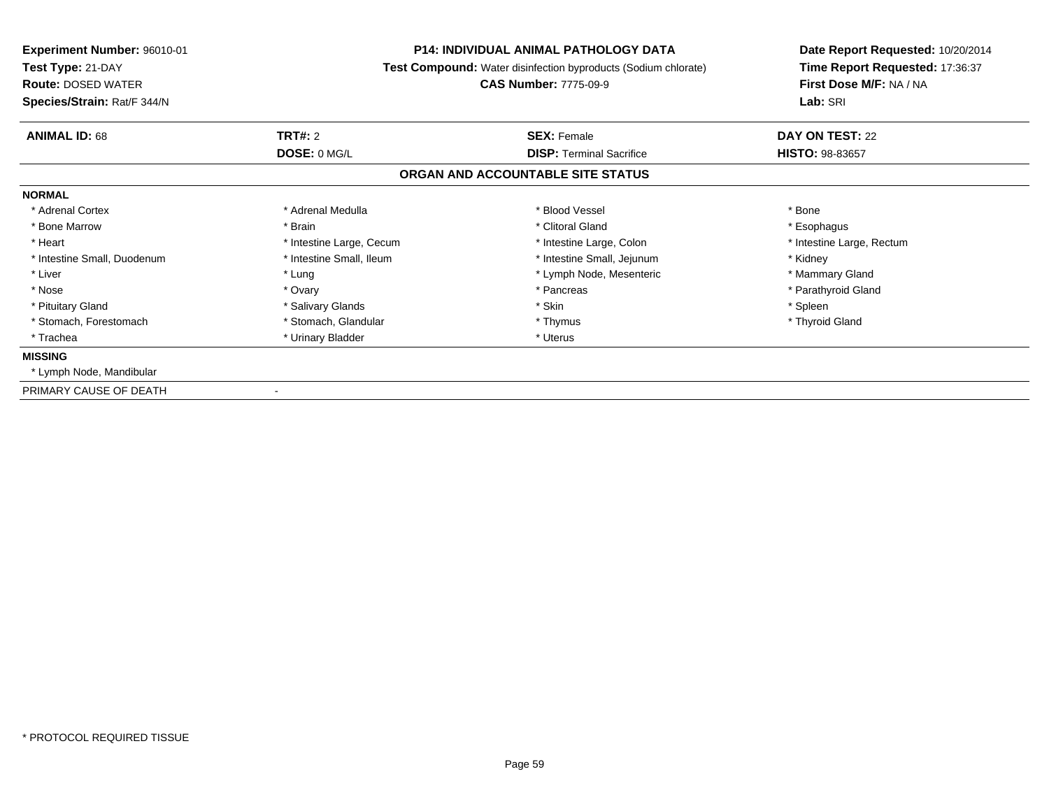**Experiment Number:** 96010-01
**Test Type:** 21-DAY
**Route:** DOSED WATER
**Species/Strain:** Rat/F 344/N

**P14: INDIVIDUAL ANIMAL PATHOLOGY DATA**
**Test Compound:** Water disinfection byproducts (Sodium chlorate)
**CAS Number:** 7775-09-9

**Date Report Requested:** 10/20/2014
**Time Report Requested:** 17:36:37
**First Dose M/F:** NA / NA
**Lab:** SRI

| **ANIMAL ID:** 68 | **TRT#:** 2 | **SEX:** Female | **DAY ON TEST:** 22 |
|---|---|---|---|
| | **DOSE:** 0 MG/L | **DISP:** Terminal Sacrifice | **HISTO:** 98-83657 |

**ORGAN AND ACCOUNTABLE SITE STATUS**

**NORMAL**

| | | | |
|---|---|---|---|
| * Adrenal Cortex | * Adrenal Medulla | * Blood Vessel | * Bone |
| * Bone Marrow | * Brain | * Clitoral Gland | * Esophagus |
| * Heart | * Intestine Large, Cecum | * Intestine Large, Colon | * Intestine Large, Rectum |
| * Intestine Small, Duodenum | * Intestine Small, Ileum | * Intestine Small, Jejunum | * Kidney |
| * Liver | * Lung | * Lymph Node, Mesenteric | * Mammary Gland |
| * Nose | * Ovary | * Pancreas | * Parathyroid Gland |
| * Pituitary Gland | * Salivary Glands | * Skin | * Spleen |
| * Stomach, Forestomach | * Stomach, Glandular | * Thymus | * Thyroid Gland |
| * Trachea | * Urinary Bladder | * Uterus | |

**MISSING**

* Lymph Node, Mandibular

PRIMARY CAUSE OF DEATH -

* PROTOCOL REQUIRED TISSUE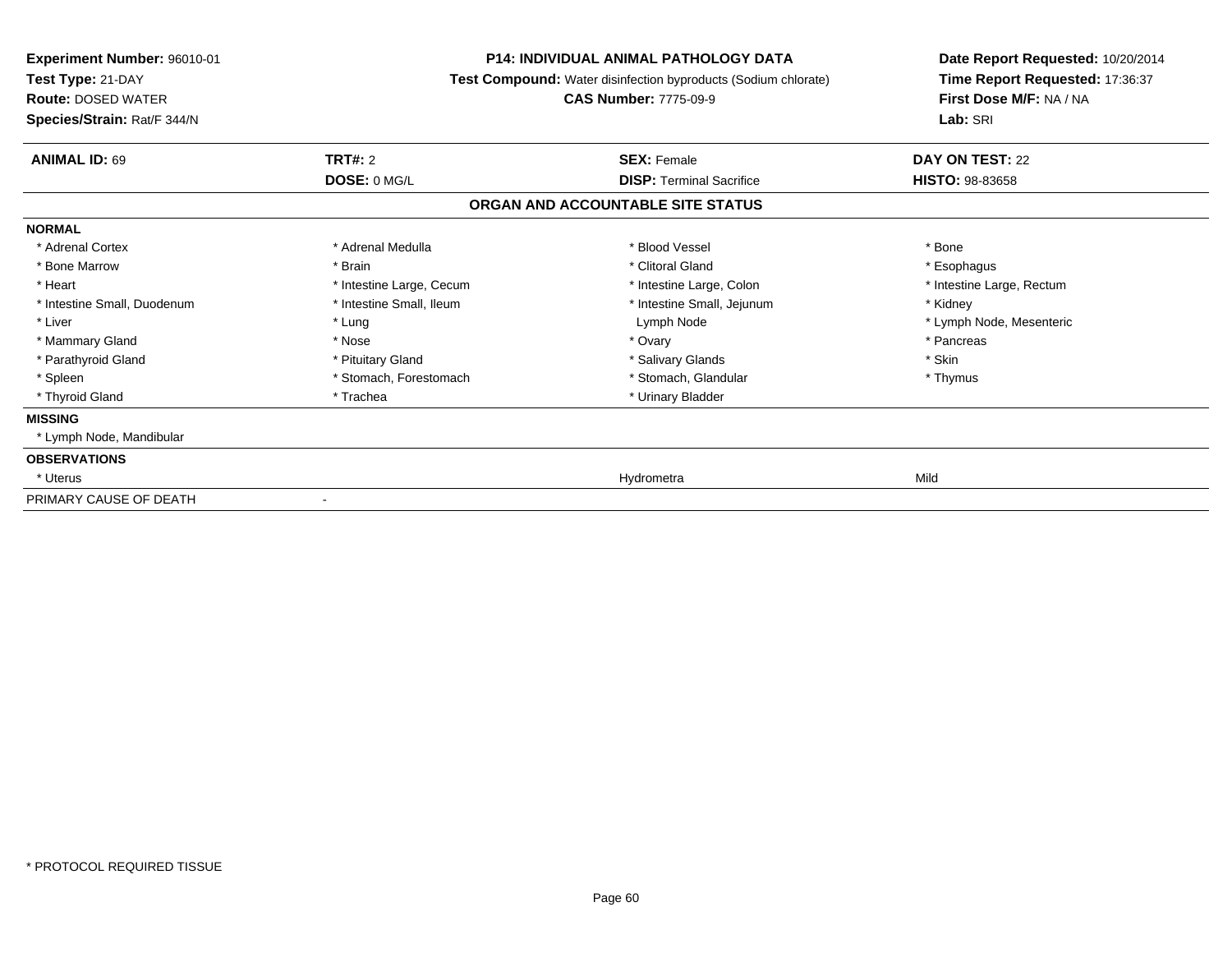**Experiment Number:** 96010-01
**Test Type:** 21-DAY
**Route:** DOSED WATER
**Species/Strain:** Rat/F 344/N

**P14: INDIVIDUAL ANIMAL PATHOLOGY DATA**
**Test Compound:** Water disinfection byproducts (Sodium chlorate)
**CAS Number:** 7775-09-9

**Date Report Requested:** 10/20/2014
**Time Report Requested:** 17:36:37
**First Dose M/F:** NA / NA
**Lab:** SRI

| **ANIMAL ID:** 69 | **TRT#:** 2 | **SEX:** Female | **DAY ON TEST:** 22 |
|---|---|---|---|
| | **DOSE:** 0 MG/L | **DISP:** Terminal Sacrifice | **HISTO:** 98-83658 |

**ORGAN AND ACCOUNTABLE SITE STATUS**

| | | | |
|---|---|---|---|
| **NORMAL** | | | |
| * Adrenal Cortex | * Adrenal Medulla | * Blood Vessel | * Bone |
| * Bone Marrow | * Brain | * Clitoral Gland | * Esophagus |
| * Heart | * Intestine Large, Cecum | * Intestine Large, Colon | * Intestine Large, Rectum |
| * Intestine Small, Duodenum | * Intestine Small, Ileum | * Intestine Small, Jejunum | * Kidney |
| * Liver | * Lung | Lymph Node | * Lymph Node, Mesenteric |
| * Mammary Gland | * Nose | * Ovary | * Pancreas |
| * Parathyroid Gland | * Pituitary Gland | * Salivary Glands | * Skin |
| * Spleen | * Stomach, Forestomach | * Stomach, Glandular | * Thymus |
| * Thyroid Gland | * Trachea | * Urinary Bladder | |
| **MISSING** | | | |
| * Lymph Node, Mandibular | | | |
| **OBSERVATIONS** | | | |
| * Uterus | | Hydrometra | Mild |
| PRIMARY CAUSE OF DEATH | - | | |

* PROTOCOL REQUIRED TISSUE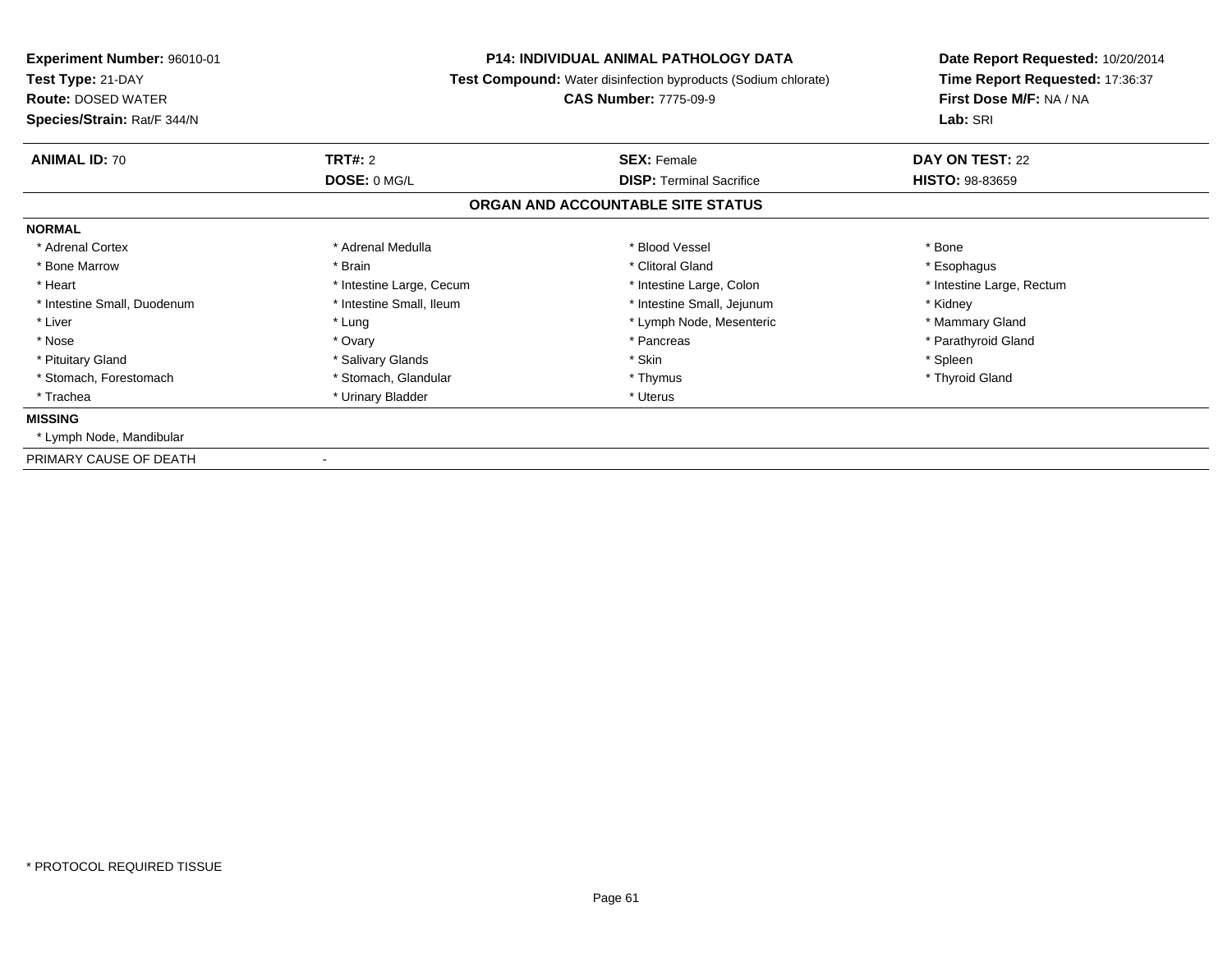**Experiment Number:** 96010-01
**Test Type:** 21-DAY
**Route:** DOSED WATER
**Species/Strain:** Rat/F 344/N

**P14: INDIVIDUAL ANIMAL PATHOLOGY DATA**
**Test Compound:** Water disinfection byproducts (Sodium chlorate)
**CAS Number:** 7775-09-9

**Date Report Requested:** 10/20/2014
**Time Report Requested:** 17:36:37
**First Dose M/F:** NA / NA
**Lab:** SRI

| **ANIMAL ID:** 70 | **TRT#:** 2 | **SEX:** Female | **DAY ON TEST:** 22 |
|---|---|---|---|
| | **DOSE:** 0 MG/L | **DISP:** Terminal Sacrifice | **HISTO:** 98-83659 |

## ORGAN AND ACCOUNTABLE SITE STATUS

**NORMAL**

| | | | |
|---|---|---|---|
| * Adrenal Cortex | * Adrenal Medulla | * Blood Vessel | * Bone |
| * Bone Marrow | * Brain | * Clitoral Gland | * Esophagus |
| * Heart | * Intestine Large, Cecum | * Intestine Large, Colon | * Intestine Large, Rectum |
| * Intestine Small, Duodenum | * Intestine Small, Ileum | * Intestine Small, Jejunum | * Kidney |
| * Liver | * Lung | * Lymph Node, Mesenteric | * Mammary Gland |
| * Nose | * Ovary | * Pancreas | * Parathyroid Gland |
| * Pituitary Gland | * Salivary Glands | * Skin | * Spleen |
| * Stomach, Forestomach | * Stomach, Glandular | * Thymus | * Thyroid Gland |
| * Trachea | * Urinary Bladder | * Uterus | |

**MISSING**

* Lymph Node, Mandibular

PRIMARY CAUSE OF DEATH -

* PROTOCOL REQUIRED TISSUE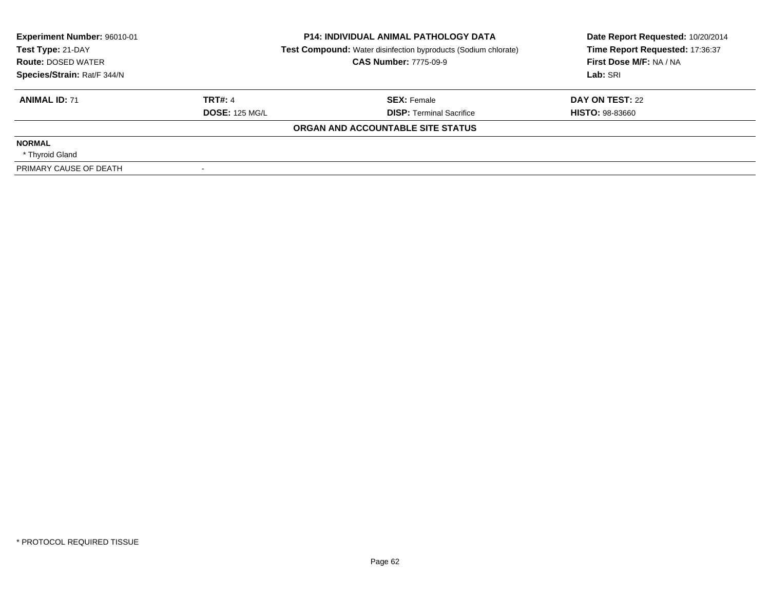**Experiment Number:** 96010-01
**Test Type:** 21-DAY
**Route:** DOSED WATER
**Species/Strain:** Rat/F 344/N

**P14: INDIVIDUAL ANIMAL PATHOLOGY DATA**
**Test Compound:** Water disinfection byproducts (Sodium chlorate)
**CAS Number:** 7775-09-9

**Date Report Requested:** 10/20/2014
**Time Report Requested:** 17:36:37
**First Dose M/F:** NA / NA
**Lab:** SRI

| **ANIMAL ID:** 71 | **TRT#:** 4 | **SEX:** Female | **DAY ON TEST:** 22 |
|---|---|---|---|
| | **DOSE:** 125 MG/L | **DISP:** Terminal Sacrifice | **HISTO:** 98-83660 |

**ORGAN AND ACCOUNTABLE SITE STATUS**

**NORMAL**

* Thyroid Gland

| PRIMARY CAUSE OF DEATH | - |
|---|---|

* PROTOCOL REQUIRED TISSUE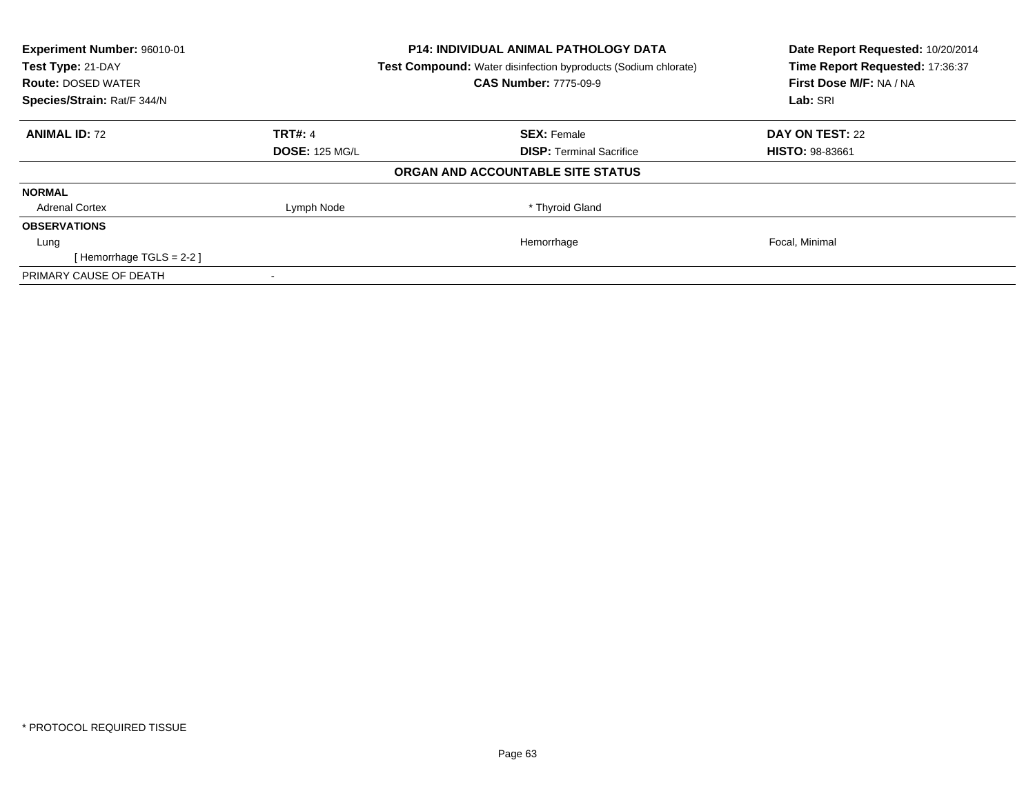**Experiment Number:** 96010-01
**Test Type:** 21-DAY
**Route:** DOSED WATER
**Species/Strain:** Rat/F 344/N

**P14: INDIVIDUAL ANIMAL PATHOLOGY DATA**
**Test Compound:** Water disinfection byproducts (Sodium chlorate)
**CAS Number:** 7775-09-9

**Date Report Requested:** 10/20/2014
**Time Report Requested:** 17:36:37
**First Dose M/F:** NA / NA
**Lab:** SRI

| **ANIMAL ID:** 72 | **TRT#:** 4 | **SEX:** Female | **DAY ON TEST:** 22 |
|---|---|---|---|
| | **DOSE:** 125 MG/L | **DISP:** Terminal Sacrifice | **HISTO:** 98-83661 |

**ORGAN AND ACCOUNTABLE SITE STATUS**

| | | | |
|---|---|---|---|
| **NORMAL** | | | |
| Adrenal Cortex | Lymph Node | * Thyroid Gland | |
| **OBSERVATIONS** | | | |
| Lung | | Hemorrhage | Focal, Minimal |
| [ Hemorrhage TGLS = 2-2 ] | | | |
| PRIMARY CAUSE OF DEATH | - | | |

* PROTOCOL REQUIRED TISSUE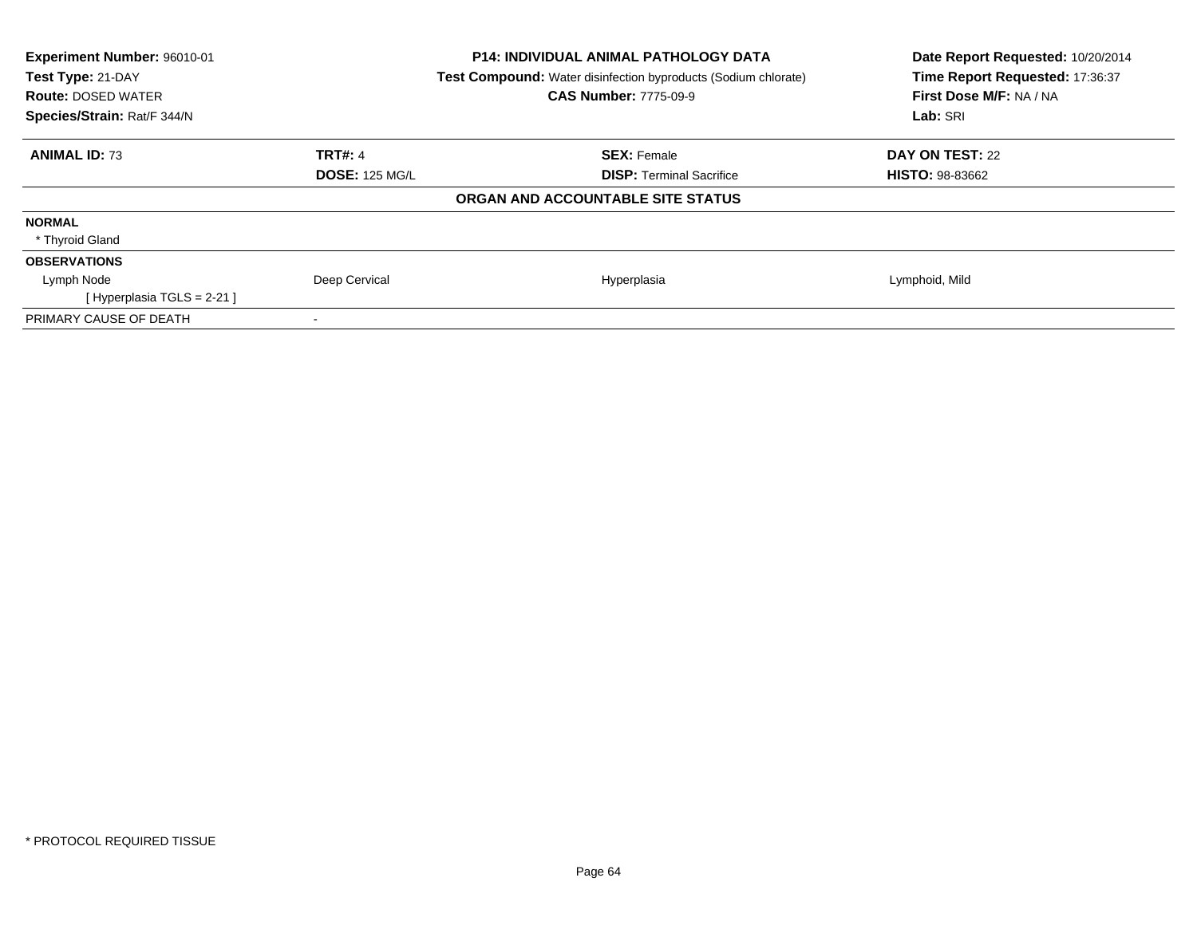**Experiment Number:** 96010-01
**Test Type:** 21-DAY
**Route:** DOSED WATER
**Species/Strain:** Rat/F 344/N

**P14: INDIVIDUAL ANIMAL PATHOLOGY DATA**
**Test Compound:** Water disinfection byproducts (Sodium chlorate)
**CAS Number:** 7775-09-9

**Date Report Requested:** 10/20/2014
**Time Report Requested:** 17:36:37
**First Dose M/F:** NA / NA
**Lab:** SRI

| **ANIMAL ID:** 73 | **TRT#:** 4 | **SEX:** Female | **DAY ON TEST:** 22 |
|---|---|---|---|
| | **DOSE:** 125 MG/L | **DISP:** Terminal Sacrifice | **HISTO:** 98-83662 |

**ORGAN AND ACCOUNTABLE SITE STATUS**

| | | | |
|---|---|---|---|
| **NORMAL** | | | |
| * Thyroid Gland | | | |
| **OBSERVATIONS** | | | |
| Lymph Node | Deep Cervical | Hyperplasia | Lymphoid, Mild |
| [ Hyperplasia TGLS = 2-21 ] | | | |
| PRIMARY CAUSE OF DEATH | - | | |

* PROTOCOL REQUIRED TISSUE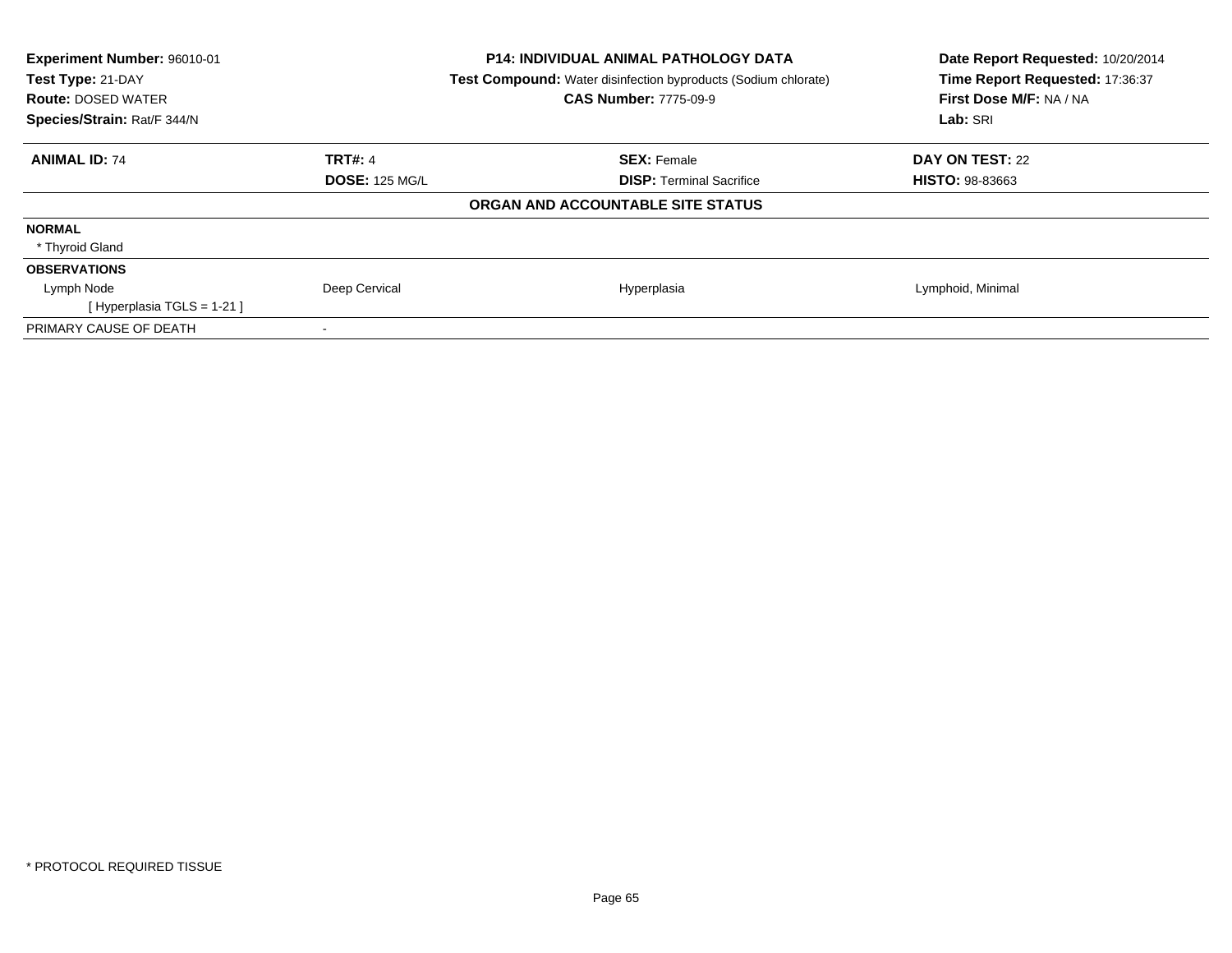**Experiment Number:** 96010-01
**Test Type:** 21-DAY
**Route:** DOSED WATER
**Species/Strain:** Rat/F 344/N

**P14: INDIVIDUAL ANIMAL PATHOLOGY DATA**
**Test Compound:** Water disinfection byproducts (Sodium chlorate)
**CAS Number:** 7775-09-9

**Date Report Requested:** 10/20/2014
**Time Report Requested:** 17:36:37
**First Dose M/F:** NA / NA
**Lab:** SRI

| **ANIMAL ID:** 74 | **TRT#:** 4 | **SEX:** Female | **DAY ON TEST:** 22 |
|---|---|---|---|
| | **DOSE:** 125 MG/L | **DISP:** Terminal Sacrifice | **HISTO:** 98-83663 |

**ORGAN AND ACCOUNTABLE SITE STATUS**

| | | | |
|---|---|---|---|
| **NORMAL** | | | |
| * Thyroid Gland | | | |
| **OBSERVATIONS** | | | |
| Lymph Node | Deep Cervical | Hyperplasia | Lymphoid, Minimal |
| [ Hyperplasia TGLS = 1-21 ] | | | |
| PRIMARY CAUSE OF DEATH | - | | |

* PROTOCOL REQUIRED TISSUE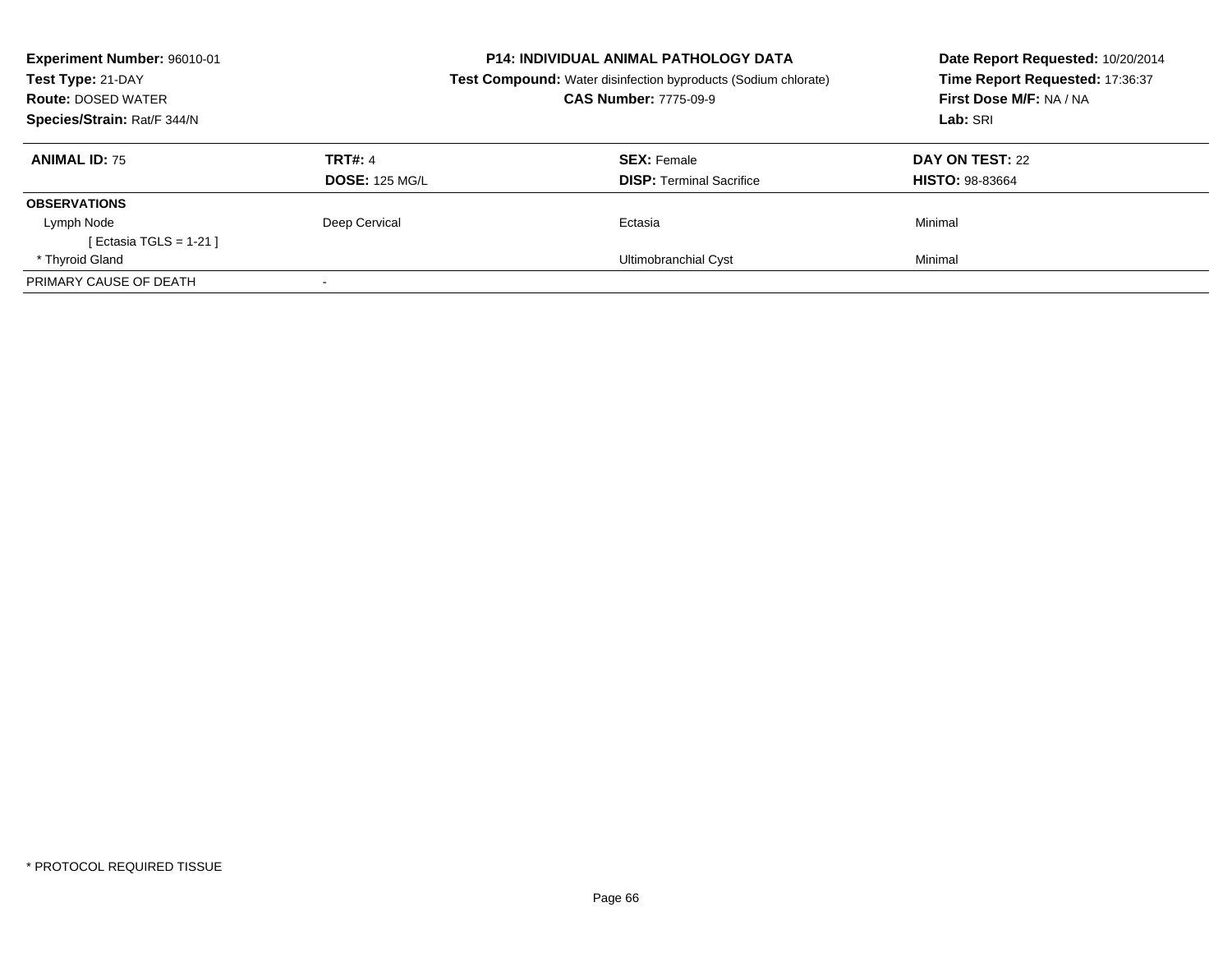**Experiment Number:** 96010-01
**Test Type:** 21-DAY
**Route:** DOSED WATER
**Species/Strain:** Rat/F 344/N

**P14: INDIVIDUAL ANIMAL PATHOLOGY DATA**
**Test Compound:** Water disinfection byproducts (Sodium chlorate)
**CAS Number:** 7775-09-9

**Date Report Requested:** 10/20/2014
**Time Report Requested:** 17:36:37
**First Dose M/F:** NA / NA
**Lab:** SRI

| **ANIMAL ID:** 75 | **TRT#:** 4 | **SEX:** Female | **DAY ON TEST:** 22 |
|---|---|---|---|
| | **DOSE:** 125 MG/L | **DISP:** Terminal Sacrifice | **HISTO:** 98-83664 |
| **OBSERVATIONS** | | | |
| Lymph Node | Deep Cervical | Ectasia | Minimal |
| [ Ectasia TGLS = 1-21 ] | | | |
| * Thyroid Gland | | Ultimobranchial Cyst | Minimal |
| PRIMARY CAUSE OF DEATH | - | | |

\* PROTOCOL REQUIRED TISSUE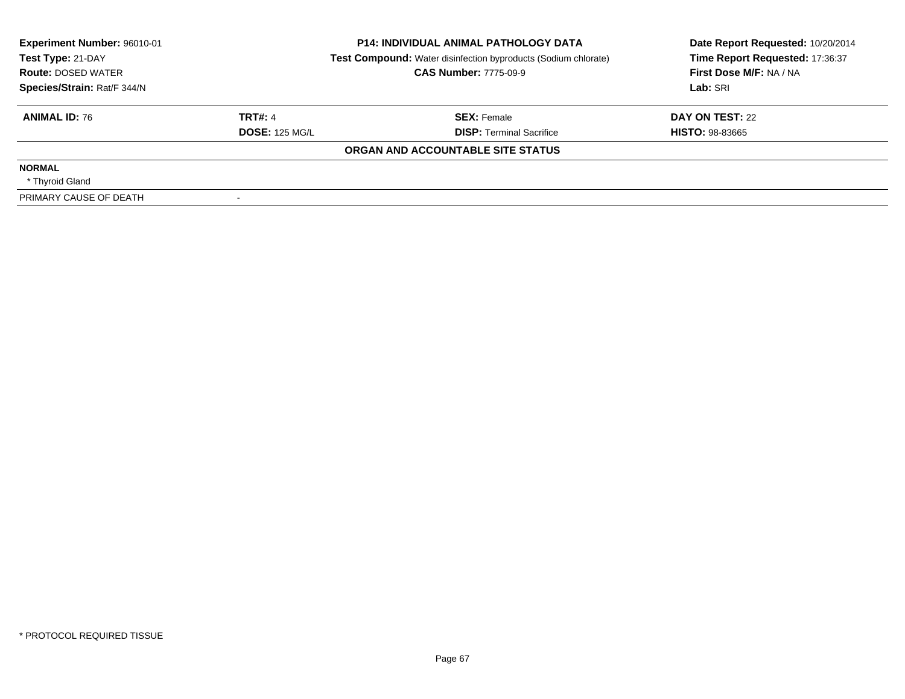**Experiment Number:** 96010-01
**Test Type:** 21-DAY
**Route:** DOSED WATER
**Species/Strain:** Rat/F 344/N

**P14: INDIVIDUAL ANIMAL PATHOLOGY DATA**
**Test Compound:** Water disinfection byproducts (Sodium chlorate)
**CAS Number:** 7775-09-9

**Date Report Requested:** 10/20/2014
**Time Report Requested:** 17:36:37
**First Dose M/F:** NA / NA
**Lab:** SRI

| **ANIMAL ID:** 76 | **TRT#:** 4 | **SEX:** Female | **DAY ON TEST:** 22 |
|---|---|---|---|
| | **DOSE:** 125 MG/L | **DISP:** Terminal Sacrifice | **HISTO:** 98-83665 |

**ORGAN AND ACCOUNTABLE SITE STATUS**

**NORMAL**
* Thyroid Gland

PRIMARY CAUSE OF DEATH -

* PROTOCOL REQUIRED TISSUE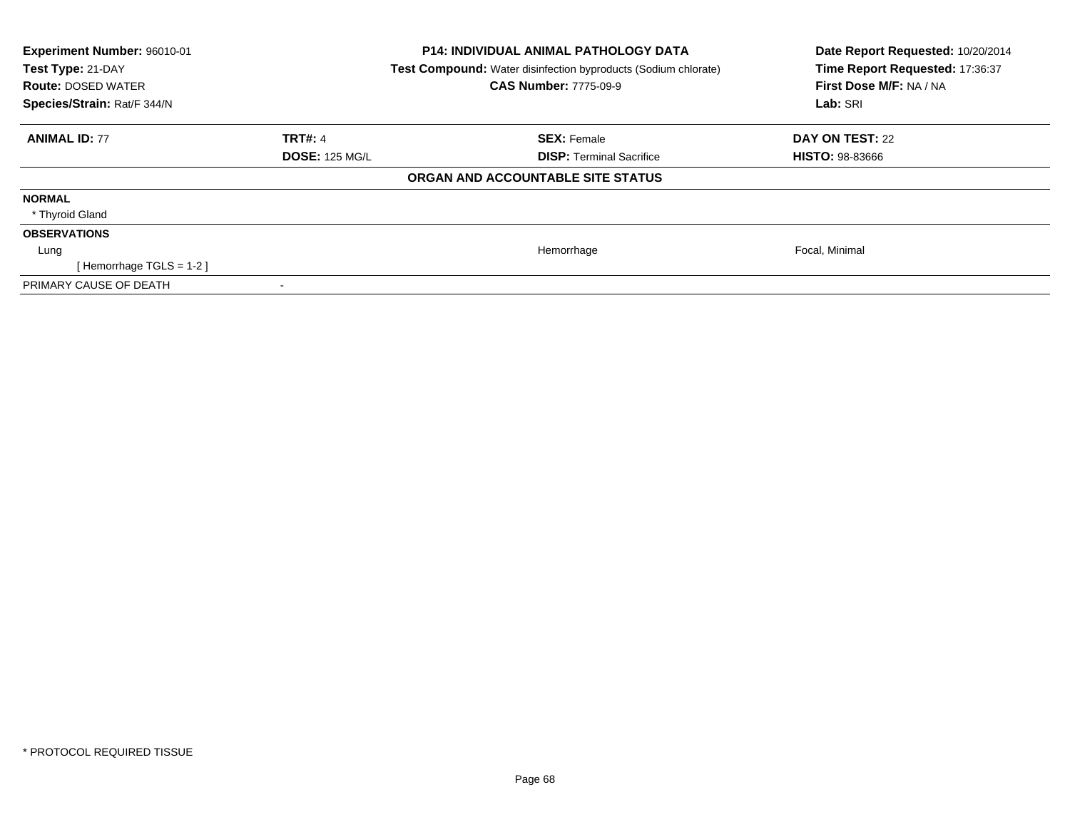**Experiment Number:** 96010-01
**Test Type:** 21-DAY
**Route:** DOSED WATER
**Species/Strain:** Rat/F 344/N

**P14: INDIVIDUAL ANIMAL PATHOLOGY DATA**
**Test Compound:** Water disinfection byproducts (Sodium chlorate)
**CAS Number:** 7775-09-9

**Date Report Requested:** 10/20/2014
**Time Report Requested:** 17:36:37
**First Dose M/F:** NA / NA
**Lab:** SRI

| **ANIMAL ID:** 77 | **TRT#:** 4 | **SEX:** Female | **DAY ON TEST:** 22 |
|---|---|---|---|
| | **DOSE:** 125 MG/L | **DISP:** Terminal Sacrifice | **HISTO:** 98-83666 |

**ORGAN AND ACCOUNTABLE SITE STATUS**

| | | | |
|---|---|---|---|
| **NORMAL** | | | |
| * Thyroid Gland | | | |
| **OBSERVATIONS** | | | |
| Lung | | Hemorrhage | Focal, Minimal |
| [ Hemorrhage TGLS = 1-2 ] | | | |
| PRIMARY CAUSE OF DEATH | - | | |

* PROTOCOL REQUIRED TISSUE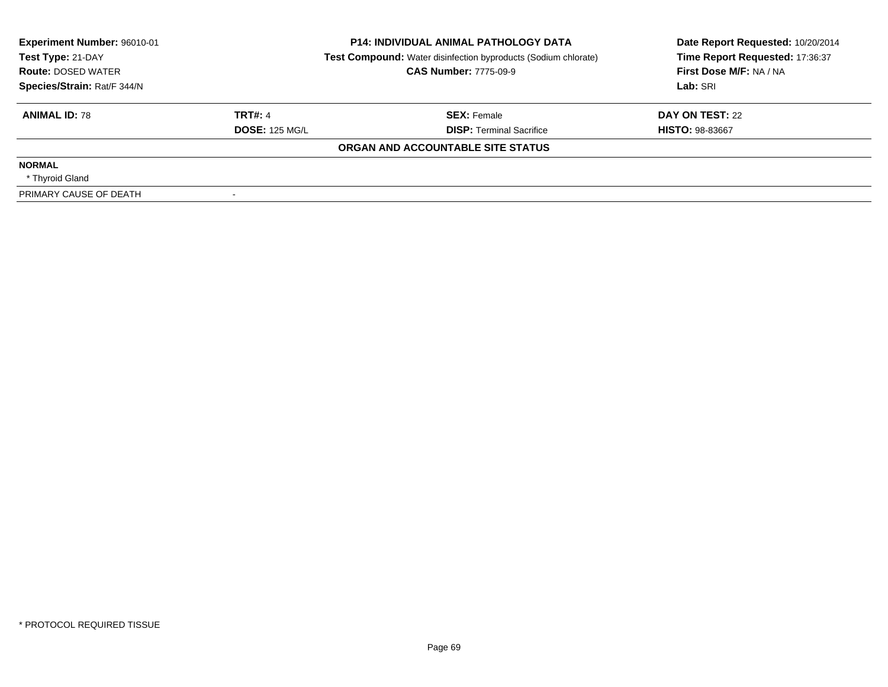**Experiment Number:** 96010-01
**Test Type:** 21-DAY
**Route:** DOSED WATER
**Species/Strain:** Rat/F 344/N

**P14: INDIVIDUAL ANIMAL PATHOLOGY DATA**
**Test Compound:** Water disinfection byproducts (Sodium chlorate)
**CAS Number:** 7775-09-9

**Date Report Requested:** 10/20/2014
**Time Report Requested:** 17:36:37
**First Dose M/F:** NA / NA
**Lab:** SRI

| **ANIMAL ID:** 78 | **TRT#:** 4 | **SEX:** Female | **DAY ON TEST:** 22 |
|---|---|---|---|
| | **DOSE:** 125 MG/L | **DISP:** Terminal Sacrifice | **HISTO:** 98-83667 |

**ORGAN AND ACCOUNTABLE SITE STATUS**

| | |
|---|---|
| **NORMAL** | |
| * Thyroid Gland | |
| PRIMARY CAUSE OF DEATH | - |

* PROTOCOL REQUIRED TISSUE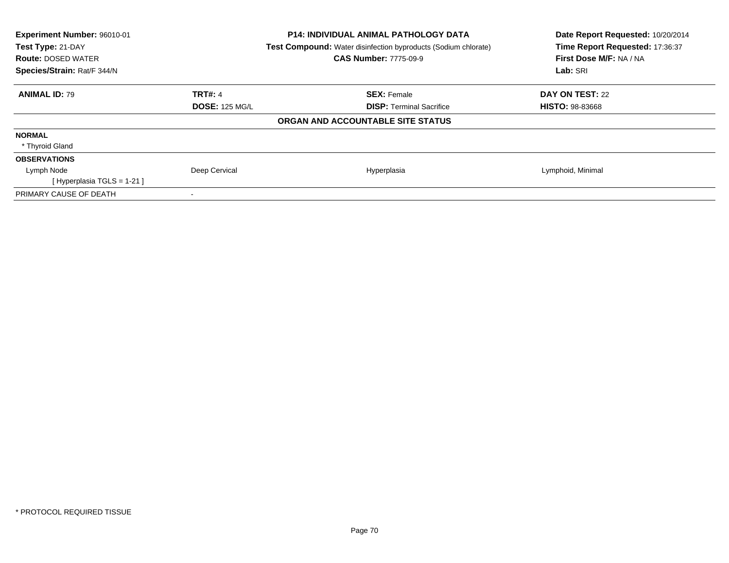**Experiment Number:** 96010-01
**Test Type:** 21-DAY
**Route:** DOSED WATER
**Species/Strain:** Rat/F 344/N

**P14: INDIVIDUAL ANIMAL PATHOLOGY DATA**
**Test Compound:** Water disinfection byproducts (Sodium chlorate)
**CAS Number:** 7775-09-9

**Date Report Requested:** 10/20/2014
**Time Report Requested:** 17:36:37
**First Dose M/F:** NA / NA
**Lab:** SRI

| **ANIMAL ID:** 79 | **TRT#:** 4 | **SEX:** Female | **DAY ON TEST:** 22 |
|---|---|---|---|
| | **DOSE:** 125 MG/L | **DISP:** Terminal Sacrifice | **HISTO:** 98-83668 |

**ORGAN AND ACCOUNTABLE SITE STATUS**

| | | | |
|---|---|---|---|
| **NORMAL** | | | |
| * Thyroid Gland | | | |
| **OBSERVATIONS** | | | |
| Lymph Node | Deep Cervical | Hyperplasia | Lymphoid, Minimal |
| [ Hyperplasia TGLS = 1-21 ] | | | |
| PRIMARY CAUSE OF DEATH | - | | |

* PROTOCOL REQUIRED TISSUE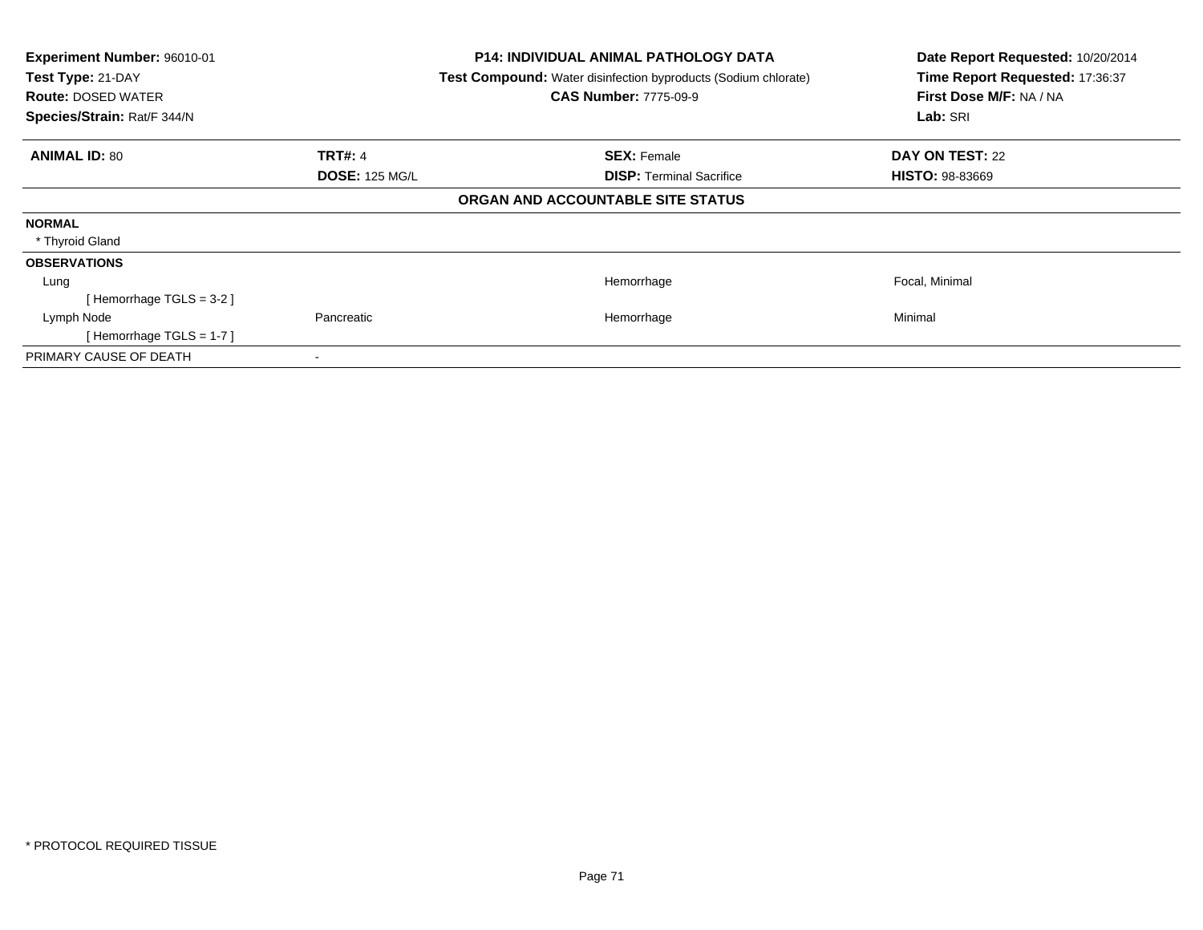**Experiment Number:** 96010-01
**Test Type:** 21-DAY
**Route:** DOSED WATER
**Species/Strain:** Rat/F 344/N

**P14: INDIVIDUAL ANIMAL PATHOLOGY DATA**
**Test Compound:** Water disinfection byproducts (Sodium chlorate)
**CAS Number:** 7775-09-9

**Date Report Requested:** 10/20/2014
**Time Report Requested:** 17:36:37
**First Dose M/F:** NA / NA
**Lab:** SRI

| **ANIMAL ID:** 80 | **TRT#:** 4 | **SEX:** Female | **DAY ON TEST:** 22 |
|---|---|---|---|
| | **DOSE:** 125 MG/L | **DISP:** Terminal Sacrifice | **HISTO:** 98-83669 |

**ORGAN AND ACCOUNTABLE SITE STATUS**

**NORMAL**

* Thyroid Gland

**OBSERVATIONS**

| | | | |
|---|---|---|---|
| Lung | | Hemorrhage | Focal, Minimal |
| [ Hemorrhage TGLS = 3-2 ] | | | |
| Lymph Node | Pancreatic | Hemorrhage | Minimal |
| [ Hemorrhage TGLS = 1-7 ] | | | |
| PRIMARY CAUSE OF DEATH | - | | |

* PROTOCOL REQUIRED TISSUE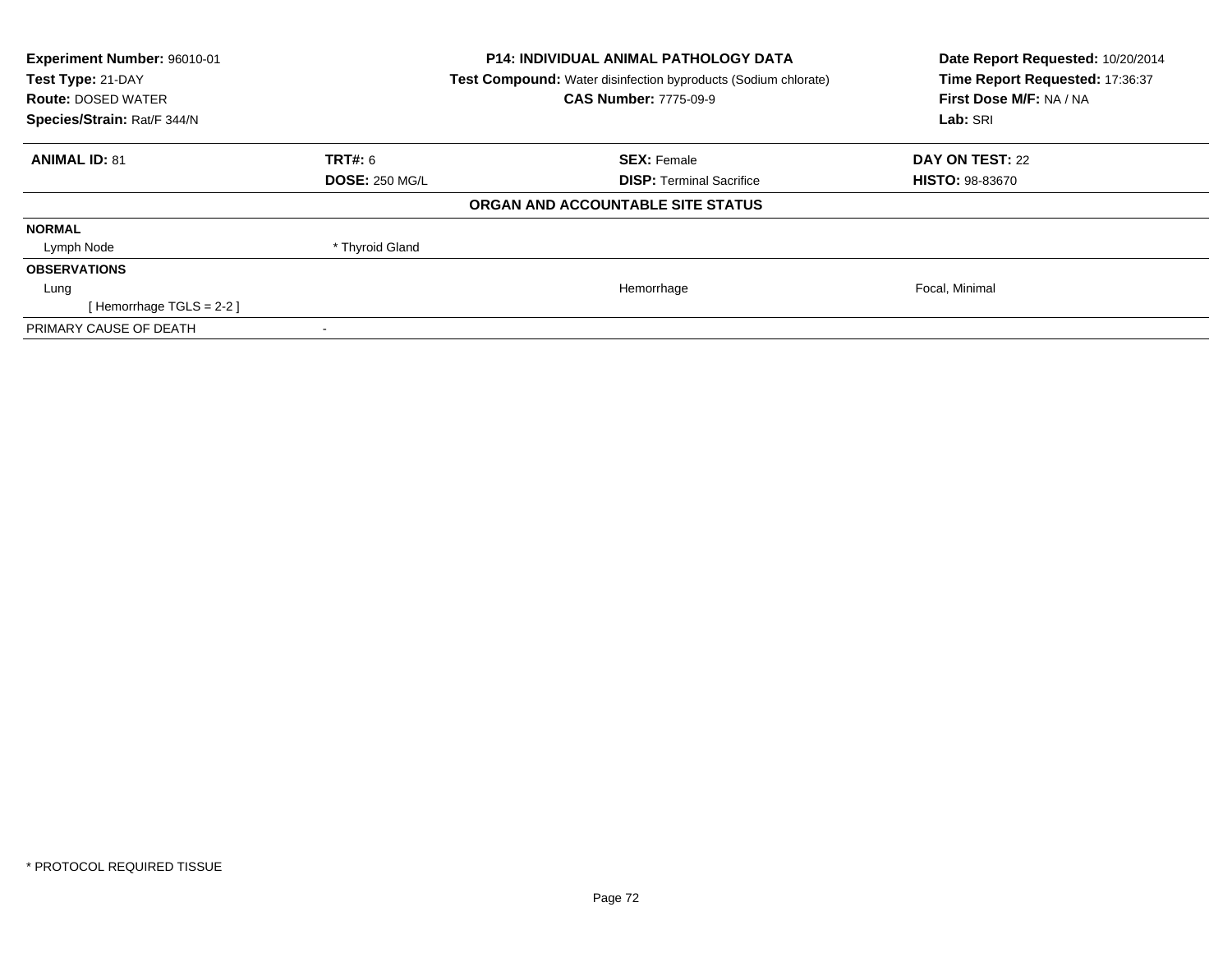**Experiment Number:** 96010-01
**Test Type:** 21-DAY
**Route:** DOSED WATER
**Species/Strain:** Rat/F 344/N

**P14: INDIVIDUAL ANIMAL PATHOLOGY DATA**
**Test Compound:** Water disinfection byproducts (Sodium chlorate)
**CAS Number:** 7775-09-9

**Date Report Requested:** 10/20/2014
**Time Report Requested:** 17:36:37
**First Dose M/F:** NA / NA
**Lab:** SRI

| **ANIMAL ID:** 81 | **TRT#:** 6 | **SEX:** Female | **DAY ON TEST:** 22 |
|---|---|---|---|
| | **DOSE:** 250 MG/L | **DISP:** Terminal Sacrifice | **HISTO:** 98-83670 |

**ORGAN AND ACCOUNTABLE SITE STATUS**

| | | | |
|---|---|---|---|
| **NORMAL** | | | |
| Lymph Node | * Thyroid Gland | | |
| **OBSERVATIONS** | | | |
| Lung | | Hemorrhage | Focal, Minimal |
| [ Hemorrhage TGLS = 2-2 ] | | | |
| PRIMARY CAUSE OF DEATH | - | | |

* PROTOCOL REQUIRED TISSUE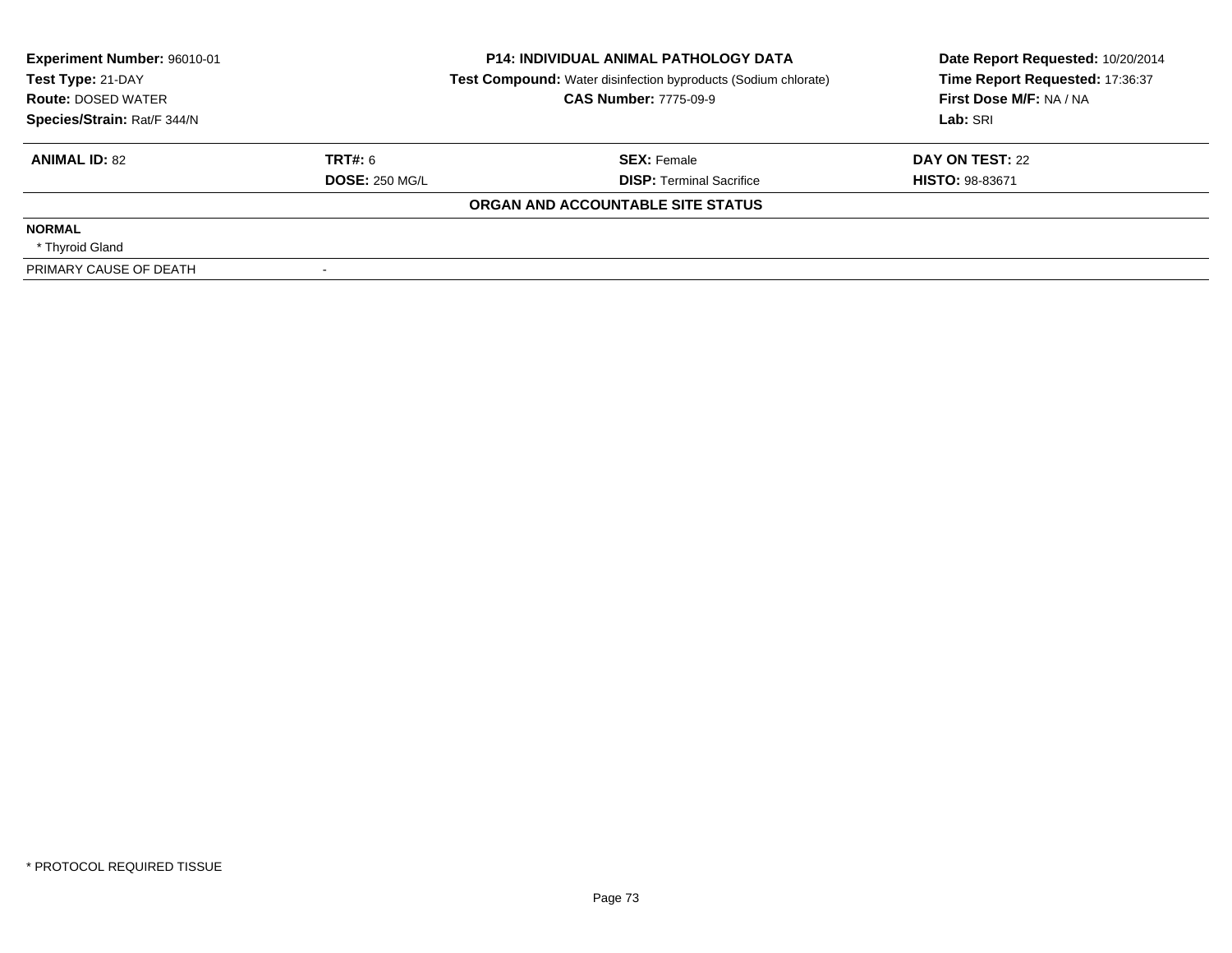**Experiment Number:** 96010-01
**Test Type:** 21-DAY
**Route:** DOSED WATER
**Species/Strain:** Rat/F 344/N

**P14: INDIVIDUAL ANIMAL PATHOLOGY DATA**
**Test Compound:** Water disinfection byproducts (Sodium chlorate)
**CAS Number:** 7775-09-9

**Date Report Requested:** 10/20/2014
**Time Report Requested:** 17:36:37
**First Dose M/F:** NA / NA
**Lab:** SRI

| **ANIMAL ID:** 82 | **TRT#:** 6 | **SEX:** Female | **DAY ON TEST:** 22 |
|---|---|---|---|
| | **DOSE:** 250 MG/L | **DISP:** Terminal Sacrifice | **HISTO:** 98-83671 |

**ORGAN AND ACCOUNTABLE SITE STATUS**

**NORMAL**

* Thyroid Gland

PRIMARY CAUSE OF DEATH -

* PROTOCOL REQUIRED TISSUE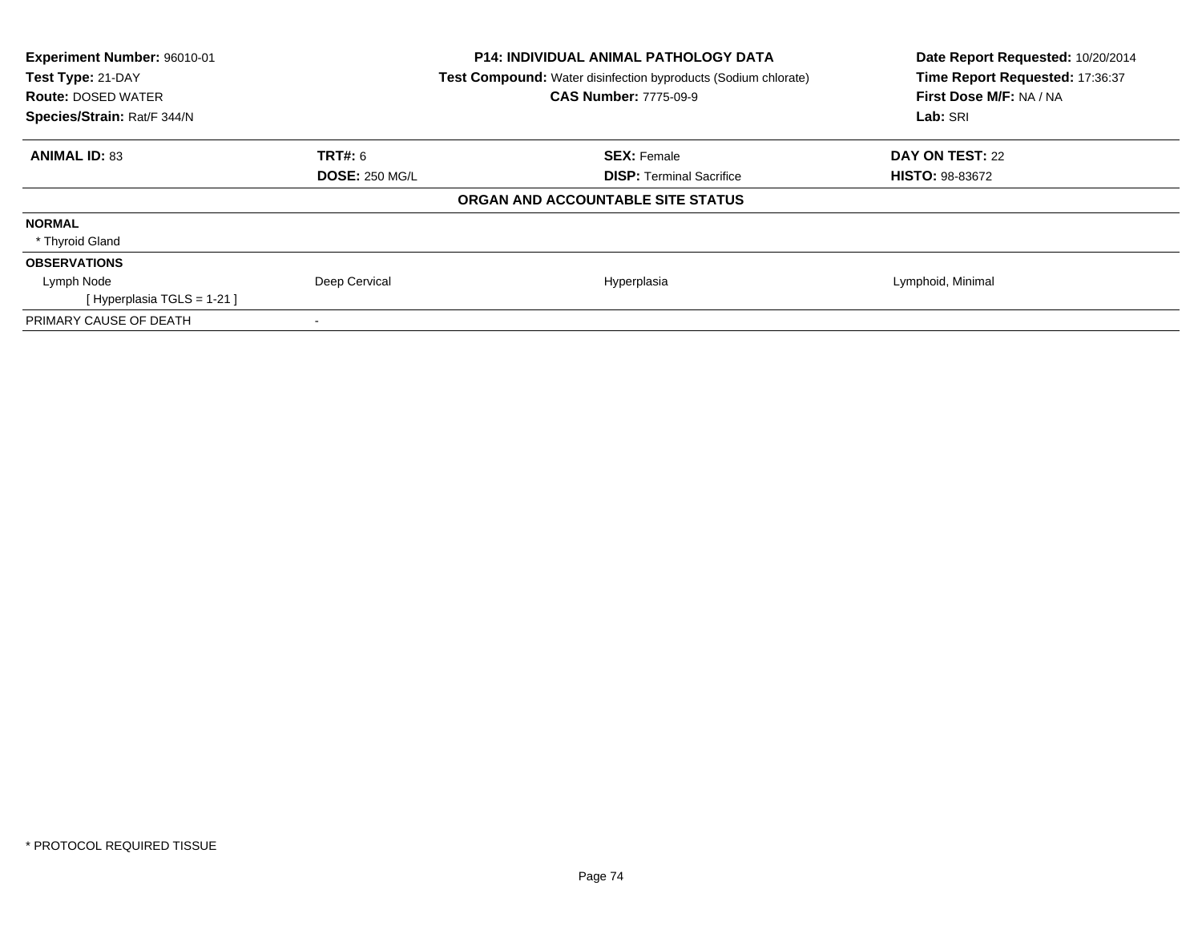**Experiment Number:** 96010-01
**Test Type:** 21-DAY
**Route:** DOSED WATER
**Species/Strain:** Rat/F 344/N

**P14: INDIVIDUAL ANIMAL PATHOLOGY DATA**
**Test Compound:** Water disinfection byproducts (Sodium chlorate)
**CAS Number:** 7775-09-9

**Date Report Requested:** 10/20/2014
**Time Report Requested:** 17:36:37
**First Dose M/F:** NA / NA
**Lab:** SRI

| **ANIMAL ID:** 83 | **TRT#:** 6 | **SEX:** Female | **DAY ON TEST:** 22 |
|---|---|---|---|
| | **DOSE:** 250 MG/L | **DISP:** Terminal Sacrifice | **HISTO:** 98-83672 |

**ORGAN AND ACCOUNTABLE SITE STATUS**

| | | | |
|---|---|---|---|
| **NORMAL** | | | |
| * Thyroid Gland | | | |
| **OBSERVATIONS** | | | |
| Lymph Node | Deep Cervical | Hyperplasia | Lymphoid, Minimal |
| [ Hyperplasia TGLS = 1-21 ] | | | |
| PRIMARY CAUSE OF DEATH | - | | |

* PROTOCOL REQUIRED TISSUE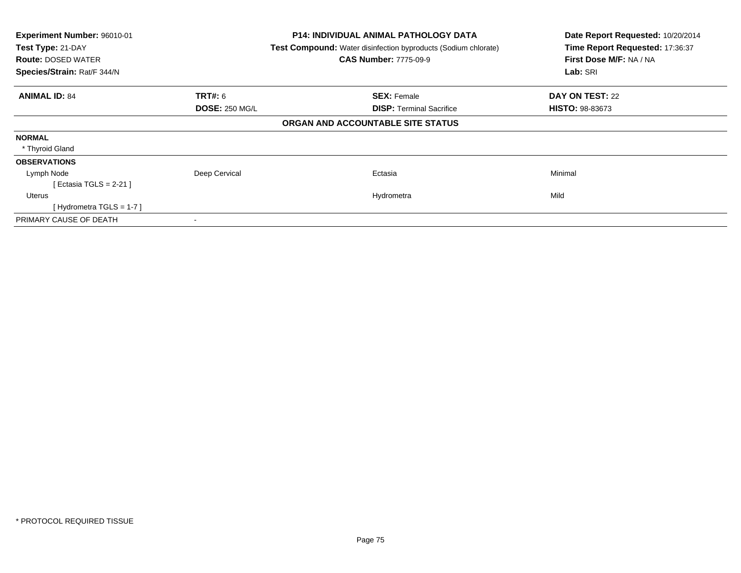**Experiment Number:** 96010-01
**Test Type:** 21-DAY
**Route:** DOSED WATER
**Species/Strain:** Rat/F 344/N

**P14: INDIVIDUAL ANIMAL PATHOLOGY DATA**
**Test Compound:** Water disinfection byproducts (Sodium chlorate)
**CAS Number:** 7775-09-9

**Date Report Requested:** 10/20/2014
**Time Report Requested:** 17:36:37
**First Dose M/F:** NA / NA
**Lab:** SRI

| **ANIMAL ID:** 84 | **TRT#:** 6 | **SEX:** Female | **DAY ON TEST:** 22 |
|---|---|---|---|
| | **DOSE:** 250 MG/L | **DISP:** Terminal Sacrifice | **HISTO:** 98-83673 |

**ORGAN AND ACCOUNTABLE SITE STATUS**

| | | | |
|---|---|---|---|
| **NORMAL** | | | |
| * Thyroid Gland | | | |
| **OBSERVATIONS** | | | |
| Lymph Node | Deep Cervical | Ectasia | Minimal |
| [ Ectasia TGLS = 2-21 ] | | | |
| Uterus | | Hydrometra | Mild |
| [ Hydrometra TGLS = 1-7 ] | | | |
| PRIMARY CAUSE OF DEATH | - | | |

* PROTOCOL REQUIRED TISSUE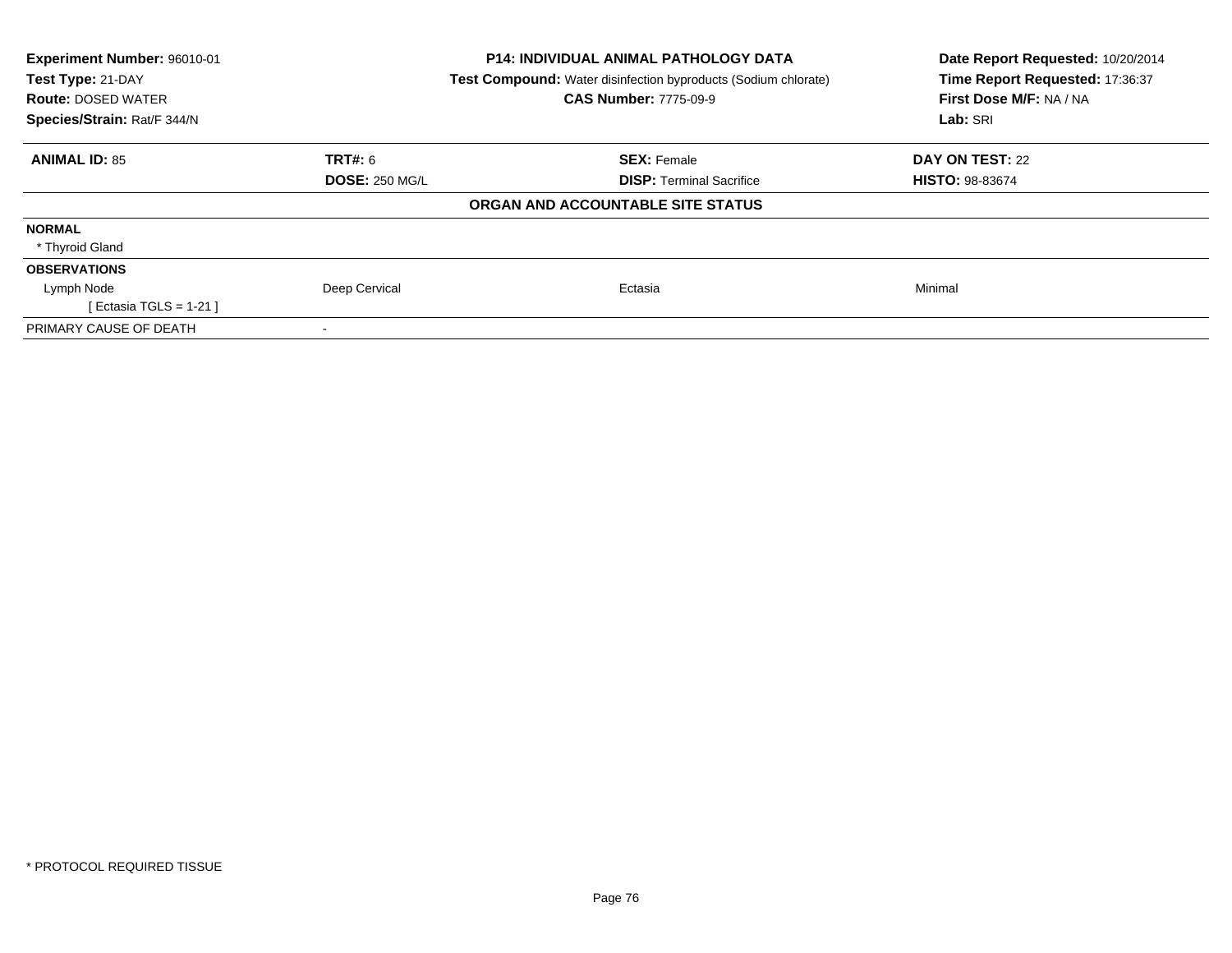**Experiment Number:** 96010-01
**Test Type:** 21-DAY
**Route:** DOSED WATER
**Species/Strain:** Rat/F 344/N

**P14: INDIVIDUAL ANIMAL PATHOLOGY DATA**
**Test Compound:** Water disinfection byproducts (Sodium chlorate)
**CAS Number:** 7775-09-9

**Date Report Requested:** 10/20/2014
**Time Report Requested:** 17:36:37
**First Dose M/F:** NA / NA
**Lab:** SRI

| **ANIMAL ID:** 85 | **TRT#:** 6 | **SEX:** Female | **DAY ON TEST:** 22 |
|---|---|---|---|
| | **DOSE:** 250 MG/L | **DISP:** Terminal Sacrifice | **HISTO:** 98-83674 |

**ORGAN AND ACCOUNTABLE SITE STATUS**

| | | | |
|---|---|---|---|
| **NORMAL** | | | |
| * Thyroid Gland | | | |
| **OBSERVATIONS** | | | |
| Lymph Node | Deep Cervical | Ectasia | Minimal |
| [ Ectasia TGLS = 1-21 ] | | | |
| PRIMARY CAUSE OF DEATH | - | | |

* PROTOCOL REQUIRED TISSUE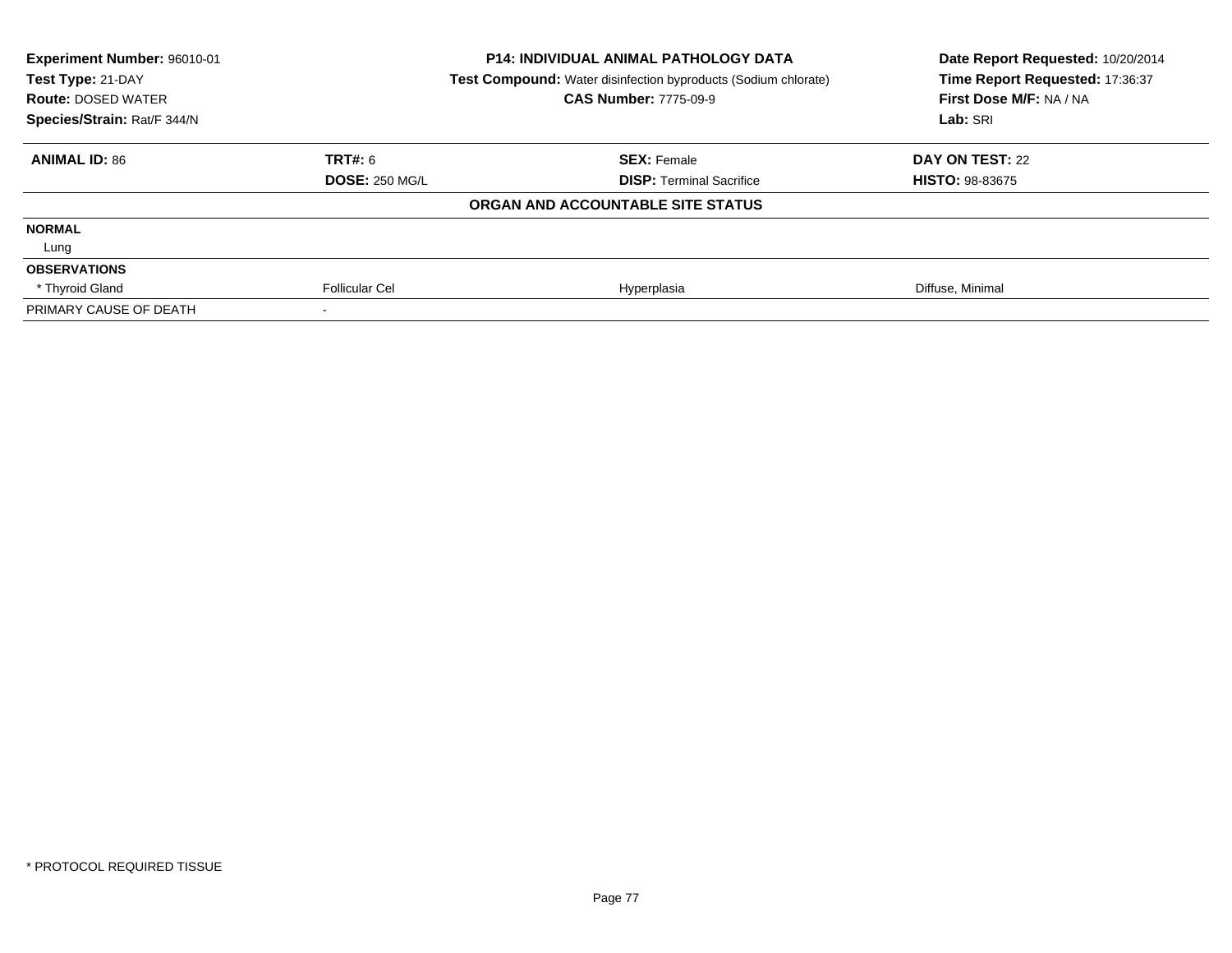| **Experiment Number:** 96010-01 | **P14: INDIVIDUAL ANIMAL PATHOLOGY DATA** | **Date Report Requested:** 10/20/2014 |
|---|---|---|
| **Test Type:** 21-DAY | **Test Compound:** Water disinfection byproducts (Sodium chlorate) | **Time Report Requested:** 17:36:37 |
| **Route:** DOSED WATER | **CAS Number:** 7775-09-9 | **First Dose M/F:** NA / NA |
| **Species/Strain:** Rat/F 344/N | | **Lab:** SRI |

| **ANIMAL ID:** 86 | **TRT#:** 6 | **SEX:** Female | **DAY ON TEST:** 22 |
|---|---|---|---|
| | **DOSE:** 250 MG/L | **DISP:** Terminal Sacrifice | **HISTO:** 98-83675 |

**ORGAN AND ACCOUNTABLE SITE STATUS**

| | | | |
|---|---|---|---|
| **NORMAL** | | | |
| Lung | | | |
| **OBSERVATIONS** | | | |
| * Thyroid Gland | Follicular Cel | Hyperplasia | Diffuse, Minimal |
| PRIMARY CAUSE OF DEATH | - | | |

* PROTOCOL REQUIRED TISSUE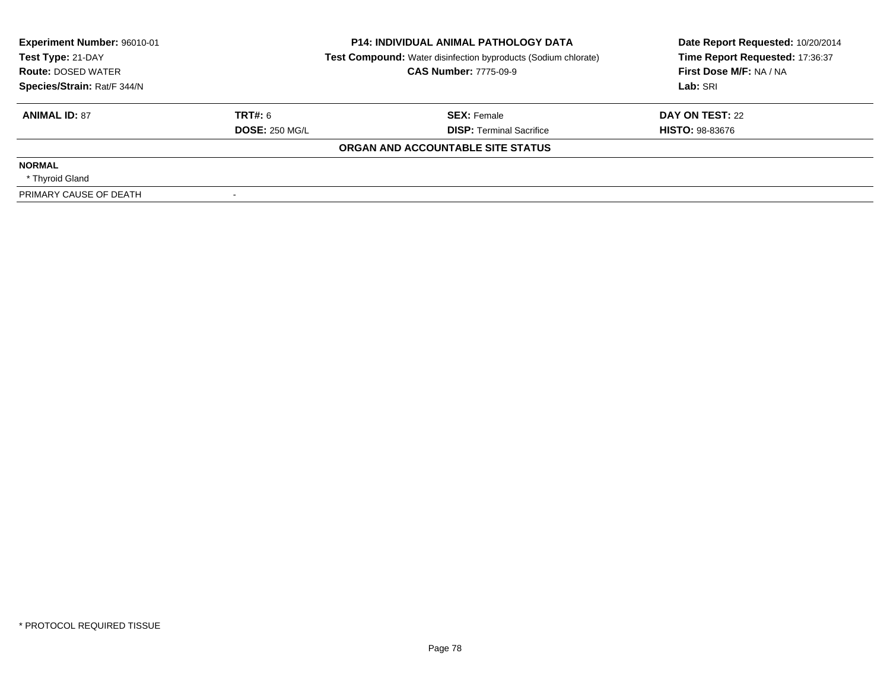**Experiment Number:** 96010-01
**Test Type:** 21-DAY
**Route:** DOSED WATER
**Species/Strain:** Rat/F 344/N

**P14: INDIVIDUAL ANIMAL PATHOLOGY DATA**
**Test Compound:** Water disinfection byproducts (Sodium chlorate)
**CAS Number:** 7775-09-9

**Date Report Requested:** 10/20/2014
**Time Report Requested:** 17:36:37
**First Dose M/F:** NA / NA
**Lab:** SRI

| **ANIMAL ID:** 87 | **TRT#:** 6 | **SEX:** Female | **DAY ON TEST:** 22 |
|---|---|---|---|
| | **DOSE:** 250 MG/L | **DISP:** Terminal Sacrifice | **HISTO:** 98-83676 |

**ORGAN AND ACCOUNTABLE SITE STATUS**

**NORMAL**
* Thyroid Gland

| PRIMARY CAUSE OF DEATH | - |
|---|---|

* PROTOCOL REQUIRED TISSUE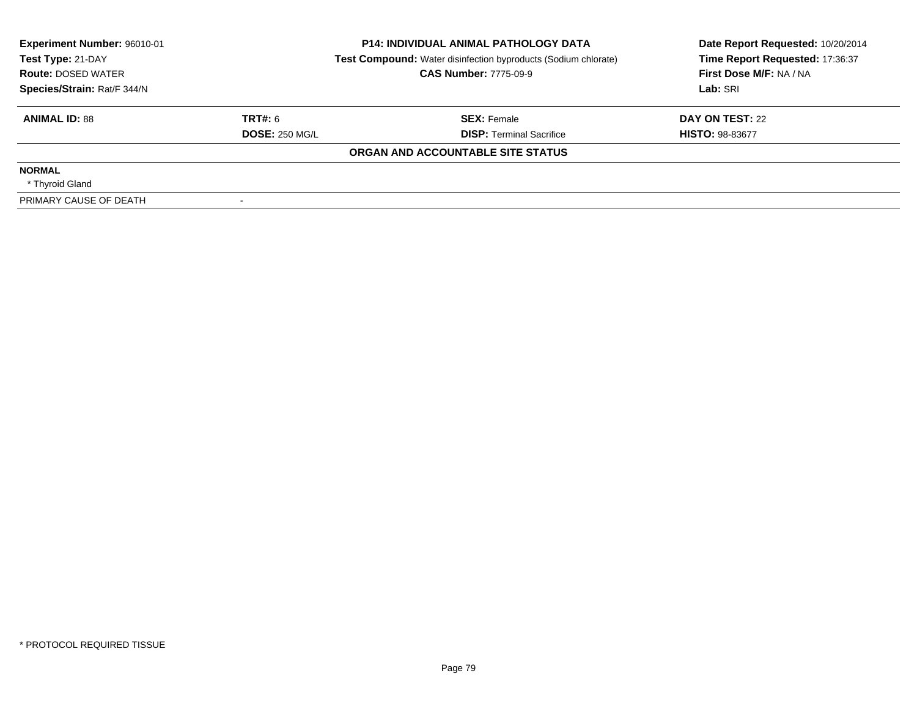**Experiment Number:** 96010-01
**Test Type:** 21-DAY
**Route:** DOSED WATER
**Species/Strain:** Rat/F 344/N

**P14: INDIVIDUAL ANIMAL PATHOLOGY DATA**
**Test Compound:** Water disinfection byproducts (Sodium chlorate)
**CAS Number:** 7775-09-9

**Date Report Requested:** 10/20/2014
**Time Report Requested:** 17:36:37
**First Dose M/F:** NA / NA
**Lab:** SRI

| **ANIMAL ID:** 88 | **TRT#:** 6 | **SEX:** Female | **DAY ON TEST:** 22 |
|---|---|---|---|
| | **DOSE:** 250 MG/L | **DISP:** Terminal Sacrifice | **HISTO:** 98-83677 |

**ORGAN AND ACCOUNTABLE SITE STATUS**

| | |
|---|---|
| **NORMAL** | |
| * Thyroid Gland | |
| PRIMARY CAUSE OF DEATH | - |

* PROTOCOL REQUIRED TISSUE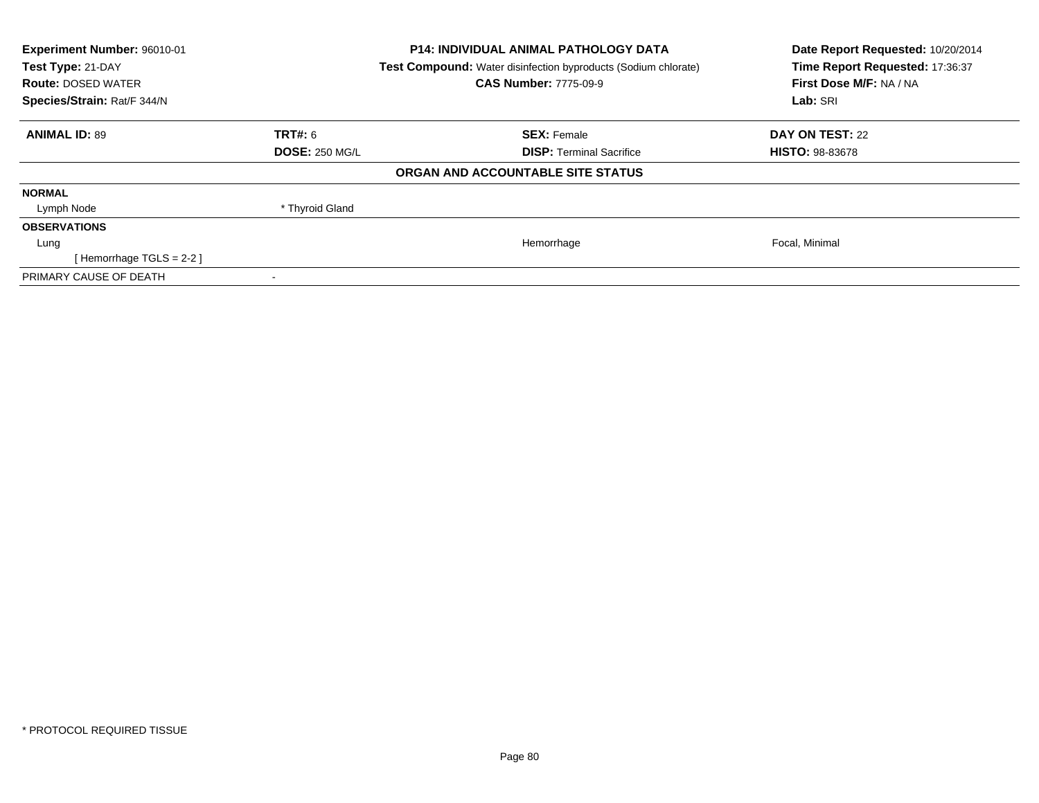**Experiment Number:** 96010-01
**Test Type:** 21-DAY
**Route:** DOSED WATER
**Species/Strain:** Rat/F 344/N

**P14: INDIVIDUAL ANIMAL PATHOLOGY DATA**
**Test Compound:** Water disinfection byproducts (Sodium chlorate)
**CAS Number:** 7775-09-9

**Date Report Requested:** 10/20/2014
**Time Report Requested:** 17:36:37
**First Dose M/F:** NA / NA
**Lab:** SRI

| **ANIMAL ID:** 89 | **TRT#:** 6 | **SEX:** Female | **DAY ON TEST:** 22 |
|---|---|---|---|
| | **DOSE:** 250 MG/L | **DISP:** Terminal Sacrifice | **HISTO:** 98-83678 |

**ORGAN AND ACCOUNTABLE SITE STATUS**

| | | | |
|---|---|---|---|
| **NORMAL** | | | |
| Lymph Node | * Thyroid Gland | | |
| **OBSERVATIONS** | | | |
| Lung | | Hemorrhage | Focal, Minimal |
| [ Hemorrhage TGLS = 2-2 ] | | | |
| PRIMARY CAUSE OF DEATH | - | | |

* PROTOCOL REQUIRED TISSUE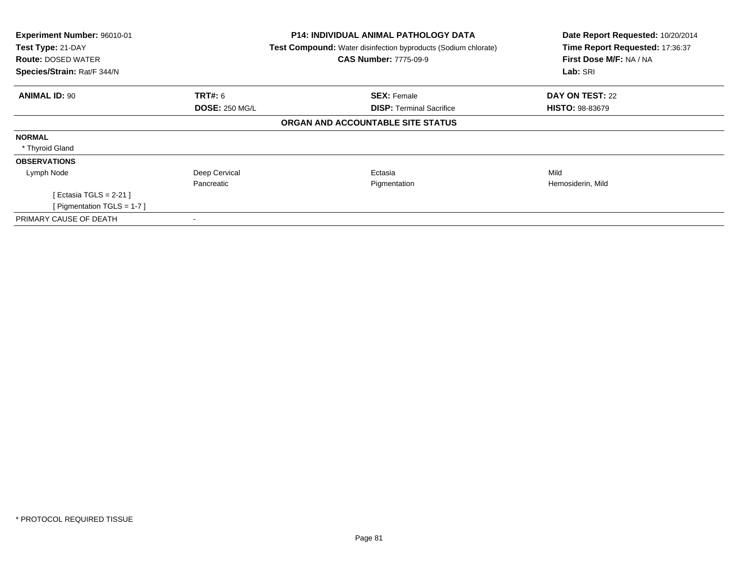**Experiment Number:** 96010-01
**Test Type:** 21-DAY
**Route:** DOSED WATER
**Species/Strain:** Rat/F 344/N

**P14: INDIVIDUAL ANIMAL PATHOLOGY DATA**
**Test Compound:** Water disinfection byproducts (Sodium chlorate)
**CAS Number:** 7775-09-9

**Date Report Requested:** 10/20/2014
**Time Report Requested:** 17:36:37
**First Dose M/F:** NA / NA
**Lab:** SRI

| **ANIMAL ID:** 90 | **TRT#:** 6 | **SEX:** Female | **DAY ON TEST:** 22 |
|---|---|---|---|
| | **DOSE:** 250 MG/L | **DISP:** Terminal Sacrifice | **HISTO:** 98-83679 |

**ORGAN AND ACCOUNTABLE SITE STATUS**

| | | | |
|---|---|---|---|
| **NORMAL** | | | |
| * Thyroid Gland | | | |
| **OBSERVATIONS** | | | |
| Lymph Node | Deep Cervical | Ectasia | Mild |
| | Pancreatic | Pigmentation | Hemosiderin, Mild |
| [ Ectasia TGLS = 2-21 ] | | | |
| [ Pigmentation TGLS = 1-7 ] | | | |
| PRIMARY CAUSE OF DEATH | - | | |

* PROTOCOL REQUIRED TISSUE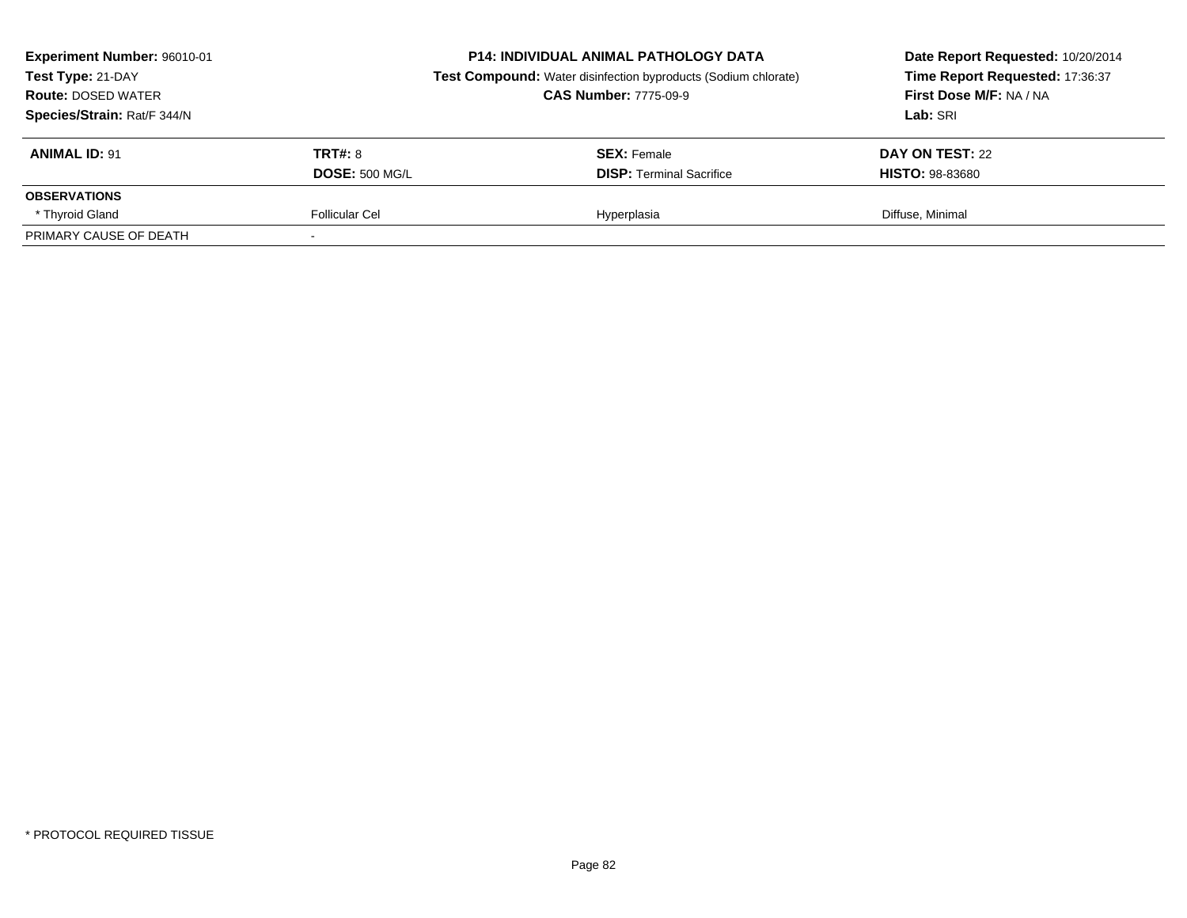**Experiment Number:** 96010-01
**Test Type:** 21-DAY
**Route:** DOSED WATER
**Species/Strain:** Rat/F 344/N

**P14: INDIVIDUAL ANIMAL PATHOLOGY DATA**
**Test Compound:** Water disinfection byproducts (Sodium chlorate)
**CAS Number:** 7775-09-9

**Date Report Requested:** 10/20/2014
**Time Report Requested:** 17:36:37
**First Dose M/F:** NA / NA
**Lab:** SRI

| **ANIMAL ID:** 91 | **TRT#:** 8 | **SEX:** Female | **DAY ON TEST:** 22 |
|---|---|---|---|
| | **DOSE:** 500 MG/L | **DISP:** Terminal Sacrifice | **HISTO:** 98-83680 |
| **OBSERVATIONS** | | | |
| * Thyroid Gland | Follicular Cel | Hyperplasia | Diffuse, Minimal |
| PRIMARY CAUSE OF DEATH | - | | |

* PROTOCOL REQUIRED TISSUE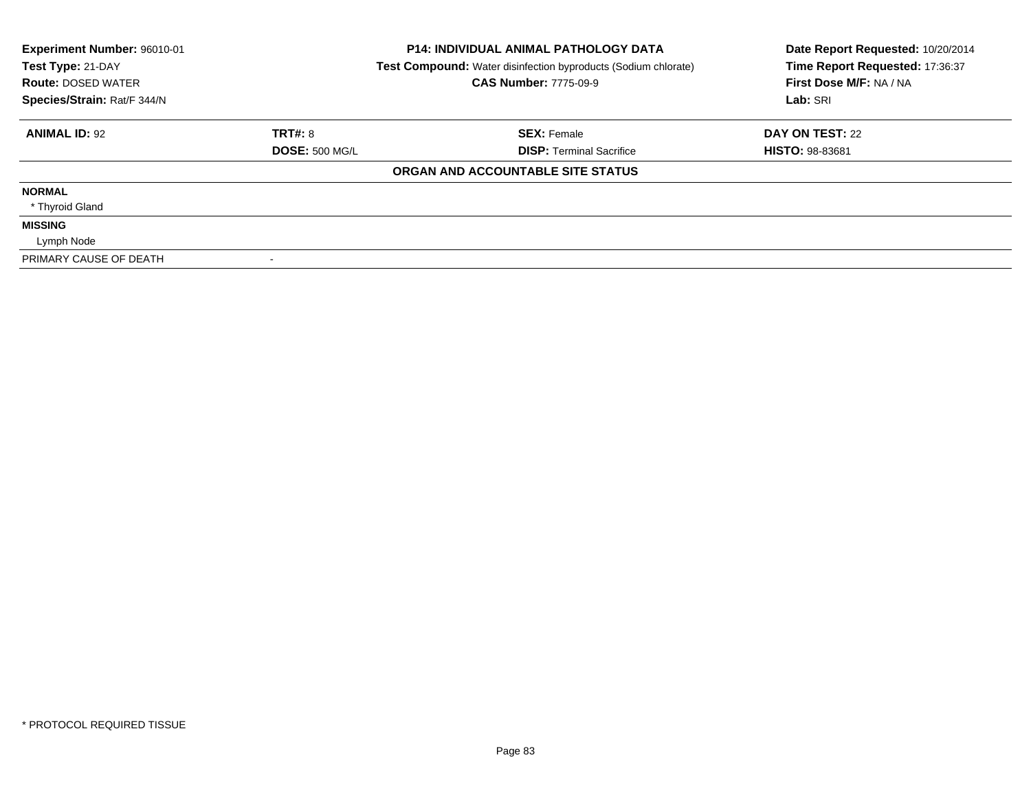**Experiment Number:** 96010-01
**Test Type:** 21-DAY
**Route:** DOSED WATER
**Species/Strain:** Rat/F 344/N

**P14: INDIVIDUAL ANIMAL PATHOLOGY DATA**
**Test Compound:** Water disinfection byproducts (Sodium chlorate)
**CAS Number:** 7775-09-9

**Date Report Requested:** 10/20/2014
**Time Report Requested:** 17:36:37
**First Dose M/F:** NA / NA
**Lab:** SRI

| **ANIMAL ID:** 92 | **TRT#:** 8 | **SEX:** Female | **DAY ON TEST:** 22 |
|---|---|---|---|
| | **DOSE:** 500 MG/L | **DISP:** Terminal Sacrifice | **HISTO:** 98-83681 |

**ORGAN AND ACCOUNTABLE SITE STATUS**

| | |
|---|---|
| **NORMAL** | |
| * Thyroid Gland | |
| **MISSING** | |
| Lymph Node | |
| PRIMARY CAUSE OF DEATH | - |

* PROTOCOL REQUIRED TISSUE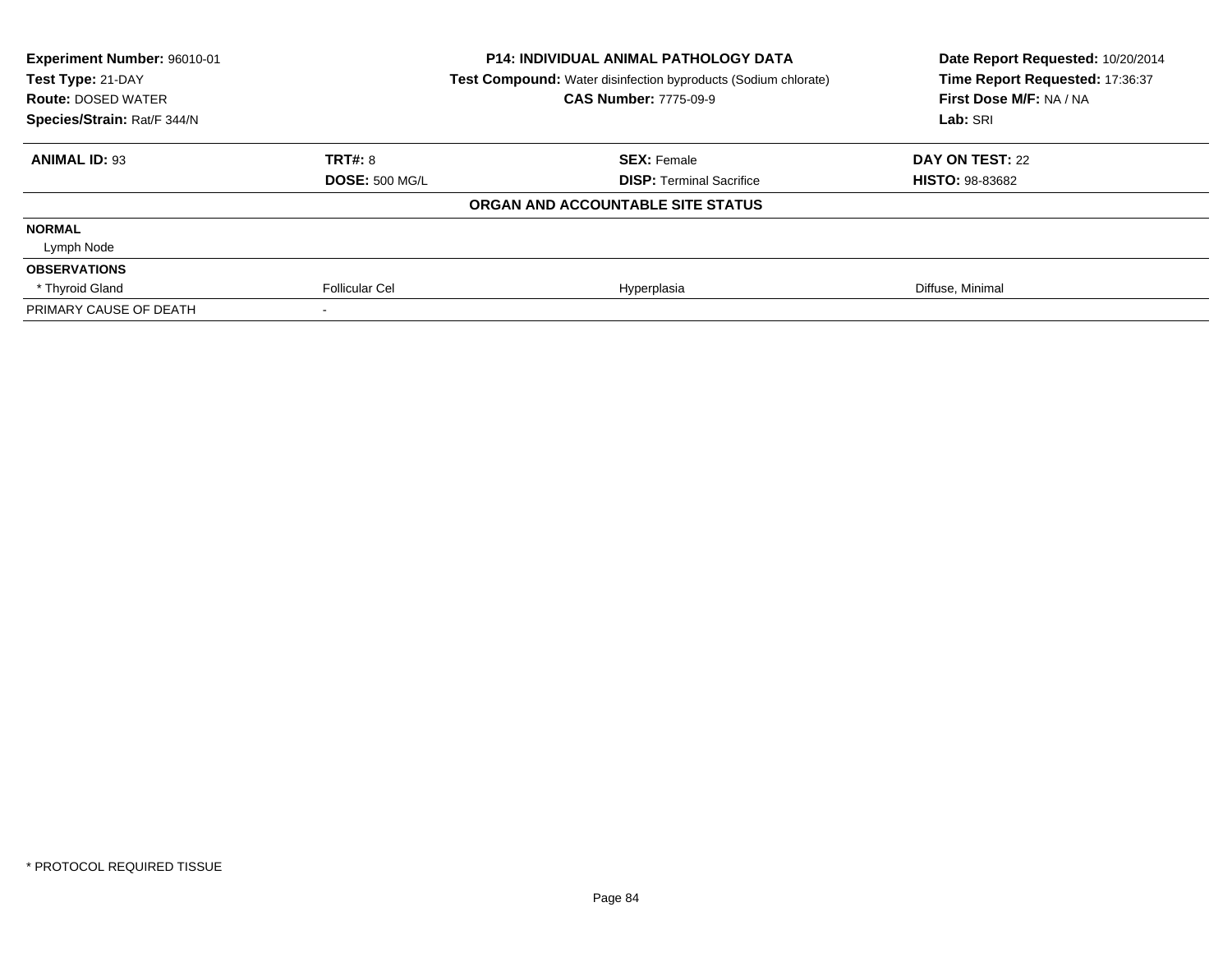| Experiment Number: 96010-01 | P14: INDIVIDUAL ANIMAL PATHOLOGY DATA | Date Report Requested: 10/20/2014 |
|---|---|---|
| Test Type: 21-DAY | Test Compound: Water disinfection byproducts (Sodium chlorate) | Time Report Requested: 17:36:37 |
| Route: DOSED WATER | CAS Number: 7775-09-9 | First Dose M/F: NA / NA |
| Species/Strain: Rat/F 344/N | | Lab: SRI |

| ANIMAL ID: 93 | TRT#: 8 | SEX: Female | DAY ON TEST: 22 |
|---|---|---|---|
| | DOSE: 500 MG/L | DISP: Terminal Sacrifice | HISTO: 98-83682 |

**ORGAN AND ACCOUNTABLE SITE STATUS**

| | | | |
|---|---|---|---|
| **NORMAL** | | | |
| Lymph Node | | | |
| **OBSERVATIONS** | | | |
| * Thyroid Gland | Follicular Cel | Hyperplasia | Diffuse, Minimal |
| PRIMARY CAUSE OF DEATH | - | | |

* PROTOCOL REQUIRED TISSUE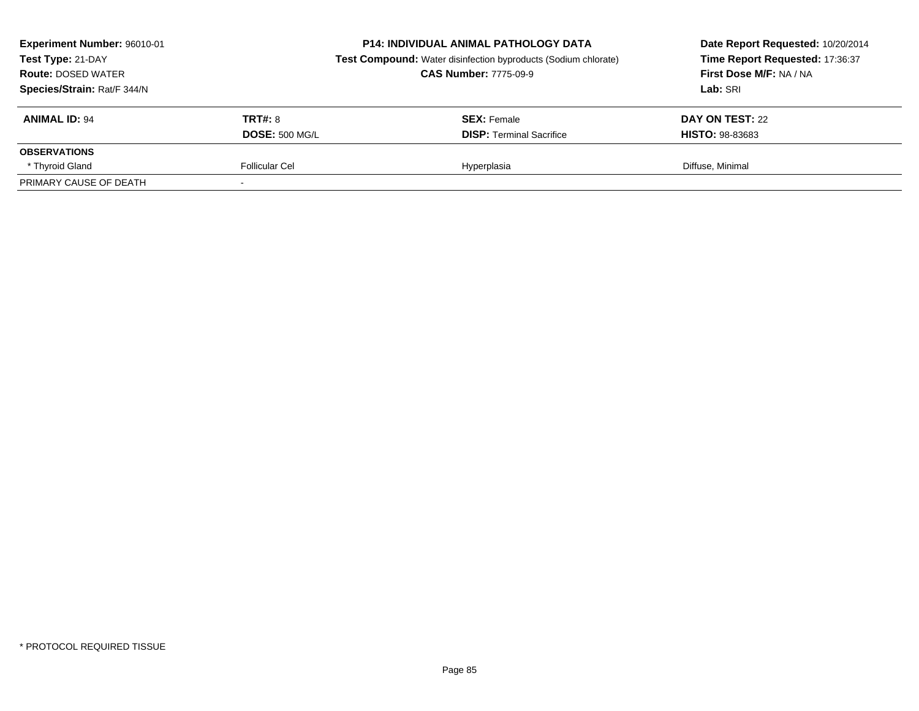**Experiment Number:** 96010-01
**Test Type:** 21-DAY
**Route:** DOSED WATER
**Species/Strain:** Rat/F 344/N

**P14: INDIVIDUAL ANIMAL PATHOLOGY DATA**
**Test Compound:** Water disinfection byproducts (Sodium chlorate)
**CAS Number:** 7775-09-9

**Date Report Requested:** 10/20/2014
**Time Report Requested:** 17:36:37
**First Dose M/F:** NA / NA
**Lab:** SRI

| **ANIMAL ID:** 94 | **TRT#:** 8 | **SEX:** Female | **DAY ON TEST:** 22 |
|---|---|---|---|
| | **DOSE:** 500 MG/L | **DISP:** Terminal Sacrifice | **HISTO:** 98-83683 |
| **OBSERVATIONS** | | | |
| * Thyroid Gland | Follicular Cel | Hyperplasia | Diffuse, Minimal |
| PRIMARY CAUSE OF DEATH | - | | |

* PROTOCOL REQUIRED TISSUE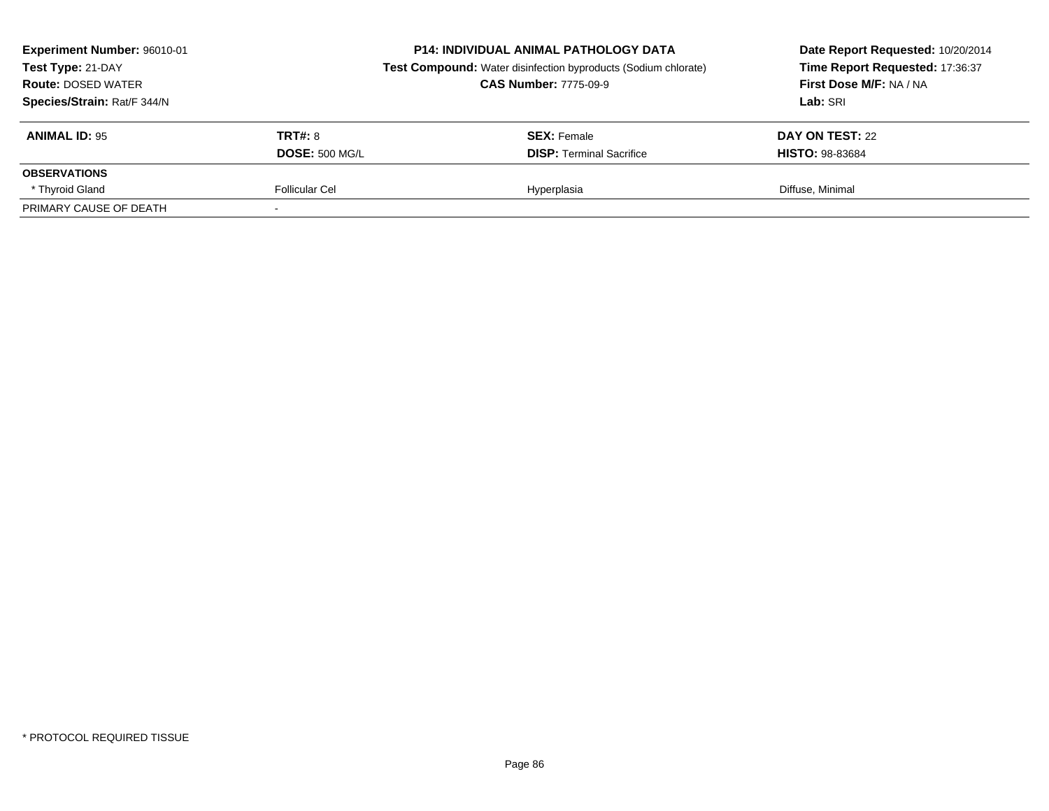**Experiment Number:** 96010-01
**Test Type:** 21-DAY
**Route:** DOSED WATER
**Species/Strain:** Rat/F 344/N

**P14: INDIVIDUAL ANIMAL PATHOLOGY DATA**
**Test Compound:** Water disinfection byproducts (Sodium chlorate)
**CAS Number:** 7775-09-9

**Date Report Requested:** 10/20/2014
**Time Report Requested:** 17:36:37
**First Dose M/F:** NA / NA
**Lab:** SRI

| **ANIMAL ID:** 95 | **TRT#:** 8 | **SEX:** Female | **DAY ON TEST:** 22 |
|---|---|---|---|
| | **DOSE:** 500 MG/L | **DISP:** Terminal Sacrifice | **HISTO:** 98-83684 |
| **OBSERVATIONS** | | | |
| * Thyroid Gland | Follicular Cel | Hyperplasia | Diffuse, Minimal |
| PRIMARY CAUSE OF DEATH | - | | |

* PROTOCOL REQUIRED TISSUE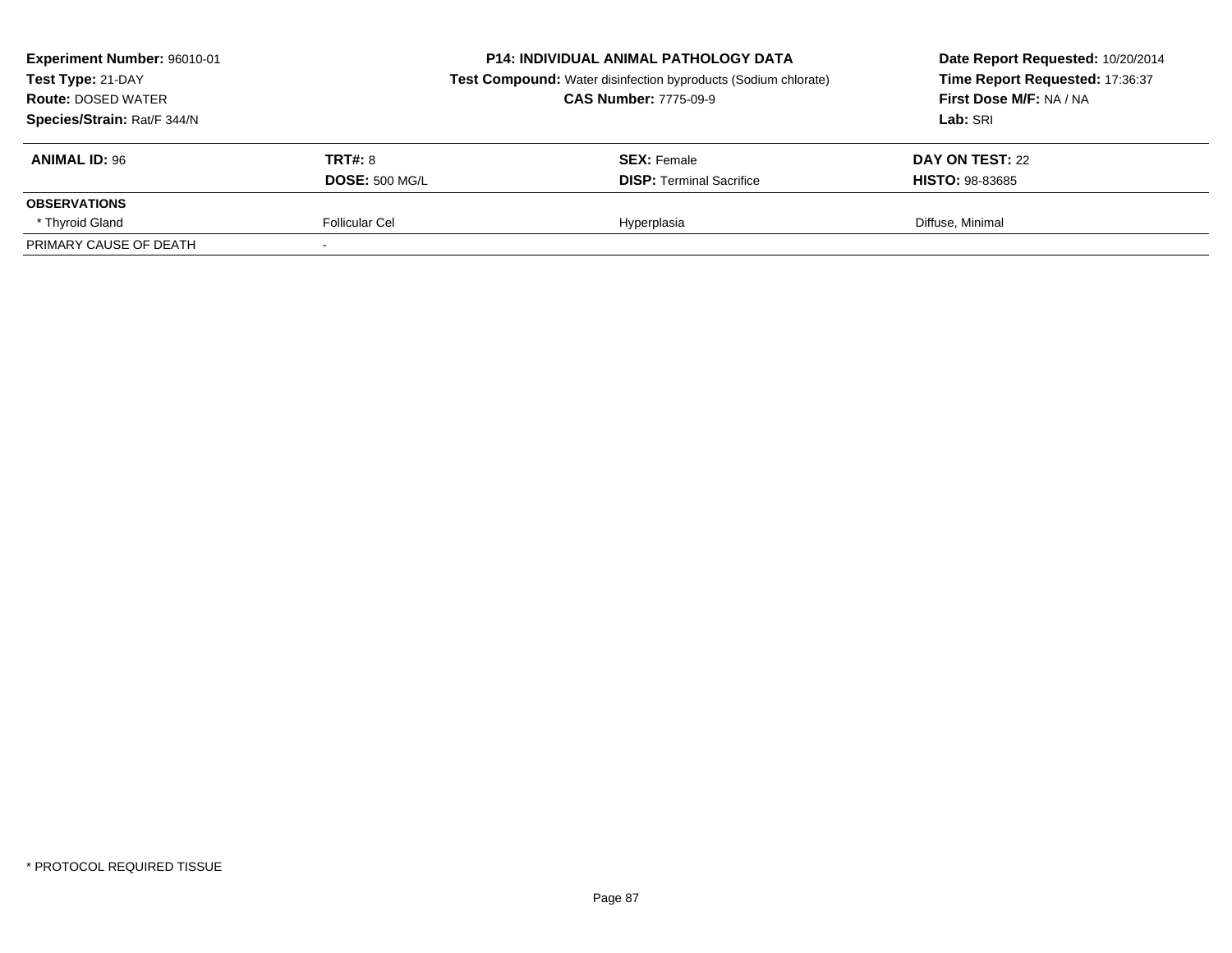**Experiment Number:** 96010-01
**Test Type:** 21-DAY
**Route:** DOSED WATER
**Species/Strain:** Rat/F 344/N

**P14: INDIVIDUAL ANIMAL PATHOLOGY DATA**
**Test Compound:** Water disinfection byproducts (Sodium chlorate)
**CAS Number:** 7775-09-9

**Date Report Requested:** 10/20/2014
**Time Report Requested:** 17:36:37
**First Dose M/F:** NA / NA
**Lab:** SRI

| **ANIMAL ID:** 96 | **TRT#:** 8 | **SEX:** Female | **DAY ON TEST:** 22 |
|---|---|---|---|
| | **DOSE:** 500 MG/L | **DISP:** Terminal Sacrifice | **HISTO:** 98-83685 |
| **OBSERVATIONS** | | | |
| * Thyroid Gland | Follicular Cel | Hyperplasia | Diffuse, Minimal |
| PRIMARY CAUSE OF DEATH | - | | |

* PROTOCOL REQUIRED TISSUE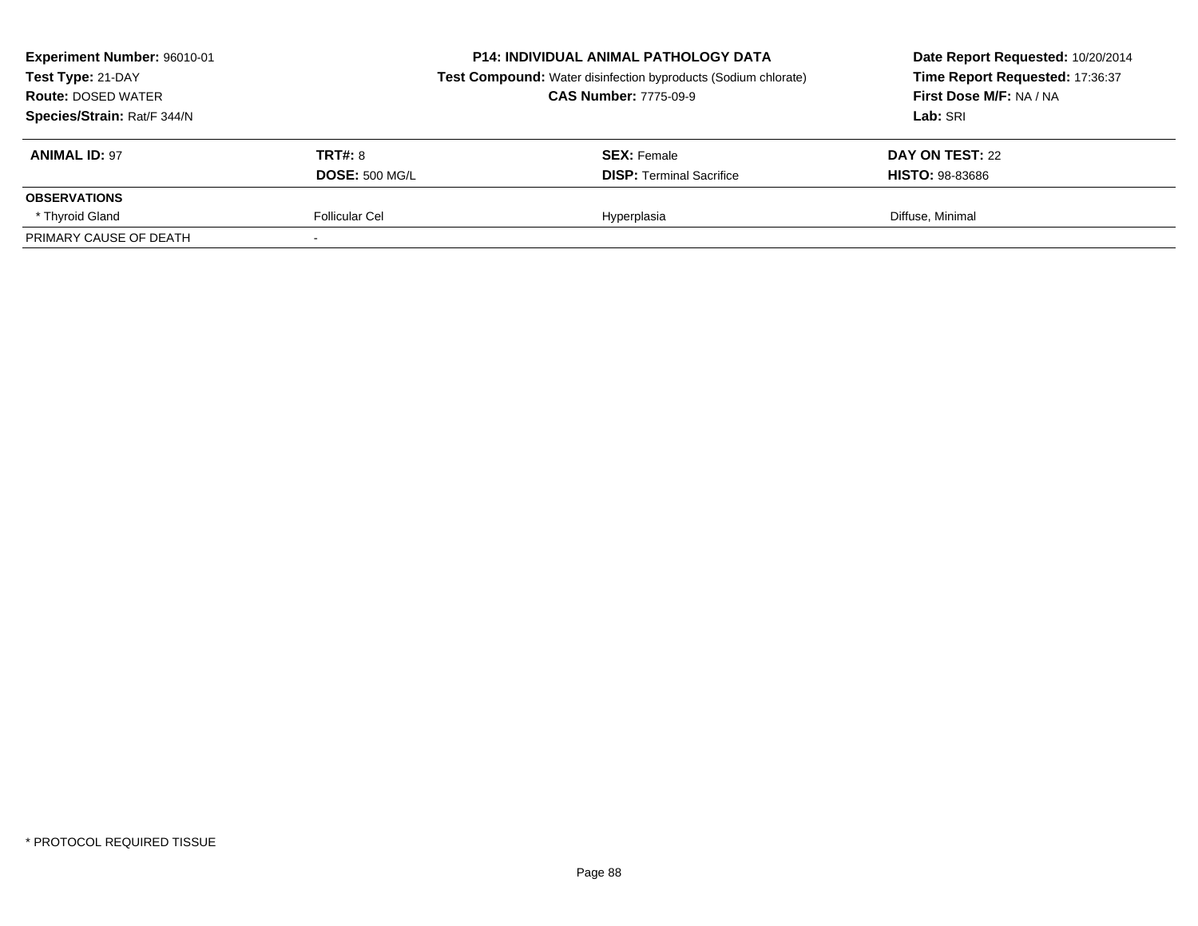**Experiment Number:** 96010-01
**Test Type:** 21-DAY
**Route:** DOSED WATER
**Species/Strain:** Rat/F 344/N

**P14: INDIVIDUAL ANIMAL PATHOLOGY DATA**
**Test Compound:** Water disinfection byproducts (Sodium chlorate)
**CAS Number:** 7775-09-9

**Date Report Requested:** 10/20/2014
**Time Report Requested:** 17:36:37
**First Dose M/F:** NA / NA
**Lab:** SRI

| **ANIMAL ID:** 97 | **TRT#:** 8 | **SEX:** Female | **DAY ON TEST:** 22 |
|---|---|---|---|
| | **DOSE:** 500 MG/L | **DISP:** Terminal Sacrifice | **HISTO:** 98-83686 |
| **OBSERVATIONS** | | | |
| * Thyroid Gland | Follicular Cel | Hyperplasia | Diffuse, Minimal |
| PRIMARY CAUSE OF DEATH | - | | |

* PROTOCOL REQUIRED TISSUE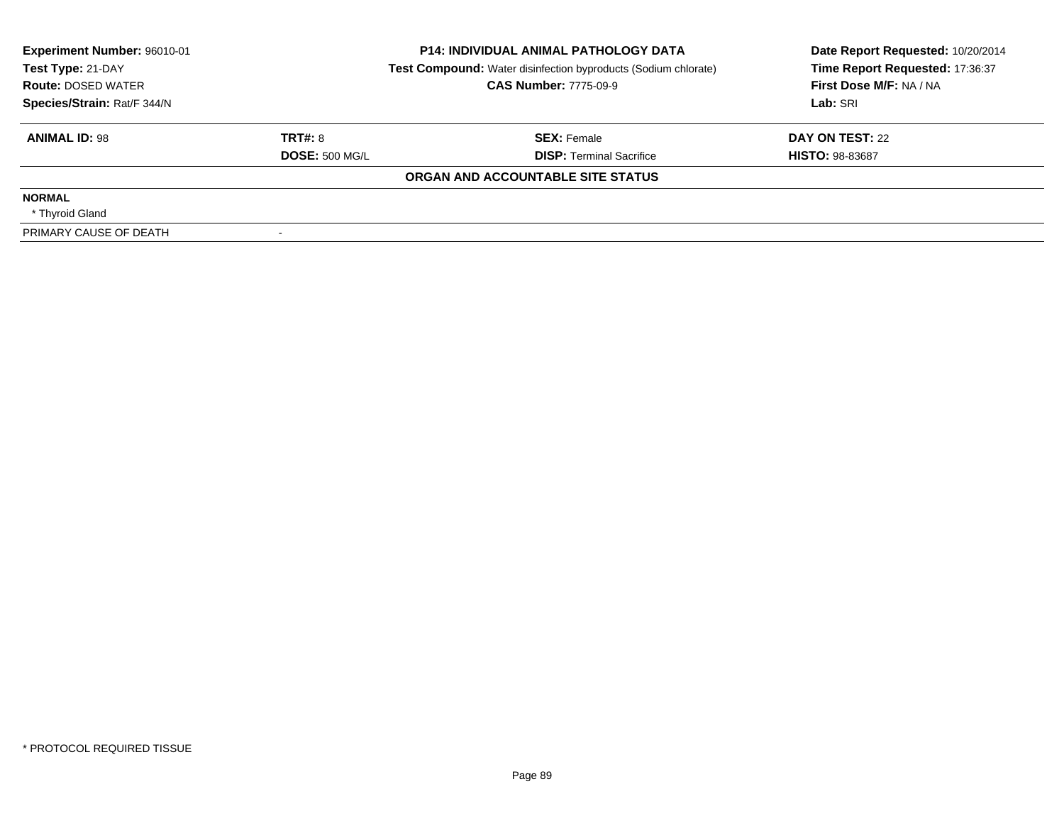| Experiment Number: 96010-01 | P14: INDIVIDUAL ANIMAL PATHOLOGY DATA | Date Report Requested: 10/20/2014 |
|---|---|---|
| Test Type: 21-DAY | Test Compound: Water disinfection byproducts (Sodium chlorate) | Time Report Requested: 17:36:37 |
| Route: DOSED WATER | CAS Number: 7775-09-9 | First Dose M/F: NA / NA |
| Species/Strain: Rat/F 344/N | | Lab: SRI |

| ANIMAL ID: 98 | TRT#: 8 | SEX: Female | DAY ON TEST: 22 |
|---|---|---|---|
| | DOSE: 500 MG/L | DISP: Terminal Sacrifice | HISTO: 98-83687 |

**ORGAN AND ACCOUNTABLE SITE STATUS**

**NORMAL**

* Thyroid Gland

| PRIMARY CAUSE OF DEATH | - |
|---|---|

* PROTOCOL REQUIRED TISSUE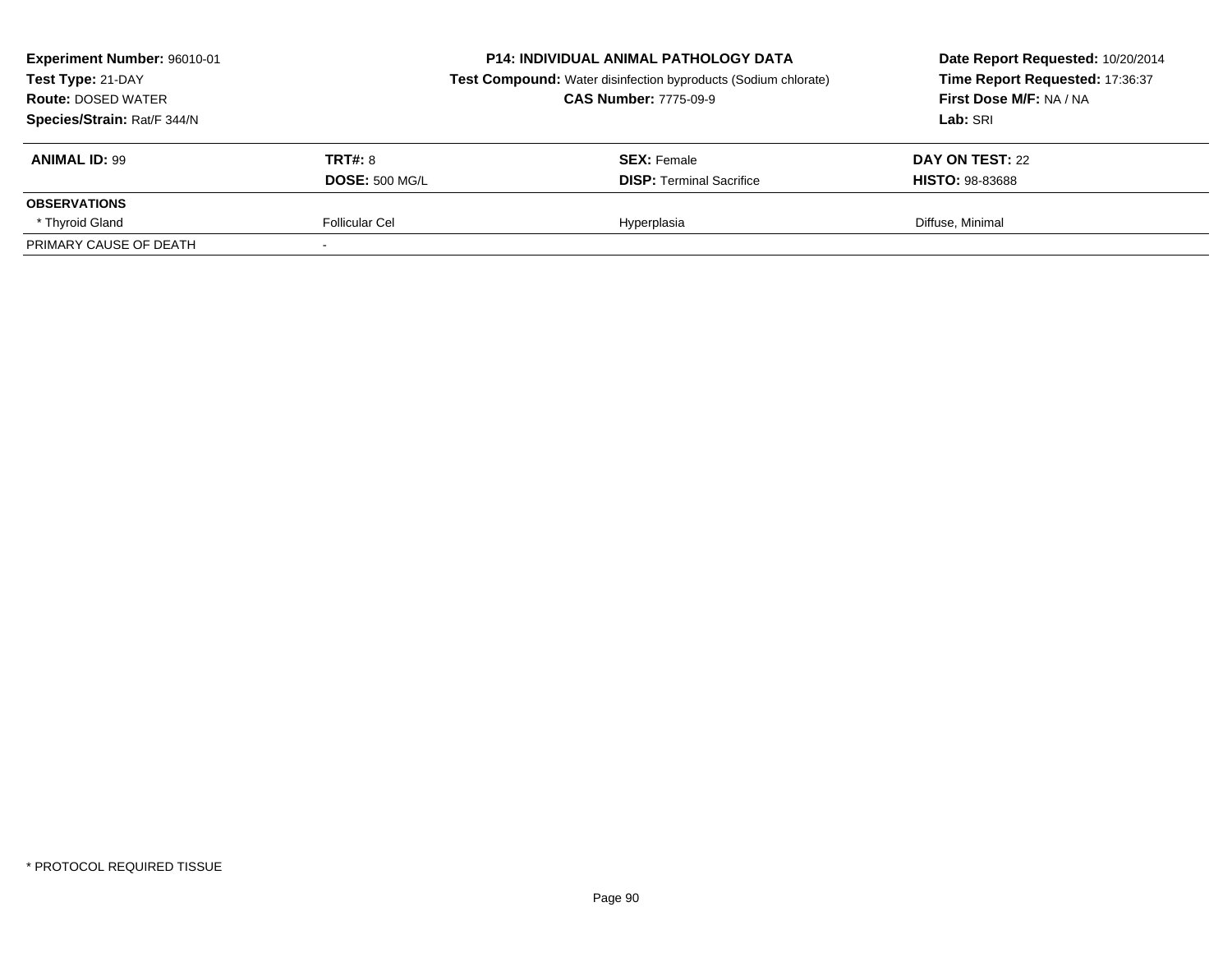**Experiment Number:** 96010-01
**Test Type:** 21-DAY
**Route:** DOSED WATER
**Species/Strain:** Rat/F 344/N

**P14: INDIVIDUAL ANIMAL PATHOLOGY DATA**
**Test Compound:** Water disinfection byproducts (Sodium chlorate)
**CAS Number:** 7775-09-9

**Date Report Requested:** 10/20/2014
**Time Report Requested:** 17:36:37
**First Dose M/F:** NA / NA
**Lab:** SRI

| **ANIMAL ID:** 99 | **TRT#:** 8 | **SEX:** Female | **DAY ON TEST:** 22 |
|---|---|---|---|
| | **DOSE:** 500 MG/L | **DISP:** Terminal Sacrifice | **HISTO:** 98-83688 |
| **OBSERVATIONS** | | | |
| * Thyroid Gland | Follicular Cel | Hyperplasia | Diffuse, Minimal |
| PRIMARY CAUSE OF DEATH | - | | |

* PROTOCOL REQUIRED TISSUE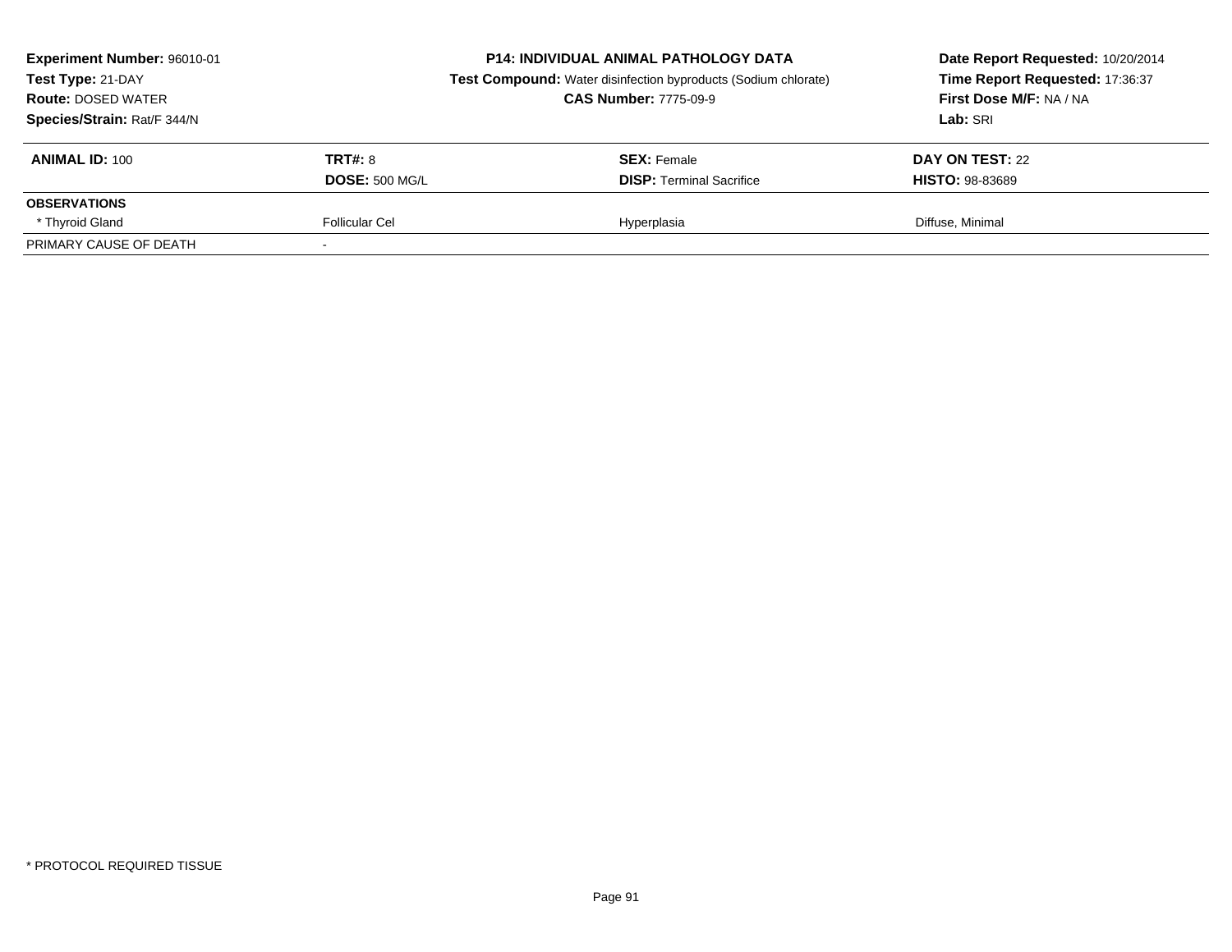**Experiment Number:** 96010-01
**Test Type:** 21-DAY
**Route:** DOSED WATER
**Species/Strain:** Rat/F 344/N

**P14: INDIVIDUAL ANIMAL PATHOLOGY DATA**
**Test Compound:** Water disinfection byproducts (Sodium chlorate)
**CAS Number:** 7775-09-9

**Date Report Requested:** 10/20/2014
**Time Report Requested:** 17:36:37
**First Dose M/F:** NA / NA
**Lab:** SRI

| **ANIMAL ID:** 100 | **TRT#:** 8 | **SEX:** Female | **DAY ON TEST:** 22 |
|---|---|---|---|
| | **DOSE:** 500 MG/L | **DISP:** Terminal Sacrifice | **HISTO:** 98-83689 |
| **OBSERVATIONS** | | | |
| * Thyroid Gland | Follicular Cel | Hyperplasia | Diffuse, Minimal |
| PRIMARY CAUSE OF DEATH | - | | |

* PROTOCOL REQUIRED TISSUE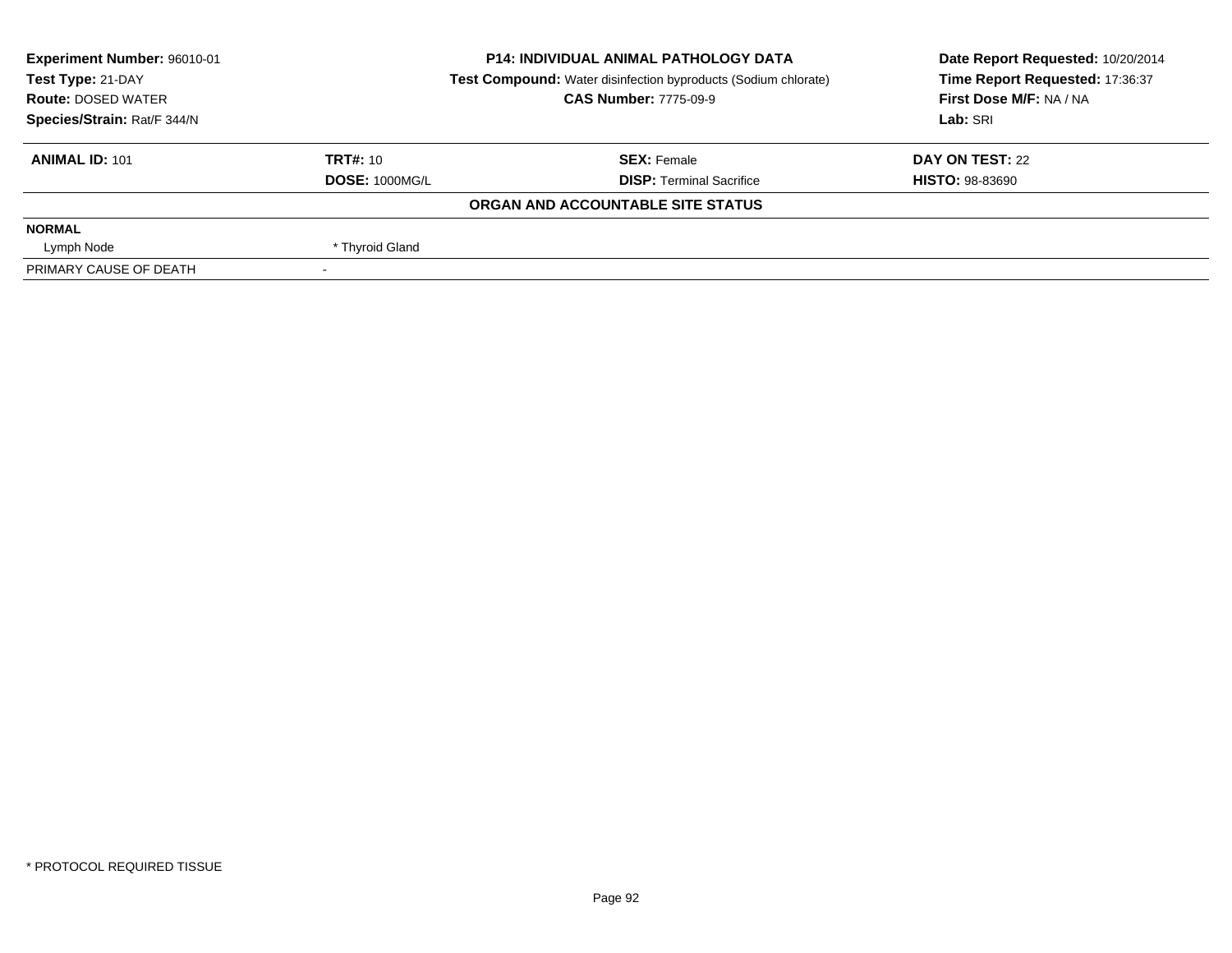| **Experiment Number:** 96010-01 | **P14: INDIVIDUAL ANIMAL PATHOLOGY DATA** | **Date Report Requested:** 10/20/2014 |
|---|---|---|
| **Test Type:** 21-DAY | **Test Compound:** Water disinfection byproducts (Sodium chlorate) | **Time Report Requested:** 17:36:37 |
| **Route:** DOSED WATER | **CAS Number:** 7775-09-9 | **First Dose M/F:** NA / NA |
| **Species/Strain:** Rat/F 344/N | | **Lab:** SRI |

| **ANIMAL ID:** 101 | **TRT#:** 10 | **SEX:** Female | **DAY ON TEST:** 22 |
|---|---|---|---|
| | **DOSE:** 1000MG/L | **DISP:** Terminal Sacrifice | **HISTO:** 98-83690 |

**ORGAN AND ACCOUNTABLE SITE STATUS**

| | |
|---|---|
| **NORMAL** | |
| Lymph Node | * Thyroid Gland |
| PRIMARY CAUSE OF DEATH | - |

* PROTOCOL REQUIRED TISSUE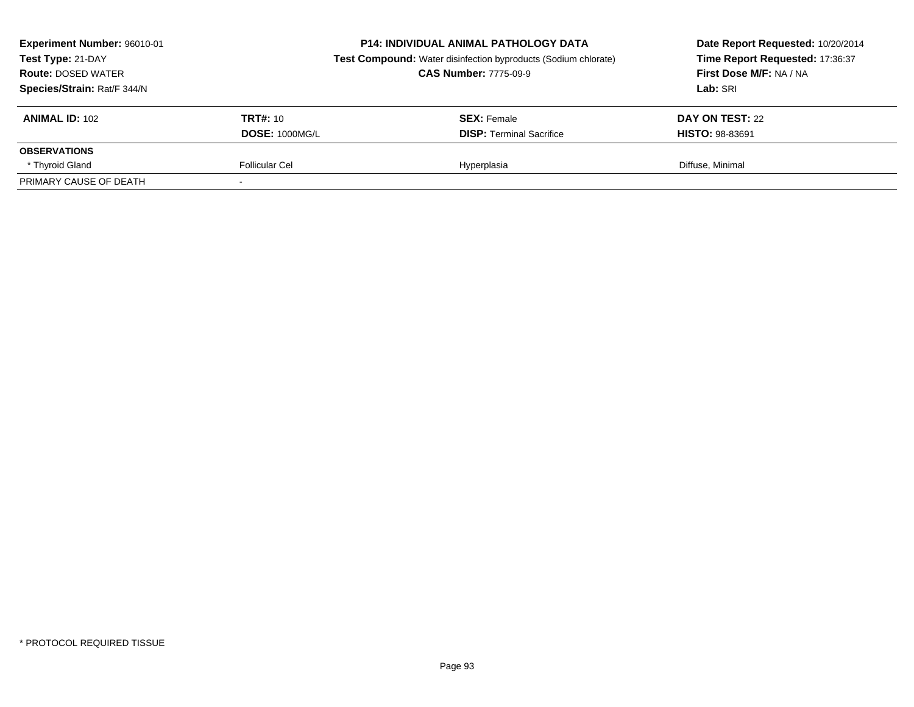**Experiment Number:** 96010-01
**Test Type:** 21-DAY
**Route:** DOSED WATER
**Species/Strain:** Rat/F 344/N

**P14: INDIVIDUAL ANIMAL PATHOLOGY DATA**
**Test Compound:** Water disinfection byproducts (Sodium chlorate)
**CAS Number:** 7775-09-9

**Date Report Requested:** 10/20/2014
**Time Report Requested:** 17:36:37
**First Dose M/F:** NA / NA
**Lab:** SRI

| **ANIMAL ID:** 102 | **TRT#:** 10 | **SEX:** Female | **DAY ON TEST:** 22 |
|---|---|---|---|
| | **DOSE:** 1000MG/L | **DISP:** Terminal Sacrifice | **HISTO:** 98-83691 |
| **OBSERVATIONS** | | | |
| * Thyroid Gland | Follicular Cel | Hyperplasia | Diffuse, Minimal |
| PRIMARY CAUSE OF DEATH | - | | |

* PROTOCOL REQUIRED TISSUE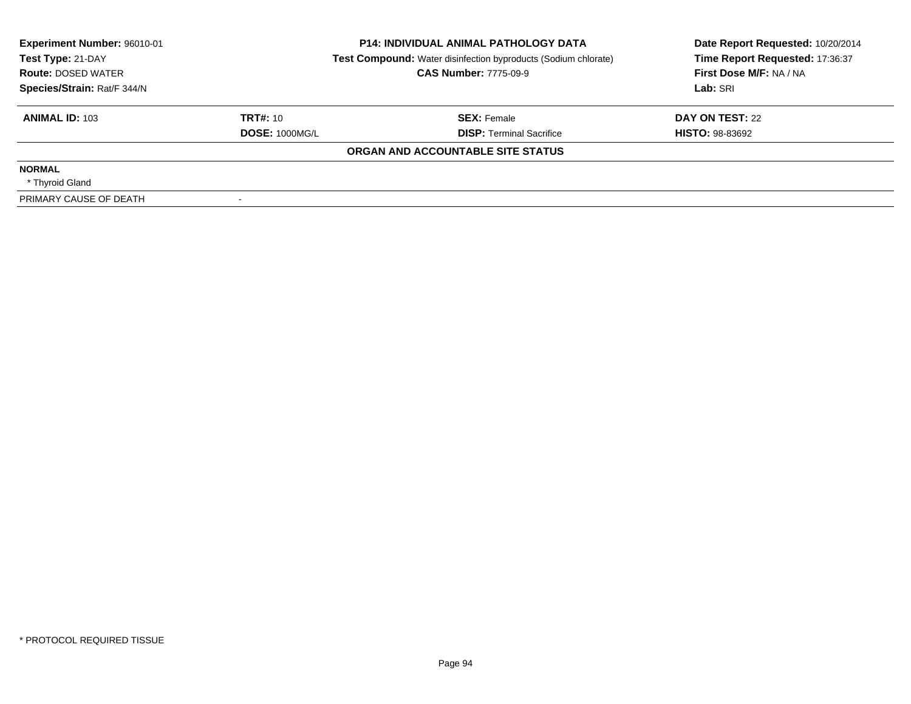**Experiment Number:** 96010-01
**Test Type:** 21-DAY
**Route:** DOSED WATER
**Species/Strain:** Rat/F 344/N

**P14: INDIVIDUAL ANIMAL PATHOLOGY DATA**
**Test Compound:** Water disinfection byproducts (Sodium chlorate)
**CAS Number:** 7775-09-9

**Date Report Requested:** 10/20/2014
**Time Report Requested:** 17:36:37
**First Dose M/F:** NA / NA
**Lab:** SRI

| **ANIMAL ID:** 103 | **TRT#:** 10 | **SEX:** Female | **DAY ON TEST:** 22 |
|---|---|---|---|
| | **DOSE:** 1000MG/L | **DISP:** Terminal Sacrifice | **HISTO:** 98-83692 |

**ORGAN AND ACCOUNTABLE SITE STATUS**

**NORMAL**
* Thyroid Gland

PRIMARY CAUSE OF DEATH -

\* PROTOCOL REQUIRED TISSUE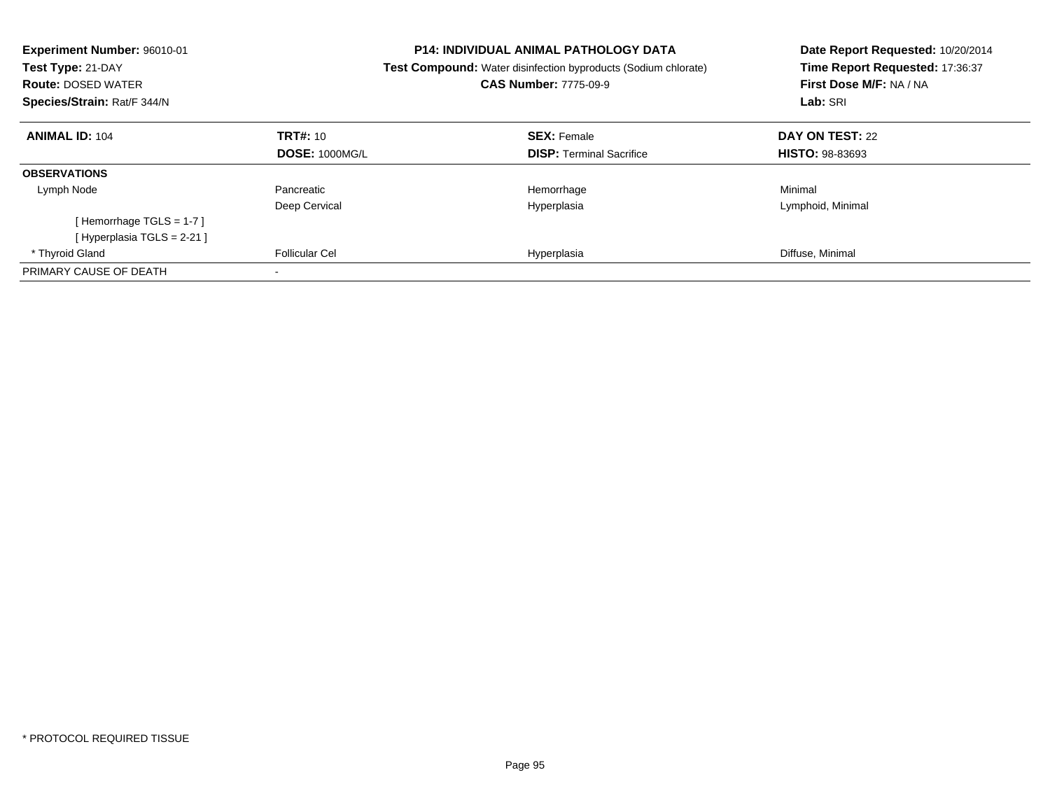**Experiment Number:** 96010-01
**Test Type:** 21-DAY
**Route:** DOSED WATER
**Species/Strain:** Rat/F 344/N

**P14: INDIVIDUAL ANIMAL PATHOLOGY DATA**
**Test Compound:** Water disinfection byproducts (Sodium chlorate)
**CAS Number:** 7775-09-9

**Date Report Requested:** 10/20/2014
**Time Report Requested:** 17:36:37
**First Dose M/F:** NA / NA
**Lab:** SRI

| **ANIMAL ID:** 104 | **TRT#:** 10 | **SEX:** Female | **DAY ON TEST:** 22 |
|---|---|---|---|
| | **DOSE:** 1000MG/L | **DISP:** Terminal Sacrifice | **HISTO:** 98-83693 |
| **OBSERVATIONS** | | | |
| Lymph Node | Pancreatic | Hemorrhage | Minimal |
| | Deep Cervical | Hyperplasia | Lymphoid, Minimal |
| [ Hemorrhage TGLS = 1-7 ] | | | |
| [ Hyperplasia TGLS = 2-21 ] | | | |
| * Thyroid Gland | Follicular Cel | Hyperplasia | Diffuse, Minimal |
| PRIMARY CAUSE OF DEATH | - | | |

* PROTOCOL REQUIRED TISSUE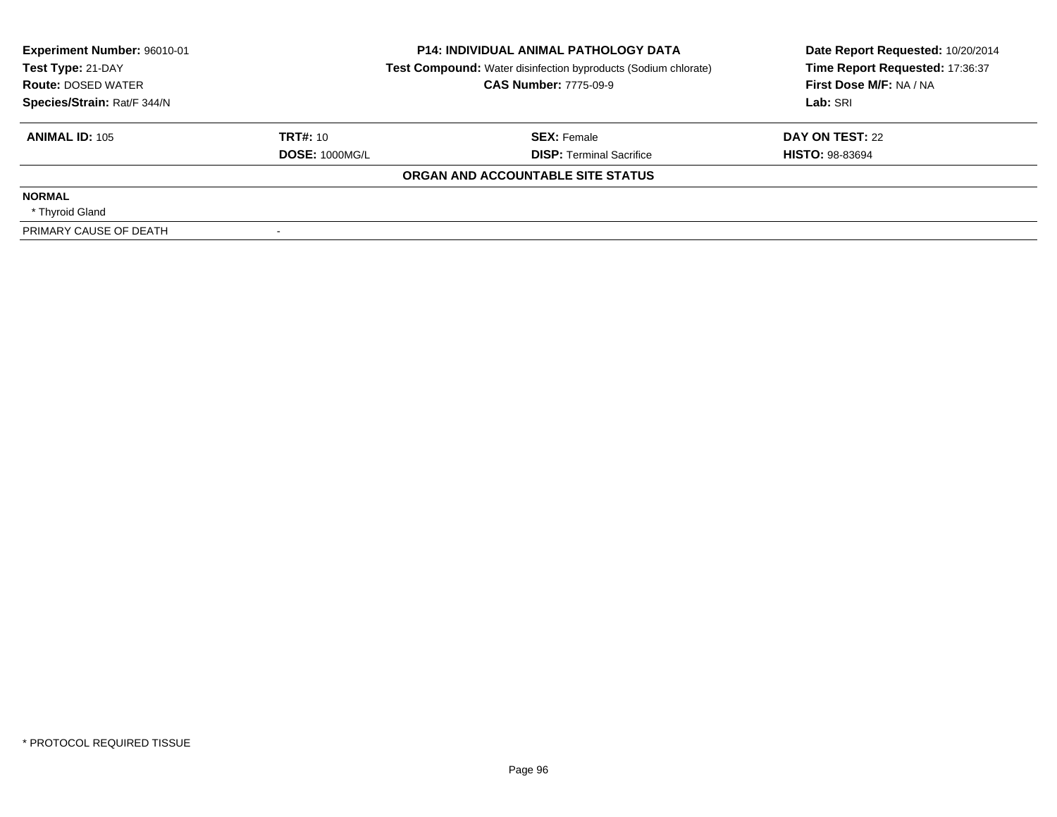**Experiment Number:** 96010-01
**Test Type:** 21-DAY
**Route:** DOSED WATER
**Species/Strain:** Rat/F 344/N

**P14: INDIVIDUAL ANIMAL PATHOLOGY DATA**
**Test Compound:** Water disinfection byproducts (Sodium chlorate)
**CAS Number:** 7775-09-9

**Date Report Requested:** 10/20/2014
**Time Report Requested:** 17:36:37
**First Dose M/F:** NA / NA
**Lab:** SRI

| **ANIMAL ID:** 105 | **TRT#:** 10 | **SEX:** Female | **DAY ON TEST:** 22 |
|---|---|---|---|
| | **DOSE:** 1000MG/L | **DISP:** Terminal Sacrifice | **HISTO:** 98-83694 |

**ORGAN AND ACCOUNTABLE SITE STATUS**

**NORMAL**
* Thyroid Gland

PRIMARY CAUSE OF DEATH -

* PROTOCOL REQUIRED TISSUE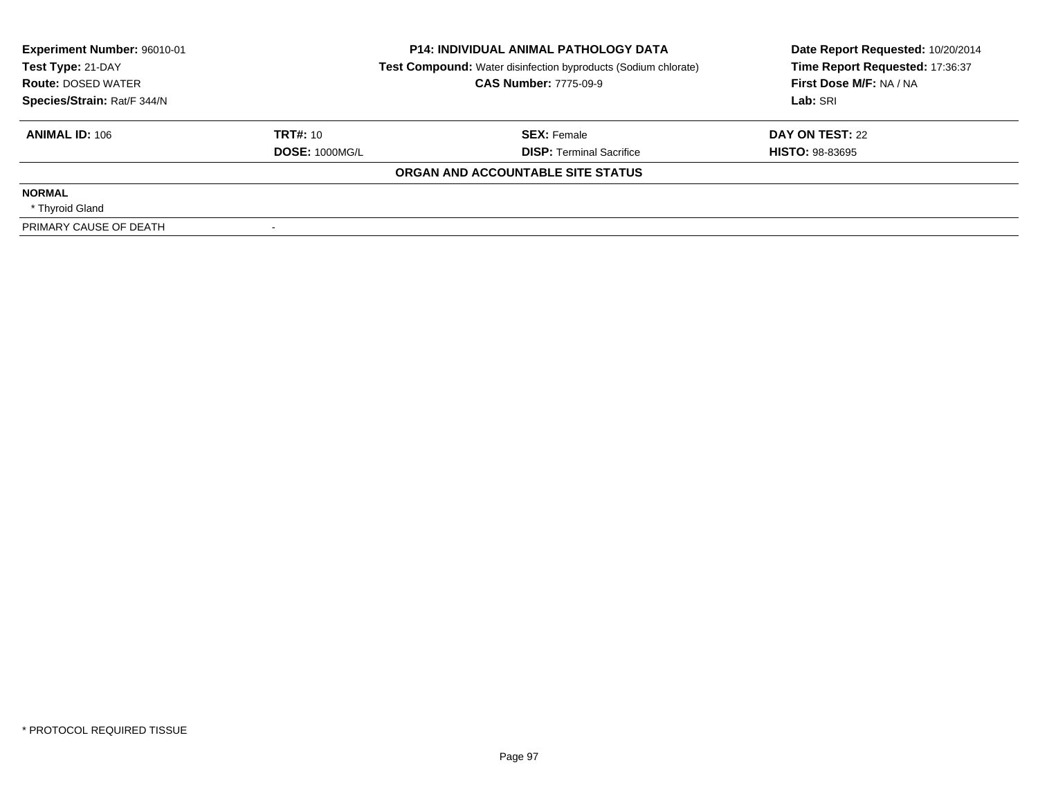| **Experiment Number:** 96010-01 | **P14: INDIVIDUAL ANIMAL PATHOLOGY DATA** | **Date Report Requested:** 10/20/2014 |
|---|---|---|
| **Test Type:** 21-DAY | **Test Compound:** Water disinfection byproducts (Sodium chlorate) | **Time Report Requested:** 17:36:37 |
| **Route:** DOSED WATER | **CAS Number:** 7775-09-9 | **First Dose M/F:** NA / NA |
| **Species/Strain:** Rat/F 344/N | | **Lab:** SRI |

| **ANIMAL ID:** 106 | **TRT#:** 10 | **SEX:** Female | **DAY ON TEST:** 22 |
|---|---|---|---|
| | **DOSE:** 1000MG/L | **DISP:** Terminal Sacrifice | **HISTO:** 98-83695 |

**ORGAN AND ACCOUNTABLE SITE STATUS**

**NORMAL**

* Thyroid Gland

| PRIMARY CAUSE OF DEATH | - |
|---|---|

* PROTOCOL REQUIRED TISSUE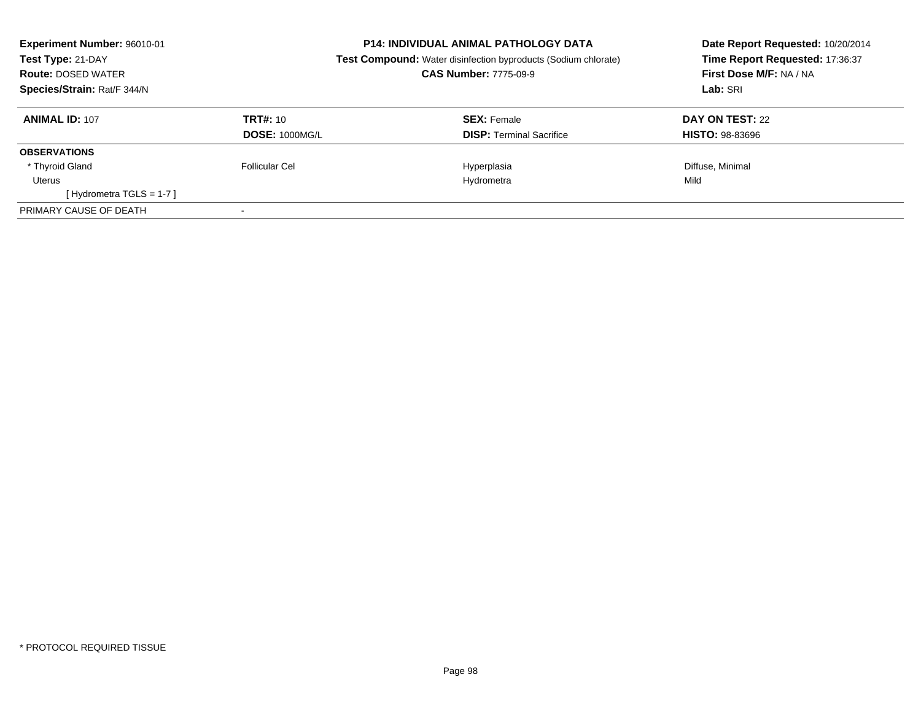**Experiment Number:** 96010-01
**Test Type:** 21-DAY
**Route:** DOSED WATER
**Species/Strain:** Rat/F 344/N

**P14: INDIVIDUAL ANIMAL PATHOLOGY DATA**
**Test Compound:** Water disinfection byproducts (Sodium chlorate)
**CAS Number:** 7775-09-9

**Date Report Requested:** 10/20/2014
**Time Report Requested:** 17:36:37
**First Dose M/F:** NA / NA
**Lab:** SRI

| **ANIMAL ID:** 107 | **TRT#:** 10 | **SEX:** Female | **DAY ON TEST:** 22 |
|---|---|---|---|
| | **DOSE:** 1000MG/L | **DISP:** Terminal Sacrifice | **HISTO:** 98-83696 |
| **OBSERVATIONS** | | | |
| * Thyroid Gland | Follicular Cel | Hyperplasia | Diffuse, Minimal |
| Uterus | | Hydrometra | Mild |
| [ Hydrometra TGLS = 1-7 ] | | | |
| PRIMARY CAUSE OF DEATH | - | | |

* PROTOCOL REQUIRED TISSUE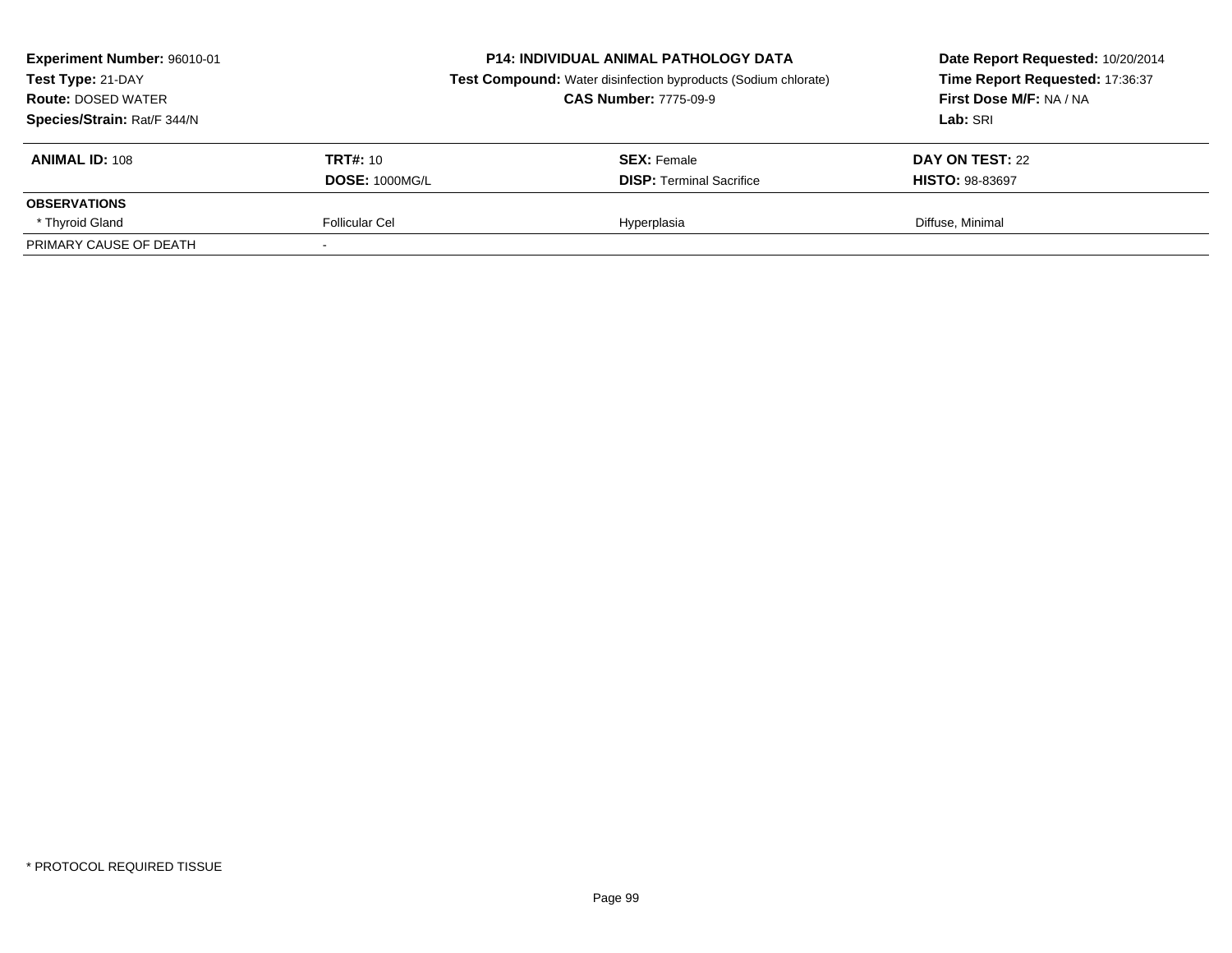**Experiment Number:** 96010-01
**Test Type:** 21-DAY
**Route:** DOSED WATER
**Species/Strain:** Rat/F 344/N

**P14: INDIVIDUAL ANIMAL PATHOLOGY DATA**
**Test Compound:** Water disinfection byproducts (Sodium chlorate)
**CAS Number:** 7775-09-9

**Date Report Requested:** 10/20/2014
**Time Report Requested:** 17:36:37
**First Dose M/F:** NA / NA
**Lab:** SRI

| **ANIMAL ID:** 108 | **TRT#:** 10 | **SEX:** Female | **DAY ON TEST:** 22 |
|---|---|---|---|
| | **DOSE:** 1000MG/L | **DISP:** Terminal Sacrifice | **HISTO:** 98-83697 |
| **OBSERVATIONS** | | | |
| * Thyroid Gland | Follicular Cel | Hyperplasia | Diffuse, Minimal |
| PRIMARY CAUSE OF DEATH | - | | |

* PROTOCOL REQUIRED TISSUE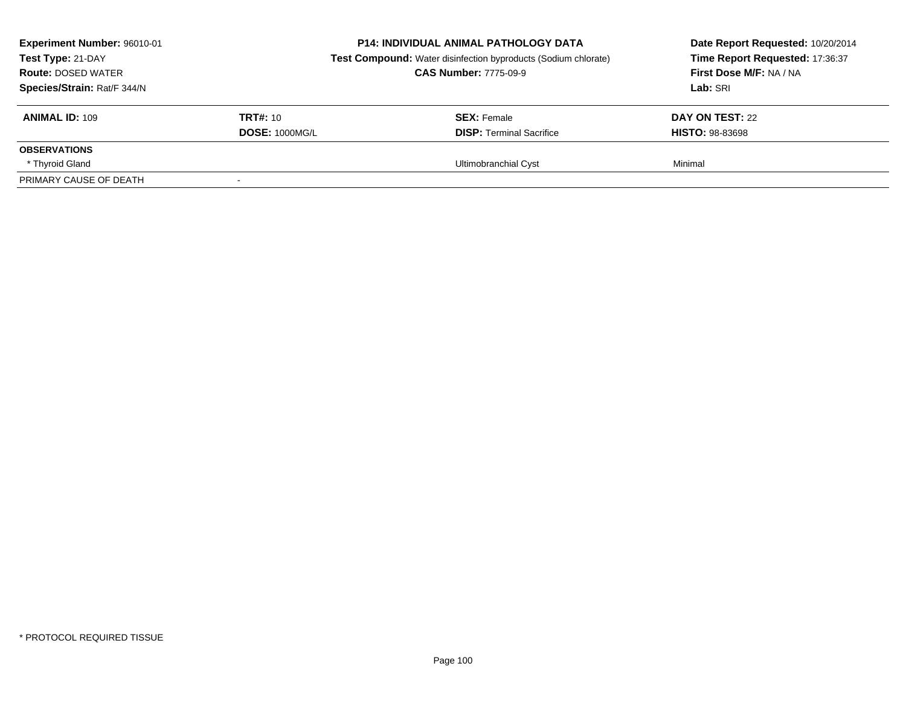**Experiment Number:** 96010-01
**Test Type:** 21-DAY
**Route:** DOSED WATER
**Species/Strain:** Rat/F 344/N

**P14: INDIVIDUAL ANIMAL PATHOLOGY DATA**
**Test Compound:** Water disinfection byproducts (Sodium chlorate)
**CAS Number:** 7775-09-9

**Date Report Requested:** 10/20/2014
**Time Report Requested:** 17:36:37
**First Dose M/F:** NA / NA
**Lab:** SRI

| **ANIMAL ID:** 109 | **TRT#:** 10 | **SEX:** Female | **DAY ON TEST:** 22 |
|---|---|---|---|
| | **DOSE:** 1000MG/L | **DISP:** Terminal Sacrifice | **HISTO:** 98-83698 |
| **OBSERVATIONS** | | | |
| * Thyroid Gland | | Ultimobranchial Cyst | Minimal |
| PRIMARY CAUSE OF DEATH | - | | |

* PROTOCOL REQUIRED TISSUE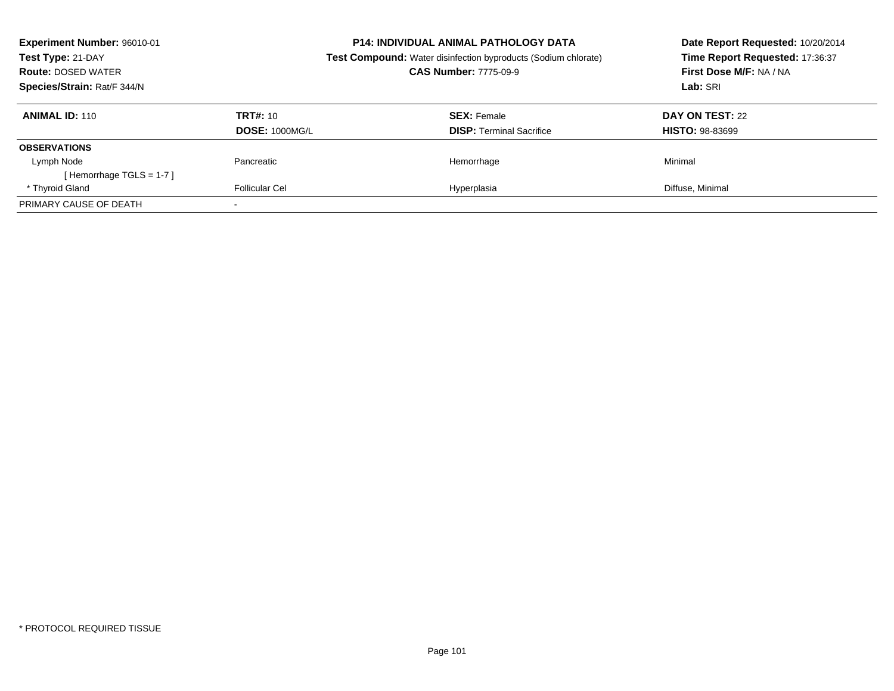**Experiment Number:** 96010-01
**Test Type:** 21-DAY
**Route:** DOSED WATER
**Species/Strain:** Rat/F 344/N

**P14: INDIVIDUAL ANIMAL PATHOLOGY DATA**
**Test Compound:** Water disinfection byproducts (Sodium chlorate)
**CAS Number:** 7775-09-9

**Date Report Requested:** 10/20/2014
**Time Report Requested:** 17:36:37
**First Dose M/F:** NA / NA
**Lab:** SRI

| **ANIMAL ID:** 110 | **TRT#:** 10 | **SEX:** Female | **DAY ON TEST:** 22 |
|---|---|---|---|
| | **DOSE:** 1000MG/L | **DISP:** Terminal Sacrifice | **HISTO:** 98-83699 |
| **OBSERVATIONS** | | | |
| Lymph Node | Pancreatic | Hemorrhage | Minimal |
| [ Hemorrhage TGLS = 1-7 ] | | | |
| * Thyroid Gland | Follicular Cel | Hyperplasia | Diffuse, Minimal |
| PRIMARY CAUSE OF DEATH | - | | |

* PROTOCOL REQUIRED TISSUE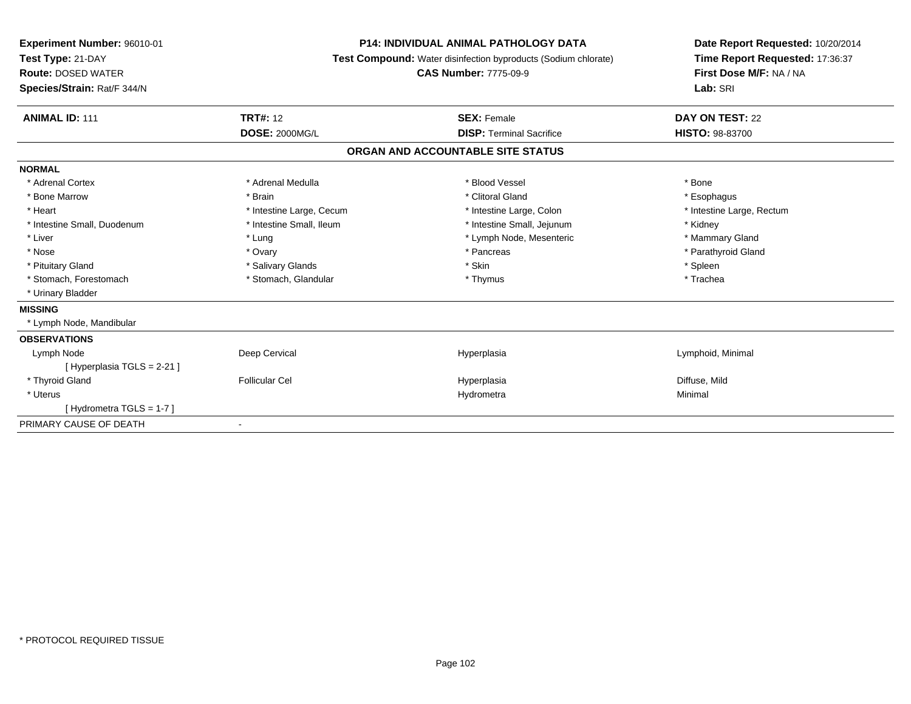**Experiment Number:** 96010-01
**Test Type:** 21-DAY
**Route:** DOSED WATER
**Species/Strain:** Rat/F 344/N

**P14: INDIVIDUAL ANIMAL PATHOLOGY DATA**
**Test Compound:** Water disinfection byproducts (Sodium chlorate)
**CAS Number:** 7775-09-9

**Date Report Requested:** 10/20/2014
**Time Report Requested:** 17:36:37
**First Dose M/F:** NA / NA
**Lab:** SRI

| **ANIMAL ID:** 111 | **TRT#:** 12 | **SEX:** Female | **DAY ON TEST:** 22 |
|---|---|---|---|
| | **DOSE:** 2000MG/L | **DISP:** Terminal Sacrifice | **HISTO:** 98-83700 |

## ORGAN AND ACCOUNTABLE SITE STATUS

**NORMAL**

| | | | |
|---|---|---|---|
| * Adrenal Cortex | * Adrenal Medulla | * Blood Vessel | * Bone |
| * Bone Marrow | * Brain | * Clitoral Gland | * Esophagus |
| * Heart | * Intestine Large, Cecum | * Intestine Large, Colon | * Intestine Large, Rectum |
| * Intestine Small, Duodenum | * Intestine Small, Ileum | * Intestine Small, Jejunum | * Kidney |
| * Liver | * Lung | * Lymph Node, Mesenteric | * Mammary Gland |
| * Nose | * Ovary | * Pancreas | * Parathyroid Gland |
| * Pituitary Gland | * Salivary Glands | * Skin | * Spleen |
| * Stomach, Forestomach | * Stomach, Glandular | * Thymus | * Trachea |
| * Urinary Bladder | | | |

**MISSING**

* Lymph Node, Mandibular

**OBSERVATIONS**

| | | | |
|---|---|---|---|
| Lymph Node | Deep Cervical | Hyperplasia | Lymphoid, Minimal |
| [ Hyperplasia TGLS = 2-21 ] | | | |
| * Thyroid Gland | Follicular Cel | Hyperplasia | Diffuse, Mild |
| * Uterus | | Hydrometra | Minimal |
| [ Hydrometra TGLS = 1-7 ] | | | |

PRIMARY CAUSE OF DEATH -

* PROTOCOL REQUIRED TISSUE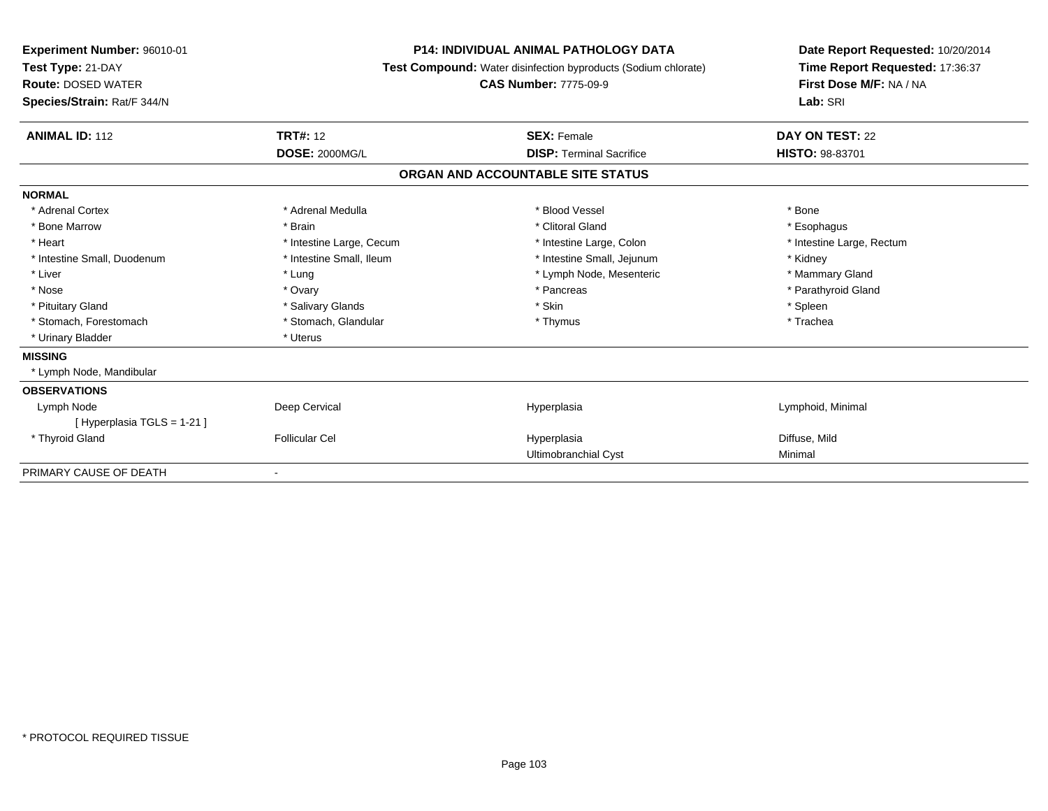**Experiment Number:** 96010-01
**Test Type:** 21-DAY
**Route:** DOSED WATER
**Species/Strain:** Rat/F 344/N

**P14: INDIVIDUAL ANIMAL PATHOLOGY DATA**
**Test Compound:** Water disinfection byproducts (Sodium chlorate)
**CAS Number:** 7775-09-9

**Date Report Requested:** 10/20/2014
**Time Report Requested:** 17:36:37
**First Dose M/F:** NA / NA
**Lab:** SRI

| **ANIMAL ID:** 112 | **TRT#:** 12 | **SEX:** Female | **DAY ON TEST:** 22 |
|---|---|---|---|
| | **DOSE:** 2000MG/L | **DISP:** Terminal Sacrifice | **HISTO:** 98-83701 |

## ORGAN AND ACCOUNTABLE SITE STATUS

**NORMAL**

| | | | |
|---|---|---|---|
| * Adrenal Cortex | * Adrenal Medulla | * Blood Vessel | * Bone |
| * Bone Marrow | * Brain | * Clitoral Gland | * Esophagus |
| * Heart | * Intestine Large, Cecum | * Intestine Large, Colon | * Intestine Large, Rectum |
| * Intestine Small, Duodenum | * Intestine Small, Ileum | * Intestine Small, Jejunum | * Kidney |
| * Liver | * Lung | * Lymph Node, Mesenteric | * Mammary Gland |
| * Nose | * Ovary | * Pancreas | * Parathyroid Gland |
| * Pituitary Gland | * Salivary Glands | * Skin | * Spleen |
| * Stomach, Forestomach | * Stomach, Glandular | * Thymus | * Trachea |
| * Urinary Bladder | * Uterus | | |

**MISSING**

* Lymph Node, Mandibular

**OBSERVATIONS**

| | | | |
|---|---|---|---|
| Lymph Node | Deep Cervical | Hyperplasia | Lymphoid, Minimal |
| [ Hyperplasia TGLS = 1-21 ] | | | |
| * Thyroid Gland | Follicular Cel | Hyperplasia | Diffuse, Mild |
| | | Ultimobranchial Cyst | Minimal |

PRIMARY CAUSE OF DEATH -

\* PROTOCOL REQUIRED TISSUE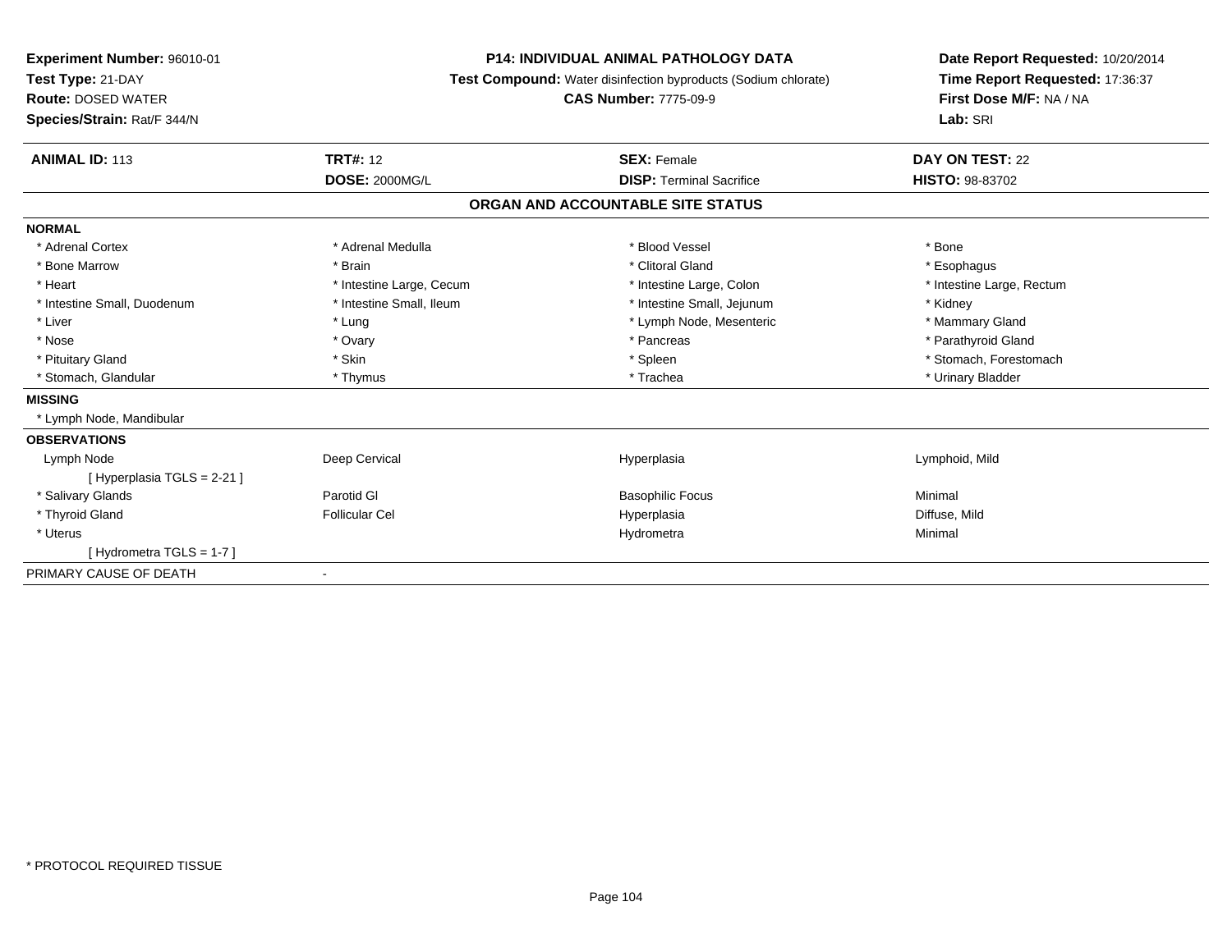**Experiment Number:** 96010-01
**Test Type:** 21-DAY
**Route:** DOSED WATER
**Species/Strain:** Rat/F 344/N

**P14: INDIVIDUAL ANIMAL PATHOLOGY DATA**
**Test Compound:** Water disinfection byproducts (Sodium chlorate)
**CAS Number:** 7775-09-9

**Date Report Requested:** 10/20/2014
**Time Report Requested:** 17:36:37
**First Dose M/F:** NA / NA
**Lab:** SRI

| **ANIMAL ID:** 113 | **TRT#:** 12 | **SEX:** Female | **DAY ON TEST:** 22 |
|---|---|---|---|
| | **DOSE:** 2000MG/L | **DISP:** Terminal Sacrifice | **HISTO:** 98-83702 |

## ORGAN AND ACCOUNTABLE SITE STATUS

| | | | |
|---|---|---|---|
| **NORMAL** | | | |
| * Adrenal Cortex | * Adrenal Medulla | * Blood Vessel | * Bone |
| * Bone Marrow | * Brain | * Clitoral Gland | * Esophagus |
| * Heart | * Intestine Large, Cecum | * Intestine Large, Colon | * Intestine Large, Rectum |
| * Intestine Small, Duodenum | * Intestine Small, Ileum | * Intestine Small, Jejunum | * Kidney |
| * Liver | * Lung | * Lymph Node, Mesenteric | * Mammary Gland |
| * Nose | * Ovary | * Pancreas | * Parathyroid Gland |
| * Pituitary Gland | * Skin | * Spleen | * Stomach, Forestomach |
| * Stomach, Glandular | * Thymus | * Trachea | * Urinary Bladder |
| **MISSING** | | | |
| * Lymph Node, Mandibular | | | |
| **OBSERVATIONS** | | | |
| Lymph Node | Deep Cervical | Hyperplasia | Lymphoid, Mild |
| [ Hyperplasia TGLS = 2-21 ] | | | |
| * Salivary Glands | Parotid Gl | Basophilic Focus | Minimal |
| * Thyroid Gland | Follicular Cel | Hyperplasia | Diffuse, Mild |
| * Uterus | | Hydrometra | Minimal |
| [ Hydrometra TGLS = 1-7 ] | | | |
| PRIMARY CAUSE OF DEATH | - | | |

* PROTOCOL REQUIRED TISSUE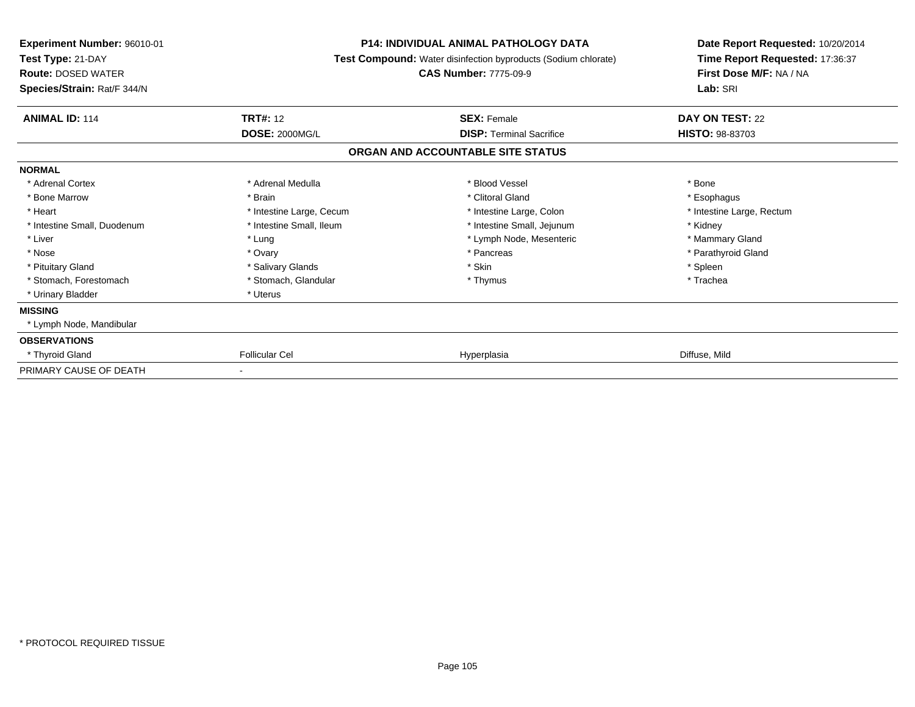**Experiment Number:** 96010-01
**Test Type:** 21-DAY
**Route:** DOSED WATER
**Species/Strain:** Rat/F 344/N

**P14: INDIVIDUAL ANIMAL PATHOLOGY DATA**
**Test Compound:** Water disinfection byproducts (Sodium chlorate)
**CAS Number:** 7775-09-9

**Date Report Requested:** 10/20/2014
**Time Report Requested:** 17:36:37
**First Dose M/F:** NA / NA
**Lab:** SRI

| **ANIMAL ID:** 114 | **TRT#:** 12 | **SEX:** Female | **DAY ON TEST:** 22 |
|---|---|---|---|
| | **DOSE:** 2000MG/L | **DISP:** Terminal Sacrifice | **HISTO:** 98-83703 |

## ORGAN AND ACCOUNTABLE SITE STATUS

| | | | |
|---|---|---|---|
| **NORMAL** | | | |
| * Adrenal Cortex | * Adrenal Medulla | * Blood Vessel | * Bone |
| * Bone Marrow | * Brain | * Clitoral Gland | * Esophagus |
| * Heart | * Intestine Large, Cecum | * Intestine Large, Colon | * Intestine Large, Rectum |
| * Intestine Small, Duodenum | * Intestine Small, Ileum | * Intestine Small, Jejunum | * Kidney |
| * Liver | * Lung | * Lymph Node, Mesenteric | * Mammary Gland |
| * Nose | * Ovary | * Pancreas | * Parathyroid Gland |
| * Pituitary Gland | * Salivary Glands | * Skin | * Spleen |
| * Stomach, Forestomach | * Stomach, Glandular | * Thymus | * Trachea |
| * Urinary Bladder | * Uterus | | |
| **MISSING** | | | |
| * Lymph Node, Mandibular | | | |
| **OBSERVATIONS** | | | |
| * Thyroid Gland | Follicular Cel | Hyperplasia | Diffuse, Mild |
| PRIMARY CAUSE OF DEATH | - | | |

* PROTOCOL REQUIRED TISSUE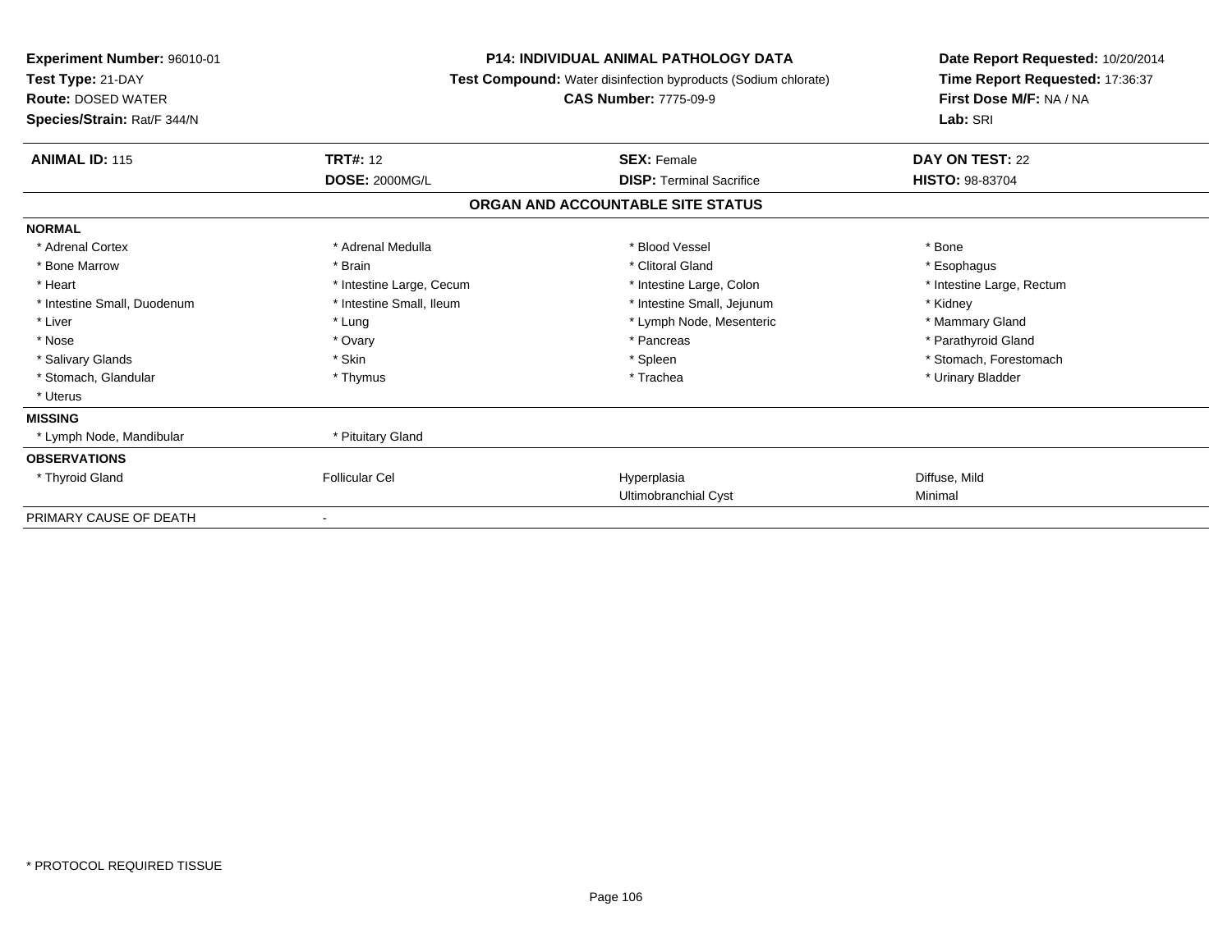**Experiment Number:** 96010-01
**Test Type:** 21-DAY
**Route:** DOSED WATER
**Species/Strain:** Rat/F 344/N

**P14: INDIVIDUAL ANIMAL PATHOLOGY DATA**
**Test Compound:** Water disinfection byproducts (Sodium chlorate)
**CAS Number:** 7775-09-9

**Date Report Requested:** 10/20/2014
**Time Report Requested:** 17:36:37
**First Dose M/F:** NA / NA
**Lab:** SRI

| **ANIMAL ID:** 115 | **TRT#:** 12 | **SEX:** Female | **DAY ON TEST:** 22 |
|---|---|---|---|
| | **DOSE:** 2000MG/L | **DISP:** Terminal Sacrifice | **HISTO:** 98-83704 |

**ORGAN AND ACCOUNTABLE SITE STATUS**

| | | | |
|---|---|---|---|
| **NORMAL** | | | |
| * Adrenal Cortex | * Adrenal Medulla | * Blood Vessel | * Bone |
| * Bone Marrow | * Brain | * Clitoral Gland | * Esophagus |
| * Heart | * Intestine Large, Cecum | * Intestine Large, Colon | * Intestine Large, Rectum |
| * Intestine Small, Duodenum | * Intestine Small, Ileum | * Intestine Small, Jejunum | * Kidney |
| * Liver | * Lung | * Lymph Node, Mesenteric | * Mammary Gland |
| * Nose | * Ovary | * Pancreas | * Parathyroid Gland |
| * Salivary Glands | * Skin | * Spleen | * Stomach, Forestomach |
| * Stomach, Glandular | * Thymus | * Trachea | * Urinary Bladder |
| * Uterus | | | |
| **MISSING** | | | |
| * Lymph Node, Mandibular | * Pituitary Gland | | |
| **OBSERVATIONS** | | | |
| * Thyroid Gland | Follicular Cel | Hyperplasia | Diffuse, Mild |
| | | Ultimobranchial Cyst | Minimal |
| PRIMARY CAUSE OF DEATH | - | | |

* PROTOCOL REQUIRED TISSUE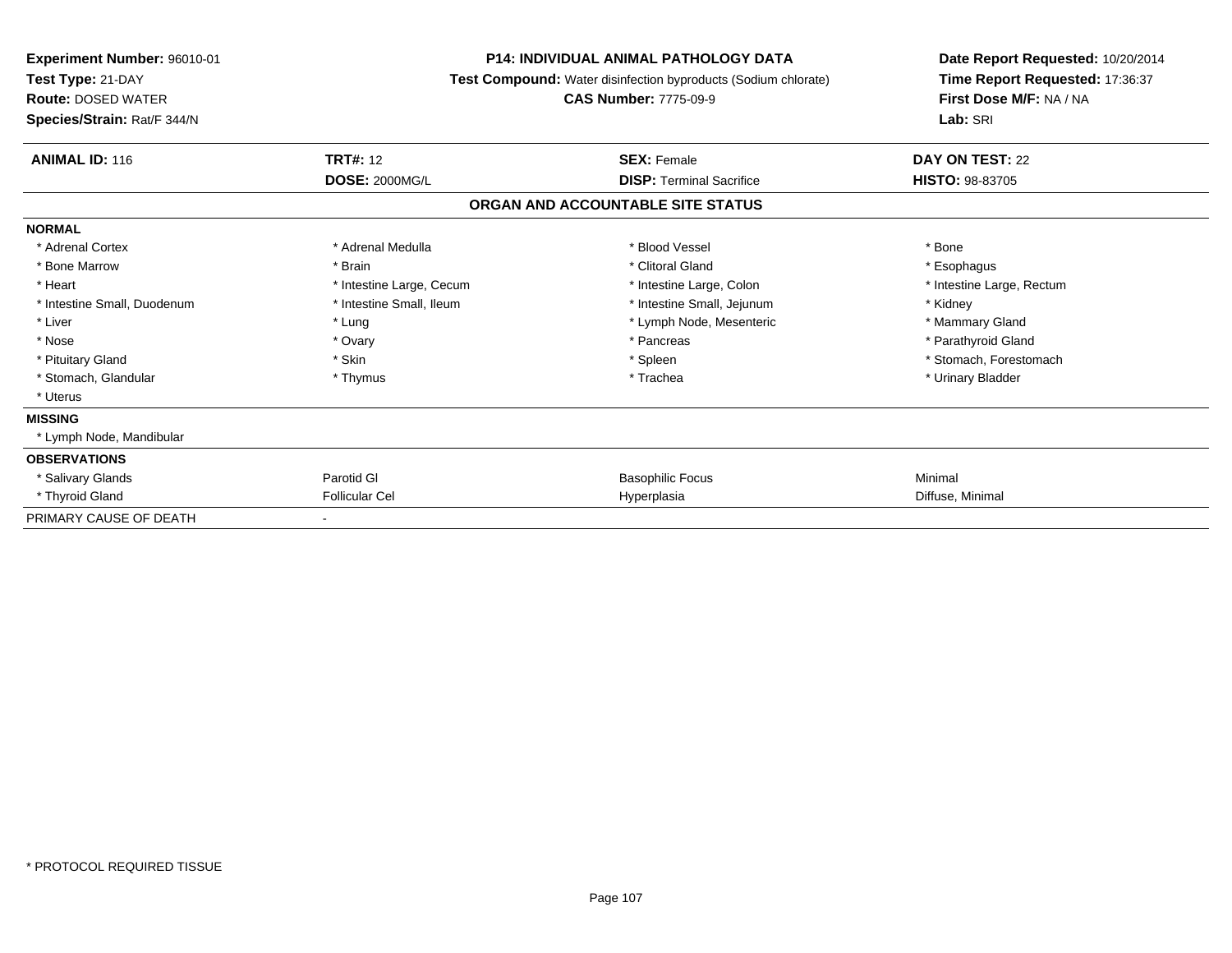**Experiment Number:** 96010-01
**Test Type:** 21-DAY
**Route:** DOSED WATER
**Species/Strain:** Rat/F 344/N

**P14: INDIVIDUAL ANIMAL PATHOLOGY DATA**
**Test Compound:** Water disinfection byproducts (Sodium chlorate)
**CAS Number:** 7775-09-9

**Date Report Requested:** 10/20/2014
**Time Report Requested:** 17:36:37
**First Dose M/F:** NA / NA
**Lab:** SRI

| **ANIMAL ID:** 116 | **TRT#:** 12 | **SEX:** Female | **DAY ON TEST:** 22 |
|---|---|---|---|
| | **DOSE:** 2000MG/L | **DISP:** Terminal Sacrifice | **HISTO:** 98-83705 |

## ORGAN AND ACCOUNTABLE SITE STATUS

| | | | |
|---|---|---|---|
| **NORMAL** | | | |
| * Adrenal Cortex | * Adrenal Medulla | * Blood Vessel | * Bone |
| * Bone Marrow | * Brain | * Clitoral Gland | * Esophagus |
| * Heart | * Intestine Large, Cecum | * Intestine Large, Colon | * Intestine Large, Rectum |
| * Intestine Small, Duodenum | * Intestine Small, Ileum | * Intestine Small, Jejunum | * Kidney |
| * Liver | * Lung | * Lymph Node, Mesenteric | * Mammary Gland |
| * Nose | * Ovary | * Pancreas | * Parathyroid Gland |
| * Pituitary Gland | * Skin | * Spleen | * Stomach, Forestomach |
| * Stomach, Glandular | * Thymus | * Trachea | * Urinary Bladder |
| * Uterus | | | |
| **MISSING** | | | |
| * Lymph Node, Mandibular | | | |
| **OBSERVATIONS** | | | |
| * Salivary Glands | Parotid Gl | Basophilic Focus | Minimal |
| * Thyroid Gland | Follicular Cel | Hyperplasia | Diffuse, Minimal |
| PRIMARY CAUSE OF DEATH | - | | |

* PROTOCOL REQUIRED TISSUE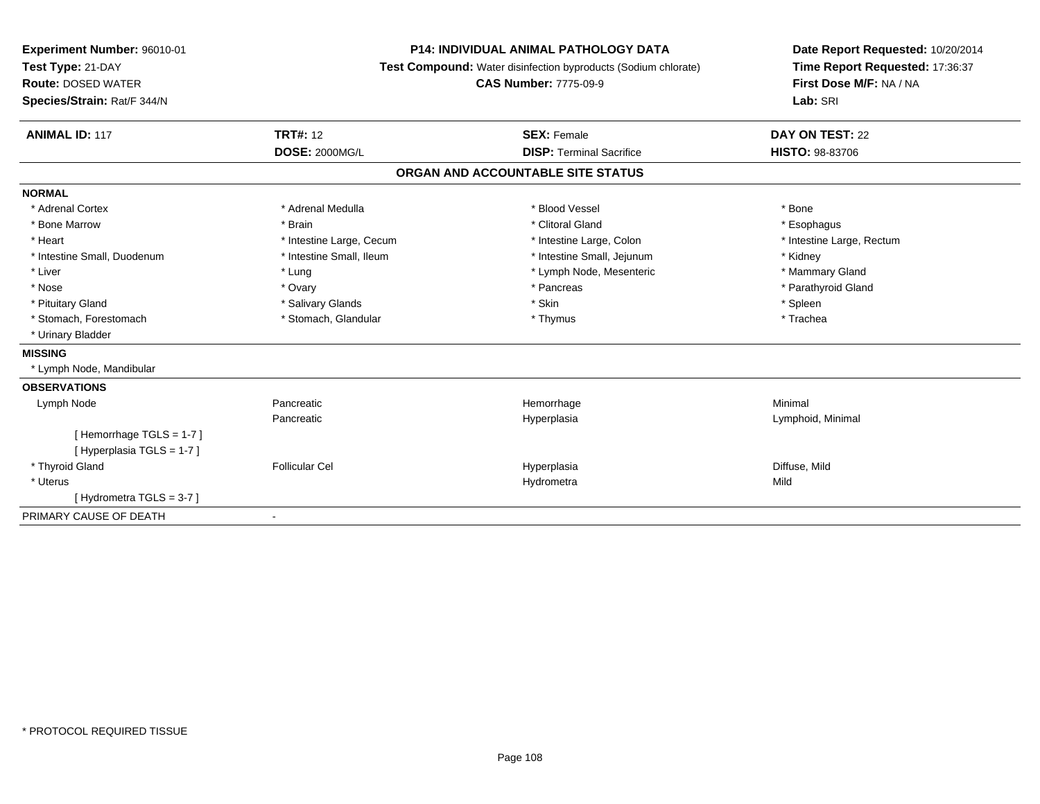**Experiment Number:** 96010-01
**Test Type:** 21-DAY
**Route:** DOSED WATER
**Species/Strain:** Rat/F 344/N

**P14: INDIVIDUAL ANIMAL PATHOLOGY DATA**
**Test Compound:** Water disinfection byproducts (Sodium chlorate)
**CAS Number:** 7775-09-9

**Date Report Requested:** 10/20/2014
**Time Report Requested:** 17:36:37
**First Dose M/F:** NA / NA
**Lab:** SRI

| **ANIMAL ID:** 117 | **TRT#:** 12 | **SEX:** Female | **DAY ON TEST:** 22 |
|---|---|---|---|
| | **DOSE:** 2000MG/L | **DISP:** Terminal Sacrifice | **HISTO:** 98-83706 |

## ORGAN AND ACCOUNTABLE SITE STATUS

**NORMAL**

| | | | |
|---|---|---|---|
| * Adrenal Cortex | * Adrenal Medulla | * Blood Vessel | * Bone |
| * Bone Marrow | * Brain | * Clitoral Gland | * Esophagus |
| * Heart | * Intestine Large, Cecum | * Intestine Large, Colon | * Intestine Large, Rectum |
| * Intestine Small, Duodenum | * Intestine Small, Ileum | * Intestine Small, Jejunum | * Kidney |
| * Liver | * Lung | * Lymph Node, Mesenteric | * Mammary Gland |
| * Nose | * Ovary | * Pancreas | * Parathyroid Gland |
| * Pituitary Gland | * Salivary Glands | * Skin | * Spleen |
| * Stomach, Forestomach | * Stomach, Glandular | * Thymus | * Trachea |
| * Urinary Bladder | | | |

**MISSING**

* Lymph Node, Mandibular

**OBSERVATIONS**

| | | | |
|---|---|---|---|
| Lymph Node | Pancreatic | Hemorrhage | Minimal |
| | Pancreatic | Hyperplasia | Lymphoid, Minimal |
| [ Hemorrhage TGLS = 1-7 ] | | | |
| [ Hyperplasia TGLS = 1-7 ] | | | |
| * Thyroid Gland | Follicular Cel | Hyperplasia | Diffuse, Mild |
| * Uterus | | Hydrometra | Mild |
| [ Hydrometra TGLS = 3-7 ] | | | |

PRIMARY CAUSE OF DEATH -

* PROTOCOL REQUIRED TISSUE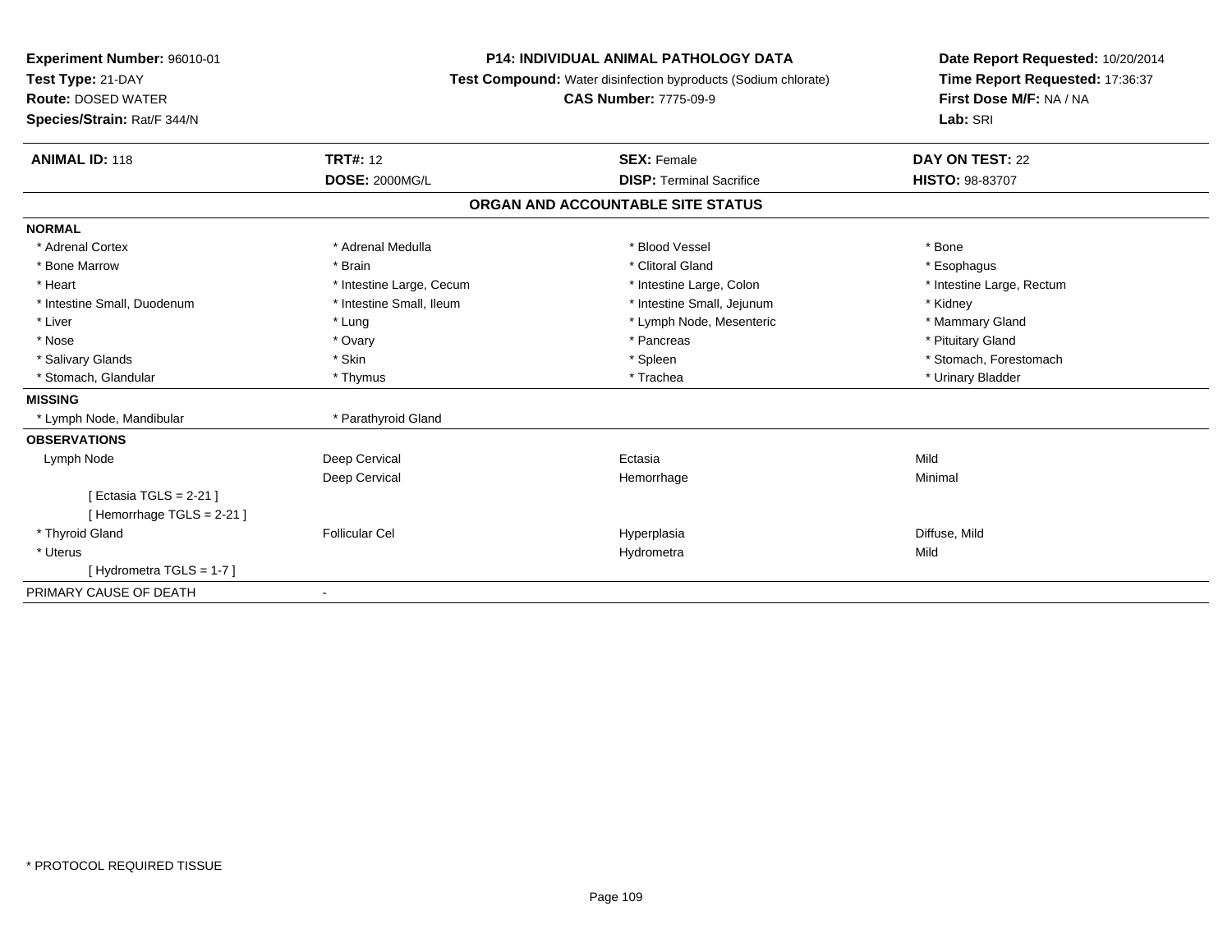**Experiment Number:** 96010-01
**Test Type:** 21-DAY
**Route:** DOSED WATER
**Species/Strain:** Rat/F 344/N

**P14: INDIVIDUAL ANIMAL PATHOLOGY DATA**
**Test Compound:** Water disinfection byproducts (Sodium chlorate)
**CAS Number:** 7775-09-9

**Date Report Requested:** 10/20/2014
**Time Report Requested:** 17:36:37
**First Dose M/F:** NA / NA
**Lab:** SRI

| **ANIMAL ID:** 118 | **TRT#:** 12 | **SEX:** Female | **DAY ON TEST:** 22 |
|---|---|---|---|
| | **DOSE:** 2000MG/L | **DISP:** Terminal Sacrifice | **HISTO:** 98-83707 |

**ORGAN AND ACCOUNTABLE SITE STATUS**

**NORMAL**

| | | | |
|---|---|---|---|
| * Adrenal Cortex | * Adrenal Medulla | * Blood Vessel | * Bone |
| * Bone Marrow | * Brain | * Clitoral Gland | * Esophagus |
| * Heart | * Intestine Large, Cecum | * Intestine Large, Colon | * Intestine Large, Rectum |
| * Intestine Small, Duodenum | * Intestine Small, Ileum | * Intestine Small, Jejunum | * Kidney |
| * Liver | * Lung | * Lymph Node, Mesenteric | * Mammary Gland |
| * Nose | * Ovary | * Pancreas | * Pituitary Gland |
| * Salivary Glands | * Skin | * Spleen | * Stomach, Forestomach |
| * Stomach, Glandular | * Thymus | * Trachea | * Urinary Bladder |

**MISSING**

| | |
|---|---|
| * Lymph Node, Mandibular | * Parathyroid Gland |

**OBSERVATIONS**

| | | | |
|---|---|---|---|
| Lymph Node | Deep Cervical | Ectasia | Mild |
| | Deep Cervical | Hemorrhage | Minimal |
| [ Ectasia TGLS = 2-21 ] | | | |
| [ Hemorrhage TGLS = 2-21 ] | | | |
| * Thyroid Gland | Follicular Cel | Hyperplasia | Diffuse, Mild |
| * Uterus | | Hydrometra | Mild |
| [ Hydrometra TGLS = 1-7 ] | | | |

PRIMARY CAUSE OF DEATH -

* PROTOCOL REQUIRED TISSUE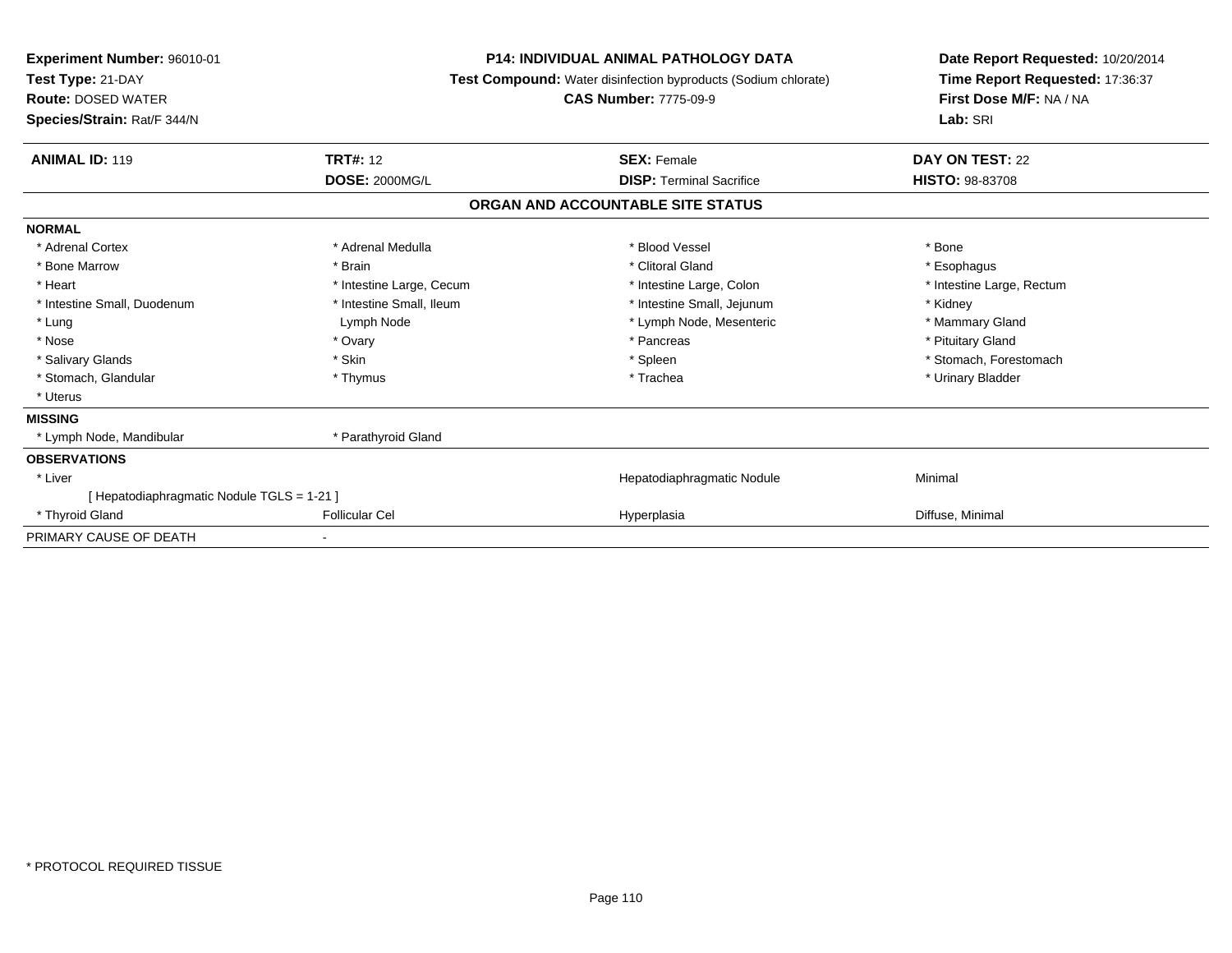**Experiment Number:** 96010-01
**Test Type:** 21-DAY
**Route:** DOSED WATER
**Species/Strain:** Rat/F 344/N

**P14: INDIVIDUAL ANIMAL PATHOLOGY DATA**
**Test Compound:** Water disinfection byproducts (Sodium chlorate)
**CAS Number:** 7775-09-9

**Date Report Requested:** 10/20/2014
**Time Report Requested:** 17:36:37
**First Dose M/F:** NA / NA
**Lab:** SRI

| **ANIMAL ID:** 119 | **TRT#:** 12 | **SEX:** Female | **DAY ON TEST:** 22 |
|---|---|---|---|
| | **DOSE:** 2000MG/L | **DISP:** Terminal Sacrifice | **HISTO:** 98-83708 |

## ORGAN AND ACCOUNTABLE SITE STATUS

**NORMAL**

| | | | |
|---|---|---|---|
| * Adrenal Cortex | * Adrenal Medulla | * Blood Vessel | * Bone |
| * Bone Marrow | * Brain | * Clitoral Gland | * Esophagus |
| * Heart | * Intestine Large, Cecum | * Intestine Large, Colon | * Intestine Large, Rectum |
| * Intestine Small, Duodenum | * Intestine Small, Ileum | * Intestine Small, Jejunum | * Kidney |
| * Lung | Lymph Node | * Lymph Node, Mesenteric | * Mammary Gland |
| * Nose | * Ovary | * Pancreas | * Pituitary Gland |
| * Salivary Glands | * Skin | * Spleen | * Stomach, Forestomach |
| * Stomach, Glandular | * Thymus | * Trachea | * Urinary Bladder |
| * Uterus | | | |

**MISSING**

| | |
|---|---|
| * Lymph Node, Mandibular | * Parathyroid Gland |

**OBSERVATIONS**

| | | | |
|---|---|---|---|
| * Liver | | Hepatodiaphragmatic Nodule | Minimal |
| [ Hepatodiaphragmatic Nodule TGLS = 1-21 ] | | | |
| * Thyroid Gland | Follicular Cel | Hyperplasia | Diffuse, Minimal |

PRIMARY CAUSE OF DEATH -

* PROTOCOL REQUIRED TISSUE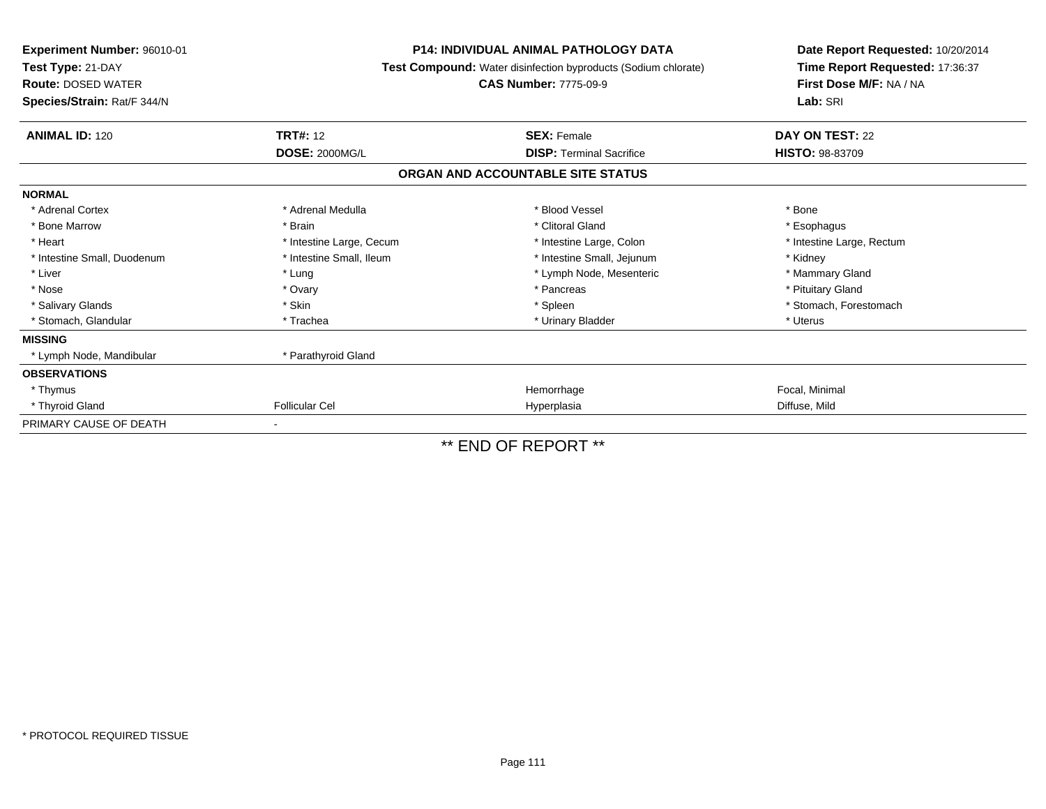**Experiment Number:** 96010-01
**Test Type:** 21-DAY
**Route:** DOSED WATER
**Species/Strain:** Rat/F 344/N

**P14: INDIVIDUAL ANIMAL PATHOLOGY DATA**
**Test Compound:** Water disinfection byproducts (Sodium chlorate)
**CAS Number:** 7775-09-9

**Date Report Requested:** 10/20/2014
**Time Report Requested:** 17:36:37
**First Dose M/F:** NA / NA
**Lab:** SRI

| **ANIMAL ID:** 120 | **TRT#:** 12 | **SEX:** Female | **DAY ON TEST:** 22 |
|---|---|---|---|
| | **DOSE:** 2000MG/L | **DISP:** Terminal Sacrifice | **HISTO:** 98-83709 |

## ORGAN AND ACCOUNTABLE SITE STATUS

| | | | |
|---|---|---|---|
| **NORMAL** | | | |
| * Adrenal Cortex | * Adrenal Medulla | * Blood Vessel | * Bone |
| * Bone Marrow | * Brain | * Clitoral Gland | * Esophagus |
| * Heart | * Intestine Large, Cecum | * Intestine Large, Colon | * Intestine Large, Rectum |
| * Intestine Small, Duodenum | * Intestine Small, Ileum | * Intestine Small, Jejunum | * Kidney |
| * Liver | * Lung | * Lymph Node, Mesenteric | * Mammary Gland |
| * Nose | * Ovary | * Pancreas | * Pituitary Gland |
| * Salivary Glands | * Skin | * Spleen | * Stomach, Forestomach |
| * Stomach, Glandular | * Trachea | * Urinary Bladder | * Uterus |
| **MISSING** | | | |
| * Lymph Node, Mandibular | * Parathyroid Gland | | |
| **OBSERVATIONS** | | | |
| * Thymus | | Hemorrhage | Focal, Minimal |
| * Thyroid Gland | Follicular Cel | Hyperplasia | Diffuse, Mild |
| PRIMARY CAUSE OF DEATH | - | | |

** END OF REPORT **

* PROTOCOL REQUIRED TISSUE